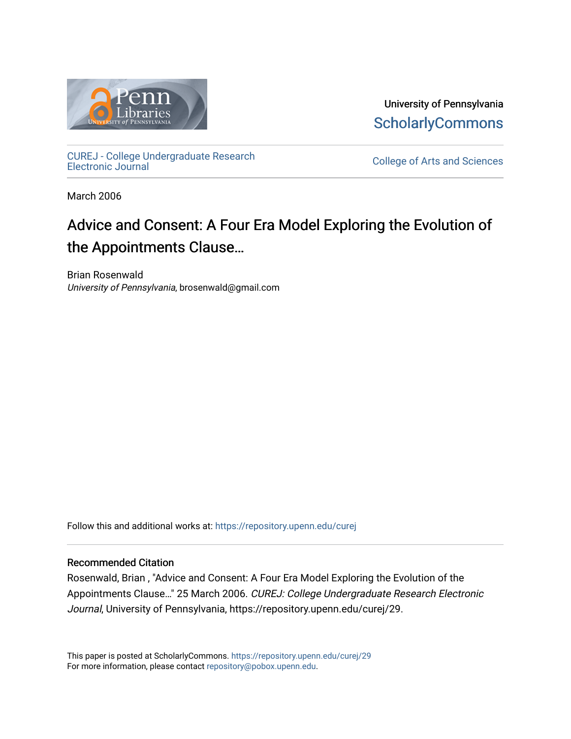University of Pennsylvania
ScholarlyCommons

CUREJ - College Undergraduate Research Electronic Journal

College of Arts and Sciences

March 2006

# Advice and Consent: A Four Era Model Exploring the Evolution of the Appointments Clause…

Brian Rosenwald
*University of Pennsylvania*, brosenwald@gmail.com

Follow this and additional works at: https://repository.upenn.edu/curej

## Recommended Citation

Rosenwald, Brian , "Advice and Consent: A Four Era Model Exploring the Evolution of the Appointments Clause…" 25 March 2006. *CUREJ: College Undergraduate Research Electronic Journal*, University of Pennsylvania, https://repository.upenn.edu/curej/29.

This paper is posted at ScholarlyCommons. https://repository.upenn.edu/curej/29
For more information, please contact repository@pobox.upenn.edu.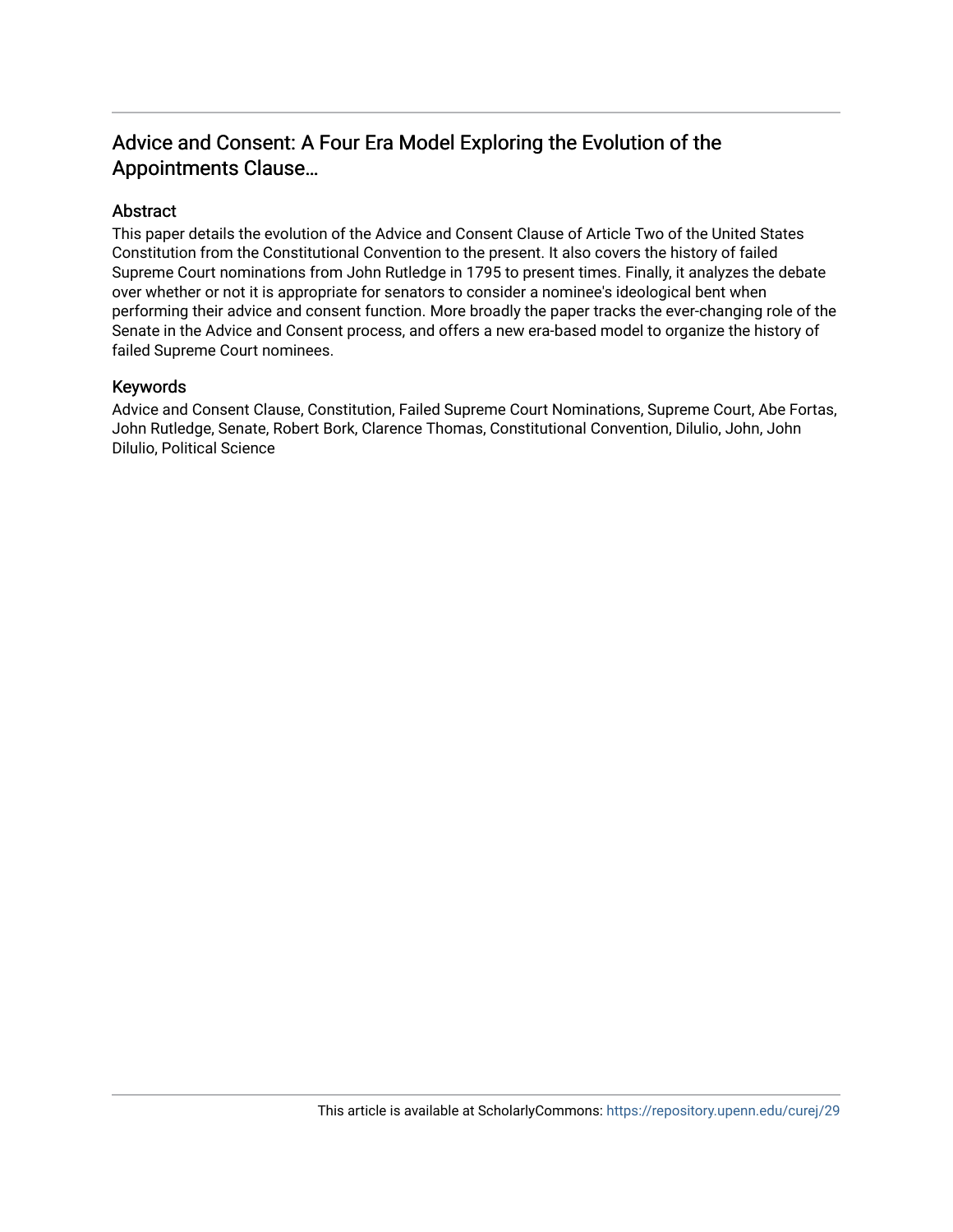## Advice and Consent: A Four Era Model Exploring the Evolution of the Appointments Clause…

### Abstract

This paper details the evolution of the Advice and Consent Clause of Article Two of the United States Constitution from the Constitutional Convention to the present. It also covers the history of failed Supreme Court nominations from John Rutledge in 1795 to present times. Finally, it analyzes the debate over whether or not it is appropriate for senators to consider a nominee's ideological bent when performing their advice and consent function. More broadly the paper tracks the ever-changing role of the Senate in the Advice and Consent process, and offers a new era-based model to organize the history of failed Supreme Court nominees.

### Keywords

Advice and Consent Clause, Constitution, Failed Supreme Court Nominations, Supreme Court, Abe Fortas, John Rutledge, Senate, Robert Bork, Clarence Thomas, Constitutional Convention, Dilulio, John, John Dilulio, Political Science

This article is available at ScholarlyCommons: https://repository.upenn.edu/curej/29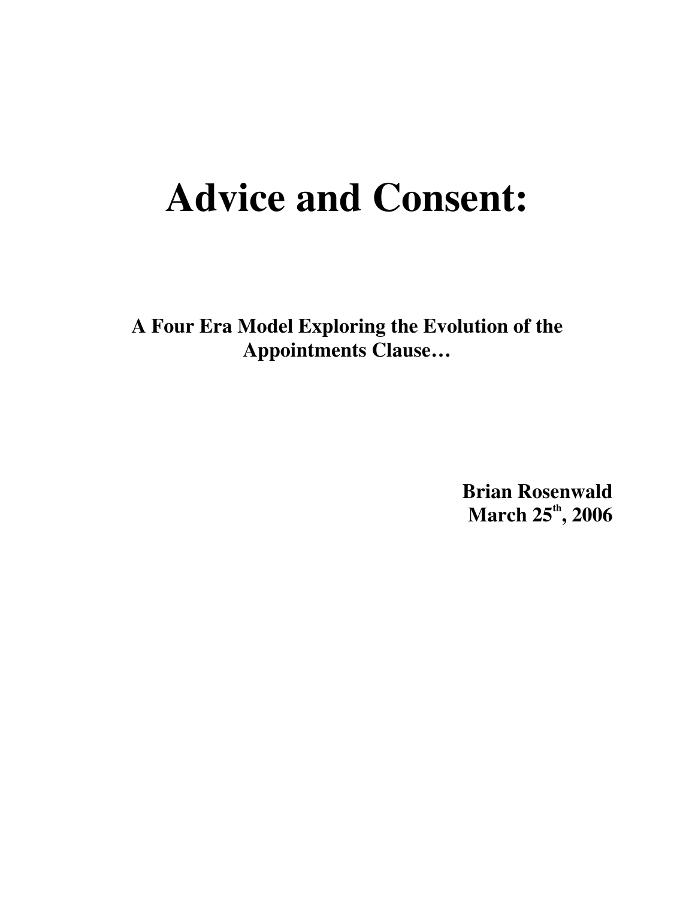# Advice and Consent:

**A Four Era Model Exploring the Evolution of the Appointments Clause…**

**Brian Rosenwald**
**March 25th, 2006**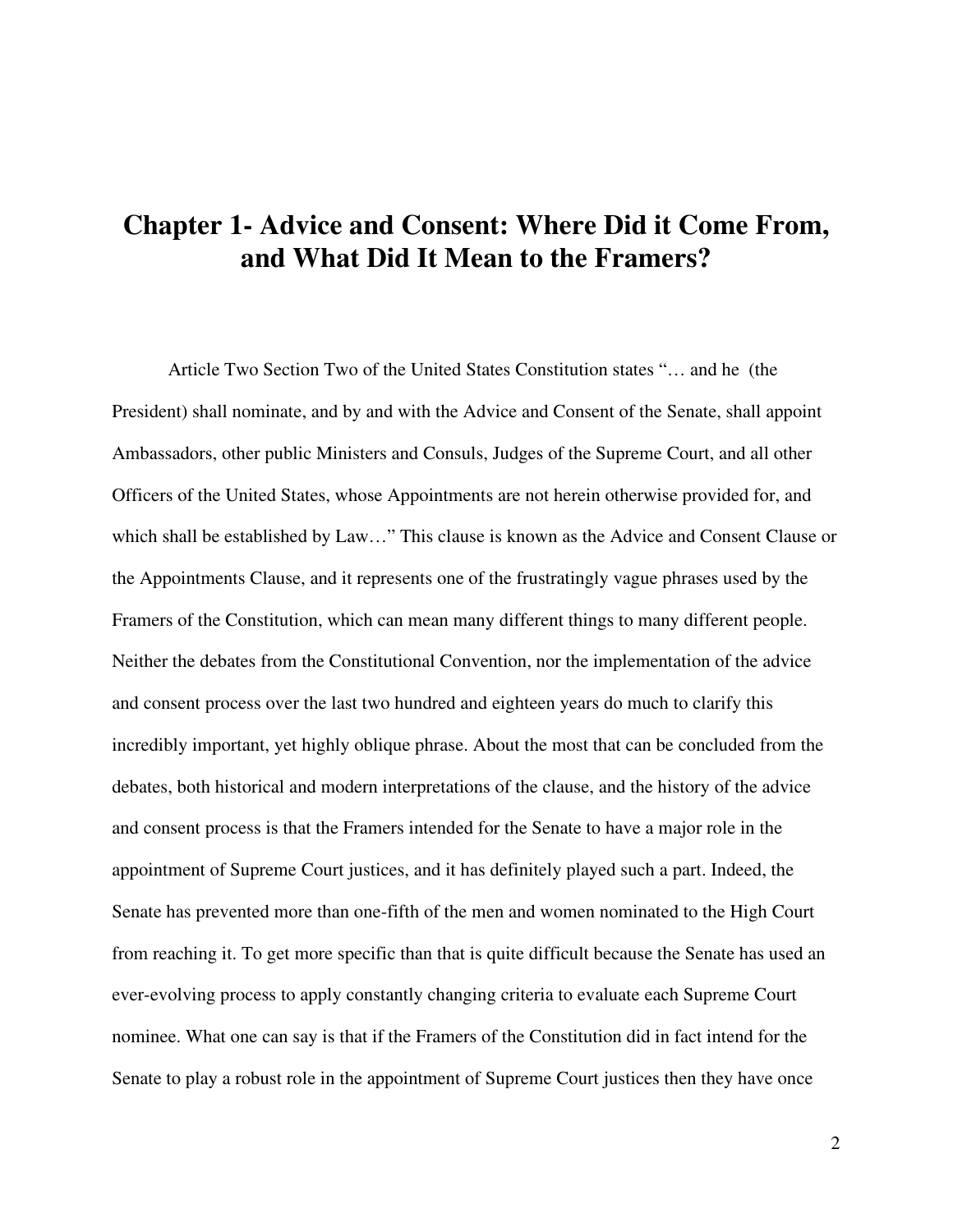# Chapter 1- Advice and Consent: Where Did it Come From, and What Did It Mean to the Framers?

Article Two Section Two of the United States Constitution states "… and he (the President) shall nominate, and by and with the Advice and Consent of the Senate, shall appoint Ambassadors, other public Ministers and Consuls, Judges of the Supreme Court, and all other Officers of the United States, whose Appointments are not herein otherwise provided for, and which shall be established by Law…" This clause is known as the Advice and Consent Clause or the Appointments Clause, and it represents one of the frustratingly vague phrases used by the Framers of the Constitution, which can mean many different things to many different people. Neither the debates from the Constitutional Convention, nor the implementation of the advice and consent process over the last two hundred and eighteen years do much to clarify this incredibly important, yet highly oblique phrase. About the most that can be concluded from the debates, both historical and modern interpretations of the clause, and the history of the advice and consent process is that the Framers intended for the Senate to have a major role in the appointment of Supreme Court justices, and it has definitely played such a part. Indeed, the Senate has prevented more than one-fifth of the men and women nominated to the High Court from reaching it. To get more specific than that is quite difficult because the Senate has used an ever-evolving process to apply constantly changing criteria to evaluate each Supreme Court nominee. What one can say is that if the Framers of the Constitution did in fact intend for the Senate to play a robust role in the appointment of Supreme Court justices then they have once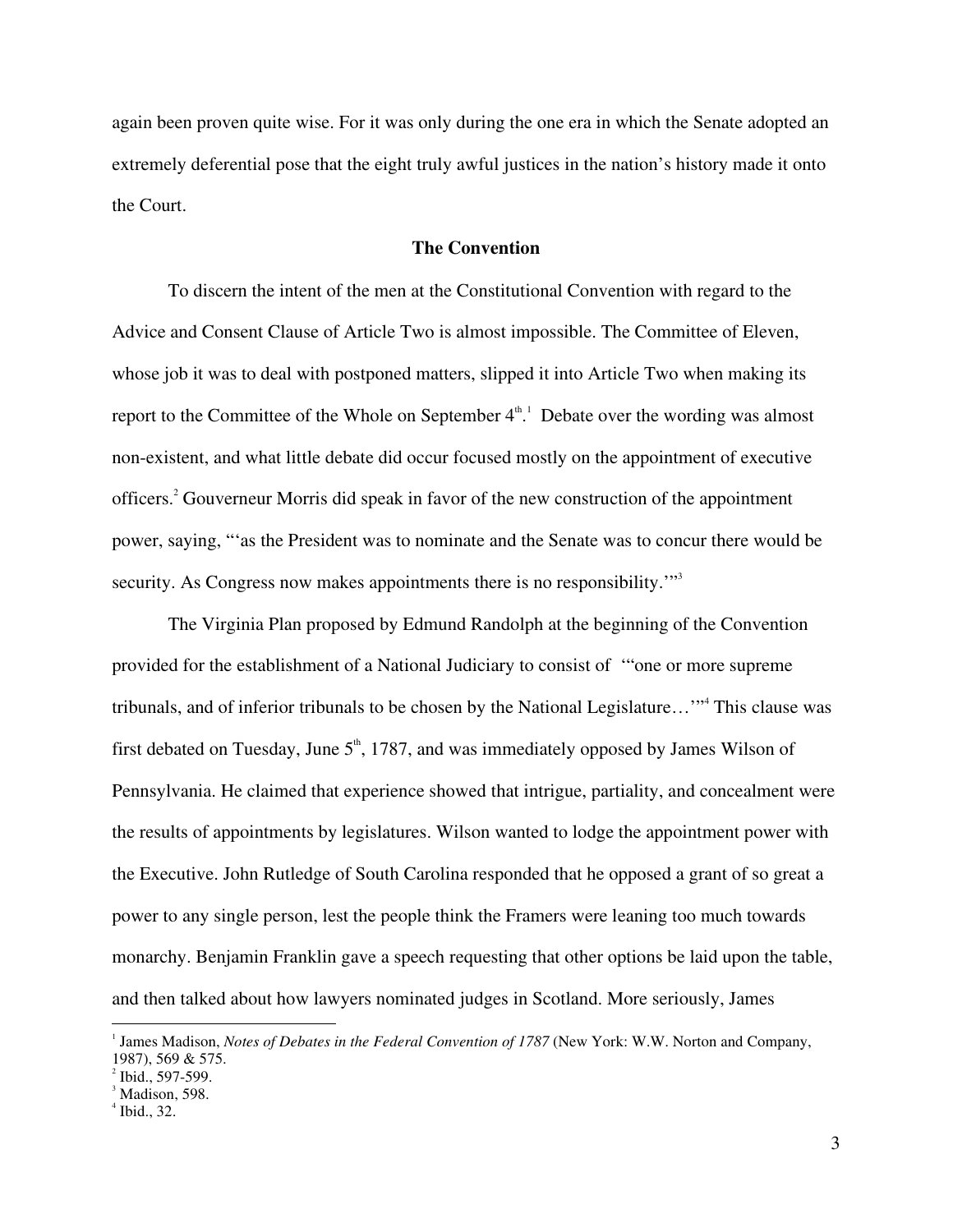again been proven quite wise. For it was only during the one era in which the Senate adopted an extremely deferential pose that the eight truly awful justices in the nation's history made it onto the Court.

## The Convention

To discern the intent of the men at the Constitutional Convention with regard to the Advice and Consent Clause of Article Two is almost impossible. The Committee of Eleven, whose job it was to deal with postponed matters, slipped it into Article Two when making its report to the Committee of the Whole on September 4th.[1] Debate over the wording was almost non-existent, and what little debate did occur focused mostly on the appointment of executive officers.[2] Gouverneur Morris did speak in favor of the new construction of the appointment power, saying, "'as the President was to nominate and the Senate was to concur there would be security. As Congress now makes appointments there is no responsibility.'"[3]

The Virginia Plan proposed by Edmund Randolph at the beginning of the Convention provided for the establishment of a National Judiciary to consist of "'one or more supreme tribunals, and of inferior tribunals to be chosen by the National Legislature…'"[4] This clause was first debated on Tuesday, June 5th, 1787, and was immediately opposed by James Wilson of Pennsylvania. He claimed that experience showed that intrigue, partiality, and concealment were the results of appointments by legislatures. Wilson wanted to lodge the appointment power with the Executive. John Rutledge of South Carolina responded that he opposed a grant of so great a power to any single person, lest the people think the Framers were leaning too much towards monarchy. Benjamin Franklin gave a speech requesting that other options be laid upon the table, and then talked about how lawyers nominated judges in Scotland. More seriously, James

---

[1] James Madison, *Notes of Debates in the Federal Convention of 1787* (New York: W.W. Norton and Company, 1987), 569 & 575.

[2] Ibid., 597-599.

[3] Madison, 598.

[4] Ibid., 32.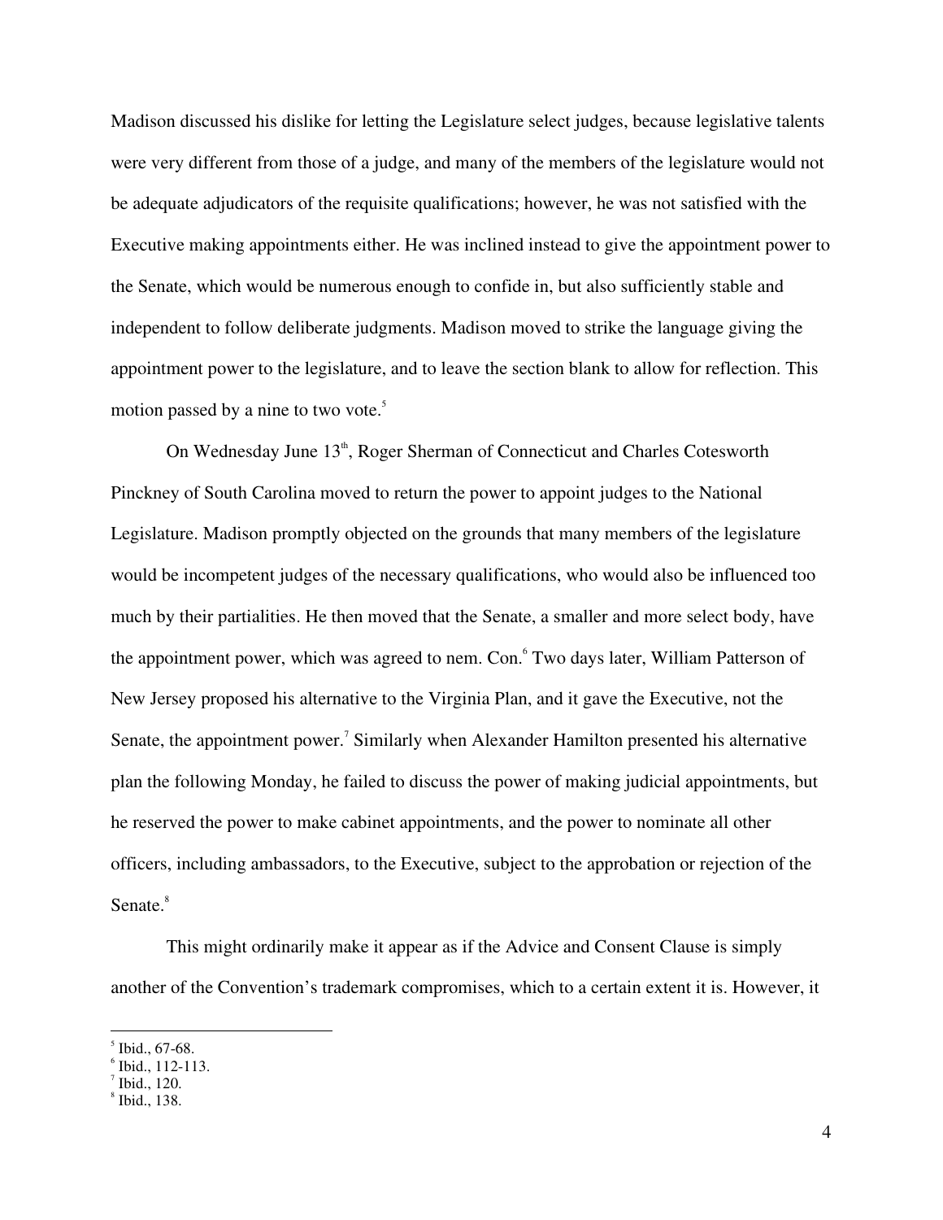Madison discussed his dislike for letting the Legislature select judges, because legislative talents were very different from those of a judge, and many of the members of the legislature would not be adequate adjudicators of the requisite qualifications; however, he was not satisfied with the Executive making appointments either. He was inclined instead to give the appointment power to the Senate, which would be numerous enough to confide in, but also sufficiently stable and independent to follow deliberate judgments. Madison moved to strike the language giving the appointment power to the legislature, and to leave the section blank to allow for reflection. This motion passed by a nine to two vote.[5]

On Wednesday June 13th, Roger Sherman of Connecticut and Charles Cotesworth Pinckney of South Carolina moved to return the power to appoint judges to the National Legislature. Madison promptly objected on the grounds that many members of the legislature would be incompetent judges of the necessary qualifications, who would also be influenced too much by their partialities. He then moved that the Senate, a smaller and more select body, have the appointment power, which was agreed to nem. Con.[6] Two days later, William Patterson of New Jersey proposed his alternative to the Virginia Plan, and it gave the Executive, not the Senate, the appointment power.[7] Similarly when Alexander Hamilton presented his alternative plan the following Monday, he failed to discuss the power of making judicial appointments, but he reserved the power to make cabinet appointments, and the power to nominate all other officers, including ambassadors, to the Executive, subject to the approbation or rejection of the Senate.[8]

This might ordinarily make it appear as if the Advice and Consent Clause is simply another of the Convention's trademark compromises, which to a certain extent it is. However, it

---

[5] Ibid., 67-68.
[6] Ibid., 112-113.
[7] Ibid., 120.
[8] Ibid., 138.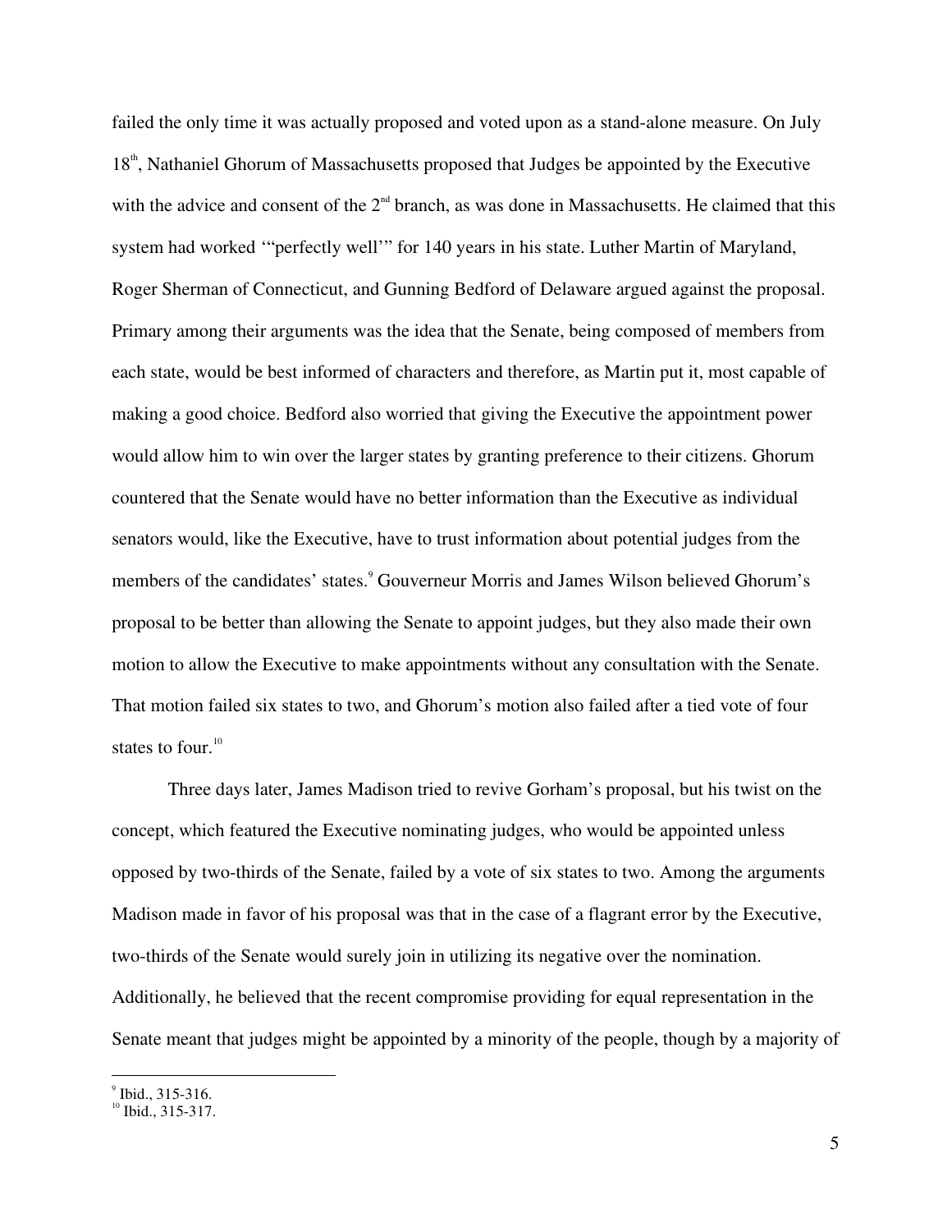failed the only time it was actually proposed and voted upon as a stand-alone measure. On July 18th, Nathaniel Ghorum of Massachusetts proposed that Judges be appointed by the Executive with the advice and consent of the 2nd branch, as was done in Massachusetts. He claimed that this system had worked '"perfectly well"' for 140 years in his state. Luther Martin of Maryland, Roger Sherman of Connecticut, and Gunning Bedford of Delaware argued against the proposal. Primary among their arguments was the idea that the Senate, being composed of members from each state, would be best informed of characters and therefore, as Martin put it, most capable of making a good choice. Bedford also worried that giving the Executive the appointment power would allow him to win over the larger states by granting preference to their citizens. Ghorum countered that the Senate would have no better information than the Executive as individual senators would, like the Executive, have to trust information about potential judges from the members of the candidates' states.[9] Gouverneur Morris and James Wilson believed Ghorum's proposal to be better than allowing the Senate to appoint judges, but they also made their own motion to allow the Executive to make appointments without any consultation with the Senate. That motion failed six states to two, and Ghorum's motion also failed after a tied vote of four states to four.[10]

Three days later, James Madison tried to revive Gorham's proposal, but his twist on the concept, which featured the Executive nominating judges, who would be appointed unless opposed by two-thirds of the Senate, failed by a vote of six states to two. Among the arguments Madison made in favor of his proposal was that in the case of a flagrant error by the Executive, two-thirds of the Senate would surely join in utilizing its negative over the nomination. Additionally, he believed that the recent compromise providing for equal representation in the Senate meant that judges might be appointed by a minority of the people, though by a majority of

---

[9] Ibid., 315-316.

[10] Ibid., 315-317.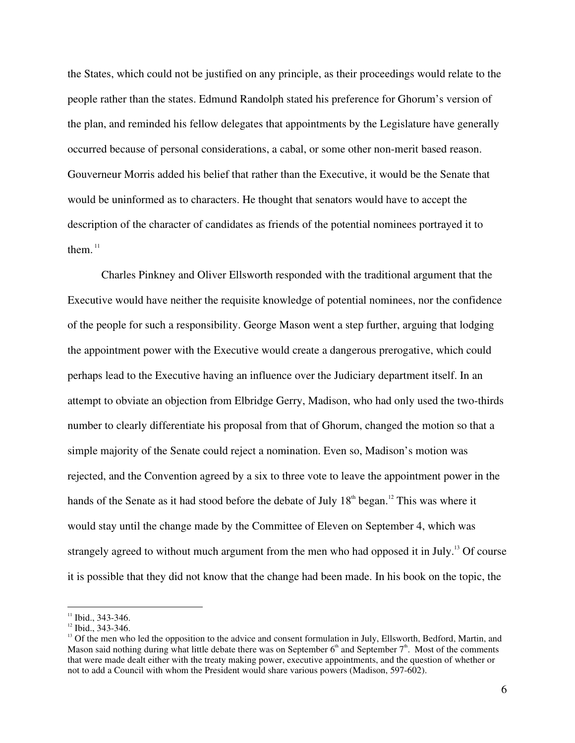the States, which could not be justified on any principle, as their proceedings would relate to the people rather than the states. Edmund Randolph stated his preference for Ghorum's version of the plan, and reminded his fellow delegates that appointments by the Legislature have generally occurred because of personal considerations, a cabal, or some other non-merit based reason. Gouverneur Morris added his belief that rather than the Executive, it would be the Senate that would be uninformed as to characters. He thought that senators would have to accept the description of the character of candidates as friends of the potential nominees portrayed it to them.[11]

Charles Pinkney and Oliver Ellsworth responded with the traditional argument that the Executive would have neither the requisite knowledge of potential nominees, nor the confidence of the people for such a responsibility. George Mason went a step further, arguing that lodging the appointment power with the Executive would create a dangerous prerogative, which could perhaps lead to the Executive having an influence over the Judiciary department itself. In an attempt to obviate an objection from Elbridge Gerry, Madison, who had only used the two-thirds number to clearly differentiate his proposal from that of Ghorum, changed the motion so that a simple majority of the Senate could reject a nomination. Even so, Madison's motion was rejected, and the Convention agreed by a six to three vote to leave the appointment power in the hands of the Senate as it had stood before the debate of July 18th began.[12] This was where it would stay until the change made by the Committee of Eleven on September 4, which was strangely agreed to without much argument from the men who had opposed it in July.[13] Of course it is possible that they did not know that the change had been made. In his book on the topic, the

---

[11] Ibid., 343-346.

[12] Ibid., 343-346.

[13] Of the men who led the opposition to the advice and consent formulation in July, Ellsworth, Bedford, Martin, and Mason said nothing during what little debate there was on September 6th and September 7th. Most of the comments that were made dealt either with the treaty making power, executive appointments, and the question of whether or not to add a Council with whom the President would share various powers (Madison, 597-602).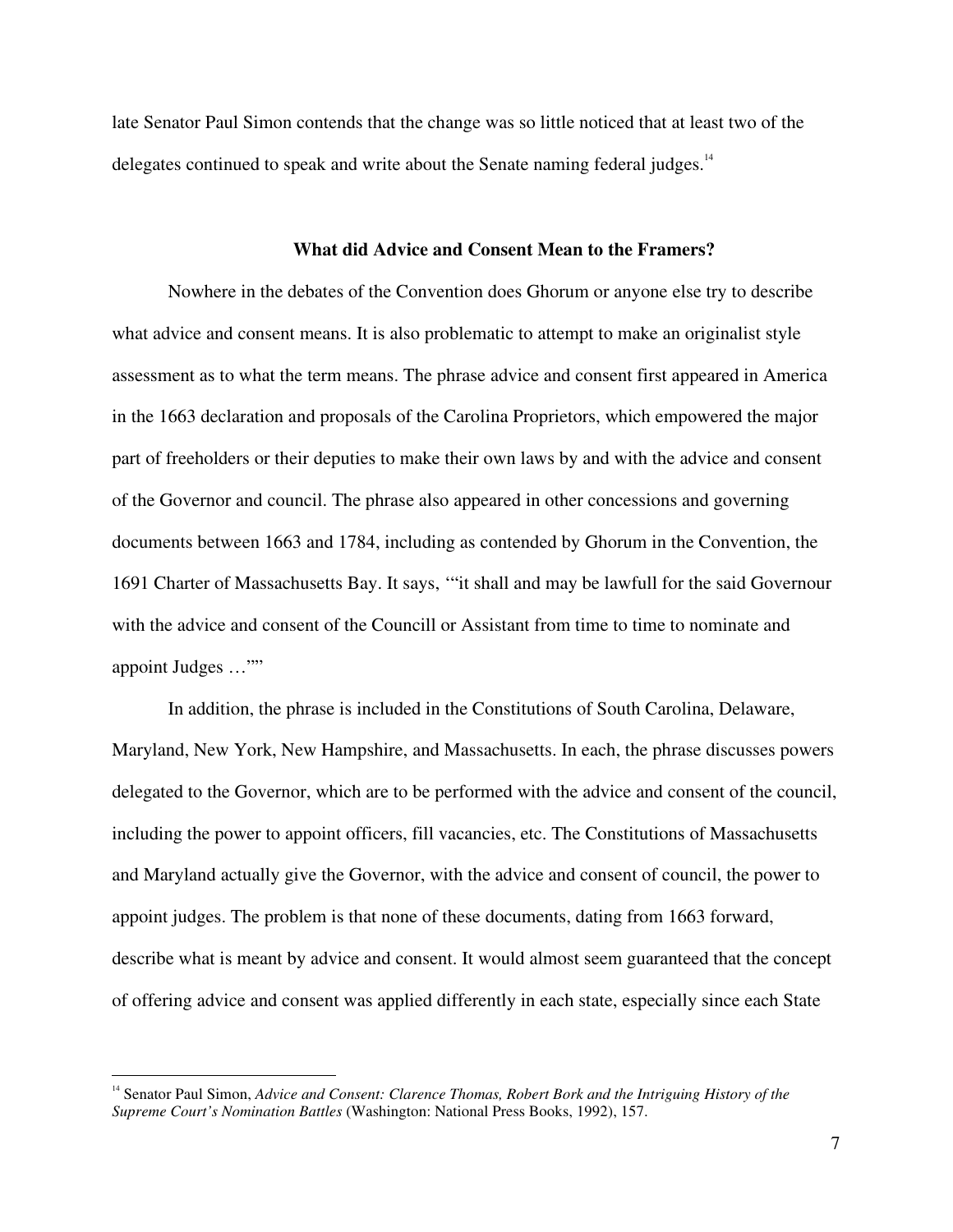late Senator Paul Simon contends that the change was so little noticed that at least two of the delegates continued to speak and write about the Senate naming federal judges.[14]

### What did Advice and Consent Mean to the Framers?

Nowhere in the debates of the Convention does Ghorum or anyone else try to describe what advice and consent means. It is also problematic to attempt to make an originalist style assessment as to what the term means. The phrase advice and consent first appeared in America in the 1663 declaration and proposals of the Carolina Proprietors, which empowered the major part of freeholders or their deputies to make their own laws by and with the advice and consent of the Governor and council. The phrase also appeared in other concessions and governing documents between 1663 and 1784, including as contended by Ghorum in the Convention, the 1691 Charter of Massachusetts Bay. It says, '"it shall and may be lawfull for the said Governour with the advice and consent of the Councill or Assistant from time to time to nominate and appoint Judges …"'

In addition, the phrase is included in the Constitutions of South Carolina, Delaware, Maryland, New York, New Hampshire, and Massachusetts. In each, the phrase discusses powers delegated to the Governor, which are to be performed with the advice and consent of the council, including the power to appoint officers, fill vacancies, etc. The Constitutions of Massachusetts and Maryland actually give the Governor, with the advice and consent of council, the power to appoint judges. The problem is that none of these documents, dating from 1663 forward, describe what is meant by advice and consent. It would almost seem guaranteed that the concept of offering advice and consent was applied differently in each state, especially since each State

---

[14] Senator Paul Simon, *Advice and Consent: Clarence Thomas, Robert Bork and the Intriguing History of the Supreme Court's Nomination Battles* (Washington: National Press Books, 1992), 157.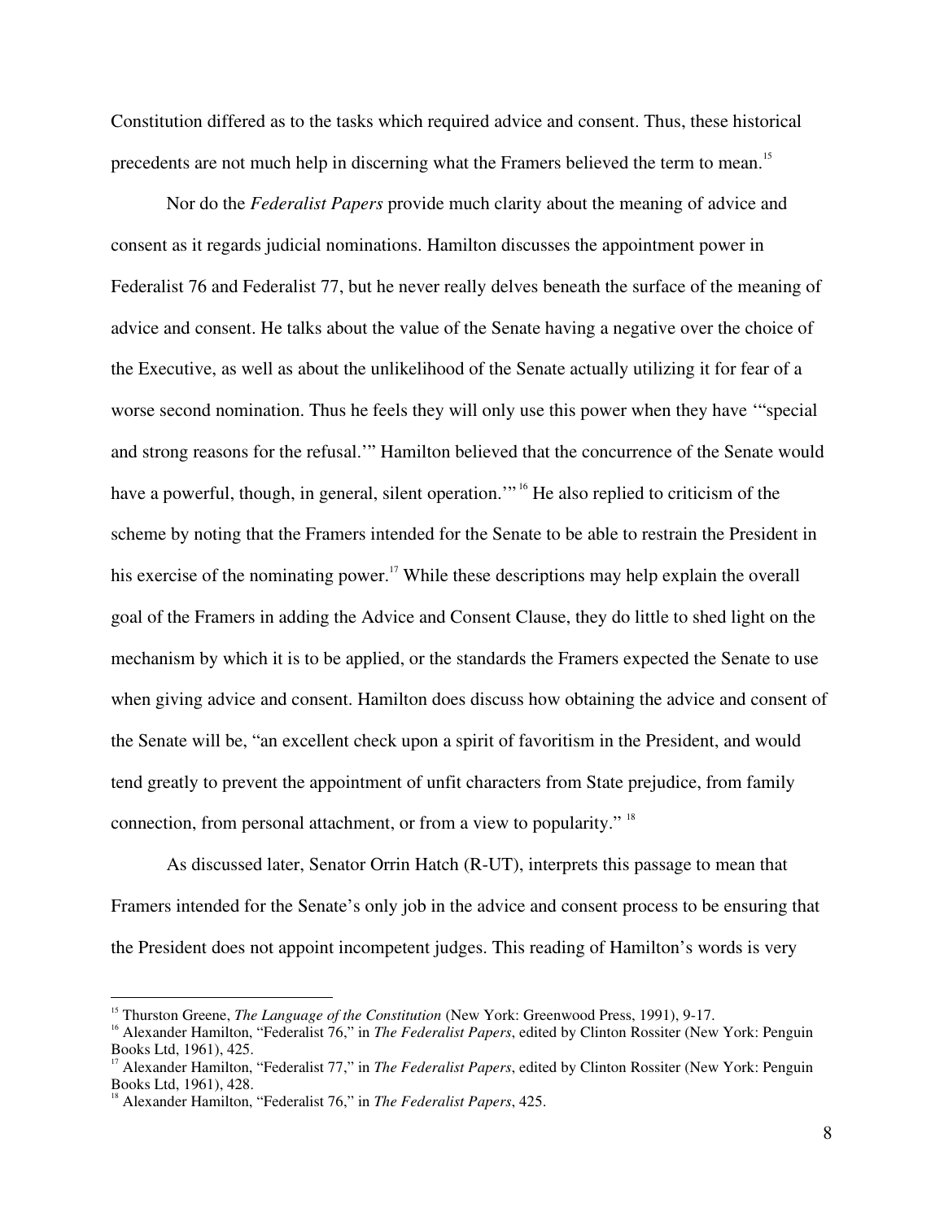Constitution differed as to the tasks which required advice and consent. Thus, these historical precedents are not much help in discerning what the Framers believed the term to mean.[15]

Nor do the *Federalist Papers* provide much clarity about the meaning of advice and consent as it regards judicial nominations. Hamilton discusses the appointment power in Federalist 76 and Federalist 77, but he never really delves beneath the surface of the meaning of advice and consent. He talks about the value of the Senate having a negative over the choice of the Executive, as well as about the unlikelihood of the Senate actually utilizing it for fear of a worse second nomination. Thus he feels they will only use this power when they have '"special and strong reasons for the refusal.'" Hamilton believed that the concurrence of the Senate would have a powerful, though, in general, silent operation.'"[16] He also replied to criticism of the scheme by noting that the Framers intended for the Senate to be able to restrain the President in his exercise of the nominating power.[17] While these descriptions may help explain the overall goal of the Framers in adding the Advice and Consent Clause, they do little to shed light on the mechanism by which it is to be applied, or the standards the Framers expected the Senate to use when giving advice and consent. Hamilton does discuss how obtaining the advice and consent of the Senate will be, "an excellent check upon a spirit of favoritism in the President, and would tend greatly to prevent the appointment of unfit characters from State prejudice, from family connection, from personal attachment, or from a view to popularity." [18]

As discussed later, Senator Orrin Hatch (R-UT), interprets this passage to mean that Framers intended for the Senate's only job in the advice and consent process to be ensuring that the President does not appoint incompetent judges. This reading of Hamilton's words is very

---

[15] Thurston Greene, *The Language of the Constitution* (New York: Greenwood Press, 1991), 9-17.

[16] Alexander Hamilton, "Federalist 76," in *The Federalist Papers*, edited by Clinton Rossiter (New York: Penguin Books Ltd, 1961), 425.

[17] Alexander Hamilton, "Federalist 77," in *The Federalist Papers*, edited by Clinton Rossiter (New York: Penguin Books Ltd, 1961), 428.

[18] Alexander Hamilton, "Federalist 76," in *The Federalist Papers*, 425.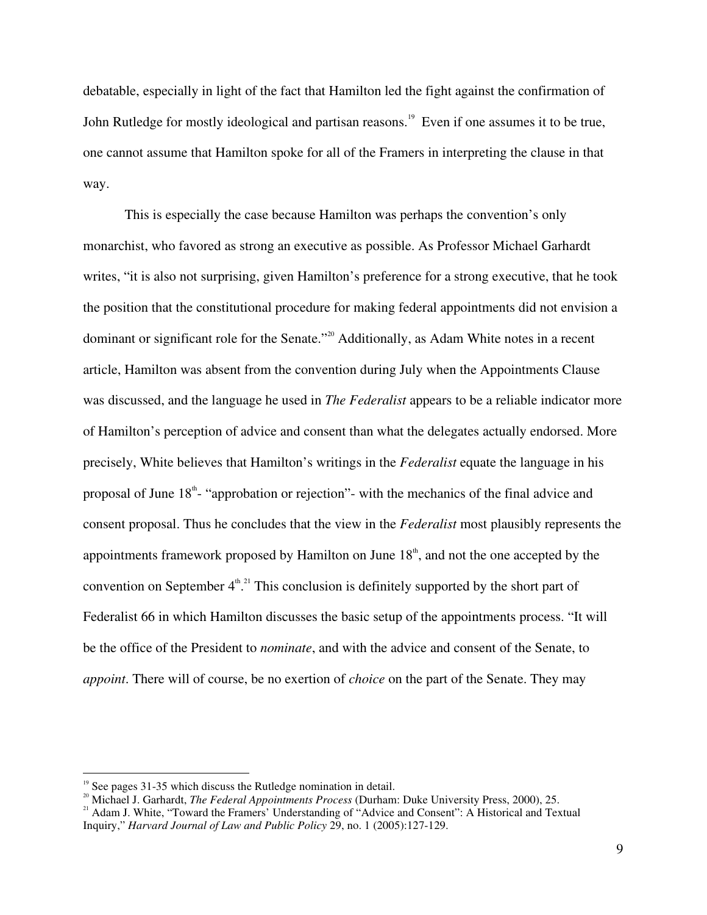debatable, especially in light of the fact that Hamilton led the fight against the confirmation of John Rutledge for mostly ideological and partisan reasons.[19] Even if one assumes it to be true, one cannot assume that Hamilton spoke for all of the Framers in interpreting the clause in that way.

This is especially the case because Hamilton was perhaps the convention's only monarchist, who favored as strong an executive as possible. As Professor Michael Garhardt writes, "it is also not surprising, given Hamilton's preference for a strong executive, that he took the position that the constitutional procedure for making federal appointments did not envision a dominant or significant role for the Senate."[20] Additionally, as Adam White notes in a recent article, Hamilton was absent from the convention during July when the Appointments Clause was discussed, and the language he used in *The Federalist* appears to be a reliable indicator more of Hamilton's perception of advice and consent than what the delegates actually endorsed. More precisely, White believes that Hamilton's writings in the *Federalist* equate the language in his proposal of June 18th- "approbation or rejection"- with the mechanics of the final advice and consent proposal. Thus he concludes that the view in the *Federalist* most plausibly represents the appointments framework proposed by Hamilton on June 18th, and not the one accepted by the convention on September 4th.[21] This conclusion is definitely supported by the short part of Federalist 66 in which Hamilton discusses the basic setup of the appointments process. "It will be the office of the President to *nominate*, and with the advice and consent of the Senate, to *appoint*. There will of course, be no exertion of *choice* on the part of the Senate. They may

---

[19] See pages 31-35 which discuss the Rutledge nomination in detail.

[20] Michael J. Garhardt, *The Federal Appointments Process* (Durham: Duke University Press, 2000), 25.

[21] Adam J. White, "Toward the Framers' Understanding of "Advice and Consent": A Historical and Textual Inquiry," *Harvard Journal of Law and Public Policy* 29, no. 1 (2005):127-129.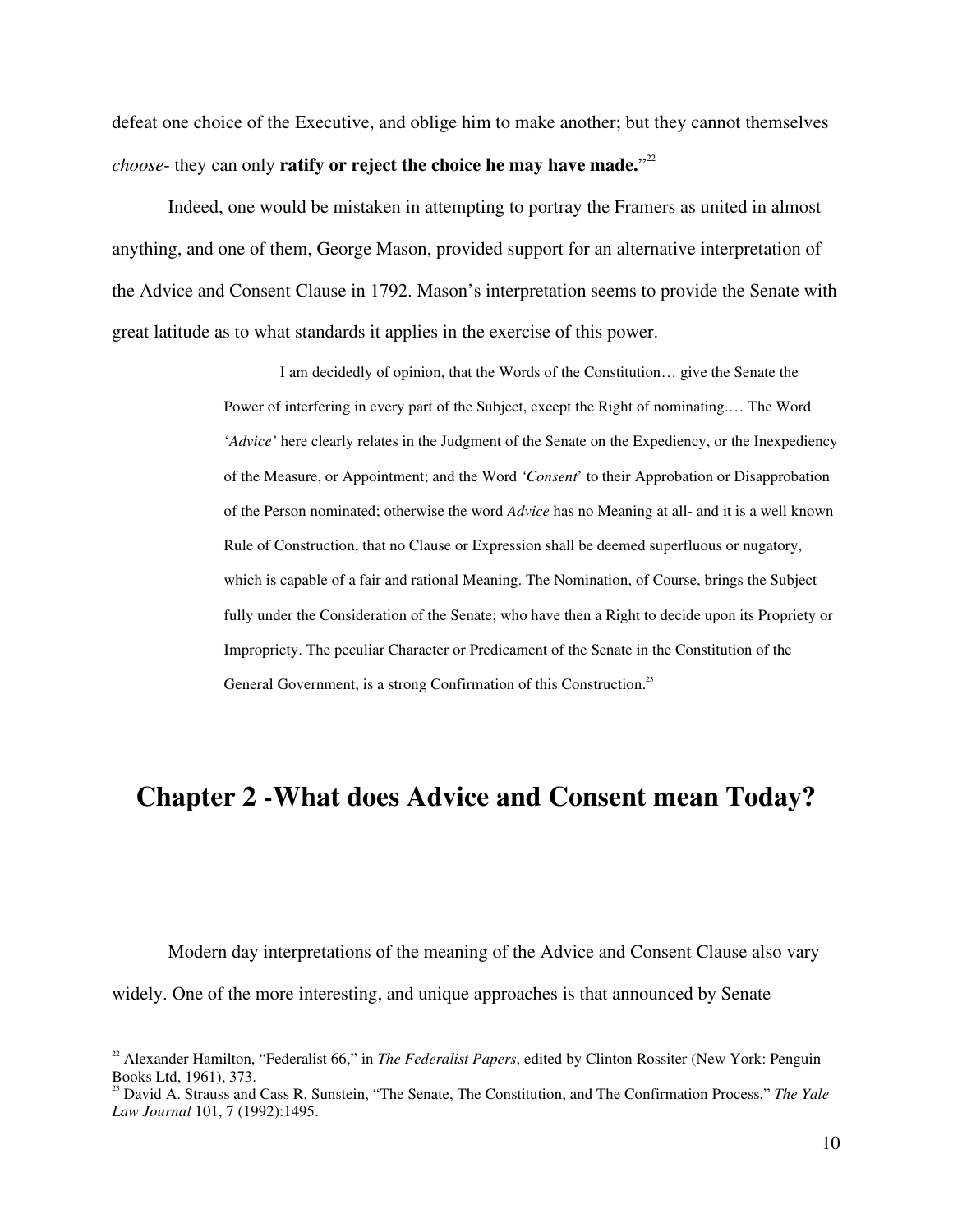defeat one choice of the Executive, and oblige him to make another; but they cannot themselves *choose*- they can only **ratify or reject the choice he may have made.**"[22]

Indeed, one would be mistaken in attempting to portray the Framers as united in almost anything, and one of them, George Mason, provided support for an alternative interpretation of the Advice and Consent Clause in 1792. Mason's interpretation seems to provide the Senate with great latitude as to what standards it applies in the exercise of this power.

> I am decidedly of opinion, that the Words of the Constitution… give the Senate the Power of interfering in every part of the Subject, except the Right of nominating.… The Word *'Advice'* here clearly relates in the Judgment of the Senate on the Expediency, or the Inexpediency of the Measure, or Appointment; and the Word *'Consent*' to their Approbation or Disapprobation of the Person nominated; otherwise the word *Advice* has no Meaning at all- and it is a well known Rule of Construction, that no Clause or Expression shall be deemed superfluous or nugatory, which is capable of a fair and rational Meaning. The Nomination, of Course, brings the Subject fully under the Consideration of the Senate; who have then a Right to decide upon its Propriety or Impropriety. The peculiar Character or Predicament of the Senate in the Constitution of the General Government, is a strong Confirmation of this Construction.[23]

# Chapter 2 -What does Advice and Consent mean Today?

Modern day interpretations of the meaning of the Advice and Consent Clause also vary widely. One of the more interesting, and unique approaches is that announced by Senate

---

[22] Alexander Hamilton, "Federalist 66," in *The Federalist Papers*, edited by Clinton Rossiter (New York: Penguin Books Ltd, 1961), 373.

[23] David A. Strauss and Cass R. Sunstein, "The Senate, The Constitution, and The Confirmation Process," *The Yale Law Journal* 101, 7 (1992):1495.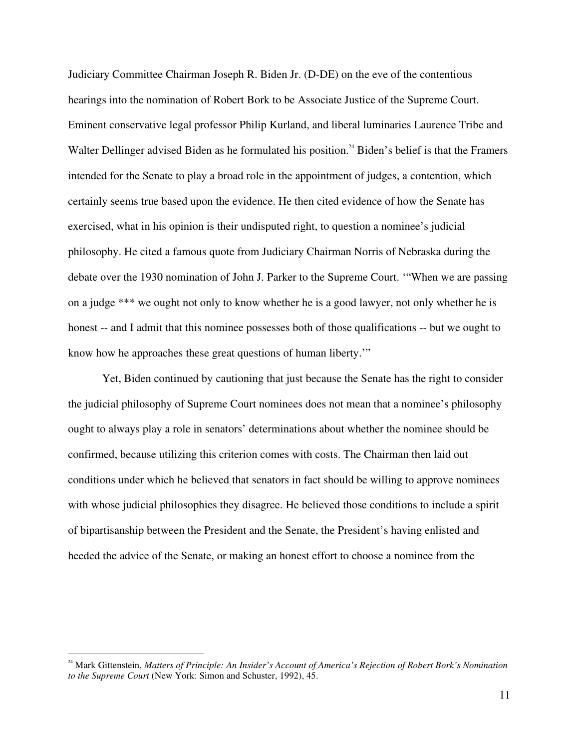Judiciary Committee Chairman Joseph R. Biden Jr. (D-DE) on the eve of the contentious hearings into the nomination of Robert Bork to be Associate Justice of the Supreme Court. Eminent conservative legal professor Philip Kurland, and liberal luminaries Laurence Tribe and Walter Dellinger advised Biden as he formulated his position.[24] Biden's belief is that the Framers intended for the Senate to play a broad role in the appointment of judges, a contention, which certainly seems true based upon the evidence. He then cited evidence of how the Senate has exercised, what in his opinion is their undisputed right, to question a nominee's judicial philosophy. He cited a famous quote from Judiciary Chairman Norris of Nebraska during the debate over the 1930 nomination of John J. Parker to the Supreme Court. '"When we are passing on a judge *** we ought not only to know whether he is a good lawyer, not only whether he is honest -- and I admit that this nominee possesses both of those qualifications -- but we ought to know how he approaches these great questions of human liberty.'"

Yet, Biden continued by cautioning that just because the Senate has the right to consider the judicial philosophy of Supreme Court nominees does not mean that a nominee's philosophy ought to always play a role in senators' determinations about whether the nominee should be confirmed, because utilizing this criterion comes with costs. The Chairman then laid out conditions under which he believed that senators in fact should be willing to approve nominees with whose judicial philosophies they disagree. He believed those conditions to include a spirit of bipartisanship between the President and the Senate, the President's having enlisted and heeded the advice of the Senate, or making an honest effort to choose a nominee from the

[24] Mark Gittenstein, *Matters of Principle: An Insider's Account of America's Rejection of Robert Bork's Nomination to the Supreme Court* (New York: Simon and Schuster, 1992), 45.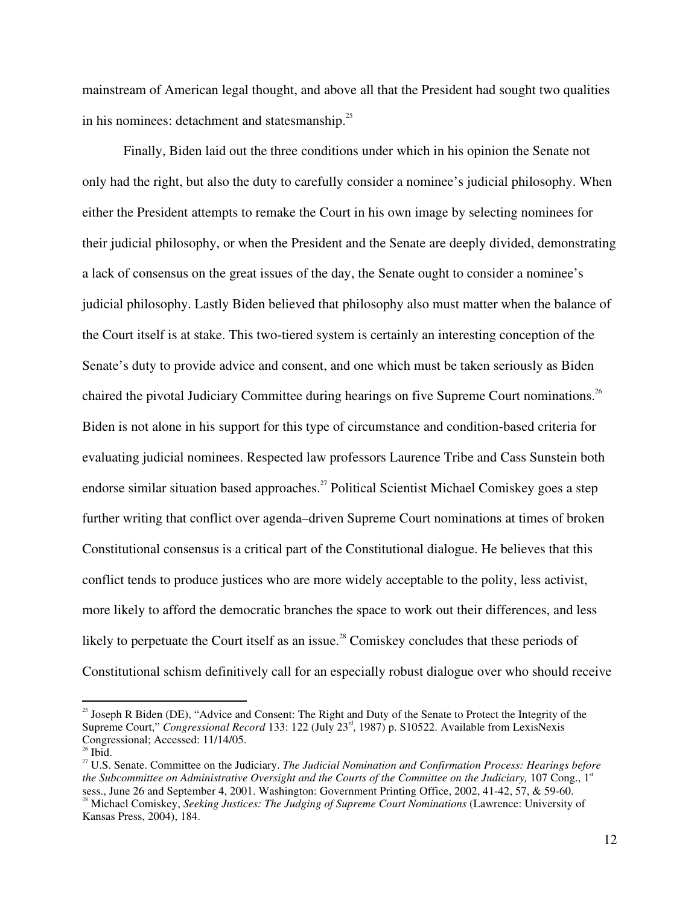mainstream of American legal thought, and above all that the President had sought two qualities in his nominees: detachment and statesmanship.[25]

Finally, Biden laid out the three conditions under which in his opinion the Senate not only had the right, but also the duty to carefully consider a nominee's judicial philosophy. When either the President attempts to remake the Court in his own image by selecting nominees for their judicial philosophy, or when the President and the Senate are deeply divided, demonstrating a lack of consensus on the great issues of the day, the Senate ought to consider a nominee's judicial philosophy. Lastly Biden believed that philosophy also must matter when the balance of the Court itself is at stake. This two-tiered system is certainly an interesting conception of the Senate's duty to provide advice and consent, and one which must be taken seriously as Biden chaired the pivotal Judiciary Committee during hearings on five Supreme Court nominations.[26] Biden is not alone in his support for this type of circumstance and condition-based criteria for evaluating judicial nominees. Respected law professors Laurence Tribe and Cass Sunstein both endorse similar situation based approaches.[27] Political Scientist Michael Comiskey goes a step further writing that conflict over agenda–driven Supreme Court nominations at times of broken Constitutional consensus is a critical part of the Constitutional dialogue. He believes that this conflict tends to produce justices who are more widely acceptable to the polity, less activist, more likely to afford the democratic branches the space to work out their differences, and less likely to perpetuate the Court itself as an issue.[28] Comiskey concludes that these periods of Constitutional schism definitively call for an especially robust dialogue over who should receive

---

[25] Joseph R Biden (DE), "Advice and Consent: The Right and Duty of the Senate to Protect the Integrity of the Supreme Court," *Congressional Record* 133: 122 (July 23rd, 1987) p. S10522. Available from LexisNexis Congressional; Accessed: 11/14/05.

[26] Ibid.

[27] U.S. Senate. Committee on the Judiciary. *The Judicial Nomination and Confirmation Process: Hearings before the Subcommittee on Administrative Oversight and the Courts of the Committee on the Judiciary,* 107 Cong., 1st sess., June 26 and September 4, 2001. Washington: Government Printing Office, 2002, 41-42, 57, & 59-60.

[28] Michael Comiskey, *Seeking Justices: The Judging of Supreme Court Nominations* (Lawrence: University of Kansas Press, 2004), 184.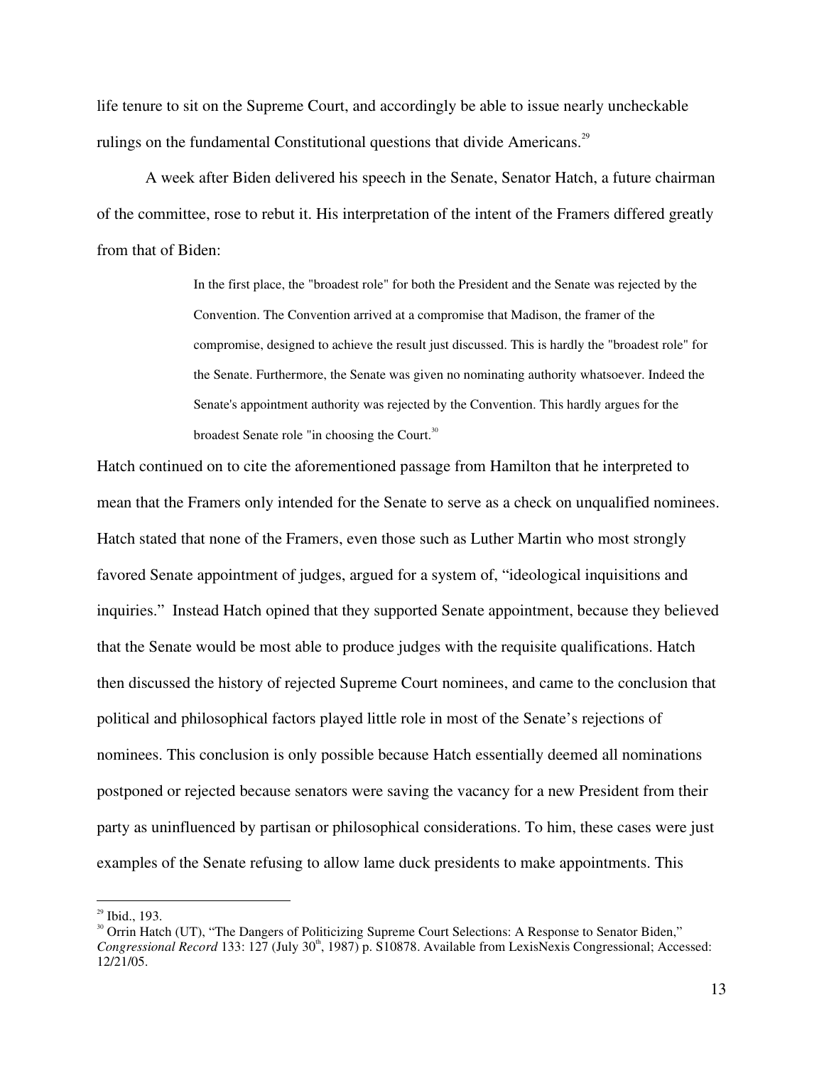life tenure to sit on the Supreme Court, and accordingly be able to issue nearly uncheckable rulings on the fundamental Constitutional questions that divide Americans.[29]

A week after Biden delivered his speech in the Senate, Senator Hatch, a future chairman of the committee, rose to rebut it. His interpretation of the intent of the Framers differed greatly from that of Biden:

> In the first place, the "broadest role" for both the President and the Senate was rejected by the Convention. The Convention arrived at a compromise that Madison, the framer of the compromise, designed to achieve the result just discussed. This is hardly the "broadest role" for the Senate. Furthermore, the Senate was given no nominating authority whatsoever. Indeed the Senate's appointment authority was rejected by the Convention. This hardly argues for the broadest Senate role "in choosing the Court.[30]

Hatch continued on to cite the aforementioned passage from Hamilton that he interpreted to mean that the Framers only intended for the Senate to serve as a check on unqualified nominees. Hatch stated that none of the Framers, even those such as Luther Martin who most strongly favored Senate appointment of judges, argued for a system of, "ideological inquisitions and inquiries." Instead Hatch opined that they supported Senate appointment, because they believed that the Senate would be most able to produce judges with the requisite qualifications. Hatch then discussed the history of rejected Supreme Court nominees, and came to the conclusion that political and philosophical factors played little role in most of the Senate's rejections of nominees. This conclusion is only possible because Hatch essentially deemed all nominations postponed or rejected because senators were saving the vacancy for a new President from their party as uninfluenced by partisan or philosophical considerations. To him, these cases were just examples of the Senate refusing to allow lame duck presidents to make appointments. This

---

[29] Ibid., 193.

[30] Orrin Hatch (UT), "The Dangers of Politicizing Supreme Court Selections: A Response to Senator Biden," *Congressional Record* 133: 127 (July 30th, 1987) p. S10878. Available from LexisNexis Congressional; Accessed: 12/21/05.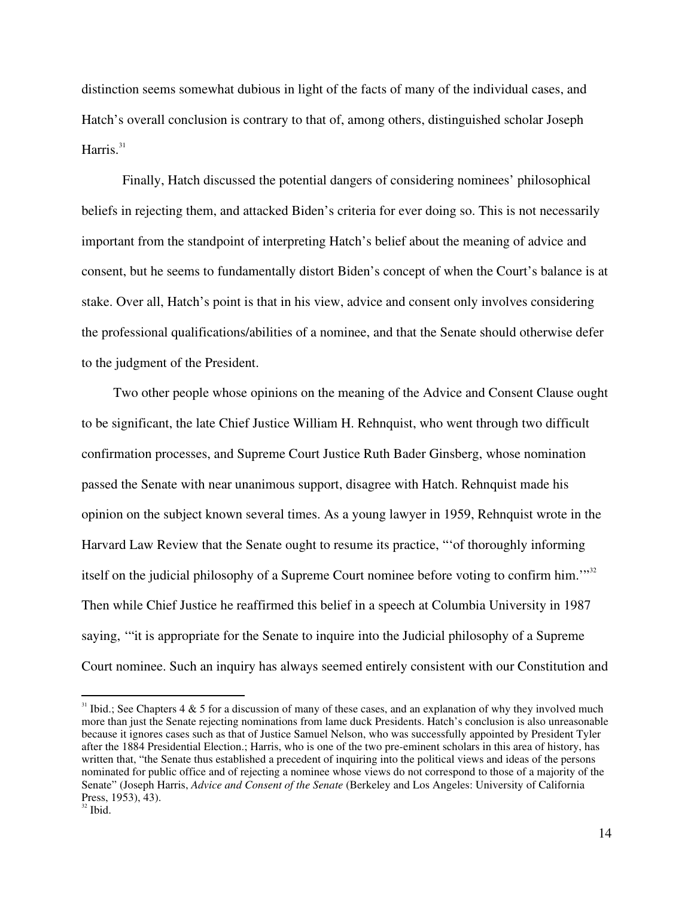distinction seems somewhat dubious in light of the facts of many of the individual cases, and Hatch's overall conclusion is contrary to that of, among others, distinguished scholar Joseph Harris.[31]

Finally, Hatch discussed the potential dangers of considering nominees' philosophical beliefs in rejecting them, and attacked Biden's criteria for ever doing so. This is not necessarily important from the standpoint of interpreting Hatch's belief about the meaning of advice and consent, but he seems to fundamentally distort Biden's concept of when the Court's balance is at stake. Over all, Hatch's point is that in his view, advice and consent only involves considering the professional qualifications/abilities of a nominee, and that the Senate should otherwise defer to the judgment of the President.

Two other people whose opinions on the meaning of the Advice and Consent Clause ought to be significant, the late Chief Justice William H. Rehnquist, who went through two difficult confirmation processes, and Supreme Court Justice Ruth Bader Ginsberg, whose nomination passed the Senate with near unanimous support, disagree with Hatch. Rehnquist made his opinion on the subject known several times. As a young lawyer in 1959, Rehnquist wrote in the Harvard Law Review that the Senate ought to resume its practice, "'of thoroughly informing itself on the judicial philosophy of a Supreme Court nominee before voting to confirm him.'"[32] Then while Chief Justice he reaffirmed this belief in a speech at Columbia University in 1987 saying, '"it is appropriate for the Senate to inquire into the Judicial philosophy of a Supreme Court nominee. Such an inquiry has always seemed entirely consistent with our Constitution and

---

[31] Ibid.; See Chapters 4 & 5 for a discussion of many of these cases, and an explanation of why they involved much more than just the Senate rejecting nominations from lame duck Presidents. Hatch's conclusion is also unreasonable because it ignores cases such as that of Justice Samuel Nelson, who was successfully appointed by President Tyler after the 1884 Presidential Election.; Harris, who is one of the two pre-eminent scholars in this area of history, has written that, "the Senate thus established a precedent of inquiring into the political views and ideas of the persons nominated for public office and of rejecting a nominee whose views do not correspond to those of a majority of the Senate" (Joseph Harris, *Advice and Consent of the Senate* (Berkeley and Los Angeles: University of California Press, 1953), 43).

[32] Ibid.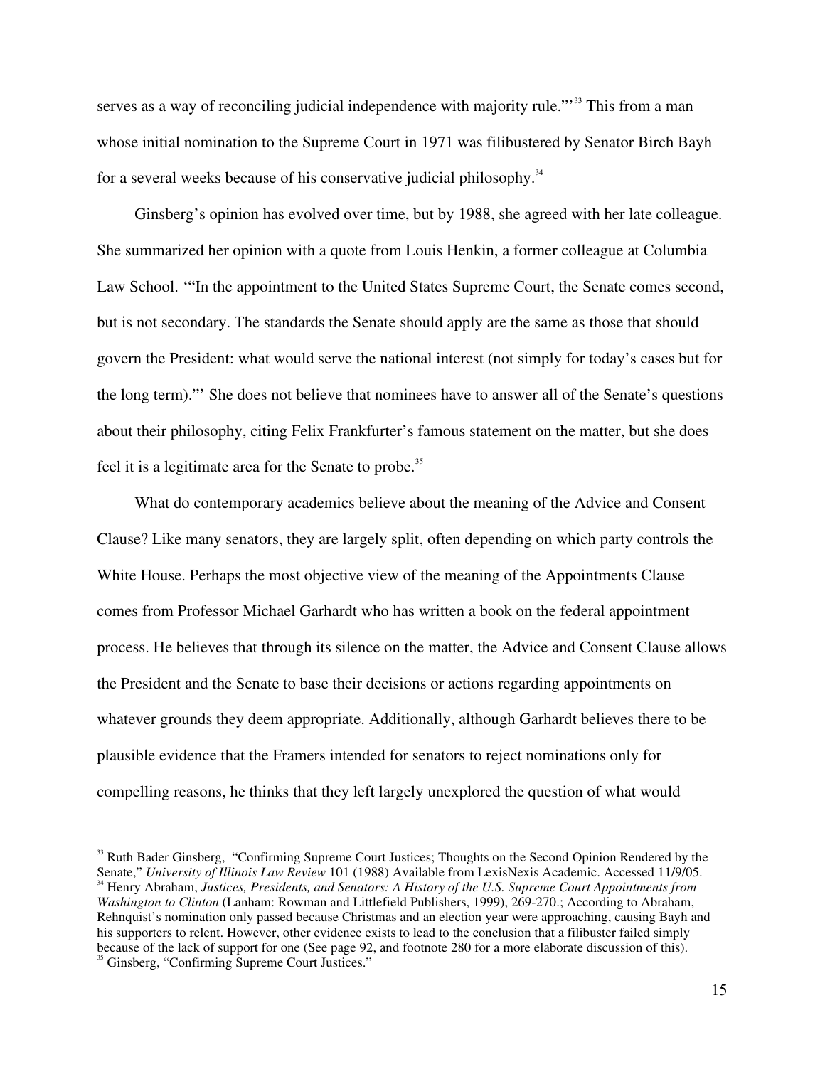serves as a way of reconciling judicial independence with majority rule.'"[33] This from a man whose initial nomination to the Supreme Court in 1971 was filibustered by Senator Birch Bayh for a several weeks because of his conservative judicial philosophy.[34]

Ginsberg's opinion has evolved over time, but by 1988, she agreed with her late colleague. She summarized her opinion with a quote from Louis Henkin, a former colleague at Columbia Law School. '"In the appointment to the United States Supreme Court, the Senate comes second, but is not secondary. The standards the Senate should apply are the same as those that should govern the President: what would serve the national interest (not simply for today's cases but for the long term).''' She does not believe that nominees have to answer all of the Senate's questions about their philosophy, citing Felix Frankfurter's famous statement on the matter, but she does feel it is a legitimate area for the Senate to probe.[35]

What do contemporary academics believe about the meaning of the Advice and Consent Clause? Like many senators, they are largely split, often depending on which party controls the White House. Perhaps the most objective view of the meaning of the Appointments Clause comes from Professor Michael Garhardt who has written a book on the federal appointment process. He believes that through its silence on the matter, the Advice and Consent Clause allows the President and the Senate to base their decisions or actions regarding appointments on whatever grounds they deem appropriate. Additionally, although Garhardt believes there to be plausible evidence that the Framers intended for senators to reject nominations only for compelling reasons, he thinks that they left largely unexplored the question of what would

---

[33] Ruth Bader Ginsberg, "Confirming Supreme Court Justices; Thoughts on the Second Opinion Rendered by the Senate," *University of Illinois Law Review* 101 (1988) Available from LexisNexis Academic. Accessed 11/9/05.

[34] Henry Abraham, *Justices, Presidents, and Senators: A History of the U.S. Supreme Court Appointments from Washington to Clinton* (Lanham: Rowman and Littlefield Publishers, 1999), 269-270.; According to Abraham, Rehnquist's nomination only passed because Christmas and an election year were approaching, causing Bayh and his supporters to relent. However, other evidence exists to lead to the conclusion that a filibuster failed simply because of the lack of support for one (See page 92, and footnote 280 for a more elaborate discussion of this).

[35] Ginsberg, "Confirming Supreme Court Justices."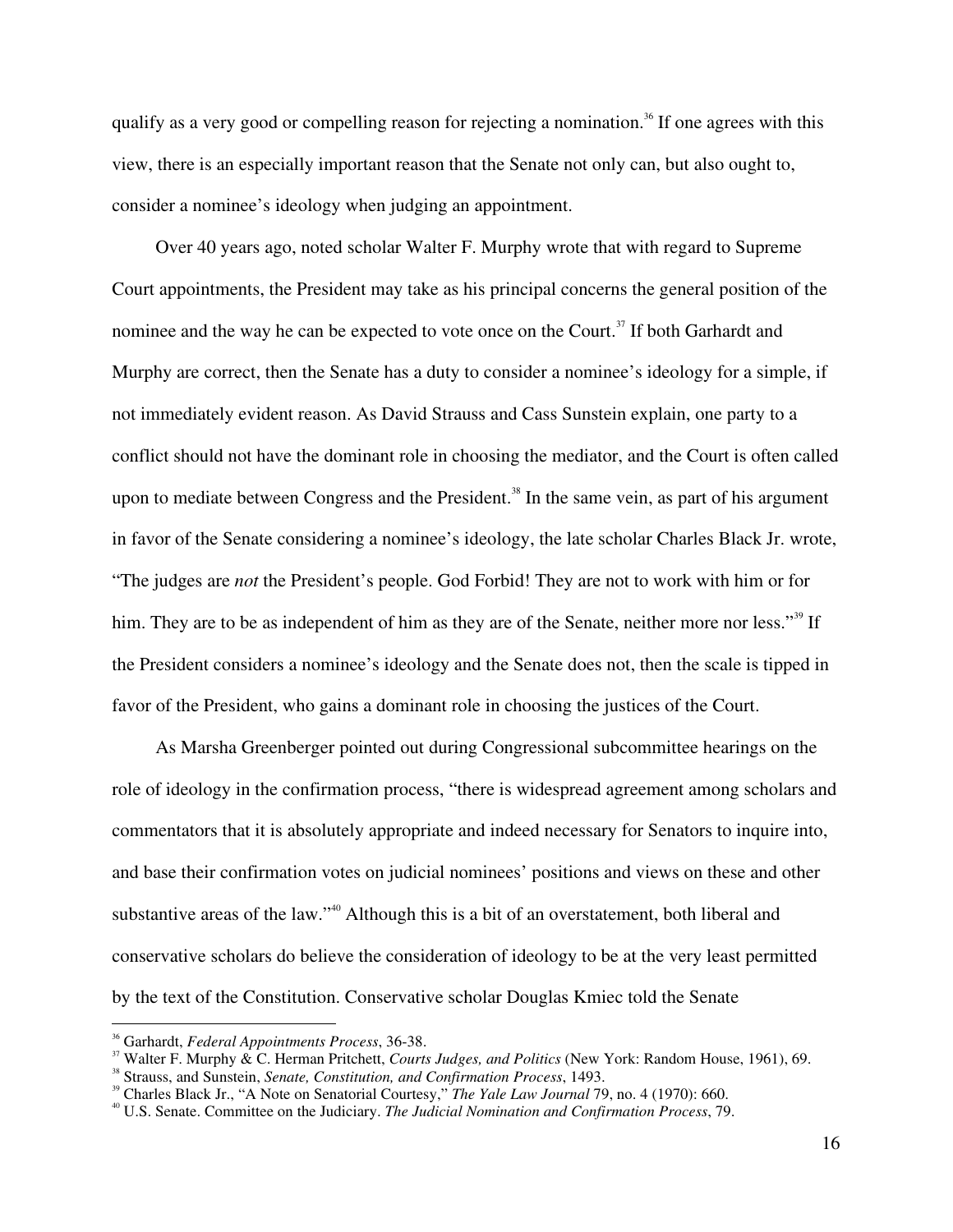qualify as a very good or compelling reason for rejecting a nomination.[36] If one agrees with this view, there is an especially important reason that the Senate not only can, but also ought to, consider a nominee's ideology when judging an appointment.

Over 40 years ago, noted scholar Walter F. Murphy wrote that with regard to Supreme Court appointments, the President may take as his principal concerns the general position of the nominee and the way he can be expected to vote once on the Court.[37] If both Garhardt and Murphy are correct, then the Senate has a duty to consider a nominee's ideology for a simple, if not immediately evident reason. As David Strauss and Cass Sunstein explain, one party to a conflict should not have the dominant role in choosing the mediator, and the Court is often called upon to mediate between Congress and the President.[38] In the same vein, as part of his argument in favor of the Senate considering a nominee's ideology, the late scholar Charles Black Jr. wrote, "The judges are *not* the President's people. God Forbid! They are not to work with him or for him. They are to be as independent of him as they are of the Senate, neither more nor less."[39] If the President considers a nominee's ideology and the Senate does not, then the scale is tipped in favor of the President, who gains a dominant role in choosing the justices of the Court.

As Marsha Greenberger pointed out during Congressional subcommittee hearings on the role of ideology in the confirmation process, "there is widespread agreement among scholars and commentators that it is absolutely appropriate and indeed necessary for Senators to inquire into, and base their confirmation votes on judicial nominees' positions and views on these and other substantive areas of the law."[40] Although this is a bit of an overstatement, both liberal and conservative scholars do believe the consideration of ideology to be at the very least permitted by the text of the Constitution. Conservative scholar Douglas Kmiec told the Senate

---

[36] Garhardt, *Federal Appointments Process*, 36-38.

[37] Walter F. Murphy & C. Herman Pritchett, *Courts Judges, and Politics* (New York: Random House, 1961), 69.

[38] Strauss, and Sunstein, *Senate, Constitution, and Confirmation Process*, 1493.

[39] Charles Black Jr., "A Note on Senatorial Courtesy," *The Yale Law Journal* 79, no. 4 (1970): 660.

[40] U.S. Senate. Committee on the Judiciary. *The Judicial Nomination and Confirmation Process*, 79.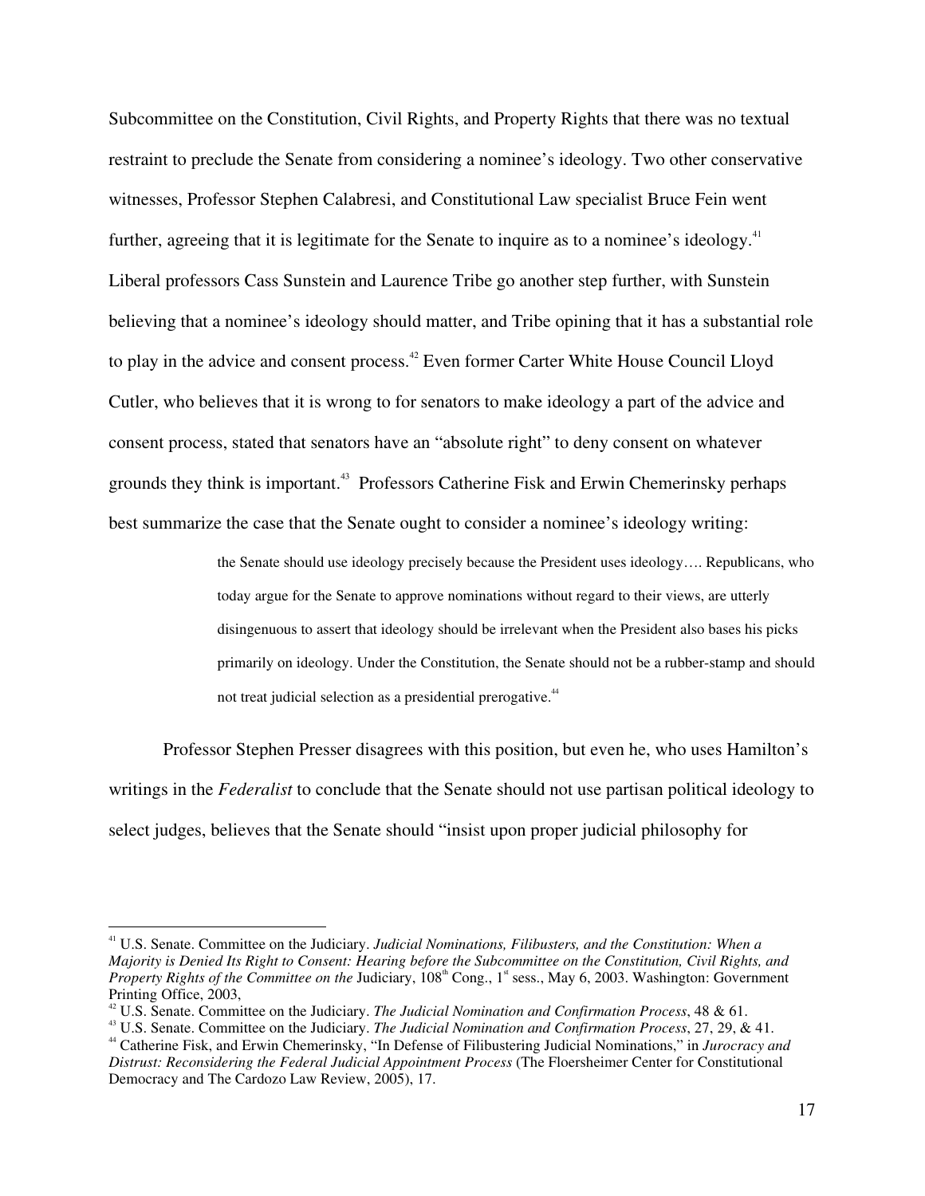Subcommittee on the Constitution, Civil Rights, and Property Rights that there was no textual restraint to preclude the Senate from considering a nominee's ideology. Two other conservative witnesses, Professor Stephen Calabresi, and Constitutional Law specialist Bruce Fein went further, agreeing that it is legitimate for the Senate to inquire as to a nominee's ideology.[41] Liberal professors Cass Sunstein and Laurence Tribe go another step further, with Sunstein believing that a nominee's ideology should matter, and Tribe opining that it has a substantial role to play in the advice and consent process.[42] Even former Carter White House Council Lloyd Cutler, who believes that it is wrong to for senators to make ideology a part of the advice and consent process, stated that senators have an "absolute right" to deny consent on whatever grounds they think is important.[43] Professors Catherine Fisk and Erwin Chemerinsky perhaps best summarize the case that the Senate ought to consider a nominee's ideology writing:

> the Senate should use ideology precisely because the President uses ideology…. Republicans, who today argue for the Senate to approve nominations without regard to their views, are utterly disingenuous to assert that ideology should be irrelevant when the President also bases his picks primarily on ideology. Under the Constitution, the Senate should not be a rubber-stamp and should not treat judicial selection as a presidential prerogative.[44]

Professor Stephen Presser disagrees with this position, but even he, who uses Hamilton's writings in the *Federalist* to conclude that the Senate should not use partisan political ideology to select judges, believes that the Senate should "insist upon proper judicial philosophy for

---

[41] U.S. Senate. Committee on the Judiciary. *Judicial Nominations, Filibusters, and the Constitution: When a Majority is Denied Its Right to Consent: Hearing before the Subcommittee on the Constitution, Civil Rights, and Property Rights of the Committee on the* Judiciary, 108th Cong., 1st sess., May 6, 2003. Washington: Government Printing Office, 2003,

[42] U.S. Senate. Committee on the Judiciary. *The Judicial Nomination and Confirmation Process*, 48 & 61.

[43] U.S. Senate. Committee on the Judiciary. *The Judicial Nomination and Confirmation Process*, 27, 29, & 41.

[44] Catherine Fisk, and Erwin Chemerinsky, "In Defense of Filibustering Judicial Nominations," in *Jurocracy and Distrust: Reconsidering the Federal Judicial Appointment Process* (The Floersheimer Center for Constitutional Democracy and The Cardozo Law Review, 2005), 17.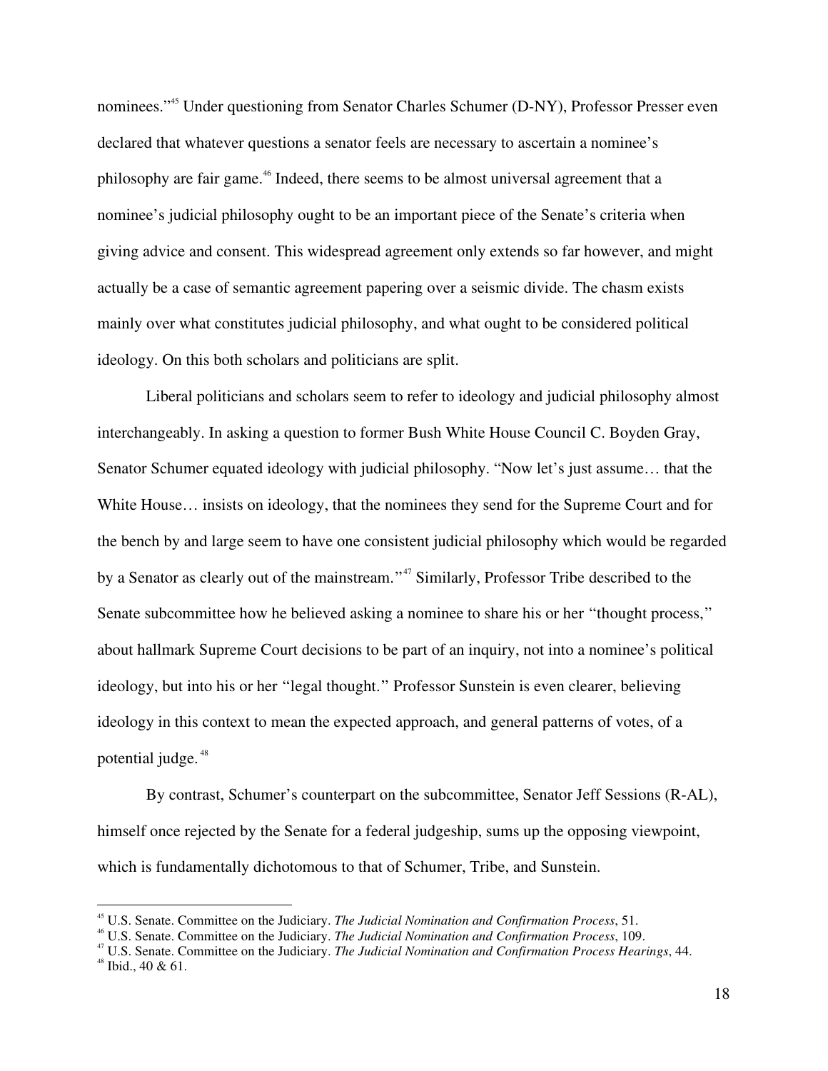nominees."[45] Under questioning from Senator Charles Schumer (D-NY), Professor Presser even declared that whatever questions a senator feels are necessary to ascertain a nominee's philosophy are fair game.[46] Indeed, there seems to be almost universal agreement that a nominee's judicial philosophy ought to be an important piece of the Senate's criteria when giving advice and consent. This widespread agreement only extends so far however, and might actually be a case of semantic agreement papering over a seismic divide. The chasm exists mainly over what constitutes judicial philosophy, and what ought to be considered political ideology. On this both scholars and politicians are split.

Liberal politicians and scholars seem to refer to ideology and judicial philosophy almost interchangeably. In asking a question to former Bush White House Council C. Boyden Gray, Senator Schumer equated ideology with judicial philosophy. "Now let's just assume… that the White House… insists on ideology, that the nominees they send for the Supreme Court and for the bench by and large seem to have one consistent judicial philosophy which would be regarded by a Senator as clearly out of the mainstream."[47] Similarly, Professor Tribe described to the Senate subcommittee how he believed asking a nominee to share his or her "thought process," about hallmark Supreme Court decisions to be part of an inquiry, not into a nominee's political ideology, but into his or her "legal thought." Professor Sunstein is even clearer, believing ideology in this context to mean the expected approach, and general patterns of votes, of a potential judge.[48]

By contrast, Schumer's counterpart on the subcommittee, Senator Jeff Sessions (R-AL), himself once rejected by the Senate for a federal judgeship, sums up the opposing viewpoint, which is fundamentally dichotomous to that of Schumer, Tribe, and Sunstein.

---

[45] U.S. Senate. Committee on the Judiciary. *The Judicial Nomination and Confirmation Process*, 51.

[46] U.S. Senate. Committee on the Judiciary. *The Judicial Nomination and Confirmation Process*, 109.

[47] U.S. Senate. Committee on the Judiciary. *The Judicial Nomination and Confirmation Process Hearings*, 44.

[48] Ibid., 40 & 61.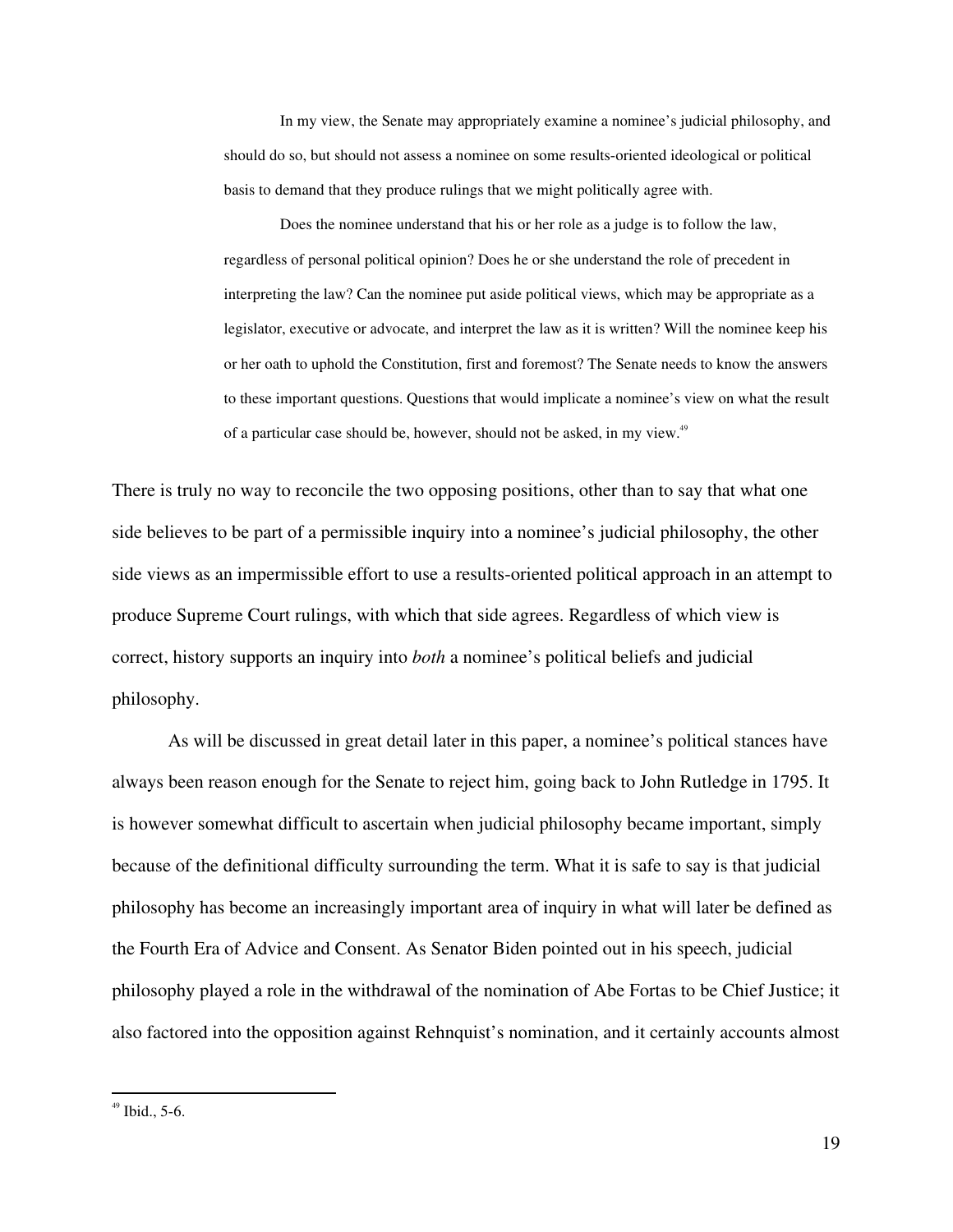> In my view, the Senate may appropriately examine a nominee's judicial philosophy, and should do so, but should not assess a nominee on some results-oriented ideological or political basis to demand that they produce rulings that we might politically agree with.
>
> Does the nominee understand that his or her role as a judge is to follow the law, regardless of personal political opinion? Does he or she understand the role of precedent in interpreting the law? Can the nominee put aside political views, which may be appropriate as a legislator, executive or advocate, and interpret the law as it is written? Will the nominee keep his or her oath to uphold the Constitution, first and foremost? The Senate needs to know the answers to these important questions. Questions that would implicate a nominee's view on what the result of a particular case should be, however, should not be asked, in my view.[49]

There is truly no way to reconcile the two opposing positions, other than to say that what one side believes to be part of a permissible inquiry into a nominee's judicial philosophy, the other side views as an impermissible effort to use a results-oriented political approach in an attempt to produce Supreme Court rulings, with which that side agrees. Regardless of which view is correct, history supports an inquiry into *both* a nominee's political beliefs and judicial philosophy.

As will be discussed in great detail later in this paper, a nominee's political stances have always been reason enough for the Senate to reject him, going back to John Rutledge in 1795. It is however somewhat difficult to ascertain when judicial philosophy became important, simply because of the definitional difficulty surrounding the term. What it is safe to say is that judicial philosophy has become an increasingly important area of inquiry in what will later be defined as the Fourth Era of Advice and Consent. As Senator Biden pointed out in his speech, judicial philosophy played a role in the withdrawal of the nomination of Abe Fortas to be Chief Justice; it also factored into the opposition against Rehnquist's nomination, and it certainly accounts almost

---

[49] Ibid., 5-6.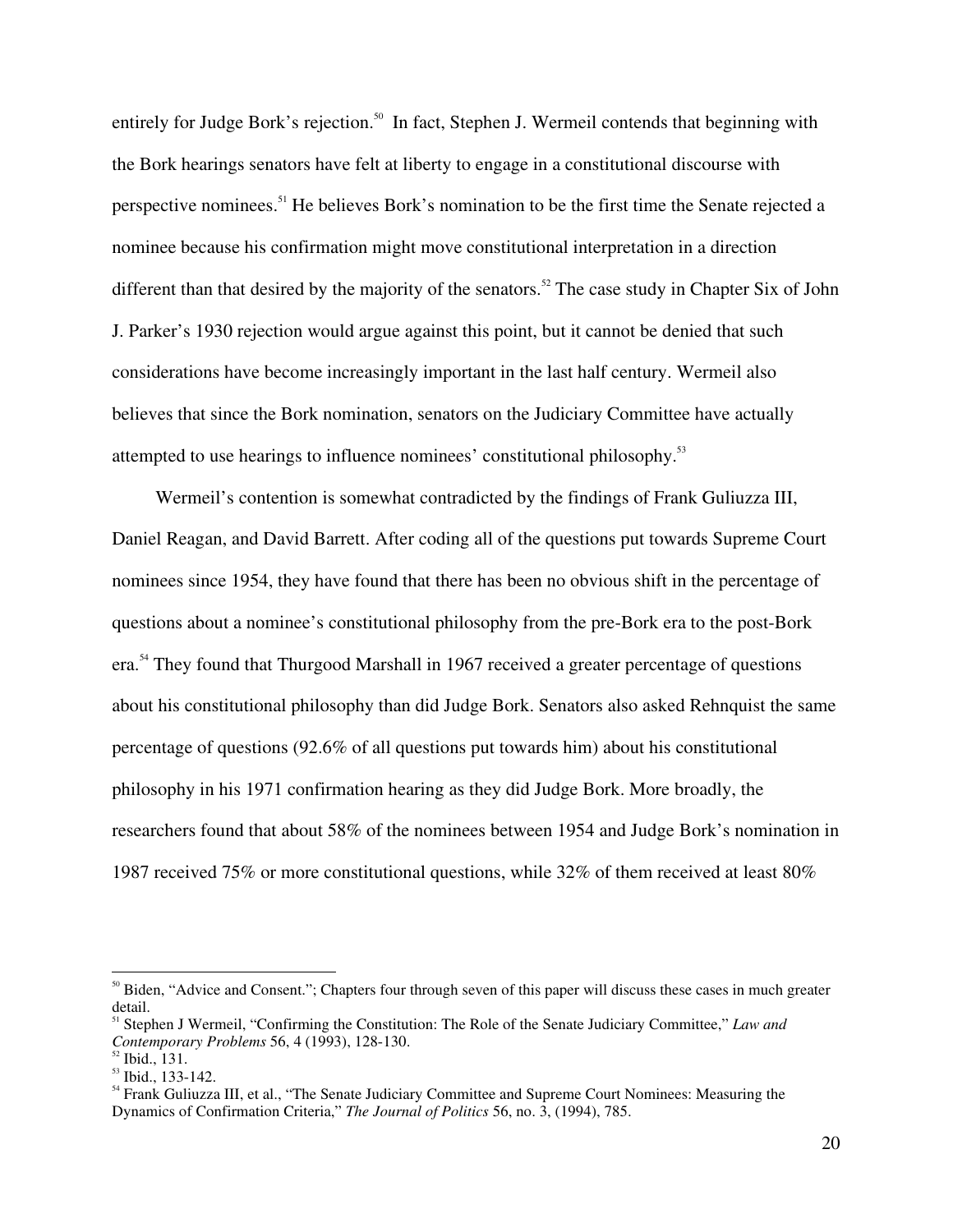entirely for Judge Bork's rejection.[50] In fact, Stephen J. Wermeil contends that beginning with the Bork hearings senators have felt at liberty to engage in a constitutional discourse with perspective nominees.[51] He believes Bork's nomination to be the first time the Senate rejected a nominee because his confirmation might move constitutional interpretation in a direction different than that desired by the majority of the senators.[52] The case study in Chapter Six of John J. Parker's 1930 rejection would argue against this point, but it cannot be denied that such considerations have become increasingly important in the last half century. Wermeil also believes that since the Bork nomination, senators on the Judiciary Committee have actually attempted to use hearings to influence nominees' constitutional philosophy.[53]

Wermeil's contention is somewhat contradicted by the findings of Frank Guliuzza III, Daniel Reagan, and David Barrett. After coding all of the questions put towards Supreme Court nominees since 1954, they have found that there has been no obvious shift in the percentage of questions about a nominee's constitutional philosophy from the pre-Bork era to the post-Bork era.[54] They found that Thurgood Marshall in 1967 received a greater percentage of questions about his constitutional philosophy than did Judge Bork. Senators also asked Rehnquist the same percentage of questions (92.6% of all questions put towards him) about his constitutional philosophy in his 1971 confirmation hearing as they did Judge Bork. More broadly, the researchers found that about 58% of the nominees between 1954 and Judge Bork's nomination in 1987 received 75% or more constitutional questions, while 32% of them received at least 80%

---

[50] Biden, "Advice and Consent."; Chapters four through seven of this paper will discuss these cases in much greater detail.

[51] Stephen J Wermeil, "Confirming the Constitution: The Role of the Senate Judiciary Committee," *Law and Contemporary Problems* 56, 4 (1993), 128-130.

[52] Ibid., 131.

[53] Ibid., 133-142.

[54] Frank Guliuzza III, et al., "The Senate Judiciary Committee and Supreme Court Nominees: Measuring the Dynamics of Confirmation Criteria," *The Journal of Politics* 56, no. 3, (1994), 785.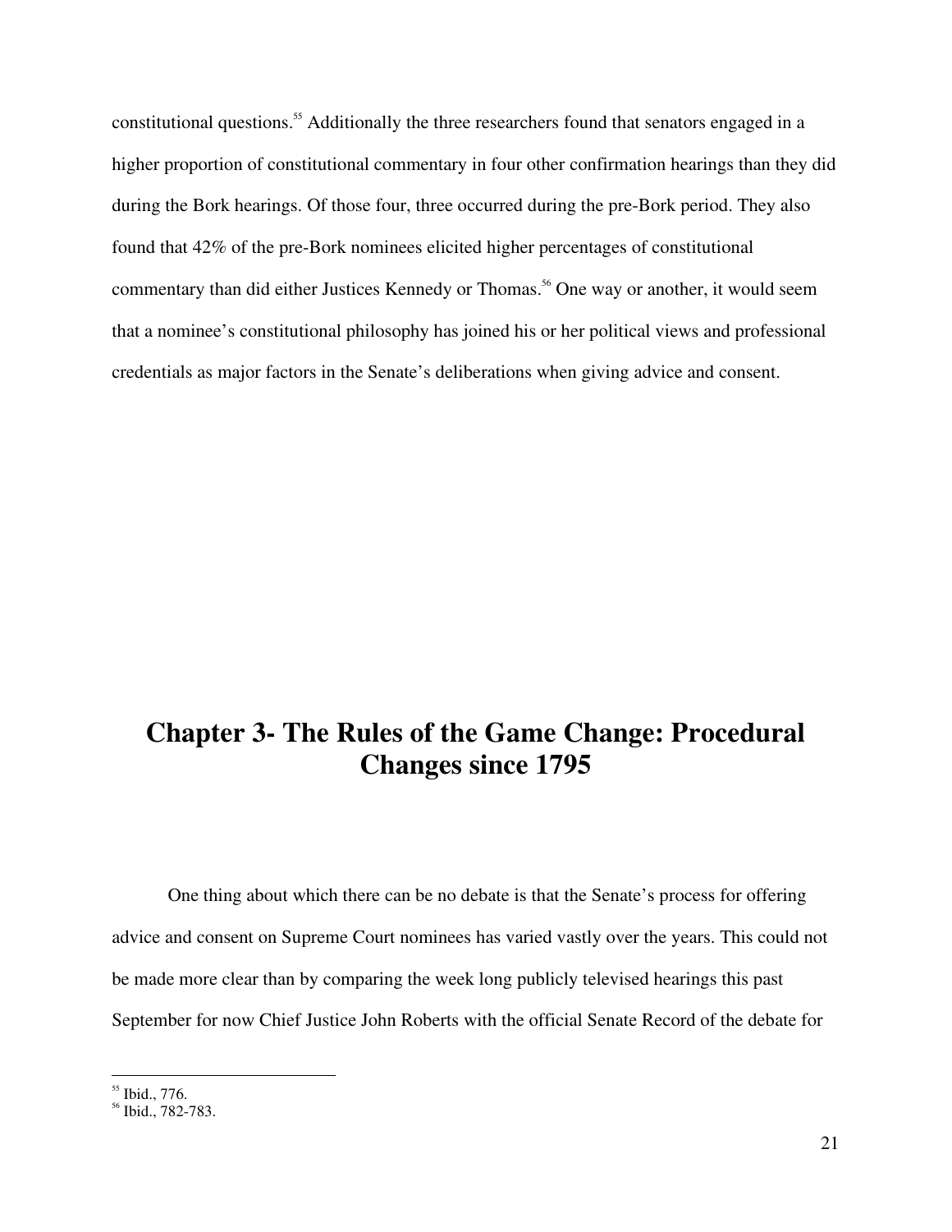constitutional questions.[55] Additionally the three researchers found that senators engaged in a higher proportion of constitutional commentary in four other confirmation hearings than they did during the Bork hearings. Of those four, three occurred during the pre-Bork period. They also found that 42% of the pre-Bork nominees elicited higher percentages of constitutional commentary than did either Justices Kennedy or Thomas.[56] One way or another, it would seem that a nominee's constitutional philosophy has joined his or her political views and professional credentials as major factors in the Senate's deliberations when giving advice and consent.

# Chapter 3- The Rules of the Game Change: Procedural Changes since 1795

One thing about which there can be no debate is that the Senate's process for offering advice and consent on Supreme Court nominees has varied vastly over the years. This could not be made more clear than by comparing the week long publicly televised hearings this past September for now Chief Justice John Roberts with the official Senate Record of the debate for

---

[55] Ibid., 776.

[56] Ibid., 782-783.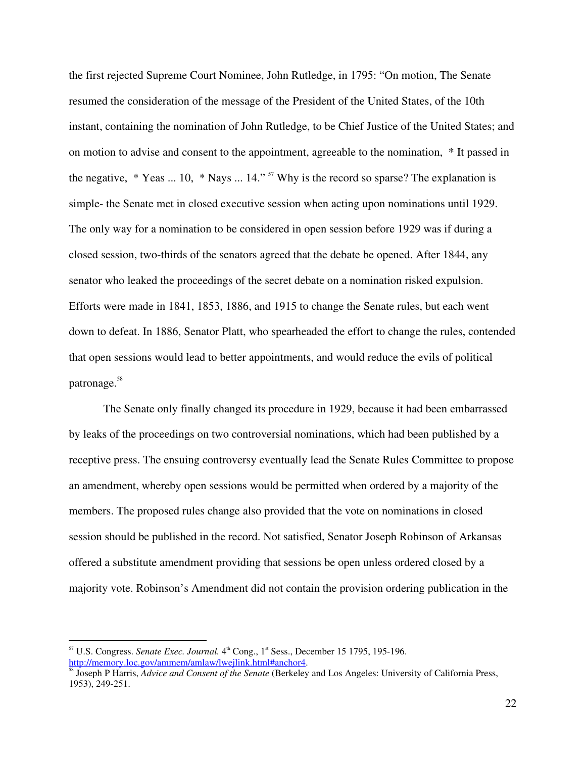the first rejected Supreme Court Nominee, John Rutledge, in 1795: "On motion, The Senate resumed the consideration of the message of the President of the United States, of the 10th instant, containing the nomination of John Rutledge, to be Chief Justice of the United States; and on motion to advise and consent to the appointment, agreeable to the nomination, * It passed in the negative, * Yeas ... 10, * Nays ... 14." [57] Why is the record so sparse? The explanation is simple- the Senate met in closed executive session when acting upon nominations until 1929. The only way for a nomination to be considered in open session before 1929 was if during a closed session, two-thirds of the senators agreed that the debate be opened. After 1844, any senator who leaked the proceedings of the secret debate on a nomination risked expulsion. Efforts were made in 1841, 1853, 1886, and 1915 to change the Senate rules, but each went down to defeat. In 1886, Senator Platt, who spearheaded the effort to change the rules, contended that open sessions would lead to better appointments, and would reduce the evils of political patronage.[58]

The Senate only finally changed its procedure in 1929, because it had been embarrassed by leaks of the proceedings on two controversial nominations, which had been published by a receptive press. The ensuing controversy eventually lead the Senate Rules Committee to propose an amendment, whereby open sessions would be permitted when ordered by a majority of the members. The proposed rules change also provided that the vote on nominations in closed session should be published in the record. Not satisfied, Senator Joseph Robinson of Arkansas offered a substitute amendment providing that sessions be open unless ordered closed by a majority vote. Robinson's Amendment did not contain the provision ordering publication in the

---

[57] U.S. Congress. *Senate Exec. Journal.* 4th Cong., 1st Sess., December 15 1795, 195-196. http://memory.loc.gov/ammem/amlaw/lwejlink.html#anchor4.

[58] Joseph P Harris, *Advice and Consent of the Senate* (Berkeley and Los Angeles: University of California Press, 1953), 249-251.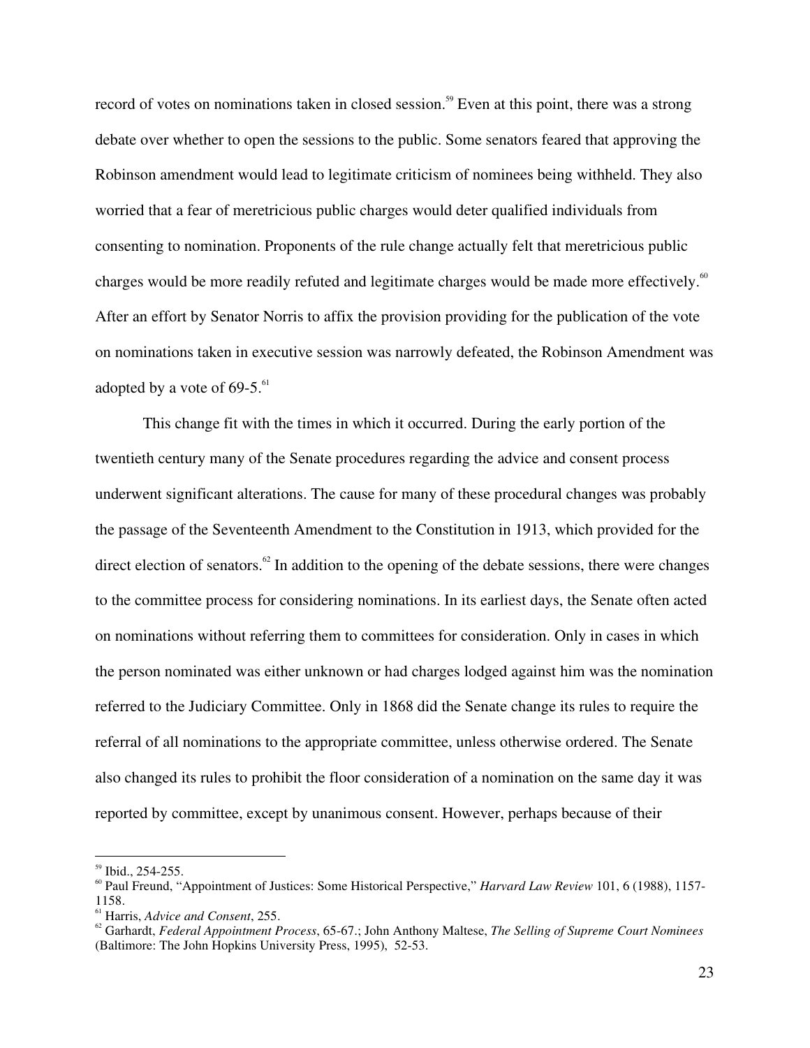record of votes on nominations taken in closed session.[59] Even at this point, there was a strong debate over whether to open the sessions to the public. Some senators feared that approving the Robinson amendment would lead to legitimate criticism of nominees being withheld. They also worried that a fear of meretricious public charges would deter qualified individuals from consenting to nomination. Proponents of the rule change actually felt that meretricious public charges would be more readily refuted and legitimate charges would be made more effectively.[60] After an effort by Senator Norris to affix the provision providing for the publication of the vote on nominations taken in executive session was narrowly defeated, the Robinson Amendment was adopted by a vote of 69-5.[61]

This change fit with the times in which it occurred. During the early portion of the twentieth century many of the Senate procedures regarding the advice and consent process underwent significant alterations. The cause for many of these procedural changes was probably the passage of the Seventeenth Amendment to the Constitution in 1913, which provided for the direct election of senators.[62] In addition to the opening of the debate sessions, there were changes to the committee process for considering nominations. In its earliest days, the Senate often acted on nominations without referring them to committees for consideration. Only in cases in which the person nominated was either unknown or had charges lodged against him was the nomination referred to the Judiciary Committee. Only in 1868 did the Senate change its rules to require the referral of all nominations to the appropriate committee, unless otherwise ordered. The Senate also changed its rules to prohibit the floor consideration of a nomination on the same day it was reported by committee, except by unanimous consent. However, perhaps because of their

---

[59] Ibid., 254-255.

[60] Paul Freund, "Appointment of Justices: Some Historical Perspective," *Harvard Law Review* 101, 6 (1988), 1157-1158.

[61] Harris, *Advice and Consent*, 255.

[62] Garhardt, *Federal Appointment Process*, 65-67.; John Anthony Maltese, *The Selling of Supreme Court Nominees* (Baltimore: The John Hopkins University Press, 1995), 52-53.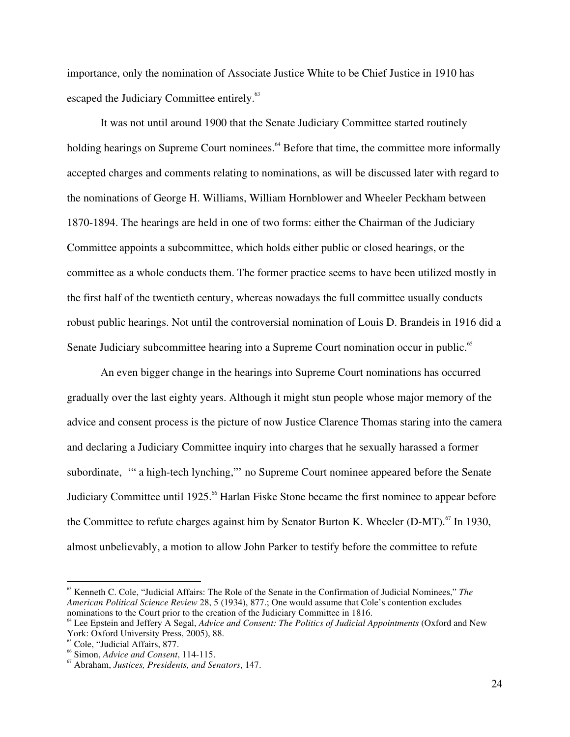importance, only the nomination of Associate Justice White to be Chief Justice in 1910 has escaped the Judiciary Committee entirely.[63]

It was not until around 1900 that the Senate Judiciary Committee started routinely holding hearings on Supreme Court nominees.[64] Before that time, the committee more informally accepted charges and comments relating to nominations, as will be discussed later with regard to the nominations of George H. Williams, William Hornblower and Wheeler Peckham between 1870-1894. The hearings are held in one of two forms: either the Chairman of the Judiciary Committee appoints a subcommittee, which holds either public or closed hearings, or the committee as a whole conducts them. The former practice seems to have been utilized mostly in the first half of the twentieth century, whereas nowadays the full committee usually conducts robust public hearings. Not until the controversial nomination of Louis D. Brandeis in 1916 did a Senate Judiciary subcommittee hearing into a Supreme Court nomination occur in public.[65]

An even bigger change in the hearings into Supreme Court nominations has occurred gradually over the last eighty years. Although it might stun people whose major memory of the advice and consent process is the picture of now Justice Clarence Thomas staring into the camera and declaring a Judiciary Committee inquiry into charges that he sexually harassed a former subordinate, '" a high-tech lynching,"' no Supreme Court nominee appeared before the Senate Judiciary Committee until 1925.[66] Harlan Fiske Stone became the first nominee to appear before the Committee to refute charges against him by Senator Burton K. Wheeler (D-MT).[67] In 1930, almost unbelievably, a motion to allow John Parker to testify before the committee to refute

---

[63] Kenneth C. Cole, "Judicial Affairs: The Role of the Senate in the Confirmation of Judicial Nominees," *The American Political Science Review* 28, 5 (1934), 877.; One would assume that Cole's contention excludes nominations to the Court prior to the creation of the Judiciary Committee in 1816.

[64] Lee Epstein and Jeffery A Segal, *Advice and Consent: The Politics of Judicial Appointments* (Oxford and New York: Oxford University Press, 2005), 88.

[65] Cole, "Judicial Affairs, 877.

[66] Simon, *Advice and Consent*, 114-115.

[67] Abraham, *Justices, Presidents, and Senators*, 147.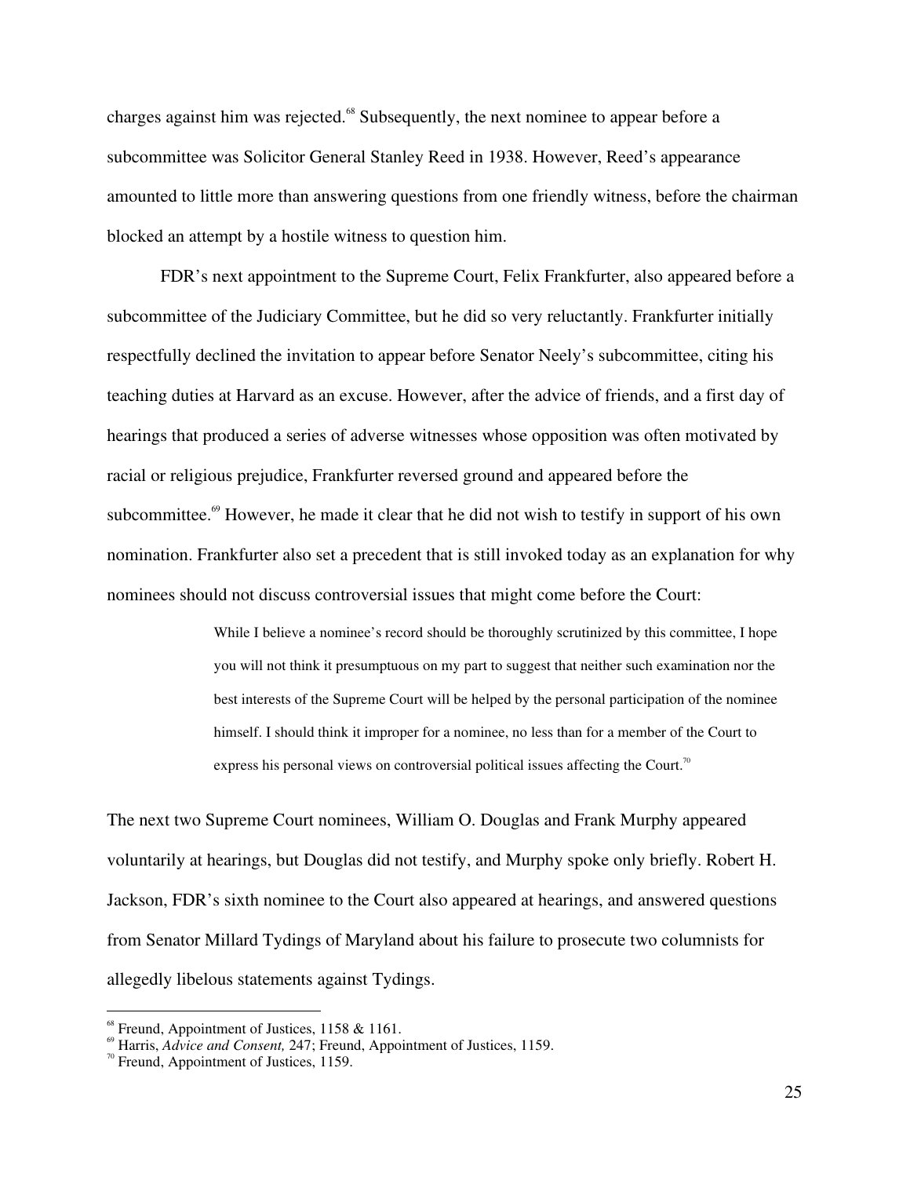charges against him was rejected.[68] Subsequently, the next nominee to appear before a subcommittee was Solicitor General Stanley Reed in 1938. However, Reed's appearance amounted to little more than answering questions from one friendly witness, before the chairman blocked an attempt by a hostile witness to question him.

FDR's next appointment to the Supreme Court, Felix Frankfurter, also appeared before a subcommittee of the Judiciary Committee, but he did so very reluctantly. Frankfurter initially respectfully declined the invitation to appear before Senator Neely's subcommittee, citing his teaching duties at Harvard as an excuse. However, after the advice of friends, and a first day of hearings that produced a series of adverse witnesses whose opposition was often motivated by racial or religious prejudice, Frankfurter reversed ground and appeared before the subcommittee.[69] However, he made it clear that he did not wish to testify in support of his own nomination. Frankfurter also set a precedent that is still invoked today as an explanation for why nominees should not discuss controversial issues that might come before the Court:

> While I believe a nominee's record should be thoroughly scrutinized by this committee, I hope you will not think it presumptuous on my part to suggest that neither such examination nor the best interests of the Supreme Court will be helped by the personal participation of the nominee himself. I should think it improper for a nominee, no less than for a member of the Court to express his personal views on controversial political issues affecting the Court.[70]

The next two Supreme Court nominees, William O. Douglas and Frank Murphy appeared voluntarily at hearings, but Douglas did not testify, and Murphy spoke only briefly. Robert H. Jackson, FDR's sixth nominee to the Court also appeared at hearings, and answered questions from Senator Millard Tydings of Maryland about his failure to prosecute two columnists for allegedly libelous statements against Tydings.

---

[68] Freund, Appointment of Justices, 1158 & 1161.

[69] Harris, *Advice and Consent,* 247; Freund, Appointment of Justices, 1159.

[70] Freund, Appointment of Justices, 1159.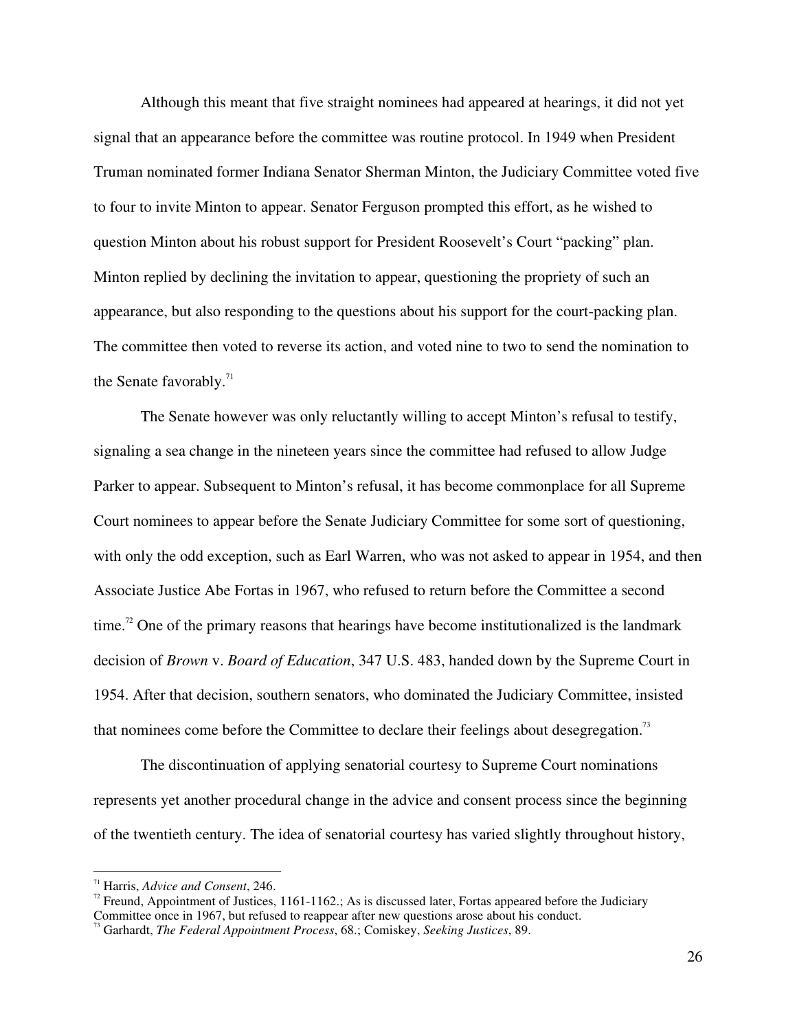Although this meant that five straight nominees had appeared at hearings, it did not yet signal that an appearance before the committee was routine protocol. In 1949 when President Truman nominated former Indiana Senator Sherman Minton, the Judiciary Committee voted five to four to invite Minton to appear. Senator Ferguson prompted this effort, as he wished to question Minton about his robust support for President Roosevelt's Court "packing" plan. Minton replied by declining the invitation to appear, questioning the propriety of such an appearance, but also responding to the questions about his support for the court-packing plan. The committee then voted to reverse its action, and voted nine to two to send the nomination to the Senate favorably.[71]

The Senate however was only reluctantly willing to accept Minton's refusal to testify, signaling a sea change in the nineteen years since the committee had refused to allow Judge Parker to appear. Subsequent to Minton's refusal, it has become commonplace for all Supreme Court nominees to appear before the Senate Judiciary Committee for some sort of questioning, with only the odd exception, such as Earl Warren, who was not asked to appear in 1954, and then Associate Justice Abe Fortas in 1967, who refused to return before the Committee a second time.[72] One of the primary reasons that hearings have become institutionalized is the landmark decision of *Brown* v. *Board of Education*, 347 U.S. 483, handed down by the Supreme Court in 1954. After that decision, southern senators, who dominated the Judiciary Committee, insisted that nominees come before the Committee to declare their feelings about desegregation.[73]

The discontinuation of applying senatorial courtesy to Supreme Court nominations represents yet another procedural change in the advice and consent process since the beginning of the twentieth century. The idea of senatorial courtesy has varied slightly throughout history,

---

[71] Harris, *Advice and Consent*, 246.

[72] Freund, Appointment of Justices, 1161-1162.; As is discussed later, Fortas appeared before the Judiciary Committee once in 1967, but refused to reappear after new questions arose about his conduct.

[73] Garhardt, *The Federal Appointment Process*, 68.; Comiskey, *Seeking Justices*, 89.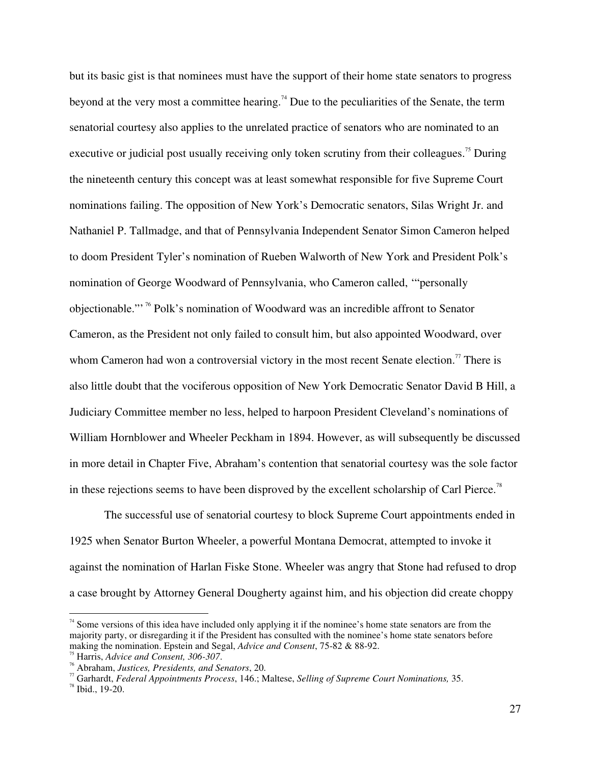but its basic gist is that nominees must have the support of their home state senators to progress beyond at the very most a committee hearing.[74] Due to the peculiarities of the Senate, the term senatorial courtesy also applies to the unrelated practice of senators who are nominated to an executive or judicial post usually receiving only token scrutiny from their colleagues.[75] During the nineteenth century this concept was at least somewhat responsible for five Supreme Court nominations failing. The opposition of New York's Democratic senators, Silas Wright Jr. and Nathaniel P. Tallmadge, and that of Pennsylvania Independent Senator Simon Cameron helped to doom President Tyler's nomination of Rueben Walworth of New York and President Polk's nomination of George Woodward of Pennsylvania, who Cameron called, '"personally objectionable."'[76] Polk's nomination of Woodward was an incredible affront to Senator Cameron, as the President not only failed to consult him, but also appointed Woodward, over whom Cameron had won a controversial victory in the most recent Senate election.[77] There is also little doubt that the vociferous opposition of New York Democratic Senator David B Hill, a Judiciary Committee member no less, helped to harpoon President Cleveland's nominations of William Hornblower and Wheeler Peckham in 1894. However, as will subsequently be discussed in more detail in Chapter Five, Abraham's contention that senatorial courtesy was the sole factor in these rejections seems to have been disproved by the excellent scholarship of Carl Pierce.[78]

The successful use of senatorial courtesy to block Supreme Court appointments ended in 1925 when Senator Burton Wheeler, a powerful Montana Democrat, attempted to invoke it against the nomination of Harlan Fiske Stone. Wheeler was angry that Stone had refused to drop a case brought by Attorney General Dougherty against him, and his objection did create choppy

---

[74] Some versions of this idea have included only applying it if the nominee's home state senators are from the majority party, or disregarding it if the President has consulted with the nominee's home state senators before making the nomination. Epstein and Segal, *Advice and Consent*, 75-82 & 88-92.

[75] Harris, *Advice and Consent, 306-307*.

[76] Abraham, *Justices, Presidents, and Senators*, 20.

[77] Garhardt, *Federal Appointments Process*, 146.; Maltese, *Selling of Supreme Court Nominations,* 35.

[78] Ibid., 19-20.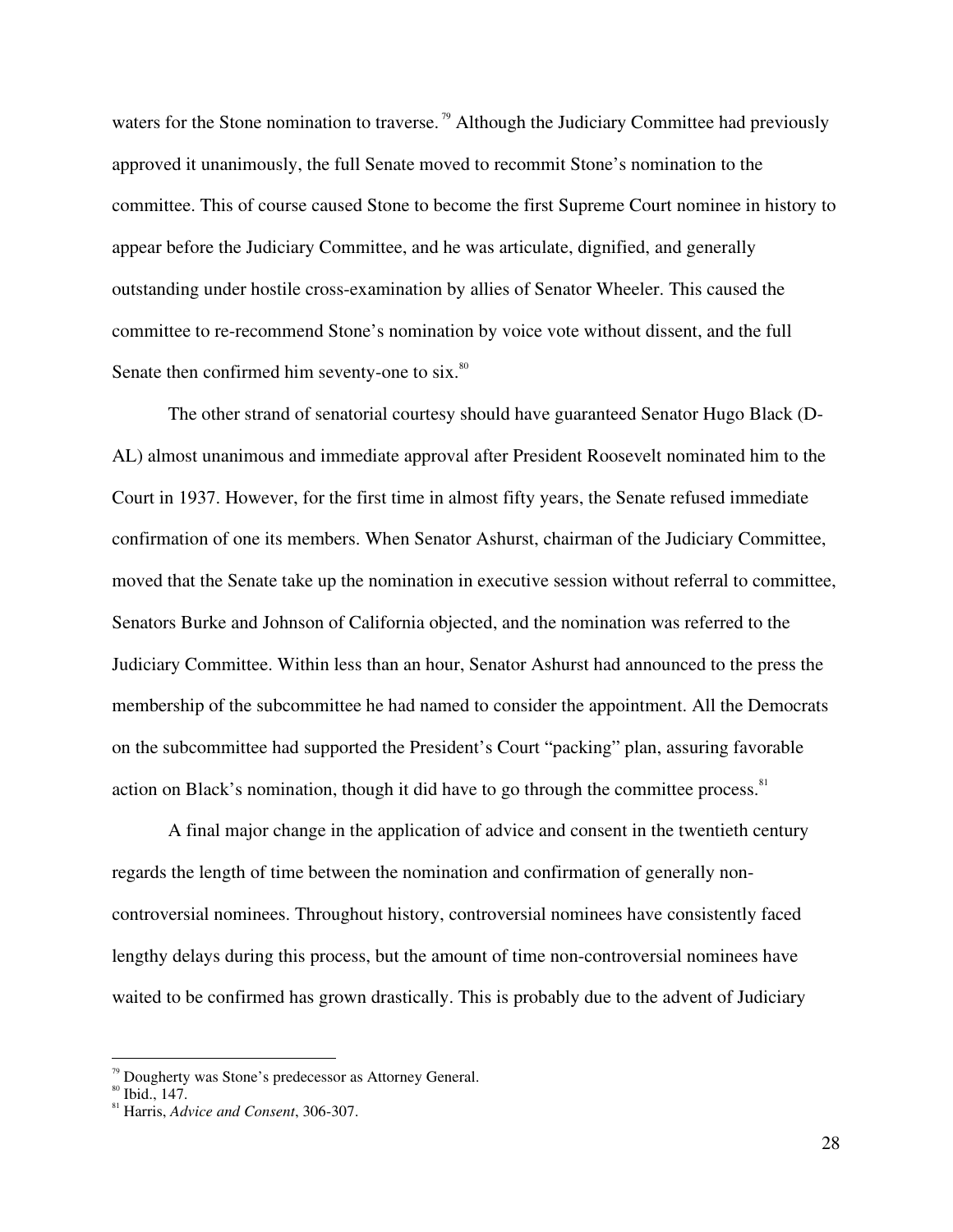waters for the Stone nomination to traverse.[79] Although the Judiciary Committee had previously approved it unanimously, the full Senate moved to recommit Stone's nomination to the committee. This of course caused Stone to become the first Supreme Court nominee in history to appear before the Judiciary Committee, and he was articulate, dignified, and generally outstanding under hostile cross-examination by allies of Senator Wheeler. This caused the committee to re-recommend Stone's nomination by voice vote without dissent, and the full Senate then confirmed him seventy-one to six.[80]

The other strand of senatorial courtesy should have guaranteed Senator Hugo Black (D-AL) almost unanimous and immediate approval after President Roosevelt nominated him to the Court in 1937. However, for the first time in almost fifty years, the Senate refused immediate confirmation of one its members. When Senator Ashurst, chairman of the Judiciary Committee, moved that the Senate take up the nomination in executive session without referral to committee, Senators Burke and Johnson of California objected, and the nomination was referred to the Judiciary Committee. Within less than an hour, Senator Ashurst had announced to the press the membership of the subcommittee he had named to consider the appointment. All the Democrats on the subcommittee had supported the President's Court "packing" plan, assuring favorable action on Black's nomination, though it did have to go through the committee process.[81]

A final major change in the application of advice and consent in the twentieth century regards the length of time between the nomination and confirmation of generally non-controversial nominees. Throughout history, controversial nominees have consistently faced lengthy delays during this process, but the amount of time non-controversial nominees have waited to be confirmed has grown drastically. This is probably due to the advent of Judiciary

---

[79] Dougherty was Stone's predecessor as Attorney General.

[80] Ibid., 147.

[81] Harris, *Advice and Consent*, 306-307.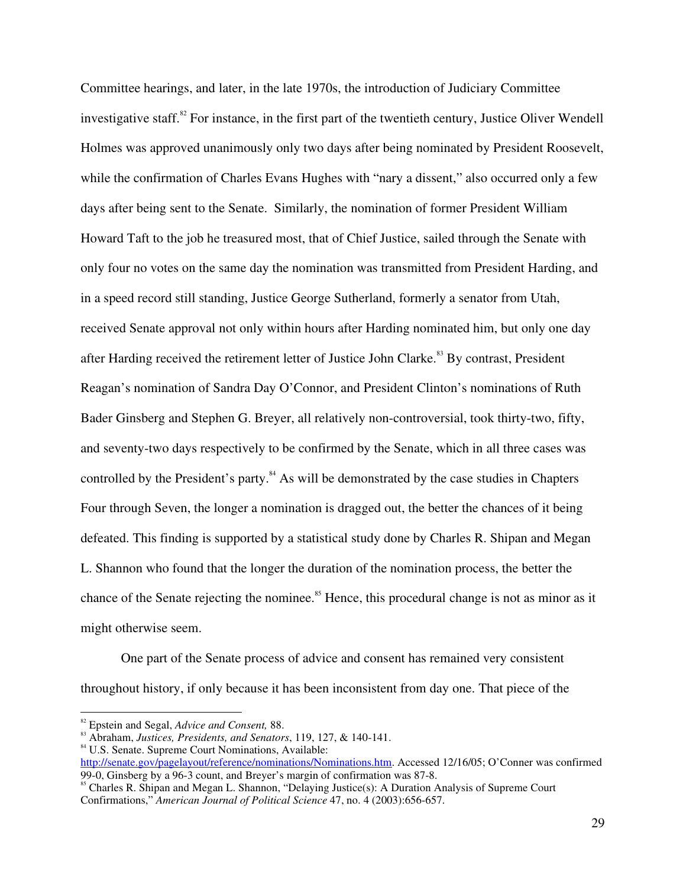Committee hearings, and later, in the late 1970s, the introduction of Judiciary Committee investigative staff.[82] For instance, in the first part of the twentieth century, Justice Oliver Wendell Holmes was approved unanimously only two days after being nominated by President Roosevelt, while the confirmation of Charles Evans Hughes with "nary a dissent," also occurred only a few days after being sent to the Senate. Similarly, the nomination of former President William Howard Taft to the job he treasured most, that of Chief Justice, sailed through the Senate with only four no votes on the same day the nomination was transmitted from President Harding, and in a speed record still standing, Justice George Sutherland, formerly a senator from Utah, received Senate approval not only within hours after Harding nominated him, but only one day after Harding received the retirement letter of Justice John Clarke.[83] By contrast, President Reagan's nomination of Sandra Day O'Connor, and President Clinton's nominations of Ruth Bader Ginsberg and Stephen G. Breyer, all relatively non-controversial, took thirty-two, fifty, and seventy-two days respectively to be confirmed by the Senate, which in all three cases was controlled by the President's party.[84] As will be demonstrated by the case studies in Chapters Four through Seven, the longer a nomination is dragged out, the better the chances of it being defeated. This finding is supported by a statistical study done by Charles R. Shipan and Megan L. Shannon who found that the longer the duration of the nomination process, the better the chance of the Senate rejecting the nominee.[85] Hence, this procedural change is not as minor as it might otherwise seem.

One part of the Senate process of advice and consent has remained very consistent throughout history, if only because it has been inconsistent from day one. That piece of the

---

[82] Epstein and Segal, *Advice and Consent,* 88.

[83] Abraham, *Justices, Presidents, and Senators*, 119, 127, & 140-141.

[84] U.S. Senate. Supreme Court Nominations, Available: http://senate.gov/pagelayout/reference/nominations/Nominations.htm. Accessed 12/16/05; O'Conner was confirmed 99-0, Ginsberg by a 96-3 count, and Breyer's margin of confirmation was 87-8.

[85] Charles R. Shipan and Megan L. Shannon, "Delaying Justice(s): A Duration Analysis of Supreme Court Confirmations," *American Journal of Political Science* 47, no. 4 (2003):656-657.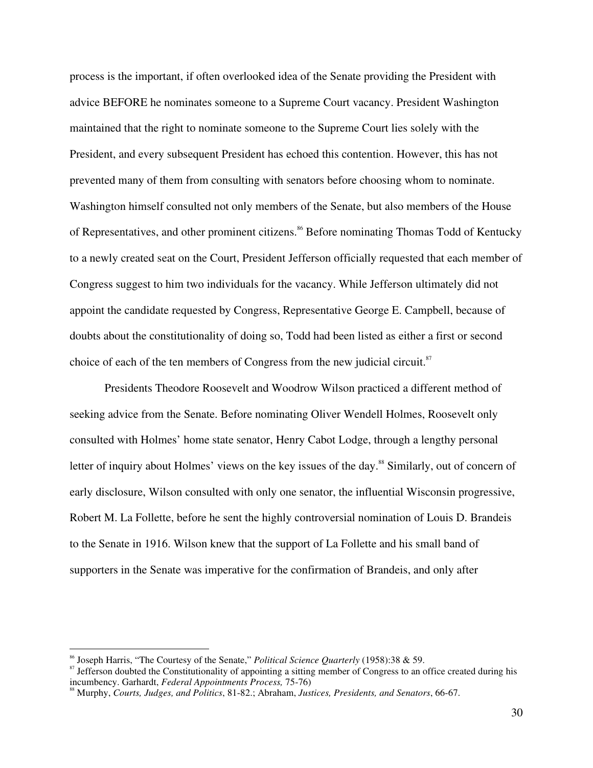process is the important, if often overlooked idea of the Senate providing the President with advice BEFORE he nominates someone to a Supreme Court vacancy. President Washington maintained that the right to nominate someone to the Supreme Court lies solely with the President, and every subsequent President has echoed this contention. However, this has not prevented many of them from consulting with senators before choosing whom to nominate. Washington himself consulted not only members of the Senate, but also members of the House of Representatives, and other prominent citizens.[86] Before nominating Thomas Todd of Kentucky to a newly created seat on the Court, President Jefferson officially requested that each member of Congress suggest to him two individuals for the vacancy. While Jefferson ultimately did not appoint the candidate requested by Congress, Representative George E. Campbell, because of doubts about the constitutionality of doing so, Todd had been listed as either a first or second choice of each of the ten members of Congress from the new judicial circuit.[87]

Presidents Theodore Roosevelt and Woodrow Wilson practiced a different method of seeking advice from the Senate. Before nominating Oliver Wendell Holmes, Roosevelt only consulted with Holmes' home state senator, Henry Cabot Lodge, through a lengthy personal letter of inquiry about Holmes' views on the key issues of the day.[88] Similarly, out of concern of early disclosure, Wilson consulted with only one senator, the influential Wisconsin progressive, Robert M. La Follette, before he sent the highly controversial nomination of Louis D. Brandeis to the Senate in 1916. Wilson knew that the support of La Follette and his small band of supporters in the Senate was imperative for the confirmation of Brandeis, and only after

---

[86] Joseph Harris, "The Courtesy of the Senate," *Political Science Quarterly* (1958):38 & 59.

[87] Jefferson doubted the Constitutionality of appointing a sitting member of Congress to an office created during his incumbency. Garhardt, *Federal Appointments Process,* 75-76)

[88] Murphy, *Courts, Judges, and Politics*, 81-82.; Abraham, *Justices, Presidents, and Senators*, 66-67.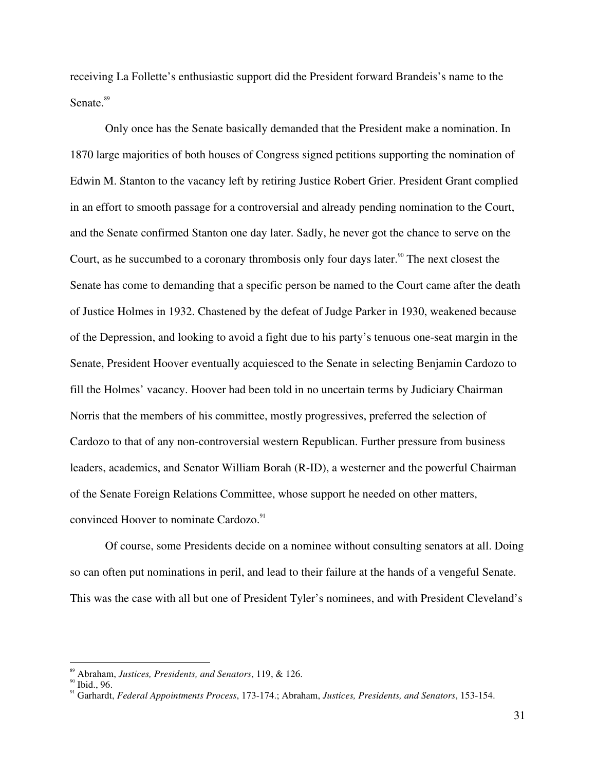receiving La Follette's enthusiastic support did the President forward Brandeis's name to the Senate.[89]

Only once has the Senate basically demanded that the President make a nomination. In 1870 large majorities of both houses of Congress signed petitions supporting the nomination of Edwin M. Stanton to the vacancy left by retiring Justice Robert Grier. President Grant complied in an effort to smooth passage for a controversial and already pending nomination to the Court, and the Senate confirmed Stanton one day later. Sadly, he never got the chance to serve on the Court, as he succumbed to a coronary thrombosis only four days later.[90] The next closest the Senate has come to demanding that a specific person be named to the Court came after the death of Justice Holmes in 1932. Chastened by the defeat of Judge Parker in 1930, weakened because of the Depression, and looking to avoid a fight due to his party's tenuous one-seat margin in the Senate, President Hoover eventually acquiesced to the Senate in selecting Benjamin Cardozo to fill the Holmes' vacancy. Hoover had been told in no uncertain terms by Judiciary Chairman Norris that the members of his committee, mostly progressives, preferred the selection of Cardozo to that of any non-controversial western Republican. Further pressure from business leaders, academics, and Senator William Borah (R-ID), a westerner and the powerful Chairman of the Senate Foreign Relations Committee, whose support he needed on other matters, convinced Hoover to nominate Cardozo.[91]

Of course, some Presidents decide on a nominee without consulting senators at all. Doing so can often put nominations in peril, and lead to their failure at the hands of a vengeful Senate. This was the case with all but one of President Tyler's nominees, and with President Cleveland's

---

[89] Abraham, *Justices, Presidents, and Senators*, 119, & 126.

[90] Ibid., 96.

[91] Garhardt, *Federal Appointments Process*, 173-174.; Abraham, *Justices, Presidents, and Senators*, 153-154.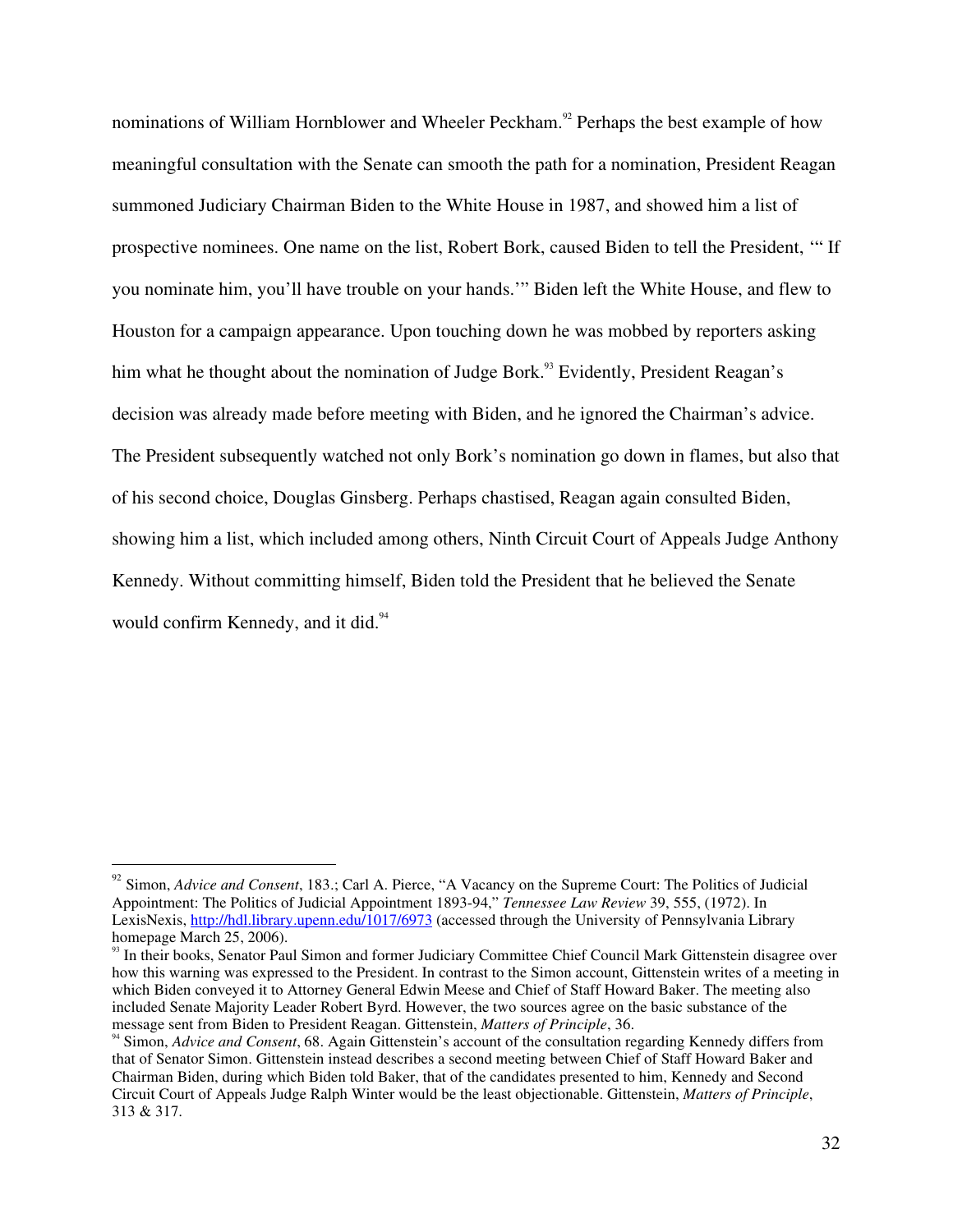nominations of William Hornblower and Wheeler Peckham.[92] Perhaps the best example of how meaningful consultation with the Senate can smooth the path for a nomination, President Reagan summoned Judiciary Chairman Biden to the White House in 1987, and showed him a list of prospective nominees. One name on the list, Robert Bork, caused Biden to tell the President, '" If you nominate him, you'll have trouble on your hands.'" Biden left the White House, and flew to Houston for a campaign appearance. Upon touching down he was mobbed by reporters asking him what he thought about the nomination of Judge Bork.[93] Evidently, President Reagan's decision was already made before meeting with Biden, and he ignored the Chairman's advice. The President subsequently watched not only Bork's nomination go down in flames, but also that of his second choice, Douglas Ginsberg. Perhaps chastised, Reagan again consulted Biden, showing him a list, which included among others, Ninth Circuit Court of Appeals Judge Anthony Kennedy. Without committing himself, Biden told the President that he believed the Senate would confirm Kennedy, and it did.[94]

---

[92] Simon, *Advice and Consent*, 183.; Carl A. Pierce, "A Vacancy on the Supreme Court: The Politics of Judicial Appointment: The Politics of Judicial Appointment 1893-94," *Tennessee Law Review* 39, 555, (1972). In LexisNexis, http://hdl.library.upenn.edu/1017/6973 (accessed through the University of Pennsylvania Library homepage March 25, 2006).

[93] In their books, Senator Paul Simon and former Judiciary Committee Chief Council Mark Gittenstein disagree over how this warning was expressed to the President. In contrast to the Simon account, Gittenstein writes of a meeting in which Biden conveyed it to Attorney General Edwin Meese and Chief of Staff Howard Baker. The meeting also included Senate Majority Leader Robert Byrd. However, the two sources agree on the basic substance of the message sent from Biden to President Reagan. Gittenstein, *Matters of Principle*, 36.

[94] Simon, *Advice and Consent*, 68. Again Gittenstein's account of the consultation regarding Kennedy differs from that of Senator Simon. Gittenstein instead describes a second meeting between Chief of Staff Howard Baker and Chairman Biden, during which Biden told Baker, that of the candidates presented to him, Kennedy and Second Circuit Court of Appeals Judge Ralph Winter would be the least objectionable. Gittenstein, *Matters of Principle*, 313 & 317.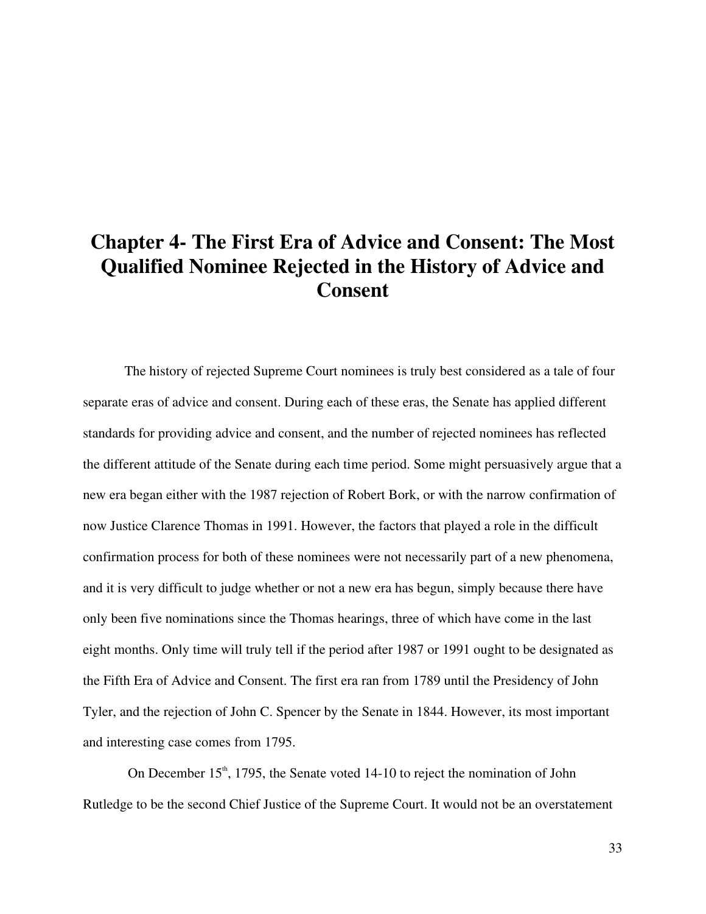# Chapter 4- The First Era of Advice and Consent: The Most Qualified Nominee Rejected in the History of Advice and Consent

The history of rejected Supreme Court nominees is truly best considered as a tale of four separate eras of advice and consent. During each of these eras, the Senate has applied different standards for providing advice and consent, and the number of rejected nominees has reflected the different attitude of the Senate during each time period. Some might persuasively argue that a new era began either with the 1987 rejection of Robert Bork, or with the narrow confirmation of now Justice Clarence Thomas in 1991. However, the factors that played a role in the difficult confirmation process for both of these nominees were not necessarily part of a new phenomena, and it is very difficult to judge whether or not a new era has begun, simply because there have only been five nominations since the Thomas hearings, three of which have come in the last eight months. Only time will truly tell if the period after 1987 or 1991 ought to be designated as the Fifth Era of Advice and Consent. The first era ran from 1789 until the Presidency of John Tyler, and the rejection of John C. Spencer by the Senate in 1844. However, its most important and interesting case comes from 1795.

On December 15th, 1795, the Senate voted 14-10 to reject the nomination of John Rutledge to be the second Chief Justice of the Supreme Court. It would not be an overstatement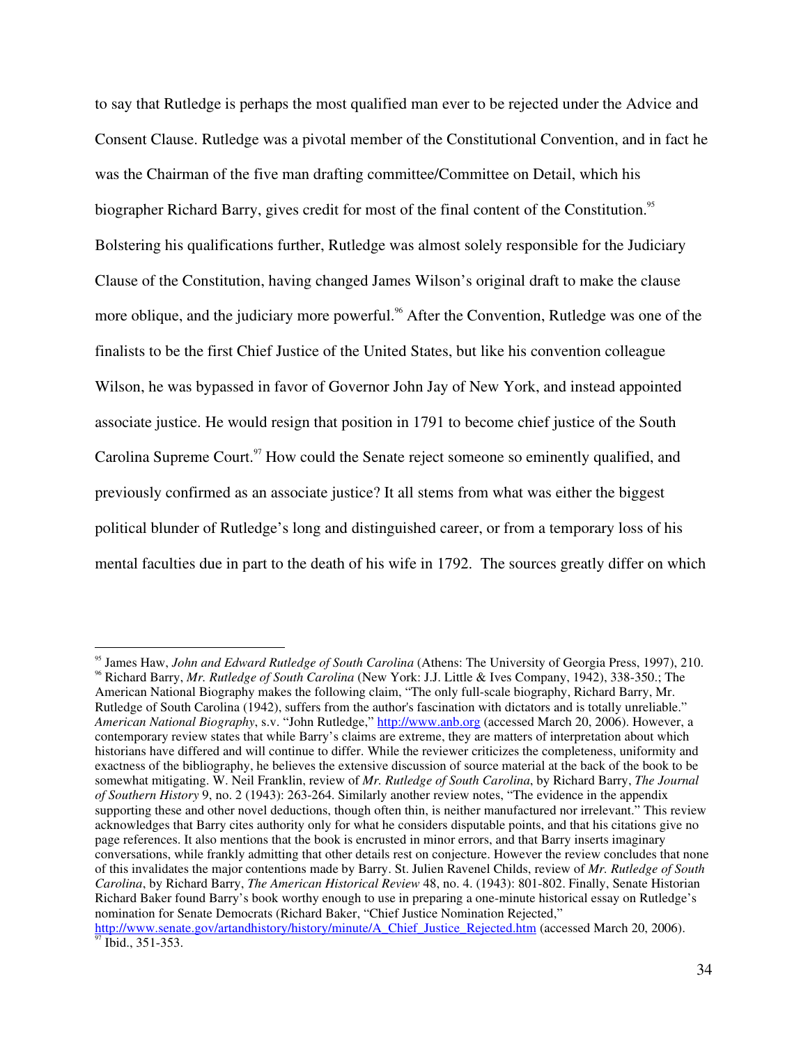to say that Rutledge is perhaps the most qualified man ever to be rejected under the Advice and Consent Clause. Rutledge was a pivotal member of the Constitutional Convention, and in fact he was the Chairman of the five man drafting committee/Committee on Detail, which his biographer Richard Barry, gives credit for most of the final content of the Constitution.[95] Bolstering his qualifications further, Rutledge was almost solely responsible for the Judiciary Clause of the Constitution, having changed James Wilson's original draft to make the clause more oblique, and the judiciary more powerful.[96] After the Convention, Rutledge was one of the finalists to be the first Chief Justice of the United States, but like his convention colleague Wilson, he was bypassed in favor of Governor John Jay of New York, and instead appointed associate justice. He would resign that position in 1791 to become chief justice of the South Carolina Supreme Court.[97] How could the Senate reject someone so eminently qualified, and previously confirmed as an associate justice? It all stems from what was either the biggest political blunder of Rutledge's long and distinguished career, or from a temporary loss of his mental faculties due in part to the death of his wife in 1792. The sources greatly differ on which

---

[95] James Haw, *John and Edward Rutledge of South Carolina* (Athens: The University of Georgia Press, 1997), 210.

[96] Richard Barry, *Mr. Rutledge of South Carolina* (New York: J.J. Little & Ives Company, 1942), 338-350.; The American National Biography makes the following claim, "The only full-scale biography, Richard Barry, Mr. Rutledge of South Carolina (1942), suffers from the author's fascination with dictators and is totally unreliable." *American National Biography*, s.v. "John Rutledge," http://www.anb.org (accessed March 20, 2006). However, a contemporary review states that while Barry's claims are extreme, they are matters of interpretation about which historians have differed and will continue to differ. While the reviewer criticizes the completeness, uniformity and exactness of the bibliography, he believes the extensive discussion of source material at the back of the book to be somewhat mitigating. W. Neil Franklin, review of *Mr. Rutledge of South Carolina*, by Richard Barry, *The Journal of Southern History* 9, no. 2 (1943): 263-264. Similarly another review notes, "The evidence in the appendix supporting these and other novel deductions, though often thin, is neither manufactured nor irrelevant." This review acknowledges that Barry cites authority only for what he considers disputable points, and that his citations give no page references. It also mentions that the book is encrusted in minor errors, and that Barry inserts imaginary conversations, while frankly admitting that other details rest on conjecture. However the review concludes that none of this invalidates the major contentions made by Barry. St. Julien Ravenel Childs, review of *Mr. Rutledge of South Carolina*, by Richard Barry, *The American Historical Review* 48, no. 4. (1943): 801-802. Finally, Senate Historian Richard Baker found Barry's book worthy enough to use in preparing a one-minute historical essay on Rutledge's nomination for Senate Democrats (Richard Baker, "Chief Justice Nomination Rejected," http://www.senate.gov/artandhistory/history/minute/A_Chief_Justice_Rejected.htm (accessed March 20, 2006).

[97] Ibid., 351-353.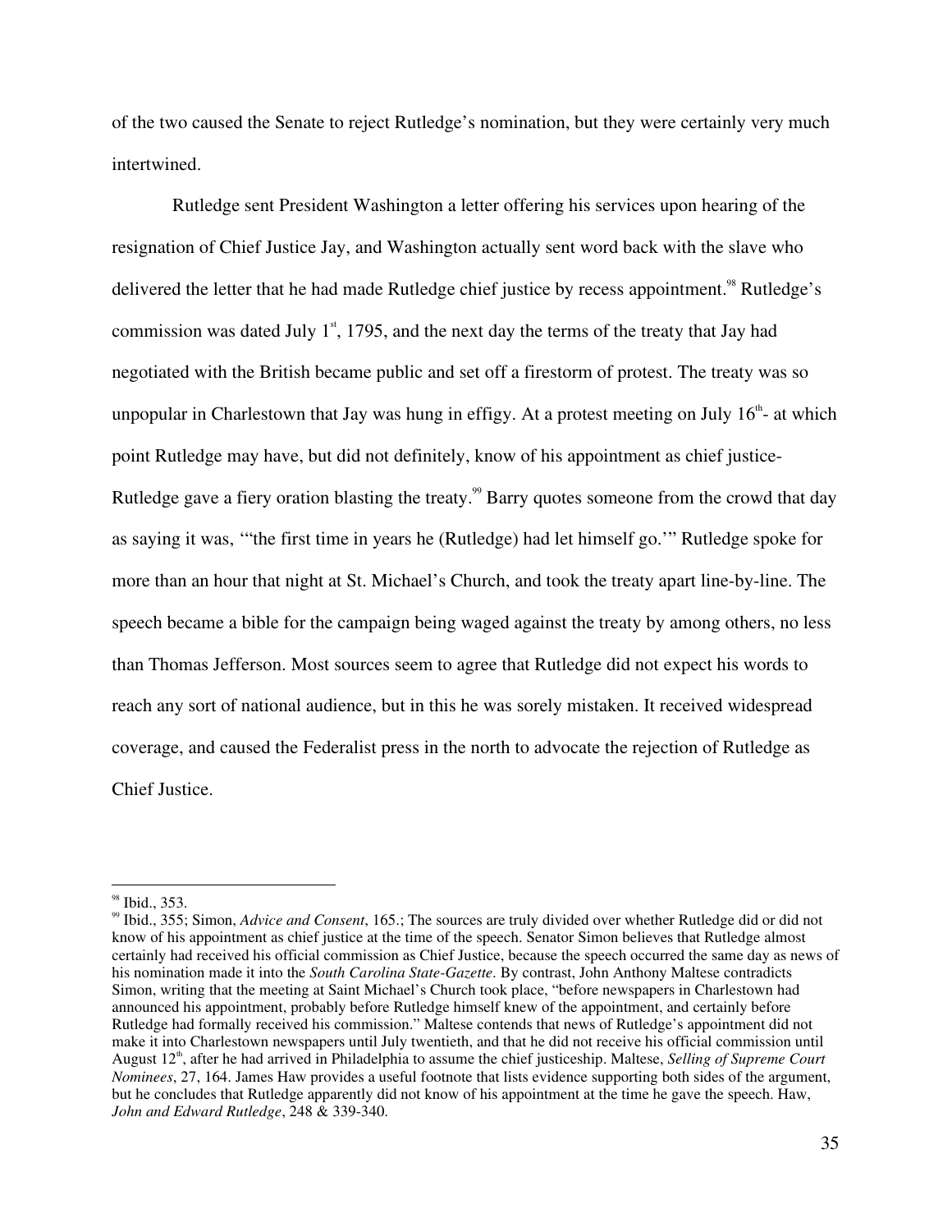of the two caused the Senate to reject Rutledge's nomination, but they were certainly very much intertwined.

Rutledge sent President Washington a letter offering his services upon hearing of the resignation of Chief Justice Jay, and Washington actually sent word back with the slave who delivered the letter that he had made Rutledge chief justice by recess appointment.[98] Rutledge's commission was dated July 1st, 1795, and the next day the terms of the treaty that Jay had negotiated with the British became public and set off a firestorm of protest. The treaty was so unpopular in Charlestown that Jay was hung in effigy. At a protest meeting on July 16th- at which point Rutledge may have, but did not definitely, know of his appointment as chief justice- Rutledge gave a fiery oration blasting the treaty.[99] Barry quotes someone from the crowd that day as saying it was, '"the first time in years he (Rutledge) had let himself go.'" Rutledge spoke for more than an hour that night at St. Michael's Church, and took the treaty apart line-by-line. The speech became a bible for the campaign being waged against the treaty by among others, no less than Thomas Jefferson. Most sources seem to agree that Rutledge did not expect his words to reach any sort of national audience, but in this he was sorely mistaken. It received widespread coverage, and caused the Federalist press in the north to advocate the rejection of Rutledge as Chief Justice.

---

[98] Ibid., 353.

[99] Ibid., 355; Simon, *Advice and Consent*, 165.; The sources are truly divided over whether Rutledge did or did not know of his appointment as chief justice at the time of the speech. Senator Simon believes that Rutledge almost certainly had received his official commission as Chief Justice, because the speech occurred the same day as news of his nomination made it into the *South Carolina State-Gazette*. By contrast, John Anthony Maltese contradicts Simon, writing that the meeting at Saint Michael's Church took place, "before newspapers in Charlestown had announced his appointment, probably before Rutledge himself knew of the appointment, and certainly before Rutledge had formally received his commission." Maltese contends that news of Rutledge's appointment did not make it into Charlestown newspapers until July twentieth, and that he did not receive his official commission until August 12th, after he had arrived in Philadelphia to assume the chief justiceship. Maltese, *Selling of Supreme Court Nominees*, 27, 164. James Haw provides a useful footnote that lists evidence supporting both sides of the argument, but he concludes that Rutledge apparently did not know of his appointment at the time he gave the speech. Haw, *John and Edward Rutledge*, 248 & 339-340.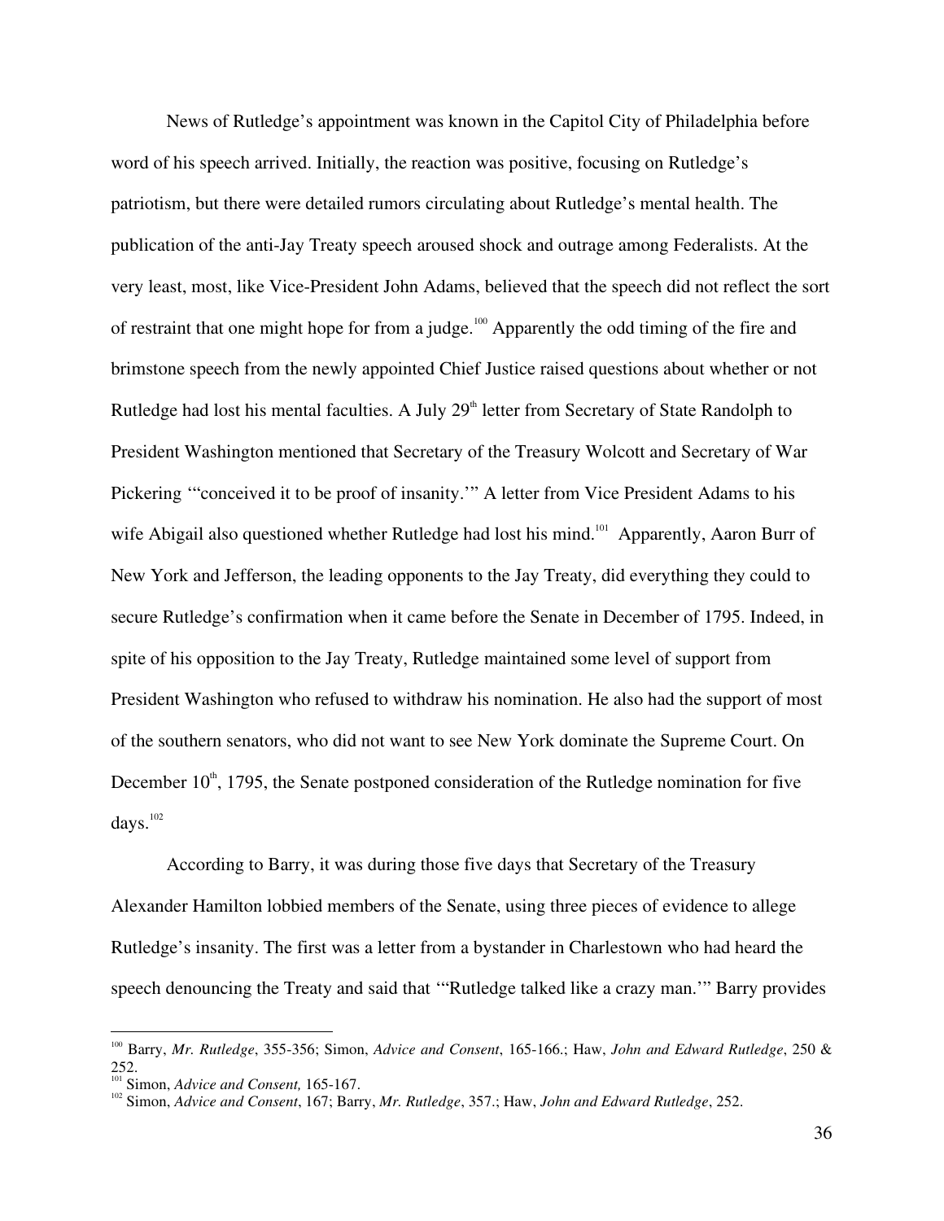News of Rutledge's appointment was known in the Capitol City of Philadelphia before word of his speech arrived. Initially, the reaction was positive, focusing on Rutledge's patriotism, but there were detailed rumors circulating about Rutledge's mental health. The publication of the anti-Jay Treaty speech aroused shock and outrage among Federalists. At the very least, most, like Vice-President John Adams, believed that the speech did not reflect the sort of restraint that one might hope for from a judge.[100] Apparently the odd timing of the fire and brimstone speech from the newly appointed Chief Justice raised questions about whether or not Rutledge had lost his mental faculties. A July 29th letter from Secretary of State Randolph to President Washington mentioned that Secretary of the Treasury Wolcott and Secretary of War Pickering '"conceived it to be proof of insanity.'" A letter from Vice President Adams to his wife Abigail also questioned whether Rutledge had lost his mind.[101] Apparently, Aaron Burr of New York and Jefferson, the leading opponents to the Jay Treaty, did everything they could to secure Rutledge's confirmation when it came before the Senate in December of 1795. Indeed, in spite of his opposition to the Jay Treaty, Rutledge maintained some level of support from President Washington who refused to withdraw his nomination. He also had the support of most of the southern senators, who did not want to see New York dominate the Supreme Court. On December 10th, 1795, the Senate postponed consideration of the Rutledge nomination for five days.[102]

According to Barry, it was during those five days that Secretary of the Treasury Alexander Hamilton lobbied members of the Senate, using three pieces of evidence to allege Rutledge's insanity. The first was a letter from a bystander in Charlestown who had heard the speech denouncing the Treaty and said that '"Rutledge talked like a crazy man.'" Barry provides

---

[100] Barry, *Mr. Rutledge*, 355-356; Simon, *Advice and Consent*, 165-166.; Haw, *John and Edward Rutledge*, 250 & 252.

[101] Simon, *Advice and Consent,* 165-167.

[102] Simon, *Advice and Consent*, 167; Barry, *Mr. Rutledge*, 357.; Haw, *John and Edward Rutledge*, 252.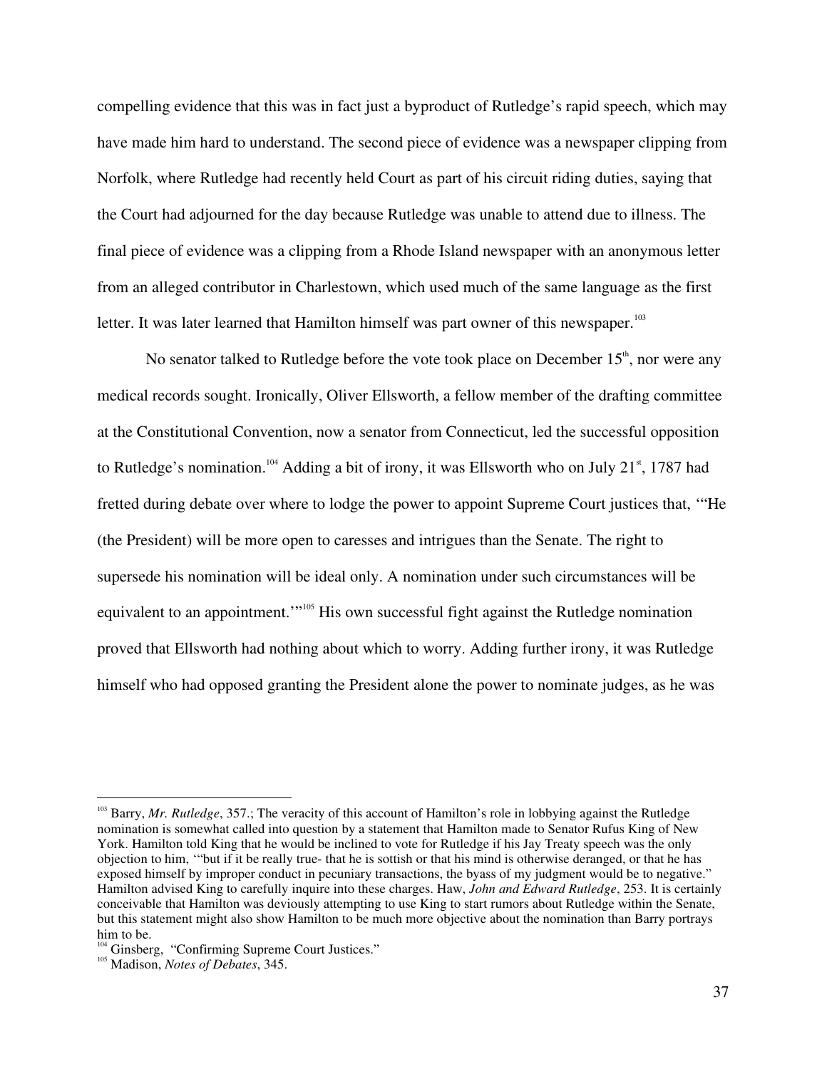compelling evidence that this was in fact just a byproduct of Rutledge's rapid speech, which may have made him hard to understand. The second piece of evidence was a newspaper clipping from Norfolk, where Rutledge had recently held Court as part of his circuit riding duties, saying that the Court had adjourned for the day because Rutledge was unable to attend due to illness. The final piece of evidence was a clipping from a Rhode Island newspaper with an anonymous letter from an alleged contributor in Charlestown, which used much of the same language as the first letter. It was later learned that Hamilton himself was part owner of this newspaper.[103]

No senator talked to Rutledge before the vote took place on December 15th, nor were any medical records sought. Ironically, Oliver Ellsworth, a fellow member of the drafting committee at the Constitutional Convention, now a senator from Connecticut, led the successful opposition to Rutledge's nomination.[104] Adding a bit of irony, it was Ellsworth who on July 21st, 1787 had fretted during debate over where to lodge the power to appoint Supreme Court justices that, '"He (the President) will be more open to caresses and intrigues than the Senate. The right to supersede his nomination will be ideal only. A nomination under such circumstances will be equivalent to an appointment.'"[105] His own successful fight against the Rutledge nomination proved that Ellsworth had nothing about which to worry. Adding further irony, it was Rutledge himself who had opposed granting the President alone the power to nominate judges, as he was

---

[103] Barry, *Mr. Rutledge*, 357.; The veracity of this account of Hamilton's role in lobbying against the Rutledge nomination is somewhat called into question by a statement that Hamilton made to Senator Rufus King of New York. Hamilton told King that he would be inclined to vote for Rutledge if his Jay Treaty speech was the only objection to him, '"but if it be really true- that he is sottish or that his mind is otherwise deranged, or that he has exposed himself by improper conduct in pecuniary transactions, the byass of my judgment would be to negative." Hamilton advised King to carefully inquire into these charges. Haw, *John and Edward Rutledge*, 253. It is certainly conceivable that Hamilton was deviously attempting to use King to start rumors about Rutledge within the Senate, but this statement might also show Hamilton to be much more objective about the nomination than Barry portrays him to be.

[104] Ginsberg, "Confirming Supreme Court Justices."

[105] Madison, *Notes of Debates*, 345.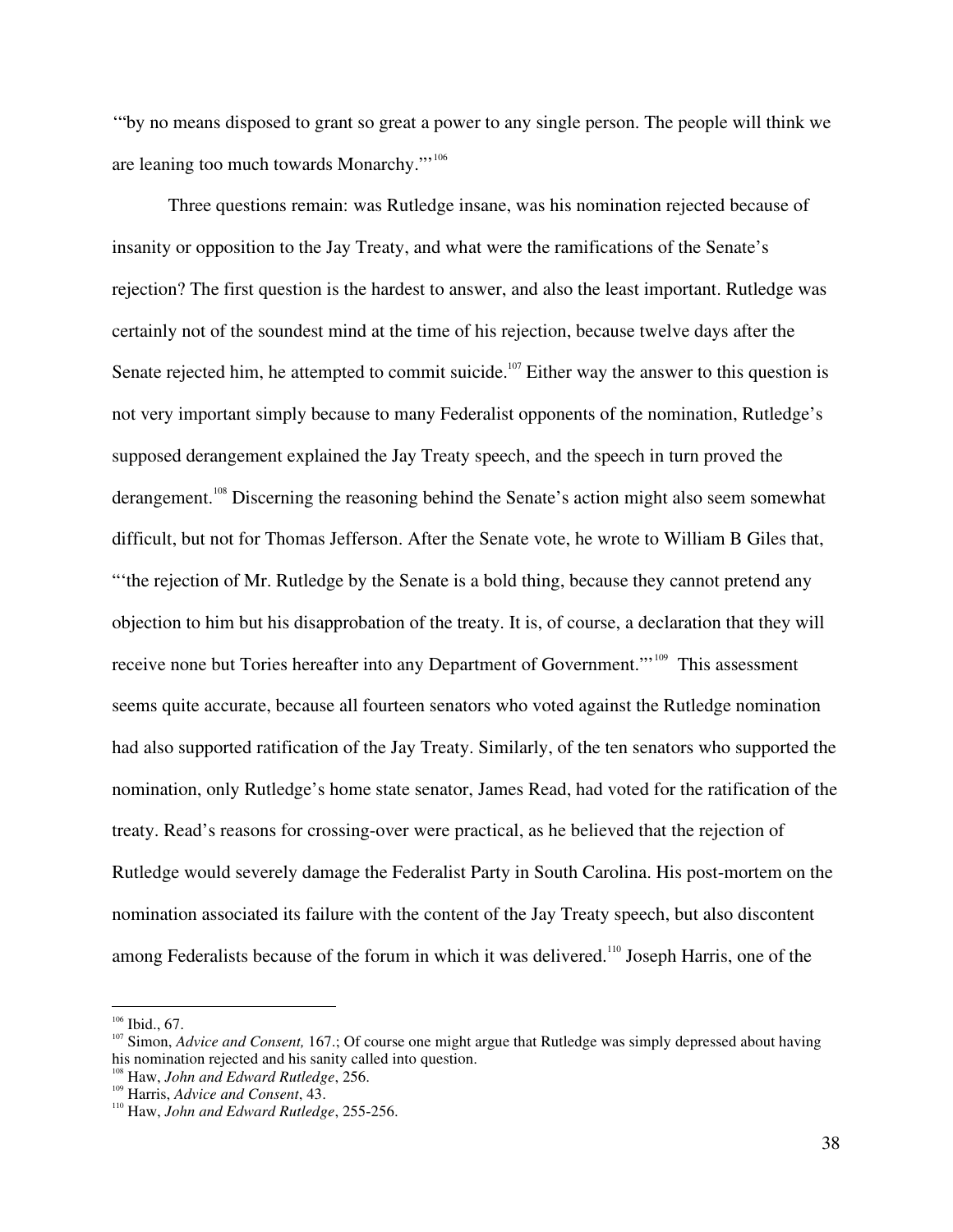'"by no means disposed to grant so great a power to any single person. The people will think we are leaning too much towards Monarchy."'[106]

Three questions remain: was Rutledge insane, was his nomination rejected because of insanity or opposition to the Jay Treaty, and what were the ramifications of the Senate's rejection? The first question is the hardest to answer, and also the least important. Rutledge was certainly not of the soundest mind at the time of his rejection, because twelve days after the Senate rejected him, he attempted to commit suicide.[107] Either way the answer to this question is not very important simply because to many Federalist opponents of the nomination, Rutledge's supposed derangement explained the Jay Treaty speech, and the speech in turn proved the derangement.[108] Discerning the reasoning behind the Senate's action might also seem somewhat difficult, but not for Thomas Jefferson. After the Senate vote, he wrote to William B Giles that, "'the rejection of Mr. Rutledge by the Senate is a bold thing, because they cannot pretend any objection to him but his disapprobation of the treaty. It is, of course, a declaration that they will receive none but Tories hereafter into any Department of Government.'"[109] This assessment seems quite accurate, because all fourteen senators who voted against the Rutledge nomination had also supported ratification of the Jay Treaty. Similarly, of the ten senators who supported the nomination, only Rutledge's home state senator, James Read, had voted for the ratification of the treaty. Read's reasons for crossing-over were practical, as he believed that the rejection of Rutledge would severely damage the Federalist Party in South Carolina. His post-mortem on the nomination associated its failure with the content of the Jay Treaty speech, but also discontent among Federalists because of the forum in which it was delivered.[110] Joseph Harris, one of the

---

[106] Ibid., 67.

[107] Simon, *Advice and Consent,* 167.; Of course one might argue that Rutledge was simply depressed about having his nomination rejected and his sanity called into question.

[108] Haw, *John and Edward Rutledge*, 256.

[109] Harris, *Advice and Consent*, 43.

[110] Haw, *John and Edward Rutledge*, 255-256.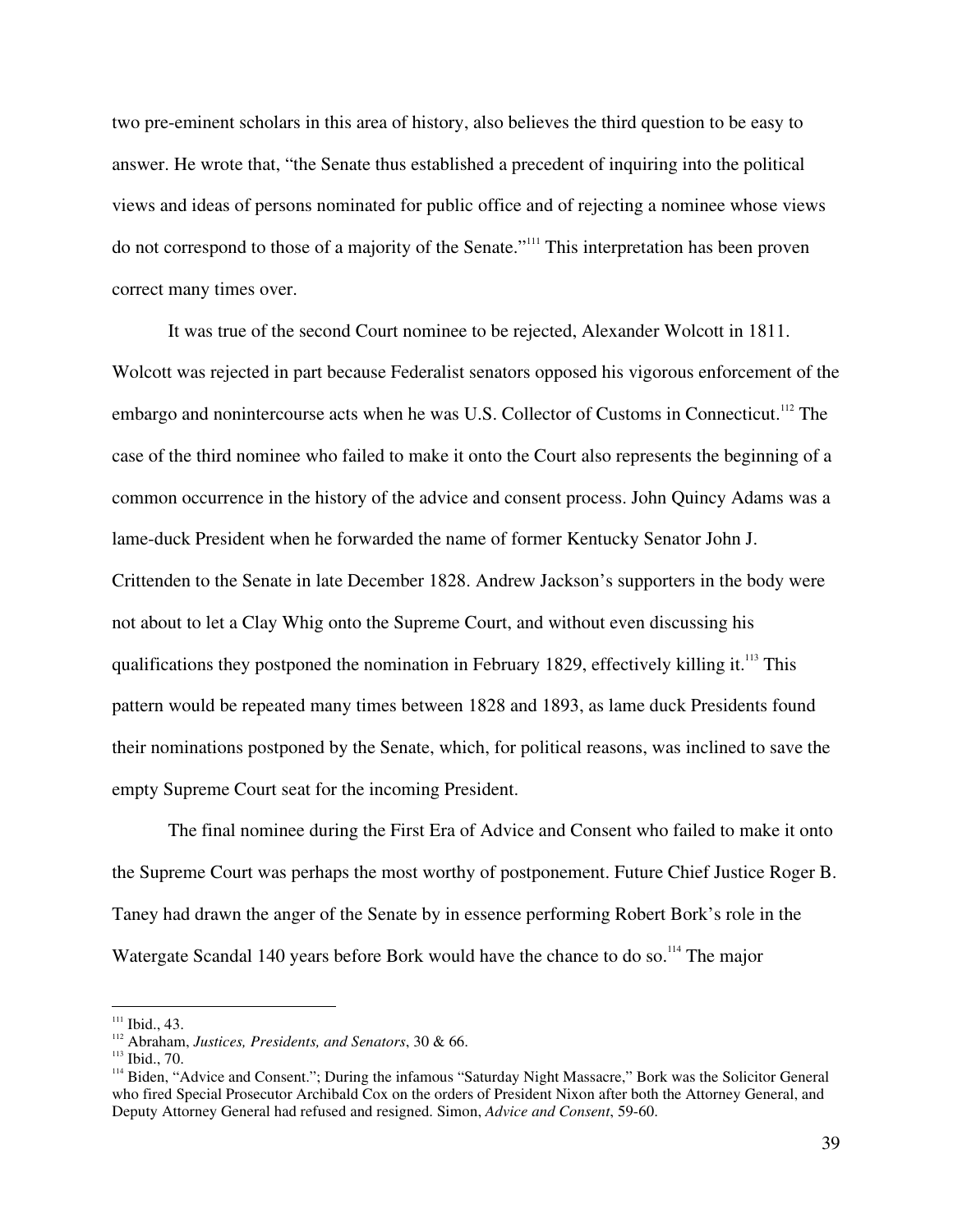two pre-eminent scholars in this area of history, also believes the third question to be easy to answer. He wrote that, "the Senate thus established a precedent of inquiring into the political views and ideas of persons nominated for public office and of rejecting a nominee whose views do not correspond to those of a majority of the Senate."[111] This interpretation has been proven correct many times over.

It was true of the second Court nominee to be rejected, Alexander Wolcott in 1811. Wolcott was rejected in part because Federalist senators opposed his vigorous enforcement of the embargo and nonintercourse acts when he was U.S. Collector of Customs in Connecticut.[112] The case of the third nominee who failed to make it onto the Court also represents the beginning of a common occurrence in the history of the advice and consent process. John Quincy Adams was a lame-duck President when he forwarded the name of former Kentucky Senator John J. Crittenden to the Senate in late December 1828. Andrew Jackson's supporters in the body were not about to let a Clay Whig onto the Supreme Court, and without even discussing his qualifications they postponed the nomination in February 1829, effectively killing it.[113] This pattern would be repeated many times between 1828 and 1893, as lame duck Presidents found their nominations postponed by the Senate, which, for political reasons, was inclined to save the empty Supreme Court seat for the incoming President.

The final nominee during the First Era of Advice and Consent who failed to make it onto the Supreme Court was perhaps the most worthy of postponement. Future Chief Justice Roger B. Taney had drawn the anger of the Senate by in essence performing Robert Bork's role in the Watergate Scandal 140 years before Bork would have the chance to do so.[114] The major

---

[111] Ibid., 43.

[112] Abraham, *Justices, Presidents, and Senators*, 30 & 66.

[113] Ibid., 70.

[114] Biden, "Advice and Consent."; During the infamous "Saturday Night Massacre," Bork was the Solicitor General who fired Special Prosecutor Archibald Cox on the orders of President Nixon after both the Attorney General, and Deputy Attorney General had refused and resigned. Simon, *Advice and Consent*, 59-60.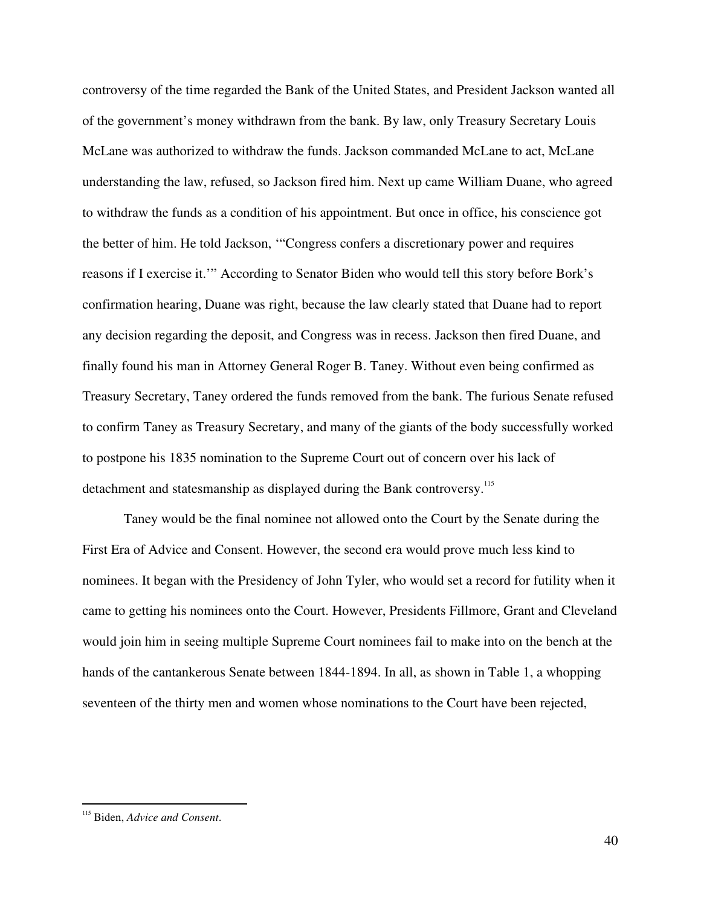controversy of the time regarded the Bank of the United States, and President Jackson wanted all of the government's money withdrawn from the bank. By law, only Treasury Secretary Louis McLane was authorized to withdraw the funds. Jackson commanded McLane to act, McLane understanding the law, refused, so Jackson fired him. Next up came William Duane, who agreed to withdraw the funds as a condition of his appointment. But once in office, his conscience got the better of him. He told Jackson, '"Congress confers a discretionary power and requires reasons if I exercise it.'" According to Senator Biden who would tell this story before Bork's confirmation hearing, Duane was right, because the law clearly stated that Duane had to report any decision regarding the deposit, and Congress was in recess. Jackson then fired Duane, and finally found his man in Attorney General Roger B. Taney. Without even being confirmed as Treasury Secretary, Taney ordered the funds removed from the bank. The furious Senate refused to confirm Taney as Treasury Secretary, and many of the giants of the body successfully worked to postpone his 1835 nomination to the Supreme Court out of concern over his lack of detachment and statesmanship as displayed during the Bank controversy.[115]

Taney would be the final nominee not allowed onto the Court by the Senate during the First Era of Advice and Consent. However, the second era would prove much less kind to nominees. It began with the Presidency of John Tyler, who would set a record for futility when it came to getting his nominees onto the Court. However, Presidents Fillmore, Grant and Cleveland would join him in seeing multiple Supreme Court nominees fail to make into on the bench at the hands of the cantankerous Senate between 1844-1894. In all, as shown in Table 1, a whopping seventeen of the thirty men and women whose nominations to the Court have been rejected,

---

[115] Biden, *Advice and Consent*.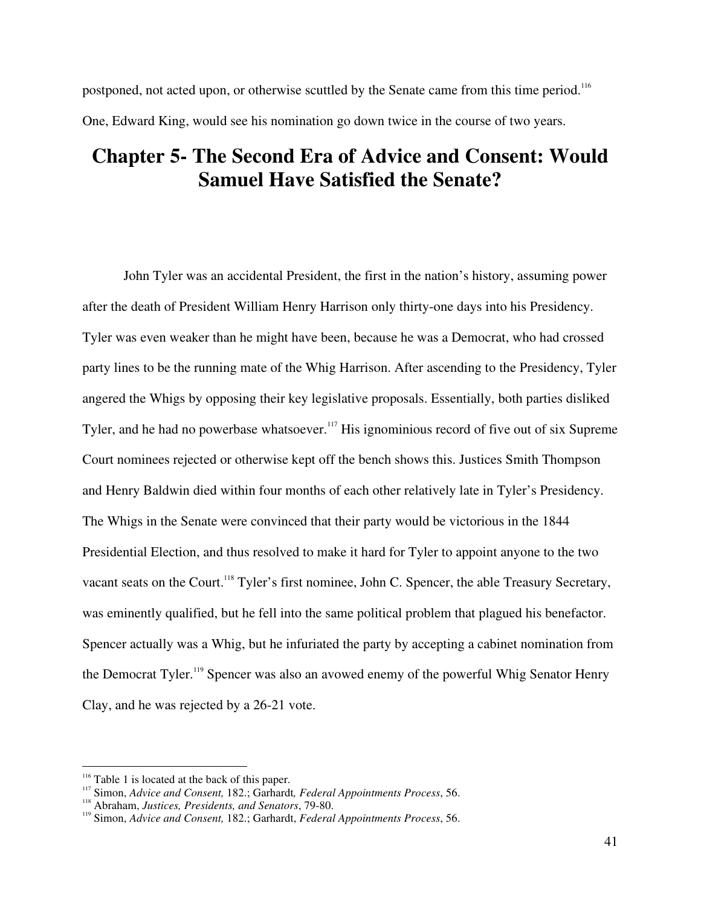postponed, not acted upon, or otherwise scuttled by the Senate came from this time period.[116] One, Edward King, would see his nomination go down twice in the course of two years.

# Chapter 5- The Second Era of Advice and Consent: Would Samuel Have Satisfied the Senate?

John Tyler was an accidental President, the first in the nation's history, assuming power after the death of President William Henry Harrison only thirty-one days into his Presidency. Tyler was even weaker than he might have been, because he was a Democrat, who had crossed party lines to be the running mate of the Whig Harrison. After ascending to the Presidency, Tyler angered the Whigs by opposing their key legislative proposals. Essentially, both parties disliked Tyler, and he had no powerbase whatsoever.[117] His ignominious record of five out of six Supreme Court nominees rejected or otherwise kept off the bench shows this. Justices Smith Thompson and Henry Baldwin died within four months of each other relatively late in Tyler's Presidency. The Whigs in the Senate were convinced that their party would be victorious in the 1844 Presidential Election, and thus resolved to make it hard for Tyler to appoint anyone to the two vacant seats on the Court.[118] Tyler's first nominee, John C. Spencer, the able Treasury Secretary, was eminently qualified, but he fell into the same political problem that plagued his benefactor. Spencer actually was a Whig, but he infuriated the party by accepting a cabinet nomination from the Democrat Tyler.[119] Spencer was also an avowed enemy of the powerful Whig Senator Henry Clay, and he was rejected by a 26-21 vote.

---

[116] Table 1 is located at the back of this paper.

[117] Simon, *Advice and Consent,* 182.; Garhardt*, Federal Appointments Process*, 56.

[118] Abraham, *Justices, Presidents, and Senators*, 79-80.

[119] Simon, *Advice and Consent,* 182.; Garhardt, *Federal Appointments Process*, 56.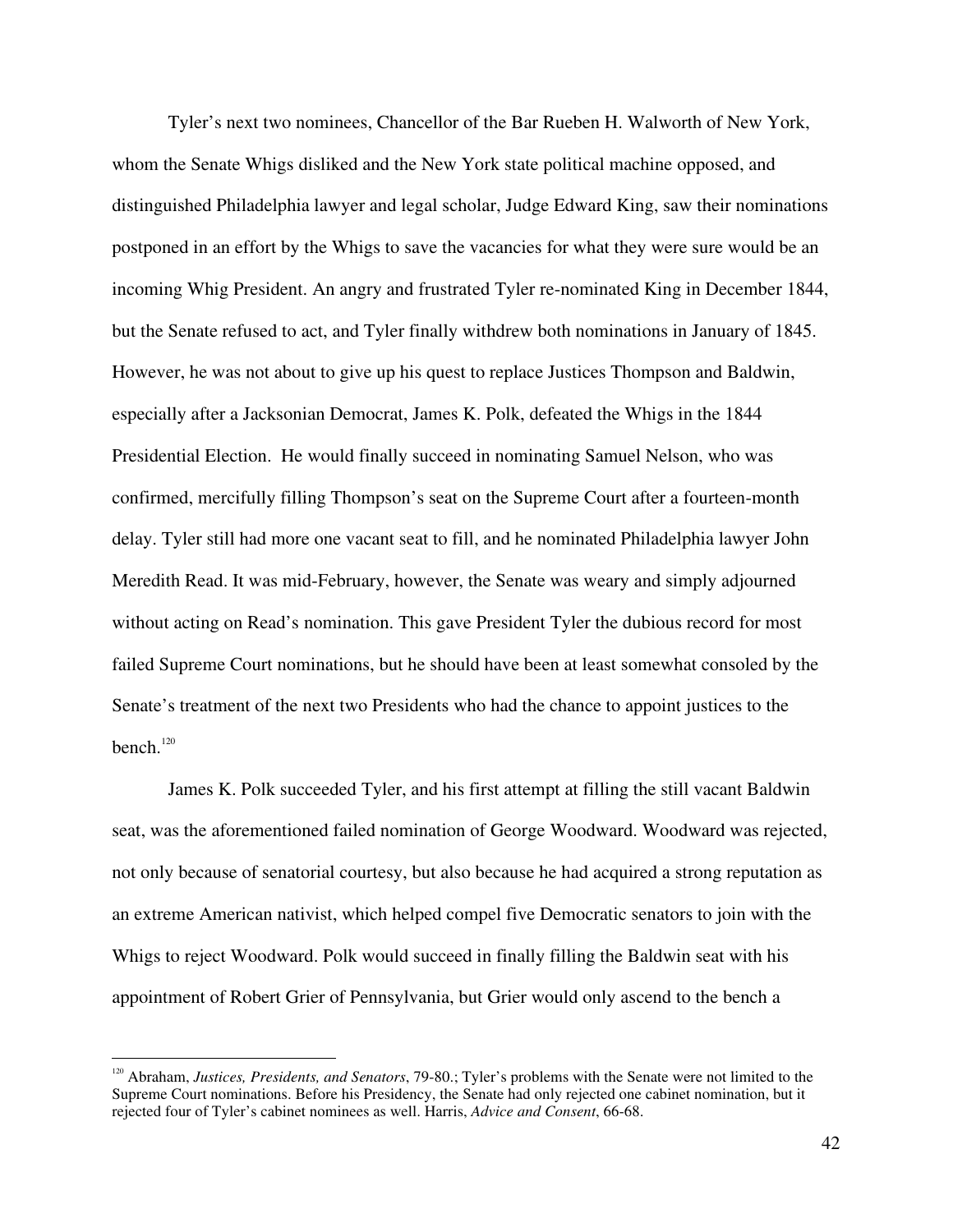Tyler's next two nominees, Chancellor of the Bar Rueben H. Walworth of New York, whom the Senate Whigs disliked and the New York state political machine opposed, and distinguished Philadelphia lawyer and legal scholar, Judge Edward King, saw their nominations postponed in an effort by the Whigs to save the vacancies for what they were sure would be an incoming Whig President. An angry and frustrated Tyler re-nominated King in December 1844, but the Senate refused to act, and Tyler finally withdrew both nominations in January of 1845. However, he was not about to give up his quest to replace Justices Thompson and Baldwin, especially after a Jacksonian Democrat, James K. Polk, defeated the Whigs in the 1844 Presidential Election. He would finally succeed in nominating Samuel Nelson, who was confirmed, mercifully filling Thompson's seat on the Supreme Court after a fourteen-month delay. Tyler still had more one vacant seat to fill, and he nominated Philadelphia lawyer John Meredith Read. It was mid-February, however, the Senate was weary and simply adjourned without acting on Read's nomination. This gave President Tyler the dubious record for most failed Supreme Court nominations, but he should have been at least somewhat consoled by the Senate's treatment of the next two Presidents who had the chance to appoint justices to the bench.[120]

James K. Polk succeeded Tyler, and his first attempt at filling the still vacant Baldwin seat, was the aforementioned failed nomination of George Woodward. Woodward was rejected, not only because of senatorial courtesy, but also because he had acquired a strong reputation as an extreme American nativist, which helped compel five Democratic senators to join with the Whigs to reject Woodward. Polk would succeed in finally filling the Baldwin seat with his appointment of Robert Grier of Pennsylvania, but Grier would only ascend to the bench a

[120] Abraham, *Justices, Presidents, and Senators*, 79-80.; Tyler's problems with the Senate were not limited to the Supreme Court nominations. Before his Presidency, the Senate had only rejected one cabinet nomination, but it rejected four of Tyler's cabinet nominees as well. Harris, *Advice and Consent*, 66-68.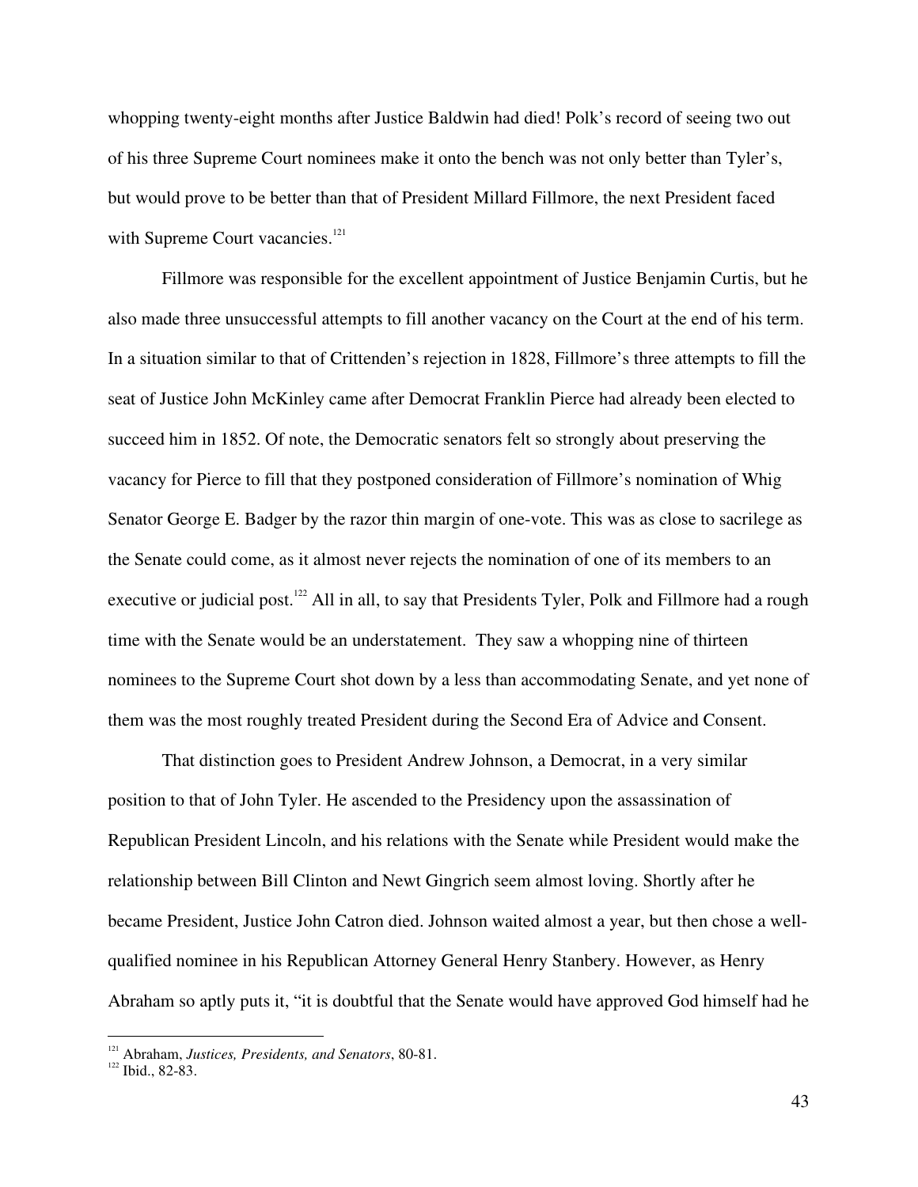whopping twenty-eight months after Justice Baldwin had died! Polk's record of seeing two out of his three Supreme Court nominees make it onto the bench was not only better than Tyler's, but would prove to be better than that of President Millard Fillmore, the next President faced with Supreme Court vacancies.[121]

Fillmore was responsible for the excellent appointment of Justice Benjamin Curtis, but he also made three unsuccessful attempts to fill another vacancy on the Court at the end of his term. In a situation similar to that of Crittenden's rejection in 1828, Fillmore's three attempts to fill the seat of Justice John McKinley came after Democrat Franklin Pierce had already been elected to succeed him in 1852. Of note, the Democratic senators felt so strongly about preserving the vacancy for Pierce to fill that they postponed consideration of Fillmore's nomination of Whig Senator George E. Badger by the razor thin margin of one-vote. This was as close to sacrilege as the Senate could come, as it almost never rejects the nomination of one of its members to an executive or judicial post.[122] All in all, to say that Presidents Tyler, Polk and Fillmore had a rough time with the Senate would be an understatement. They saw a whopping nine of thirteen nominees to the Supreme Court shot down by a less than accommodating Senate, and yet none of them was the most roughly treated President during the Second Era of Advice and Consent.

That distinction goes to President Andrew Johnson, a Democrat, in a very similar position to that of John Tyler. He ascended to the Presidency upon the assassination of Republican President Lincoln, and his relations with the Senate while President would make the relationship between Bill Clinton and Newt Gingrich seem almost loving. Shortly after he became President, Justice John Catron died. Johnson waited almost a year, but then chose a well-qualified nominee in his Republican Attorney General Henry Stanbery. However, as Henry Abraham so aptly puts it, "it is doubtful that the Senate would have approved God himself had he

---

[121] Abraham, *Justices, Presidents, and Senators*, 80-81.

[122] Ibid., 82-83.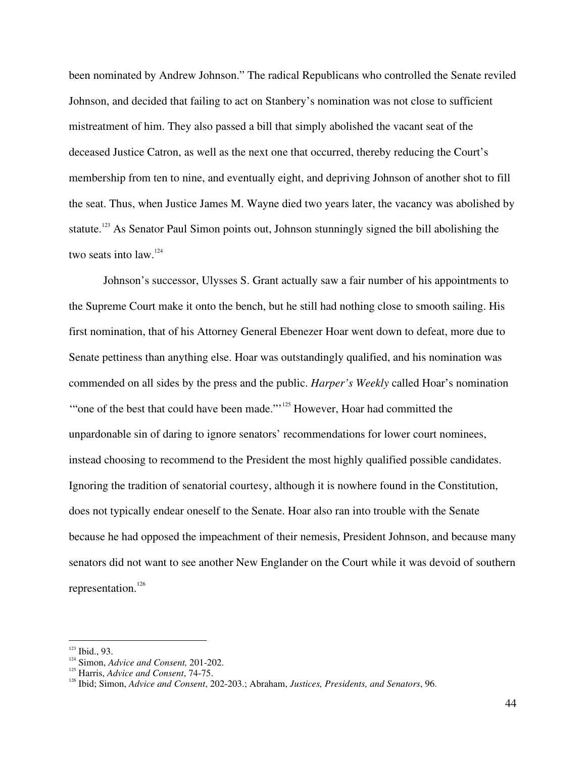been nominated by Andrew Johnson." The radical Republicans who controlled the Senate reviled Johnson, and decided that failing to act on Stanbery's nomination was not close to sufficient mistreatment of him. They also passed a bill that simply abolished the vacant seat of the deceased Justice Catron, as well as the next one that occurred, thereby reducing the Court's membership from ten to nine, and eventually eight, and depriving Johnson of another shot to fill the seat. Thus, when Justice James M. Wayne died two years later, the vacancy was abolished by statute.[123] As Senator Paul Simon points out, Johnson stunningly signed the bill abolishing the two seats into law.[124]

Johnson's successor, Ulysses S. Grant actually saw a fair number of his appointments to the Supreme Court make it onto the bench, but he still had nothing close to smooth sailing. His first nomination, that of his Attorney General Ebenezer Hoar went down to defeat, more due to Senate pettiness than anything else. Hoar was outstandingly qualified, and his nomination was commended on all sides by the press and the public. *Harper's Weekly* called Hoar's nomination "'one of the best that could have been made.'"[125] However, Hoar had committed the unpardonable sin of daring to ignore senators' recommendations for lower court nominees, instead choosing to recommend to the President the most highly qualified possible candidates. Ignoring the tradition of senatorial courtesy, although it is nowhere found in the Constitution, does not typically endear oneself to the Senate. Hoar also ran into trouble with the Senate because he had opposed the impeachment of their nemesis, President Johnson, and because many senators did not want to see another New Englander on the Court while it was devoid of southern representation.[126]

---

[123] Ibid., 93.

[124] Simon, *Advice and Consent,* 201-202.

[125] Harris, *Advice and Consent*, 74-75.

[126] Ibid; Simon, *Advice and Consent*, 202-203.; Abraham, *Justices, Presidents, and Senators*, 96.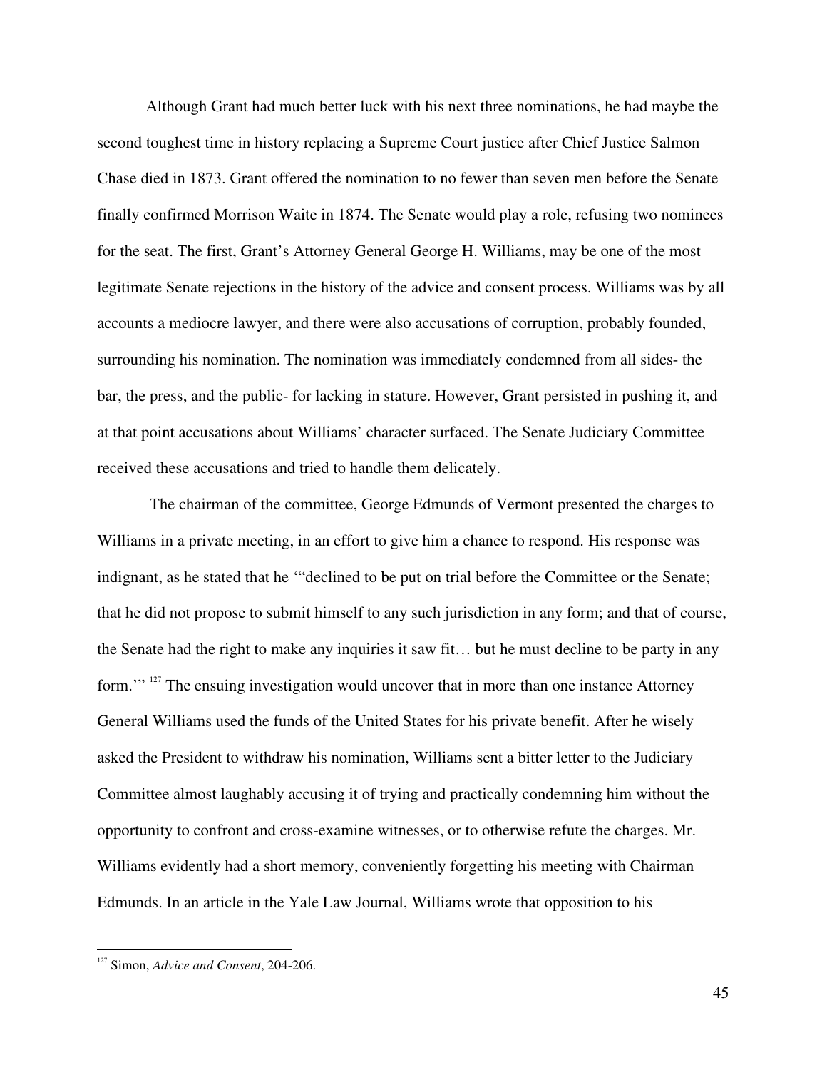Although Grant had much better luck with his next three nominations, he had maybe the second toughest time in history replacing a Supreme Court justice after Chief Justice Salmon Chase died in 1873. Grant offered the nomination to no fewer than seven men before the Senate finally confirmed Morrison Waite in 1874. The Senate would play a role, refusing two nominees for the seat. The first, Grant's Attorney General George H. Williams, may be one of the most legitimate Senate rejections in the history of the advice and consent process. Williams was by all accounts a mediocre lawyer, and there were also accusations of corruption, probably founded, surrounding his nomination. The nomination was immediately condemned from all sides- the bar, the press, and the public- for lacking in stature. However, Grant persisted in pushing it, and at that point accusations about Williams' character surfaced. The Senate Judiciary Committee received these accusations and tried to handle them delicately.

The chairman of the committee, George Edmunds of Vermont presented the charges to Williams in a private meeting, in an effort to give him a chance to respond. His response was indignant, as he stated that he '"declined to be put on trial before the Committee or the Senate; that he did not propose to submit himself to any such jurisdiction in any form; and that of course, the Senate had the right to make any inquiries it saw fit… but he must decline to be party in any form.'" [127] The ensuing investigation would uncover that in more than one instance Attorney General Williams used the funds of the United States for his private benefit. After he wisely asked the President to withdraw his nomination, Williams sent a bitter letter to the Judiciary Committee almost laughably accusing it of trying and practically condemning him without the opportunity to confront and cross-examine witnesses, or to otherwise refute the charges. Mr. Williams evidently had a short memory, conveniently forgetting his meeting with Chairman Edmunds. In an article in the Yale Law Journal, Williams wrote that opposition to his

[127] Simon, *Advice and Consent*, 204-206.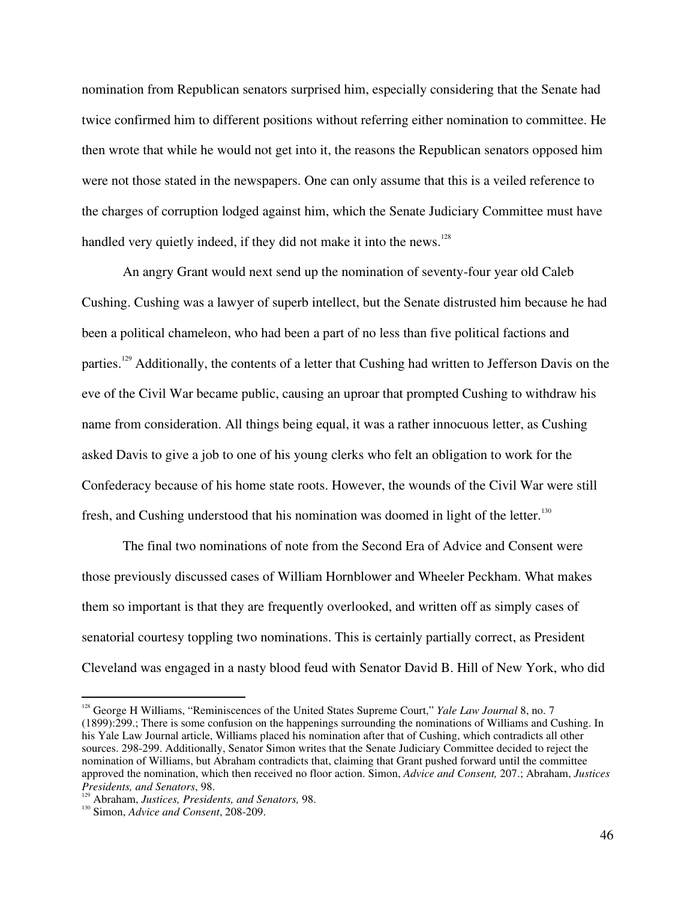nomination from Republican senators surprised him, especially considering that the Senate had twice confirmed him to different positions without referring either nomination to committee. He then wrote that while he would not get into it, the reasons the Republican senators opposed him were not those stated in the newspapers. One can only assume that this is a veiled reference to the charges of corruption lodged against him, which the Senate Judiciary Committee must have handled very quietly indeed, if they did not make it into the news.[128]

An angry Grant would next send up the nomination of seventy-four year old Caleb Cushing. Cushing was a lawyer of superb intellect, but the Senate distrusted him because he had been a political chameleon, who had been a part of no less than five political factions and parties.[129] Additionally, the contents of a letter that Cushing had written to Jefferson Davis on the eve of the Civil War became public, causing an uproar that prompted Cushing to withdraw his name from consideration. All things being equal, it was a rather innocuous letter, as Cushing asked Davis to give a job to one of his young clerks who felt an obligation to work for the Confederacy because of his home state roots. However, the wounds of the Civil War were still fresh, and Cushing understood that his nomination was doomed in light of the letter.[130]

The final two nominations of note from the Second Era of Advice and Consent were those previously discussed cases of William Hornblower and Wheeler Peckham. What makes them so important is that they are frequently overlooked, and written off as simply cases of senatorial courtesy toppling two nominations. This is certainly partially correct, as President Cleveland was engaged in a nasty blood feud with Senator David B. Hill of New York, who did

---

[128] George H Williams, "Reminiscences of the United States Supreme Court," *Yale Law Journal* 8, no. 7 (1899):299.; There is some confusion on the happenings surrounding the nominations of Williams and Cushing. In his Yale Law Journal article, Williams placed his nomination after that of Cushing, which contradicts all other sources. 298-299. Additionally, Senator Simon writes that the Senate Judiciary Committee decided to reject the nomination of Williams, but Abraham contradicts that, claiming that Grant pushed forward until the committee approved the nomination, which then received no floor action. Simon, *Advice and Consent,* 207.; Abraham, *Justices Presidents, and Senators*, 98.

[129] Abraham, *Justices, Presidents, and Senators,* 98.

[130] Simon, *Advice and Consent*, 208-209.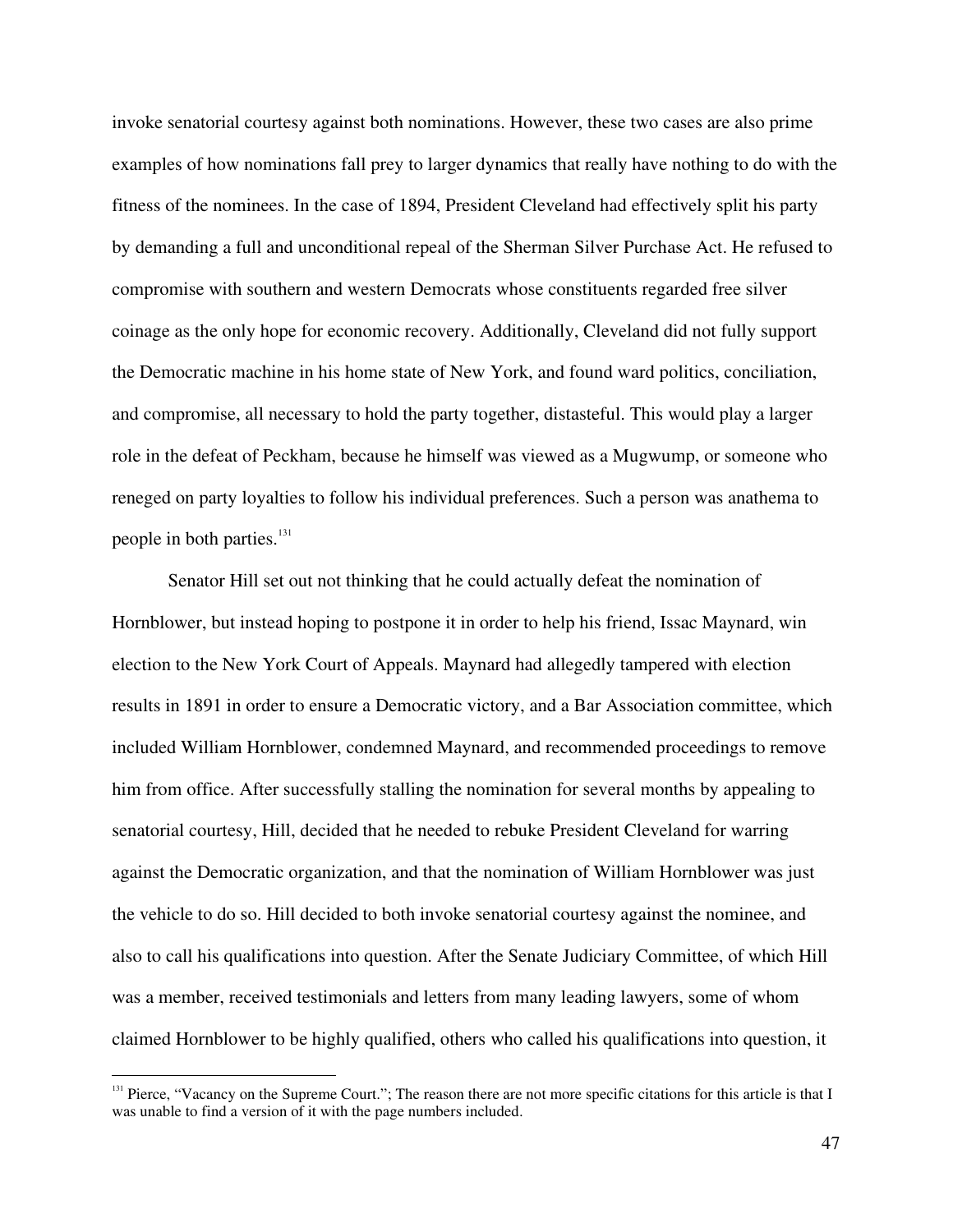invoke senatorial courtesy against both nominations. However, these two cases are also prime examples of how nominations fall prey to larger dynamics that really have nothing to do with the fitness of the nominees. In the case of 1894, President Cleveland had effectively split his party by demanding a full and unconditional repeal of the Sherman Silver Purchase Act. He refused to compromise with southern and western Democrats whose constituents regarded free silver coinage as the only hope for economic recovery. Additionally, Cleveland did not fully support the Democratic machine in his home state of New York, and found ward politics, conciliation, and compromise, all necessary to hold the party together, distasteful. This would play a larger role in the defeat of Peckham, because he himself was viewed as a Mugwump, or someone who reneged on party loyalties to follow his individual preferences. Such a person was anathema to people in both parties.[131]

Senator Hill set out not thinking that he could actually defeat the nomination of Hornblower, but instead hoping to postpone it in order to help his friend, Issac Maynard, win election to the New York Court of Appeals. Maynard had allegedly tampered with election results in 1891 in order to ensure a Democratic victory, and a Bar Association committee, which included William Hornblower, condemned Maynard, and recommended proceedings to remove him from office. After successfully stalling the nomination for several months by appealing to senatorial courtesy, Hill, decided that he needed to rebuke President Cleveland for warring against the Democratic organization, and that the nomination of William Hornblower was just the vehicle to do so. Hill decided to both invoke senatorial courtesy against the nominee, and also to call his qualifications into question. After the Senate Judiciary Committee, of which Hill was a member, received testimonials and letters from many leading lawyers, some of whom claimed Hornblower to be highly qualified, others who called his qualifications into question, it

---

[131] Pierce, "Vacancy on the Supreme Court."; The reason there are not more specific citations for this article is that I was unable to find a version of it with the page numbers included.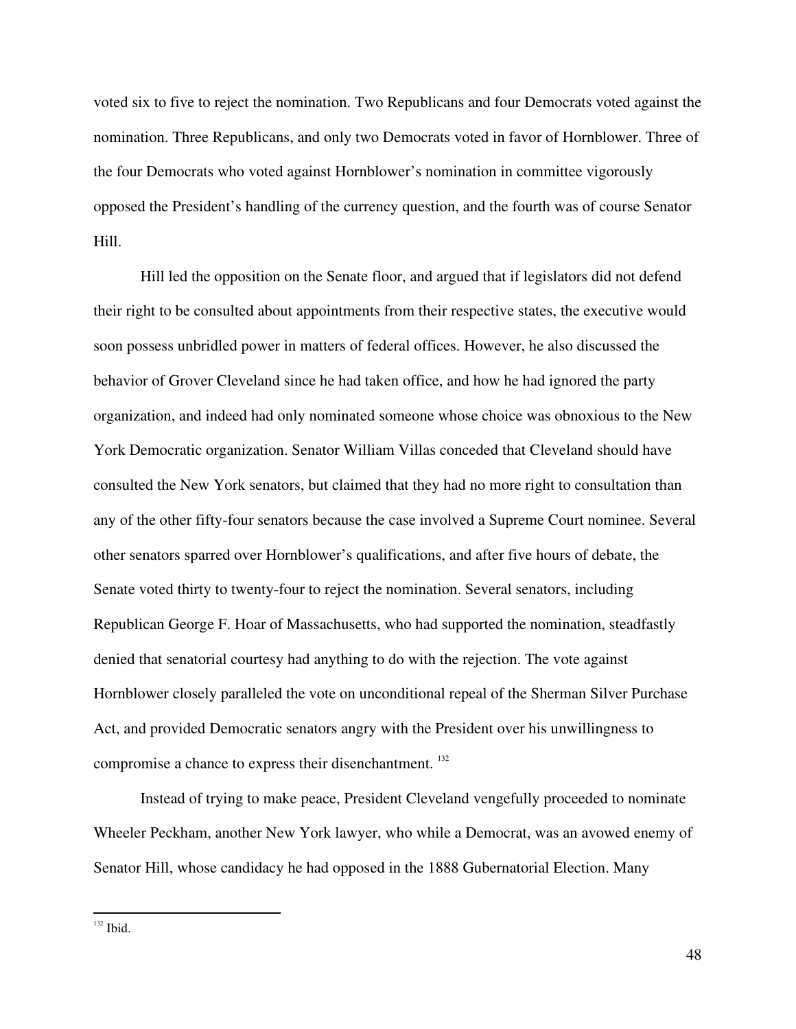voted six to five to reject the nomination. Two Republicans and four Democrats voted against the nomination. Three Republicans, and only two Democrats voted in favor of Hornblower. Three of the four Democrats who voted against Hornblower's nomination in committee vigorously opposed the President's handling of the currency question, and the fourth was of course Senator Hill.

Hill led the opposition on the Senate floor, and argued that if legislators did not defend their right to be consulted about appointments from their respective states, the executive would soon possess unbridled power in matters of federal offices. However, he also discussed the behavior of Grover Cleveland since he had taken office, and how he had ignored the party organization, and indeed had only nominated someone whose choice was obnoxious to the New York Democratic organization. Senator William Villas conceded that Cleveland should have consulted the New York senators, but claimed that they had no more right to consultation than any of the other fifty-four senators because the case involved a Supreme Court nominee. Several other senators sparred over Hornblower's qualifications, and after five hours of debate, the Senate voted thirty to twenty-four to reject the nomination. Several senators, including Republican George F. Hoar of Massachusetts, who had supported the nomination, steadfastly denied that senatorial courtesy had anything to do with the rejection. The vote against Hornblower closely paralleled the vote on unconditional repeal of the Sherman Silver Purchase Act, and provided Democratic senators angry with the President over his unwillingness to compromise a chance to express their disenchantment. [132]

Instead of trying to make peace, President Cleveland vengefully proceeded to nominate Wheeler Peckham, another New York lawyer, who while a Democrat, was an avowed enemy of Senator Hill, whose candidacy he had opposed in the 1888 Gubernatorial Election. Many

[132] Ibid.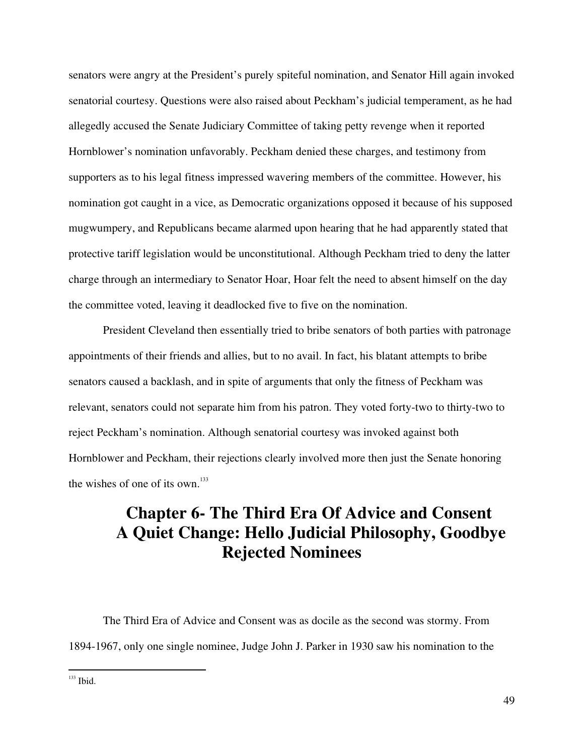senators were angry at the President's purely spiteful nomination, and Senator Hill again invoked senatorial courtesy. Questions were also raised about Peckham's judicial temperament, as he had allegedly accused the Senate Judiciary Committee of taking petty revenge when it reported Hornblower's nomination unfavorably. Peckham denied these charges, and testimony from supporters as to his legal fitness impressed wavering members of the committee. However, his nomination got caught in a vice, as Democratic organizations opposed it because of his supposed mugwumpery, and Republicans became alarmed upon hearing that he had apparently stated that protective tariff legislation would be unconstitutional. Although Peckham tried to deny the latter charge through an intermediary to Senator Hoar, Hoar felt the need to absent himself on the day the committee voted, leaving it deadlocked five to five on the nomination.

President Cleveland then essentially tried to bribe senators of both parties with patronage appointments of their friends and allies, but to no avail. In fact, his blatant attempts to bribe senators caused a backlash, and in spite of arguments that only the fitness of Peckham was relevant, senators could not separate him from his patron. They voted forty-two to thirty-two to reject Peckham's nomination. Although senatorial courtesy was invoked against both Hornblower and Peckham, their rejections clearly involved more then just the Senate honoring the wishes of one of its own.[133]

# Chapter 6- The Third Era Of Advice and Consent A Quiet Change: Hello Judicial Philosophy, Goodbye Rejected Nominees

The Third Era of Advice and Consent was as docile as the second was stormy. From 1894-1967, only one single nominee, Judge John J. Parker in 1930 saw his nomination to the

[133] Ibid.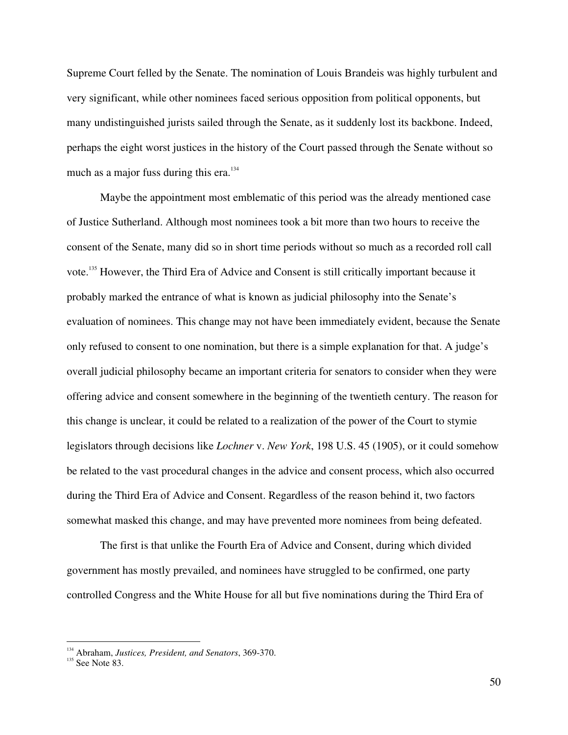Supreme Court felled by the Senate. The nomination of Louis Brandeis was highly turbulent and very significant, while other nominees faced serious opposition from political opponents, but many undistinguished jurists sailed through the Senate, as it suddenly lost its backbone. Indeed, perhaps the eight worst justices in the history of the Court passed through the Senate without so much as a major fuss during this era.[134]

Maybe the appointment most emblematic of this period was the already mentioned case of Justice Sutherland. Although most nominees took a bit more than two hours to receive the consent of the Senate, many did so in short time periods without so much as a recorded roll call vote.[135] However, the Third Era of Advice and Consent is still critically important because it probably marked the entrance of what is known as judicial philosophy into the Senate's evaluation of nominees. This change may not have been immediately evident, because the Senate only refused to consent to one nomination, but there is a simple explanation for that. A judge's overall judicial philosophy became an important criteria for senators to consider when they were offering advice and consent somewhere in the beginning of the twentieth century. The reason for this change is unclear, it could be related to a realization of the power of the Court to stymie legislators through decisions like *Lochner* v. *New York*, 198 U.S. 45 (1905), or it could somehow be related to the vast procedural changes in the advice and consent process, which also occurred during the Third Era of Advice and Consent. Regardless of the reason behind it, two factors somewhat masked this change, and may have prevented more nominees from being defeated.

The first is that unlike the Fourth Era of Advice and Consent, during which divided government has mostly prevailed, and nominees have struggled to be confirmed, one party controlled Congress and the White House for all but five nominations during the Third Era of

---

[134] Abraham, *Justices, President, and Senators*, 369-370.

[135] See Note 83.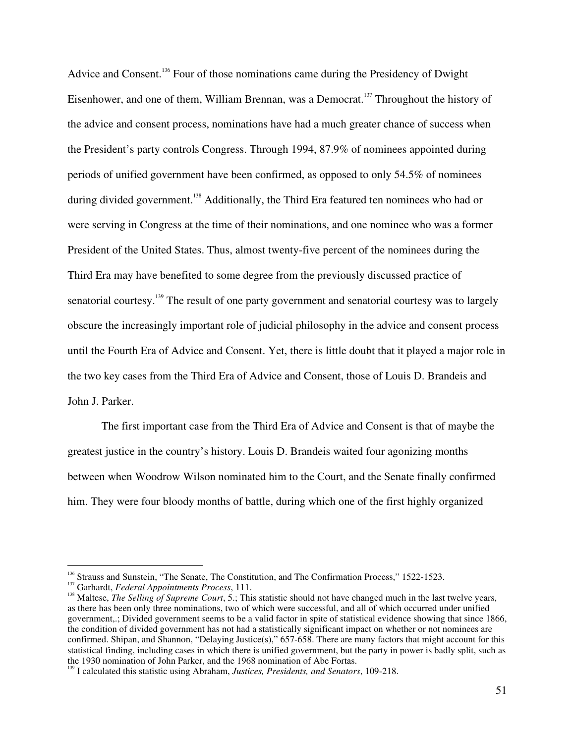Advice and Consent.[136] Four of those nominations came during the Presidency of Dwight Eisenhower, and one of them, William Brennan, was a Democrat.[137] Throughout the history of the advice and consent process, nominations have had a much greater chance of success when the President's party controls Congress. Through 1994, 87.9% of nominees appointed during periods of unified government have been confirmed, as opposed to only 54.5% of nominees during divided government.[138] Additionally, the Third Era featured ten nominees who had or were serving in Congress at the time of their nominations, and one nominee who was a former President of the United States. Thus, almost twenty-five percent of the nominees during the Third Era may have benefited to some degree from the previously discussed practice of senatorial courtesy.[139] The result of one party government and senatorial courtesy was to largely obscure the increasingly important role of judicial philosophy in the advice and consent process until the Fourth Era of Advice and Consent. Yet, there is little doubt that it played a major role in the two key cases from the Third Era of Advice and Consent, those of Louis D. Brandeis and John J. Parker.

The first important case from the Third Era of Advice and Consent is that of maybe the greatest justice in the country's history. Louis D. Brandeis waited four agonizing months between when Woodrow Wilson nominated him to the Court, and the Senate finally confirmed him. They were four bloody months of battle, during which one of the first highly organized

---

[136] Strauss and Sunstein, "The Senate, The Constitution, and The Confirmation Process," 1522-1523.

[137] Garhardt, *Federal Appointments Process*, 111.

[138] Maltese, *The Selling of Supreme Court*, 5.; This statistic should not have changed much in the last twelve years, as there has been only three nominations, two of which were successful, and all of which occurred under unified government,.; Divided government seems to be a valid factor in spite of statistical evidence showing that since 1866, the condition of divided government has not had a statistically significant impact on whether or not nominees are confirmed. Shipan, and Shannon, "Delaying Justice(s)," 657-658. There are many factors that might account for this statistical finding, including cases in which there is unified government, but the party in power is badly split, such as the 1930 nomination of John Parker, and the 1968 nomination of Abe Fortas.

[139] I calculated this statistic using Abraham, *Justices, Presidents, and Senators*, 109-218.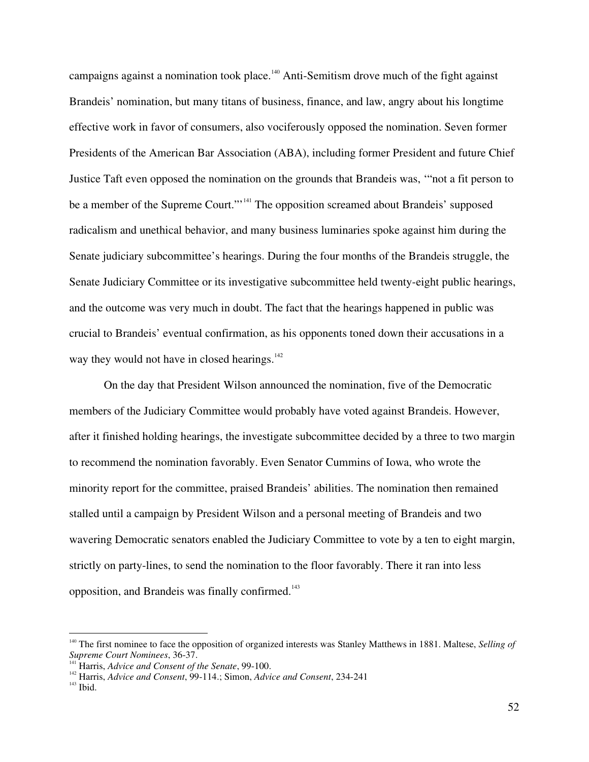campaigns against a nomination took place.[140] Anti-Semitism drove much of the fight against Brandeis' nomination, but many titans of business, finance, and law, angry about his longtime effective work in favor of consumers, also vociferously opposed the nomination. Seven former Presidents of the American Bar Association (ABA), including former President and future Chief Justice Taft even opposed the nomination on the grounds that Brandeis was, '"not a fit person to be a member of the Supreme Court."'[141] The opposition screamed about Brandeis' supposed radicalism and unethical behavior, and many business luminaries spoke against him during the Senate judiciary subcommittee's hearings. During the four months of the Brandeis struggle, the Senate Judiciary Committee or its investigative subcommittee held twenty-eight public hearings, and the outcome was very much in doubt. The fact that the hearings happened in public was crucial to Brandeis' eventual confirmation, as his opponents toned down their accusations in a way they would not have in closed hearings.[142]

On the day that President Wilson announced the nomination, five of the Democratic members of the Judiciary Committee would probably have voted against Brandeis. However, after it finished holding hearings, the investigate subcommittee decided by a three to two margin to recommend the nomination favorably. Even Senator Cummins of Iowa, who wrote the minority report for the committee, praised Brandeis' abilities. The nomination then remained stalled until a campaign by President Wilson and a personal meeting of Brandeis and two wavering Democratic senators enabled the Judiciary Committee to vote by a ten to eight margin, strictly on party-lines, to send the nomination to the floor favorably. There it ran into less opposition, and Brandeis was finally confirmed.[143]

---

[140] The first nominee to face the opposition of organized interests was Stanley Matthews in 1881. Maltese, *Selling of Supreme Court Nominees*, 36-37.

[141] Harris, *Advice and Consent of the Senate*, 99-100.

[142] Harris, *Advice and Consent*, 99-114.; Simon, *Advice and Consent*, 234-241

[143] Ibid.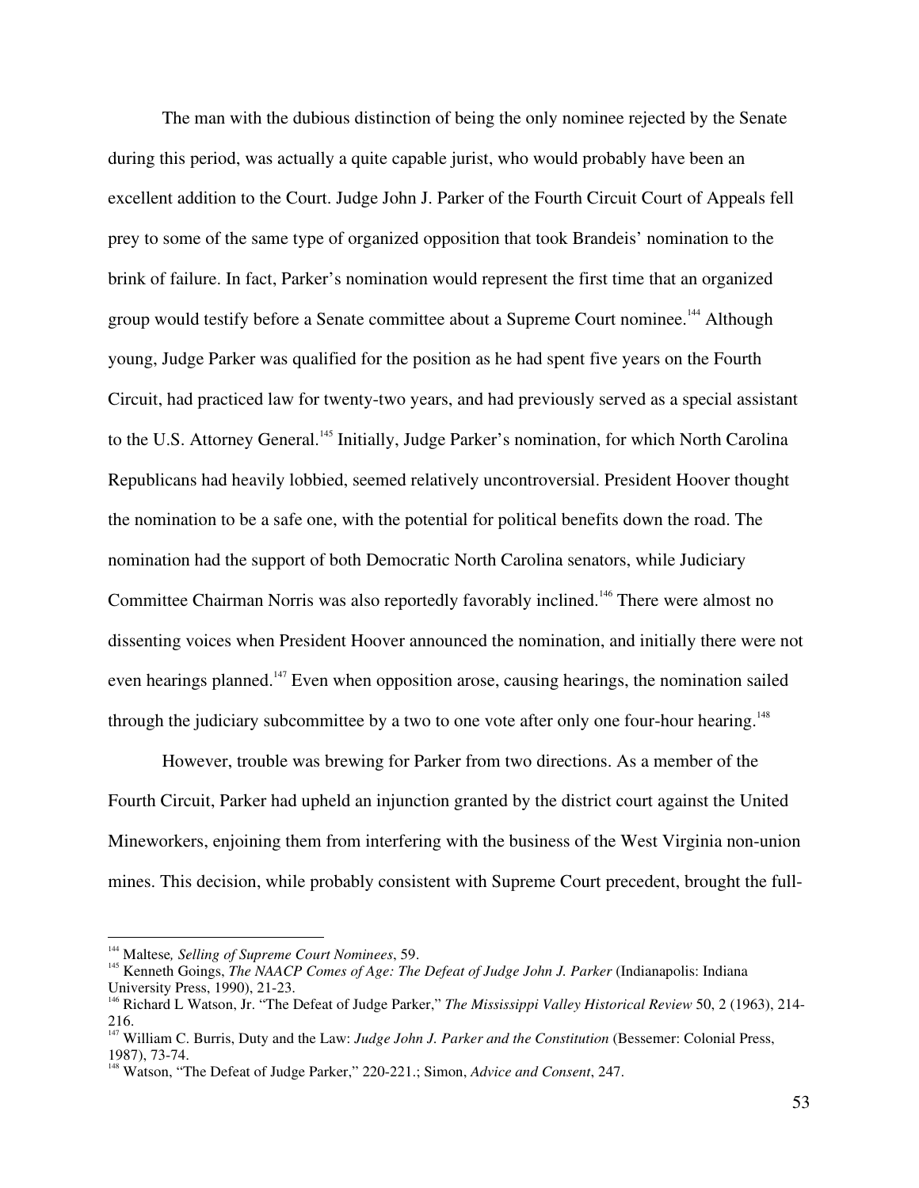The man with the dubious distinction of being the only nominee rejected by the Senate during this period, was actually a quite capable jurist, who would probably have been an excellent addition to the Court. Judge John J. Parker of the Fourth Circuit Court of Appeals fell prey to some of the same type of organized opposition that took Brandeis' nomination to the brink of failure. In fact, Parker's nomination would represent the first time that an organized group would testify before a Senate committee about a Supreme Court nominee.[144] Although young, Judge Parker was qualified for the position as he had spent five years on the Fourth Circuit, had practiced law for twenty-two years, and had previously served as a special assistant to the U.S. Attorney General.[145] Initially, Judge Parker's nomination, for which North Carolina Republicans had heavily lobbied, seemed relatively uncontroversial. President Hoover thought the nomination to be a safe one, with the potential for political benefits down the road. The nomination had the support of both Democratic North Carolina senators, while Judiciary Committee Chairman Norris was also reportedly favorably inclined.[146] There were almost no dissenting voices when President Hoover announced the nomination, and initially there were not even hearings planned.[147] Even when opposition arose, causing hearings, the nomination sailed through the judiciary subcommittee by a two to one vote after only one four-hour hearing.[148]

However, trouble was brewing for Parker from two directions. As a member of the Fourth Circuit, Parker had upheld an injunction granted by the district court against the United Mineworkers, enjoining them from interfering with the business of the West Virginia non-union mines. This decision, while probably consistent with Supreme Court precedent, brought the full-

---

[144] Maltese*, Selling of Supreme Court Nominees*, 59.

[145] Kenneth Goings, *The NAACP Comes of Age: The Defeat of Judge John J. Parker* (Indianapolis: Indiana University Press, 1990), 21-23.

[146] Richard L Watson, Jr. "The Defeat of Judge Parker," *The Mississippi Valley Historical Review* 50, 2 (1963), 214-216.

[147] William C. Burris, Duty and the Law: *Judge John J. Parker and the Constitution* (Bessemer: Colonial Press, 1987), 73-74.

[148] Watson, "The Defeat of Judge Parker," 220-221.; Simon, *Advice and Consent*, 247.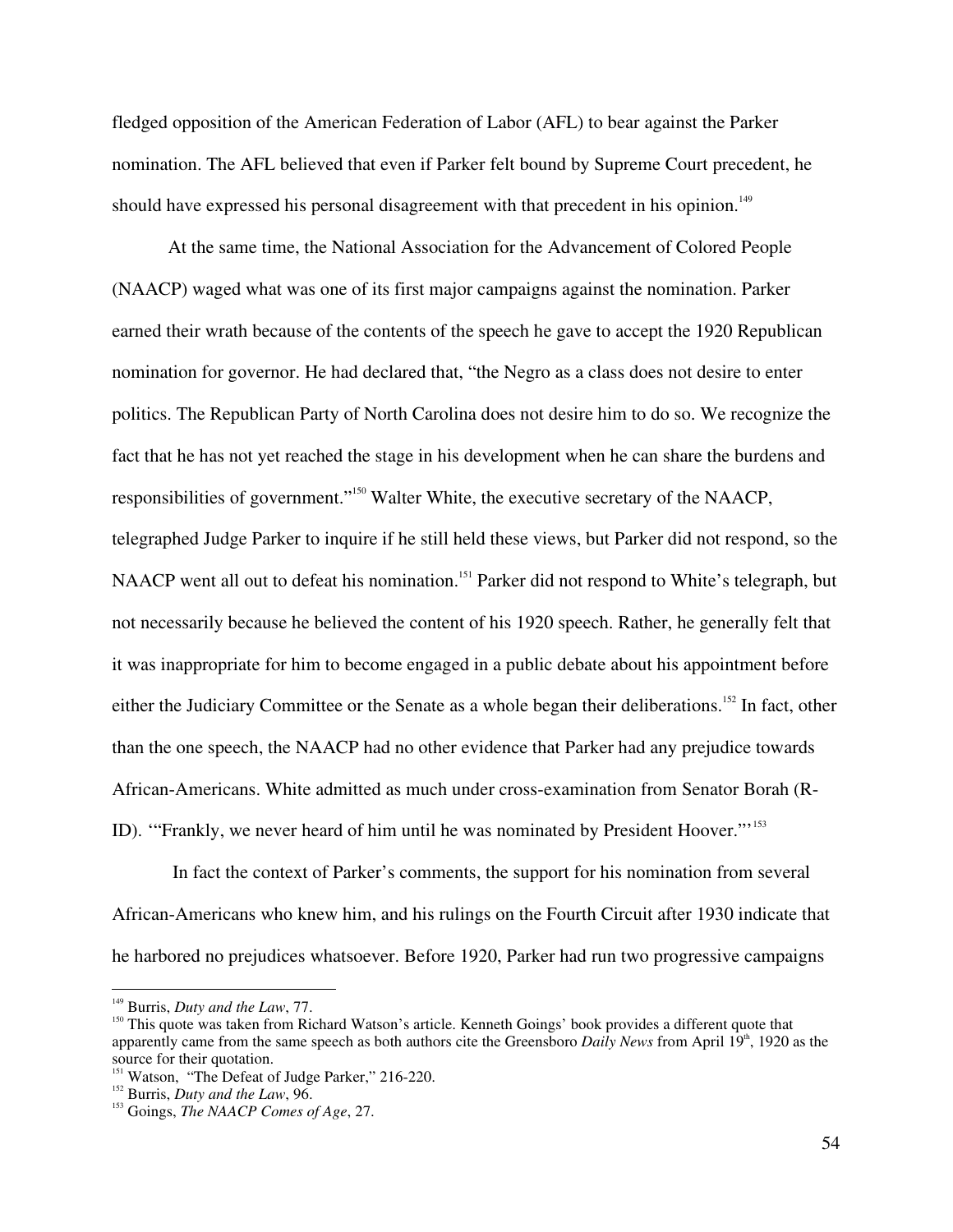fledged opposition of the American Federation of Labor (AFL) to bear against the Parker nomination. The AFL believed that even if Parker felt bound by Supreme Court precedent, he should have expressed his personal disagreement with that precedent in his opinion.[149]

At the same time, the National Association for the Advancement of Colored People (NAACP) waged what was one of its first major campaigns against the nomination. Parker earned their wrath because of the contents of the speech he gave to accept the 1920 Republican nomination for governor. He had declared that, "the Negro as a class does not desire to enter politics. The Republican Party of North Carolina does not desire him to do so. We recognize the fact that he has not yet reached the stage in his development when he can share the burdens and responsibilities of government."[150] Walter White, the executive secretary of the NAACP, telegraphed Judge Parker to inquire if he still held these views, but Parker did not respond, so the NAACP went all out to defeat his nomination.[151] Parker did not respond to White's telegraph, but not necessarily because he believed the content of his 1920 speech. Rather, he generally felt that it was inappropriate for him to become engaged in a public debate about his appointment before either the Judiciary Committee or the Senate as a whole began their deliberations.[152] In fact, other than the one speech, the NAACP had no other evidence that Parker had any prejudice towards African-Americans. White admitted as much under cross-examination from Senator Borah (R-ID). '"Frankly, we never heard of him until he was nominated by President Hoover."'[153]

In fact the context of Parker's comments, the support for his nomination from several African-Americans who knew him, and his rulings on the Fourth Circuit after 1930 indicate that he harbored no prejudices whatsoever. Before 1920, Parker had run two progressive campaigns

---

[149] Burris, *Duty and the Law*, 77.

[150] This quote was taken from Richard Watson's article. Kenneth Goings' book provides a different quote that apparently came from the same speech as both authors cite the Greensboro *Daily News* from April 19th, 1920 as the source for their quotation.

[151] Watson, "The Defeat of Judge Parker," 216-220.

[152] Burris, *Duty and the Law*, 96.

[153] Goings, *The NAACP Comes of Age*, 27.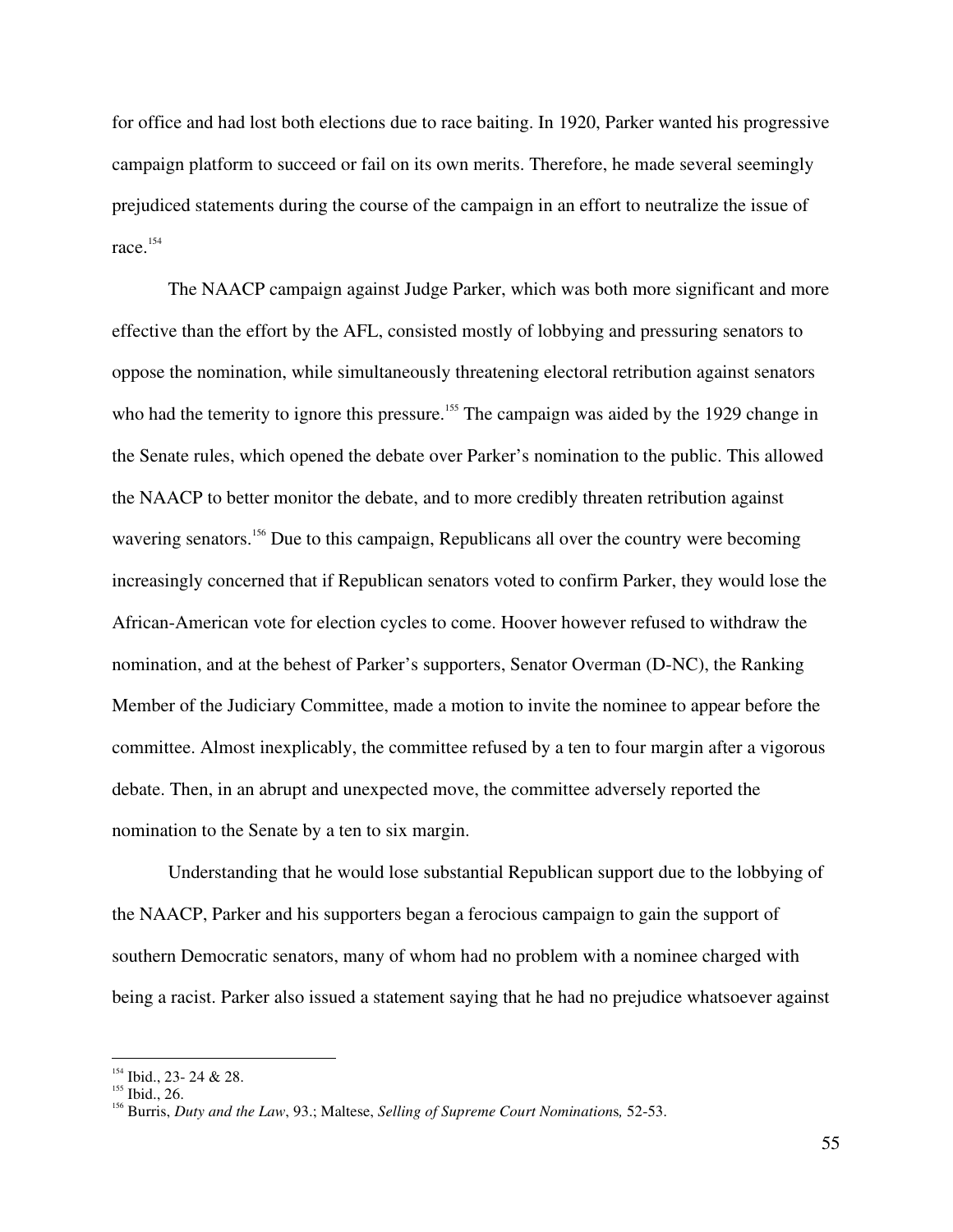for office and had lost both elections due to race baiting. In 1920, Parker wanted his progressive campaign platform to succeed or fail on its own merits. Therefore, he made several seemingly prejudiced statements during the course of the campaign in an effort to neutralize the issue of race.[154]

The NAACP campaign against Judge Parker, which was both more significant and more effective than the effort by the AFL, consisted mostly of lobbying and pressuring senators to oppose the nomination, while simultaneously threatening electoral retribution against senators who had the temerity to ignore this pressure.[155] The campaign was aided by the 1929 change in the Senate rules, which opened the debate over Parker's nomination to the public. This allowed the NAACP to better monitor the debate, and to more credibly threaten retribution against wavering senators.[156] Due to this campaign, Republicans all over the country were becoming increasingly concerned that if Republican senators voted to confirm Parker, they would lose the African-American vote for election cycles to come. Hoover however refused to withdraw the nomination, and at the behest of Parker's supporters, Senator Overman (D-NC), the Ranking Member of the Judiciary Committee, made a motion to invite the nominee to appear before the committee. Almost inexplicably, the committee refused by a ten to four margin after a vigorous debate. Then, in an abrupt and unexpected move, the committee adversely reported the nomination to the Senate by a ten to six margin.

Understanding that he would lose substantial Republican support due to the lobbying of the NAACP, Parker and his supporters began a ferocious campaign to gain the support of southern Democratic senators, many of whom had no problem with a nominee charged with being a racist. Parker also issued a statement saying that he had no prejudice whatsoever against

---

[154] Ibid., 23- 24 & 28.

[155] Ibid., 26.

[156] Burris, *Duty and the Law*, 93.; Maltese, *Selling of Supreme Court Nominations*, 52-53.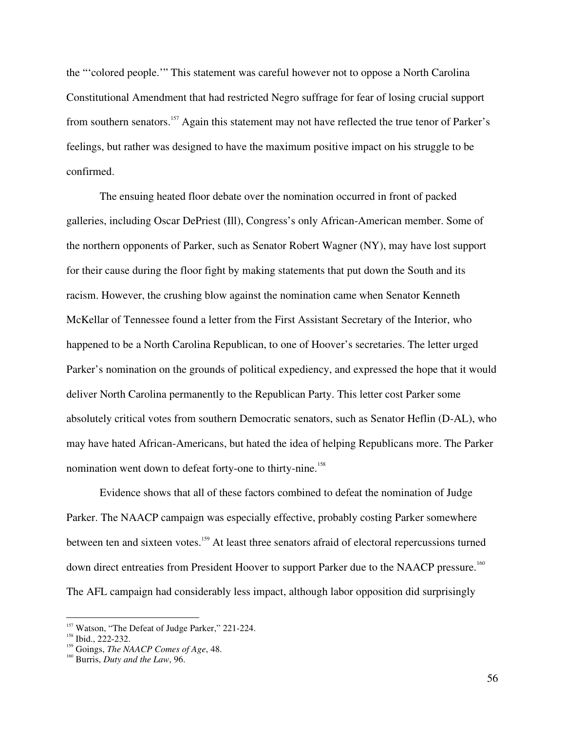the "'colored people.'" This statement was careful however not to oppose a North Carolina Constitutional Amendment that had restricted Negro suffrage for fear of losing crucial support from southern senators.[157] Again this statement may not have reflected the true tenor of Parker's feelings, but rather was designed to have the maximum positive impact on his struggle to be confirmed.

The ensuing heated floor debate over the nomination occurred in front of packed galleries, including Oscar DePriest (Ill), Congress's only African-American member. Some of the northern opponents of Parker, such as Senator Robert Wagner (NY), may have lost support for their cause during the floor fight by making statements that put down the South and its racism. However, the crushing blow against the nomination came when Senator Kenneth McKellar of Tennessee found a letter from the First Assistant Secretary of the Interior, who happened to be a North Carolina Republican, to one of Hoover's secretaries. The letter urged Parker's nomination on the grounds of political expediency, and expressed the hope that it would deliver North Carolina permanently to the Republican Party. This letter cost Parker some absolutely critical votes from southern Democratic senators, such as Senator Heflin (D-AL), who may have hated African-Americans, but hated the idea of helping Republicans more. The Parker nomination went down to defeat forty-one to thirty-nine.[158]

Evidence shows that all of these factors combined to defeat the nomination of Judge Parker. The NAACP campaign was especially effective, probably costing Parker somewhere between ten and sixteen votes.[159] At least three senators afraid of electoral repercussions turned down direct entreaties from President Hoover to support Parker due to the NAACP pressure.[160] The AFL campaign had considerably less impact, although labor opposition did surprisingly

---

[157] Watson, "The Defeat of Judge Parker," 221-224.
[158] Ibid., 222-232.
[159] Goings, *The NAACP Comes of Age*, 48.
[160] Burris, *Duty and the Law*, 96.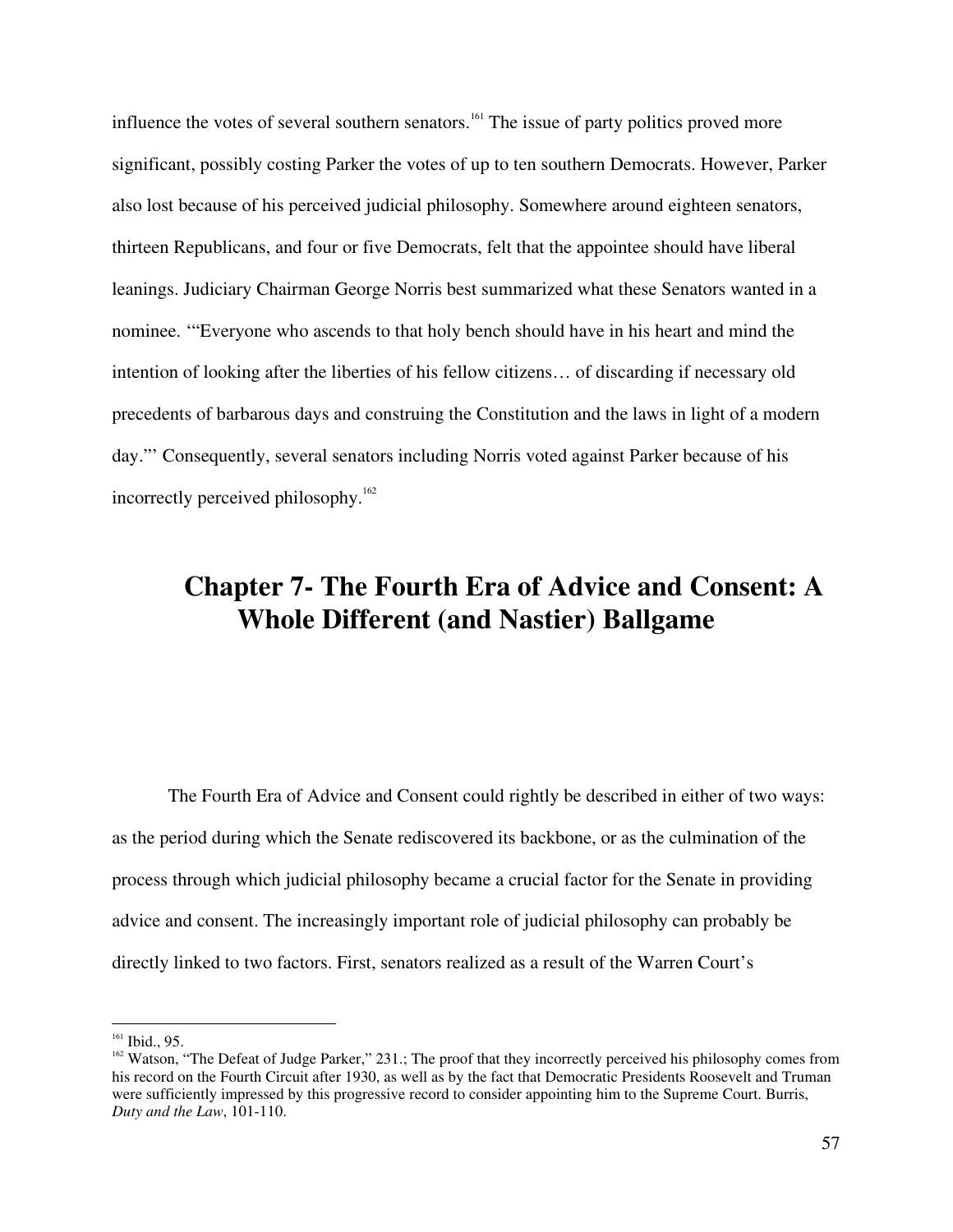influence the votes of several southern senators.[161] The issue of party politics proved more significant, possibly costing Parker the votes of up to ten southern Democrats. However, Parker also lost because of his perceived judicial philosophy. Somewhere around eighteen senators, thirteen Republicans, and four or five Democrats, felt that the appointee should have liberal leanings. Judiciary Chairman George Norris best summarized what these Senators wanted in a nominee. '"Everyone who ascends to that holy bench should have in his heart and mind the intention of looking after the liberties of his fellow citizens… of discarding if necessary old precedents of barbarous days and construing the Constitution and the laws in light of a modern day."' Consequently, several senators including Norris voted against Parker because of his incorrectly perceived philosophy.[162]

# Chapter 7- The Fourth Era of Advice and Consent: A Whole Different (and Nastier) Ballgame

The Fourth Era of Advice and Consent could rightly be described in either of two ways: as the period during which the Senate rediscovered its backbone, or as the culmination of the process through which judicial philosophy became a crucial factor for the Senate in providing advice and consent. The increasingly important role of judicial philosophy can probably be directly linked to two factors. First, senators realized as a result of the Warren Court's

---

[161] Ibid., 95.

[162] Watson, "The Defeat of Judge Parker," 231.; The proof that they incorrectly perceived his philosophy comes from his record on the Fourth Circuit after 1930, as well as by the fact that Democratic Presidents Roosevelt and Truman were sufficiently impressed by this progressive record to consider appointing him to the Supreme Court. Burris, *Duty and the Law*, 101-110.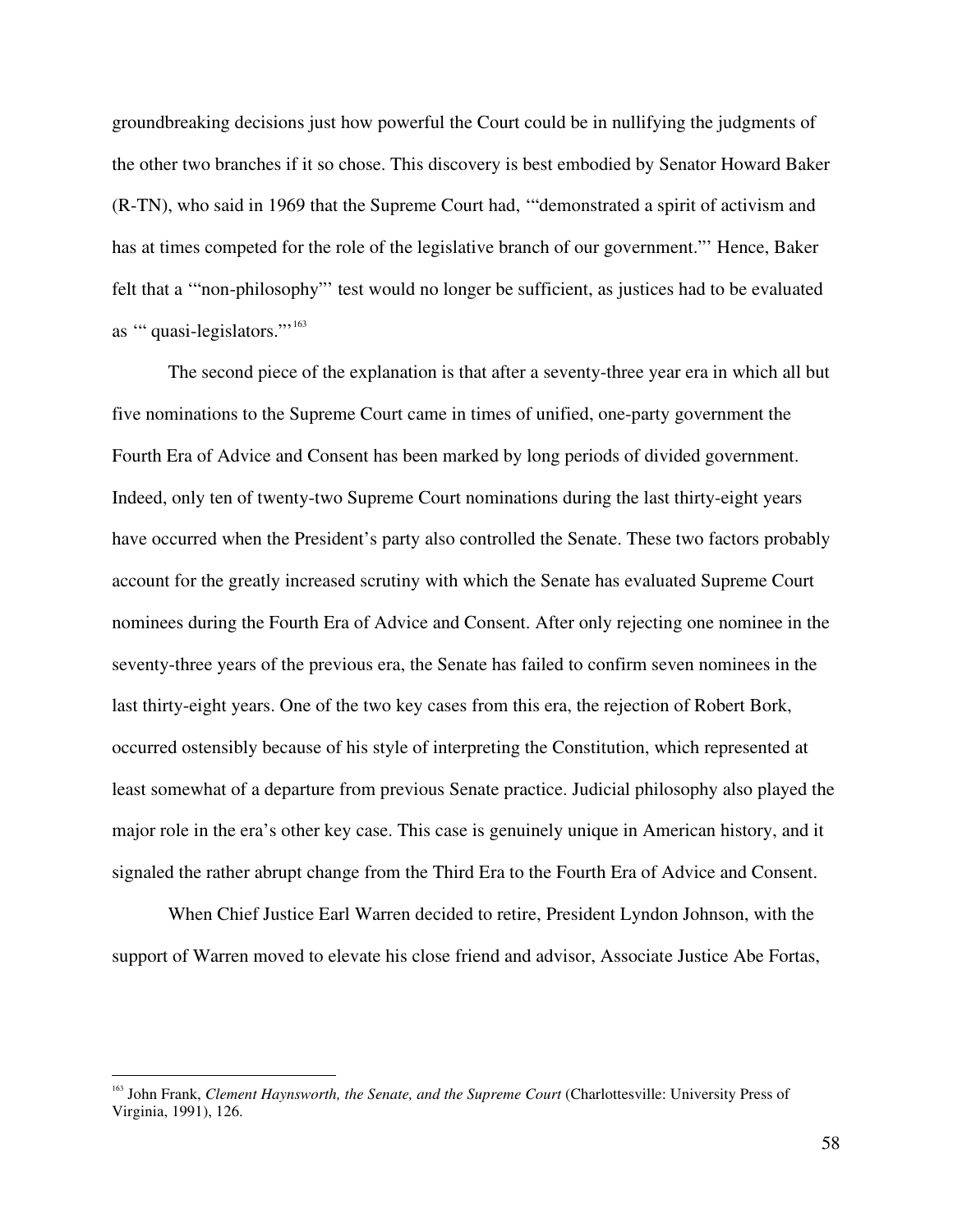groundbreaking decisions just how powerful the Court could be in nullifying the judgments of the other two branches if it so chose. This discovery is best embodied by Senator Howard Baker (R-TN), who said in 1969 that the Supreme Court had, '"demonstrated a spirit of activism and has at times competed for the role of the legislative branch of our government."' Hence, Baker felt that a '"non-philosophy"' test would no longer be sufficient, as justices had to be evaluated as '" quasi-legislators."'[163]

The second piece of the explanation is that after a seventy-three year era in which all but five nominations to the Supreme Court came in times of unified, one-party government the Fourth Era of Advice and Consent has been marked by long periods of divided government. Indeed, only ten of twenty-two Supreme Court nominations during the last thirty-eight years have occurred when the President's party also controlled the Senate. These two factors probably account for the greatly increased scrutiny with which the Senate has evaluated Supreme Court nominees during the Fourth Era of Advice and Consent. After only rejecting one nominee in the seventy-three years of the previous era, the Senate has failed to confirm seven nominees in the last thirty-eight years. One of the two key cases from this era, the rejection of Robert Bork, occurred ostensibly because of his style of interpreting the Constitution, which represented at least somewhat of a departure from previous Senate practice. Judicial philosophy also played the major role in the era's other key case. This case is genuinely unique in American history, and it signaled the rather abrupt change from the Third Era to the Fourth Era of Advice and Consent.

When Chief Justice Earl Warren decided to retire, President Lyndon Johnson, with the support of Warren moved to elevate his close friend and advisor, Associate Justice Abe Fortas,

---

[163] John Frank, *Clement Haynsworth, the Senate, and the Supreme Court* (Charlottesville: University Press of Virginia, 1991), 126.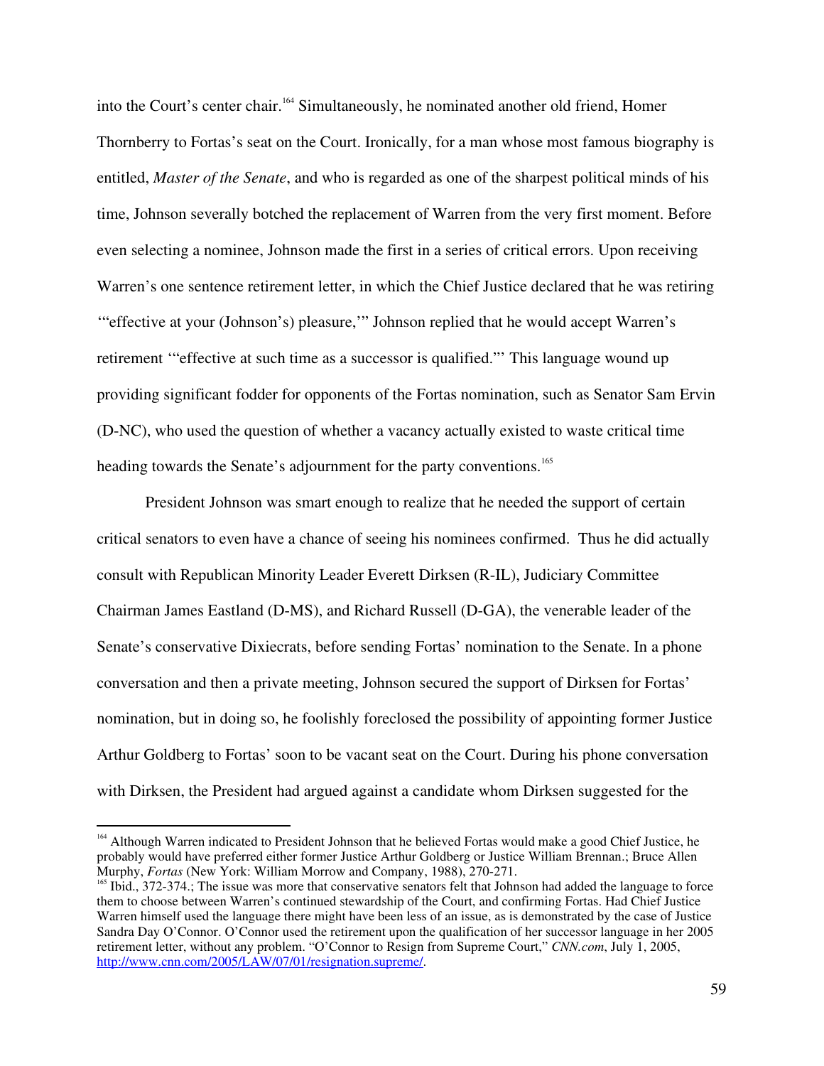into the Court's center chair.[164] Simultaneously, he nominated another old friend, Homer Thornberry to Fortas's seat on the Court. Ironically, for a man whose most famous biography is entitled, *Master of the Senate*, and who is regarded as one of the sharpest political minds of his time, Johnson severally botched the replacement of Warren from the very first moment. Before even selecting a nominee, Johnson made the first in a series of critical errors. Upon receiving Warren's one sentence retirement letter, in which the Chief Justice declared that he was retiring '"effective at your (Johnson's) pleasure,'" Johnson replied that he would accept Warren's retirement '"effective at such time as a successor is qualified."' This language wound up providing significant fodder for opponents of the Fortas nomination, such as Senator Sam Ervin (D-NC), who used the question of whether a vacancy actually existed to waste critical time heading towards the Senate's adjournment for the party conventions.[165]

President Johnson was smart enough to realize that he needed the support of certain critical senators to even have a chance of seeing his nominees confirmed. Thus he did actually consult with Republican Minority Leader Everett Dirksen (R-IL), Judiciary Committee Chairman James Eastland (D-MS), and Richard Russell (D-GA), the venerable leader of the Senate's conservative Dixiecrats, before sending Fortas' nomination to the Senate. In a phone conversation and then a private meeting, Johnson secured the support of Dirksen for Fortas' nomination, but in doing so, he foolishly foreclosed the possibility of appointing former Justice Arthur Goldberg to Fortas' soon to be vacant seat on the Court. During his phone conversation with Dirksen, the President had argued against a candidate whom Dirksen suggested for the

---

[164] Although Warren indicated to President Johnson that he believed Fortas would make a good Chief Justice, he probably would have preferred either former Justice Arthur Goldberg or Justice William Brennan.; Bruce Allen Murphy, *Fortas* (New York: William Morrow and Company, 1988), 270-271.

[165] Ibid., 372-374.; The issue was more that conservative senators felt that Johnson had added the language to force them to choose between Warren's continued stewardship of the Court, and confirming Fortas. Had Chief Justice Warren himself used the language there might have been less of an issue, as is demonstrated by the case of Justice Sandra Day O'Connor. O'Connor used the retirement upon the qualification of her successor language in her 2005 retirement letter, without any problem. "O'Connor to Resign from Supreme Court," *CNN.com*, July 1, 2005, http://www.cnn.com/2005/LAW/07/01/resignation.supreme/.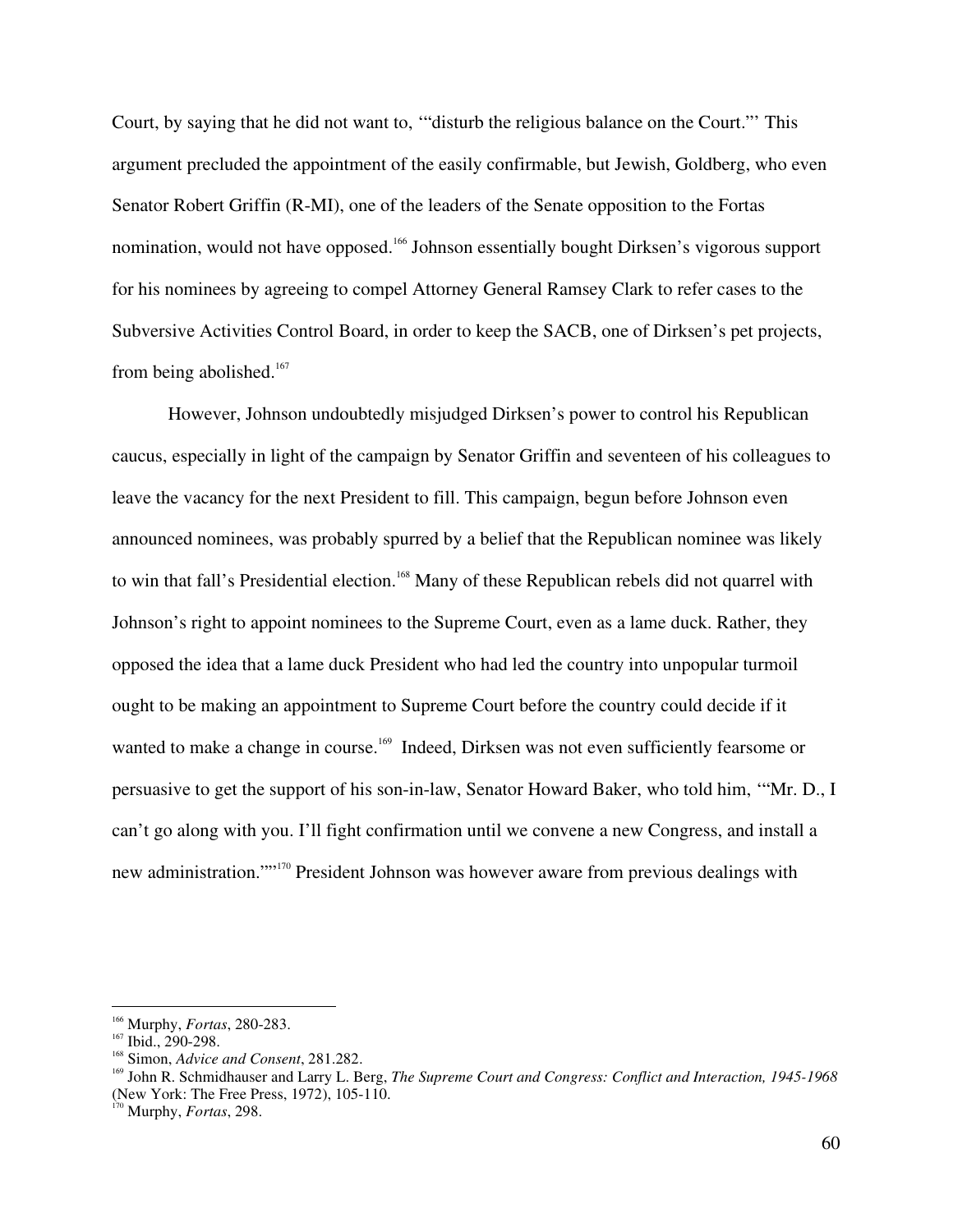Court, by saying that he did not want to, '"disturb the religious balance on the Court."' This argument precluded the appointment of the easily confirmable, but Jewish, Goldberg, who even Senator Robert Griffin (R-MI), one of the leaders of the Senate opposition to the Fortas nomination, would not have opposed.[166] Johnson essentially bought Dirksen's vigorous support for his nominees by agreeing to compel Attorney General Ramsey Clark to refer cases to the Subversive Activities Control Board, in order to keep the SACB, one of Dirksen's pet projects, from being abolished.[167]

However, Johnson undoubtedly misjudged Dirksen's power to control his Republican caucus, especially in light of the campaign by Senator Griffin and seventeen of his colleagues to leave the vacancy for the next President to fill. This campaign, begun before Johnson even announced nominees, was probably spurred by a belief that the Republican nominee was likely to win that fall's Presidential election.[168] Many of these Republican rebels did not quarrel with Johnson's right to appoint nominees to the Supreme Court, even as a lame duck. Rather, they opposed the idea that a lame duck President who had led the country into unpopular turmoil ought to be making an appointment to Supreme Court before the country could decide if it wanted to make a change in course.[169] Indeed, Dirksen was not even sufficiently fearsome or persuasive to get the support of his son-in-law, Senator Howard Baker, who told him, '"Mr. D., I can't go along with you. I'll fight confirmation until we convene a new Congress, and install a new administration."'[170] President Johnson was however aware from previous dealings with

---

[166] Murphy, *Fortas*, 280-283.

[167] Ibid., 290-298.

[168] Simon, *Advice and Consent*, 281.282.

[169] John R. Schmidhauser and Larry L. Berg, *The Supreme Court and Congress: Conflict and Interaction, 1945-1968* (New York: The Free Press, 1972), 105-110.

[170] Murphy, *Fortas*, 298.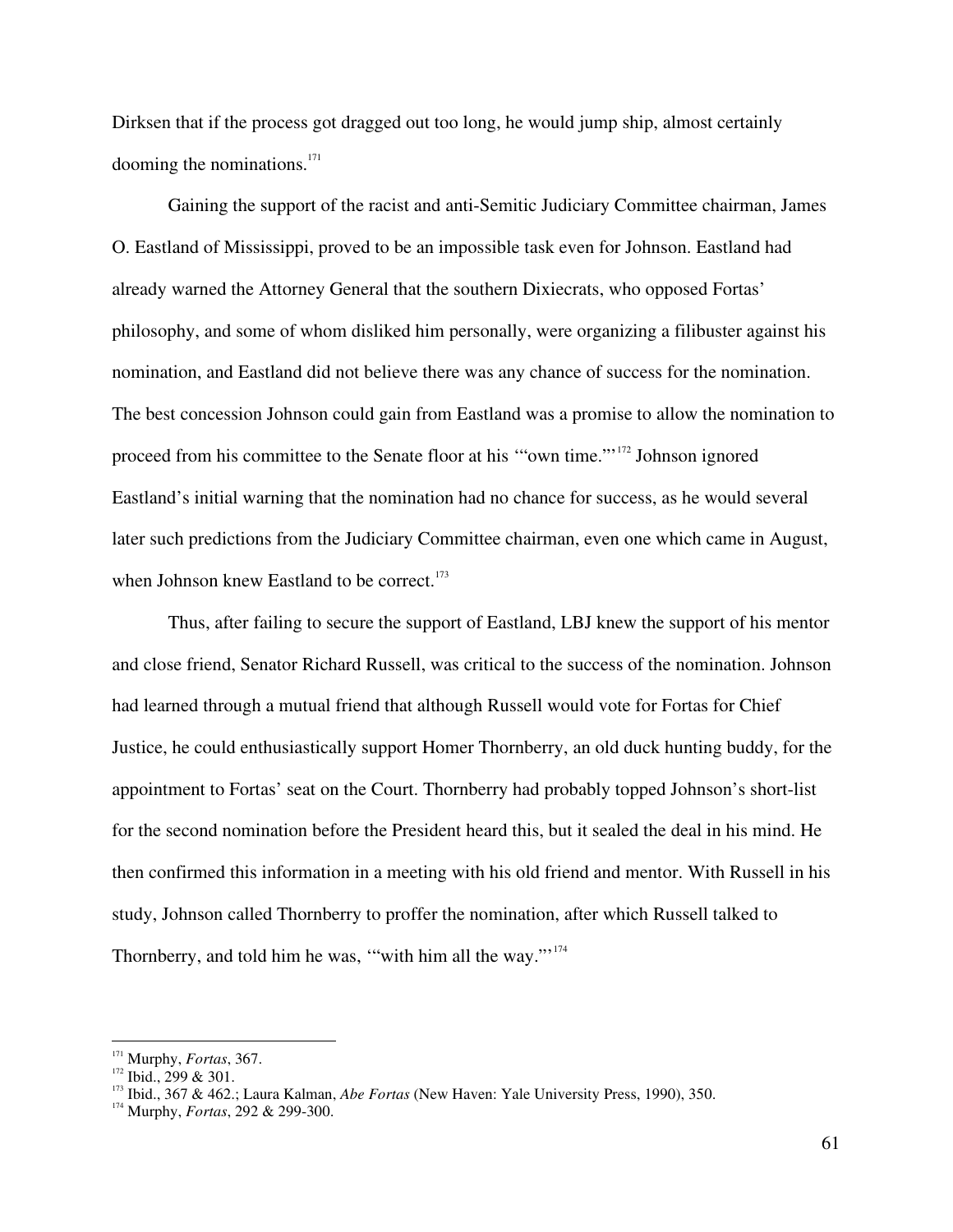Dirksen that if the process got dragged out too long, he would jump ship, almost certainly dooming the nominations.[171]

Gaining the support of the racist and anti-Semitic Judiciary Committee chairman, James O. Eastland of Mississippi, proved to be an impossible task even for Johnson. Eastland had already warned the Attorney General that the southern Dixiecrats, who opposed Fortas' philosophy, and some of whom disliked him personally, were organizing a filibuster against his nomination, and Eastland did not believe there was any chance of success for the nomination. The best concession Johnson could gain from Eastland was a promise to allow the nomination to proceed from his committee to the Senate floor at his '"own time."'[172] Johnson ignored Eastland's initial warning that the nomination had no chance for success, as he would several later such predictions from the Judiciary Committee chairman, even one which came in August, when Johnson knew Eastland to be correct.[173]

Thus, after failing to secure the support of Eastland, LBJ knew the support of his mentor and close friend, Senator Richard Russell, was critical to the success of the nomination. Johnson had learned through a mutual friend that although Russell would vote for Fortas for Chief Justice, he could enthusiastically support Homer Thornberry, an old duck hunting buddy, for the appointment to Fortas' seat on the Court. Thornberry had probably topped Johnson's short-list for the second nomination before the President heard this, but it sealed the deal in his mind. He then confirmed this information in a meeting with his old friend and mentor. With Russell in his study, Johnson called Thornberry to proffer the nomination, after which Russell talked to Thornberry, and told him he was, '"with him all the way."'[174]

---

[171] Murphy, *Fortas*, 367.
[172] Ibid., 299 & 301.
[173] Ibid., 367 & 462.; Laura Kalman, *Abe Fortas* (New Haven: Yale University Press, 1990), 350.
[174] Murphy, *Fortas*, 292 & 299-300.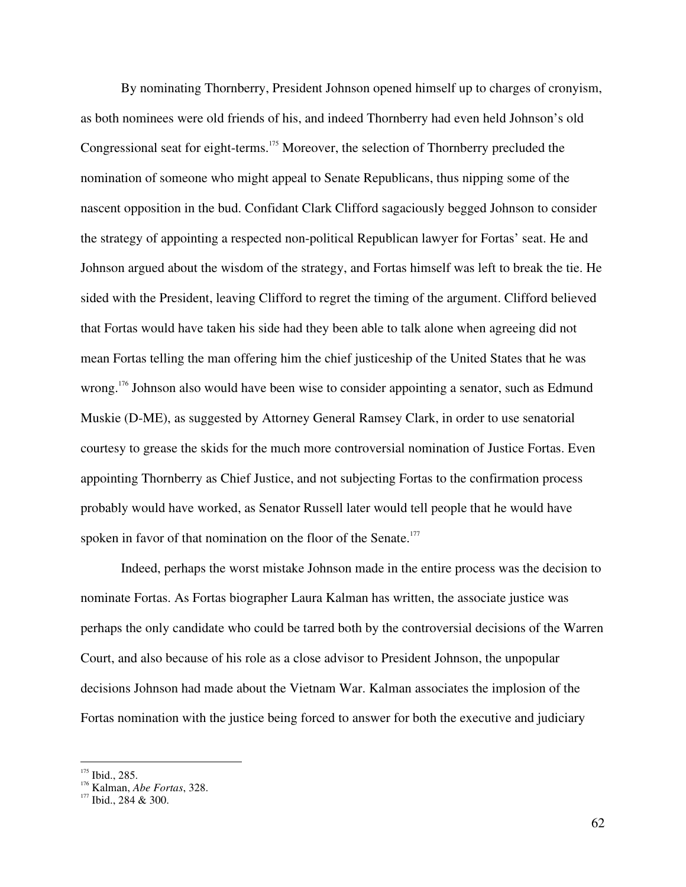By nominating Thornberry, President Johnson opened himself up to charges of cronyism, as both nominees were old friends of his, and indeed Thornberry had even held Johnson's old Congressional seat for eight-terms.[175] Moreover, the selection of Thornberry precluded the nomination of someone who might appeal to Senate Republicans, thus nipping some of the nascent opposition in the bud. Confidant Clark Clifford sagaciously begged Johnson to consider the strategy of appointing a respected non-political Republican lawyer for Fortas' seat. He and Johnson argued about the wisdom of the strategy, and Fortas himself was left to break the tie. He sided with the President, leaving Clifford to regret the timing of the argument. Clifford believed that Fortas would have taken his side had they been able to talk alone when agreeing did not mean Fortas telling the man offering him the chief justiceship of the United States that he was wrong.[176] Johnson also would have been wise to consider appointing a senator, such as Edmund Muskie (D-ME), as suggested by Attorney General Ramsey Clark, in order to use senatorial courtesy to grease the skids for the much more controversial nomination of Justice Fortas. Even appointing Thornberry as Chief Justice, and not subjecting Fortas to the confirmation process probably would have worked, as Senator Russell later would tell people that he would have spoken in favor of that nomination on the floor of the Senate.[177]

Indeed, perhaps the worst mistake Johnson made in the entire process was the decision to nominate Fortas. As Fortas biographer Laura Kalman has written, the associate justice was perhaps the only candidate who could be tarred both by the controversial decisions of the Warren Court, and also because of his role as a close advisor to President Johnson, the unpopular decisions Johnson had made about the Vietnam War. Kalman associates the implosion of the Fortas nomination with the justice being forced to answer for both the executive and judiciary

---

[175] Ibid., 285.
[176] Kalman, *Abe Fortas*, 328.
[177] Ibid., 284 & 300.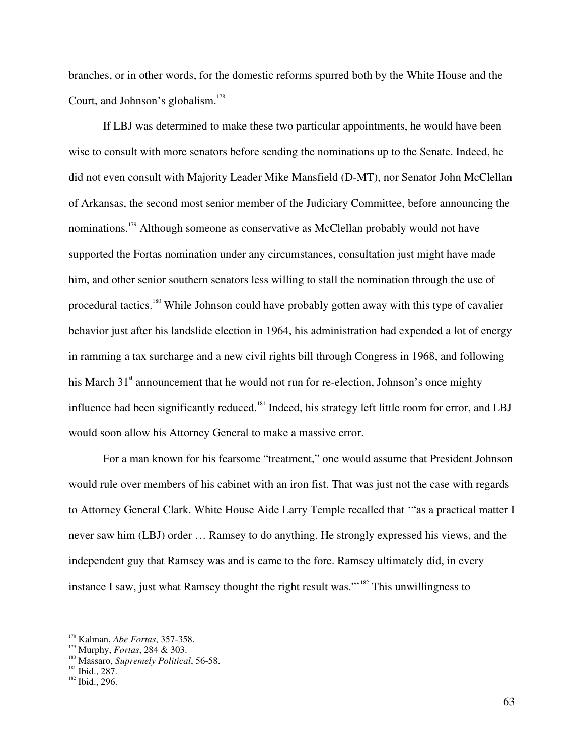branches, or in other words, for the domestic reforms spurred both by the White House and the Court, and Johnson's globalism.[178]

If LBJ was determined to make these two particular appointments, he would have been wise to consult with more senators before sending the nominations up to the Senate. Indeed, he did not even consult with Majority Leader Mike Mansfield (D-MT), nor Senator John McClellan of Arkansas, the second most senior member of the Judiciary Committee, before announcing the nominations.[179] Although someone as conservative as McClellan probably would not have supported the Fortas nomination under any circumstances, consultation just might have made him, and other senior southern senators less willing to stall the nomination through the use of procedural tactics.[180] While Johnson could have probably gotten away with this type of cavalier behavior just after his landslide election in 1964, his administration had expended a lot of energy in ramming a tax surcharge and a new civil rights bill through Congress in 1968, and following his March 31st announcement that he would not run for re-election, Johnson's once mighty influence had been significantly reduced.[181] Indeed, his strategy left little room for error, and LBJ would soon allow his Attorney General to make a massive error.

For a man known for his fearsome "treatment," one would assume that President Johnson would rule over members of his cabinet with an iron fist. That was just not the case with regards to Attorney General Clark. White House Aide Larry Temple recalled that '"as a practical matter I never saw him (LBJ) order … Ramsey to do anything. He strongly expressed his views, and the independent guy that Ramsey was and is came to the fore. Ramsey ultimately did, in every instance I saw, just what Ramsey thought the right result was."'[182] This unwillingness to

---

[178] Kalman, *Abe Fortas*, 357-358.
[179] Murphy, *Fortas*, 284 & 303.
[180] Massaro, *Supremely Political*, 56-58.
[181] Ibid., 287.
[182] Ibid., 296.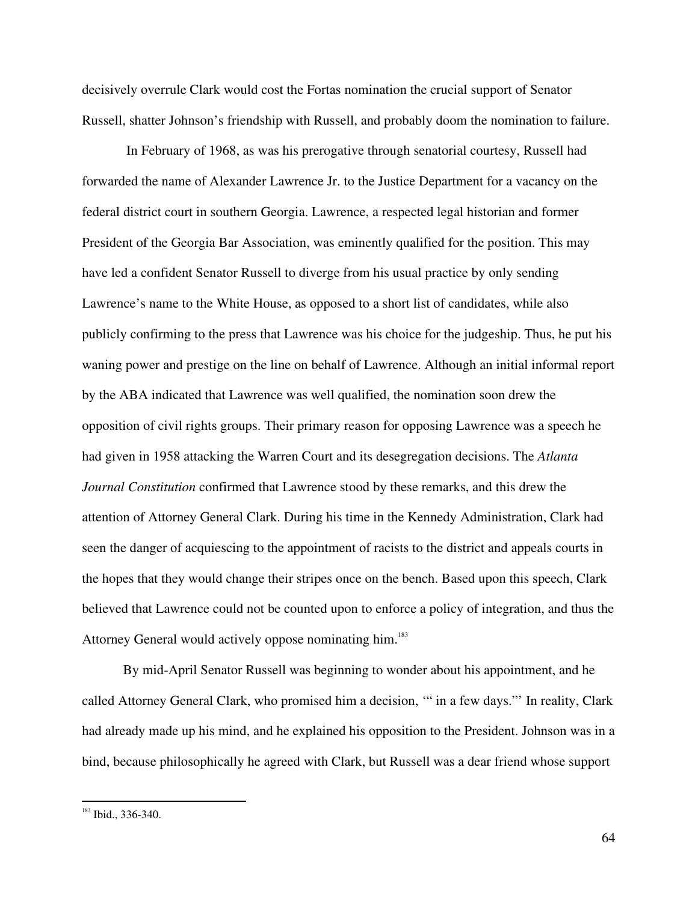decisively overrule Clark would cost the Fortas nomination the crucial support of Senator Russell, shatter Johnson's friendship with Russell, and probably doom the nomination to failure.

In February of 1968, as was his prerogative through senatorial courtesy, Russell had forwarded the name of Alexander Lawrence Jr. to the Justice Department for a vacancy on the federal district court in southern Georgia. Lawrence, a respected legal historian and former President of the Georgia Bar Association, was eminently qualified for the position. This may have led a confident Senator Russell to diverge from his usual practice by only sending Lawrence's name to the White House, as opposed to a short list of candidates, while also publicly confirming to the press that Lawrence was his choice for the judgeship. Thus, he put his waning power and prestige on the line on behalf of Lawrence. Although an initial informal report by the ABA indicated that Lawrence was well qualified, the nomination soon drew the opposition of civil rights groups. Their primary reason for opposing Lawrence was a speech he had given in 1958 attacking the Warren Court and its desegregation decisions. The *Atlanta Journal Constitution* confirmed that Lawrence stood by these remarks, and this drew the attention of Attorney General Clark. During his time in the Kennedy Administration, Clark had seen the danger of acquiescing to the appointment of racists to the district and appeals courts in the hopes that they would change their stripes once on the bench. Based upon this speech, Clark believed that Lawrence could not be counted upon to enforce a policy of integration, and thus the Attorney General would actively oppose nominating him.[183]

By mid-April Senator Russell was beginning to wonder about his appointment, and he called Attorney General Clark, who promised him a decision, '" in a few days."' In reality, Clark had already made up his mind, and he explained his opposition to the President. Johnson was in a bind, because philosophically he agreed with Clark, but Russell was a dear friend whose support

[183] Ibid., 336-340.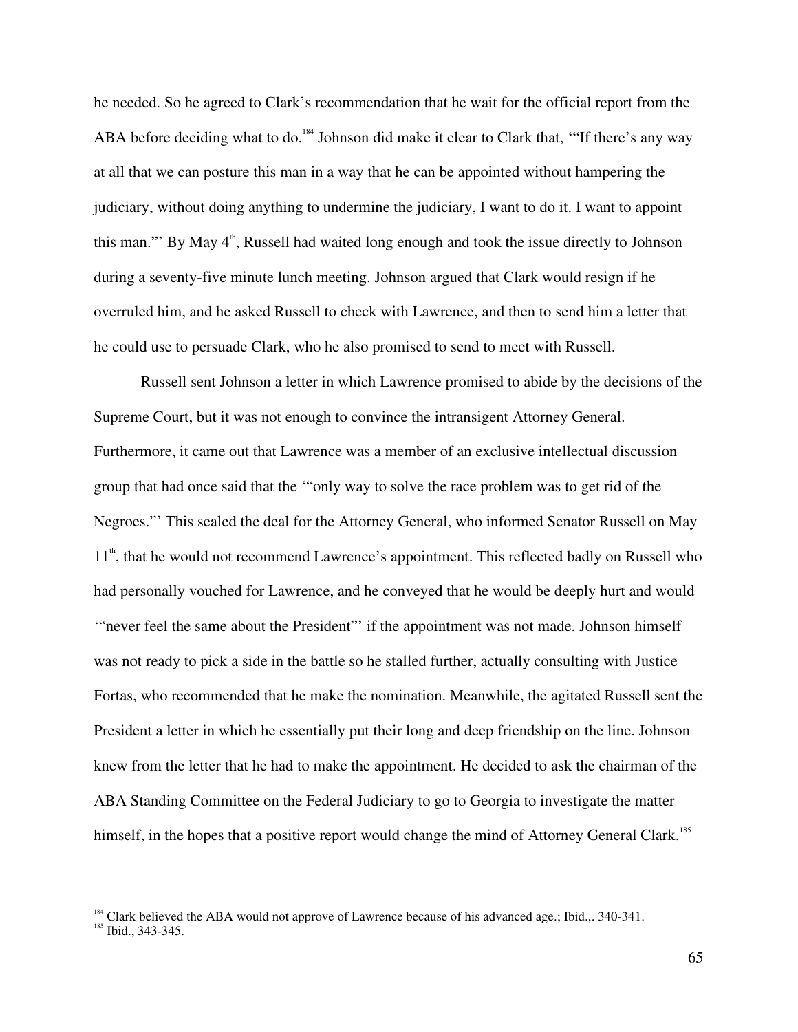he needed. So he agreed to Clark's recommendation that he wait for the official report from the ABA before deciding what to do.[184] Johnson did make it clear to Clark that, '"If there's any way at all that we can posture this man in a way that he can be appointed without hampering the judiciary, without doing anything to undermine the judiciary, I want to do it. I want to appoint this man."' By May 4th, Russell had waited long enough and took the issue directly to Johnson during a seventy-five minute lunch meeting. Johnson argued that Clark would resign if he overruled him, and he asked Russell to check with Lawrence, and then to send him a letter that he could use to persuade Clark, who he also promised to send to meet with Russell.

Russell sent Johnson a letter in which Lawrence promised to abide by the decisions of the Supreme Court, but it was not enough to convince the intransigent Attorney General. Furthermore, it came out that Lawrence was a member of an exclusive intellectual discussion group that had once said that the '"only way to solve the race problem was to get rid of the Negroes."' This sealed the deal for the Attorney General, who informed Senator Russell on May 11th, that he would not recommend Lawrence's appointment. This reflected badly on Russell who had personally vouched for Lawrence, and he conveyed that he would be deeply hurt and would '"never feel the same about the President"' if the appointment was not made. Johnson himself was not ready to pick a side in the battle so he stalled further, actually consulting with Justice Fortas, who recommended that he make the nomination. Meanwhile, the agitated Russell sent the President a letter in which he essentially put their long and deep friendship on the line. Johnson knew from the letter that he had to make the appointment. He decided to ask the chairman of the ABA Standing Committee on the Federal Judiciary to go to Georgia to investigate the matter himself, in the hopes that a positive report would change the mind of Attorney General Clark.[185]

---

[184] Clark believed the ABA would not approve of Lawrence because of his advanced age.; Ibid.,. 340-341.

[185] Ibid., 343-345.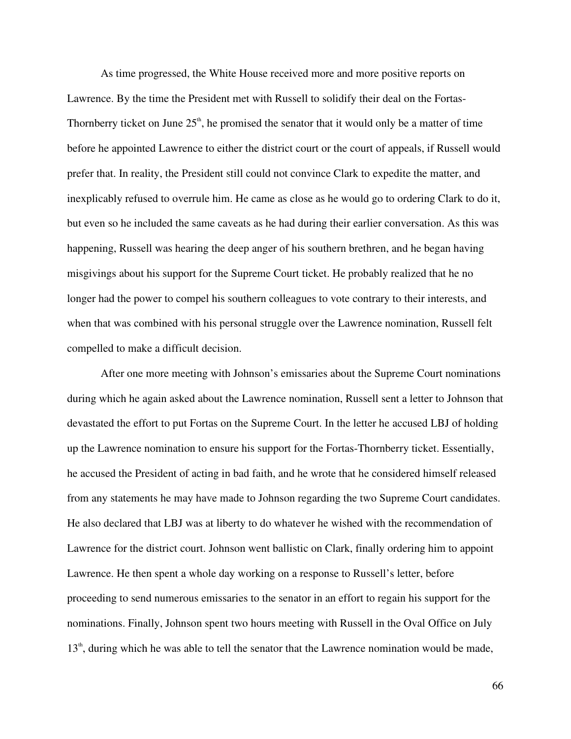As time progressed, the White House received more and more positive reports on Lawrence. By the time the President met with Russell to solidify their deal on the Fortas-Thornberry ticket on June 25th, he promised the senator that it would only be a matter of time before he appointed Lawrence to either the district court or the court of appeals, if Russell would prefer that. In reality, the President still could not convince Clark to expedite the matter, and inexplicably refused to overrule him. He came as close as he would go to ordering Clark to do it, but even so he included the same caveats as he had during their earlier conversation. As this was happening, Russell was hearing the deep anger of his southern brethren, and he began having misgivings about his support for the Supreme Court ticket. He probably realized that he no longer had the power to compel his southern colleagues to vote contrary to their interests, and when that was combined with his personal struggle over the Lawrence nomination, Russell felt compelled to make a difficult decision.

After one more meeting with Johnson's emissaries about the Supreme Court nominations during which he again asked about the Lawrence nomination, Russell sent a letter to Johnson that devastated the effort to put Fortas on the Supreme Court. In the letter he accused LBJ of holding up the Lawrence nomination to ensure his support for the Fortas-Thornberry ticket. Essentially, he accused the President of acting in bad faith, and he wrote that he considered himself released from any statements he may have made to Johnson regarding the two Supreme Court candidates. He also declared that LBJ was at liberty to do whatever he wished with the recommendation of Lawrence for the district court. Johnson went ballistic on Clark, finally ordering him to appoint Lawrence. He then spent a whole day working on a response to Russell's letter, before proceeding to send numerous emissaries to the senator in an effort to regain his support for the nominations. Finally, Johnson spent two hours meeting with Russell in the Oval Office on July 13th, during which he was able to tell the senator that the Lawrence nomination would be made,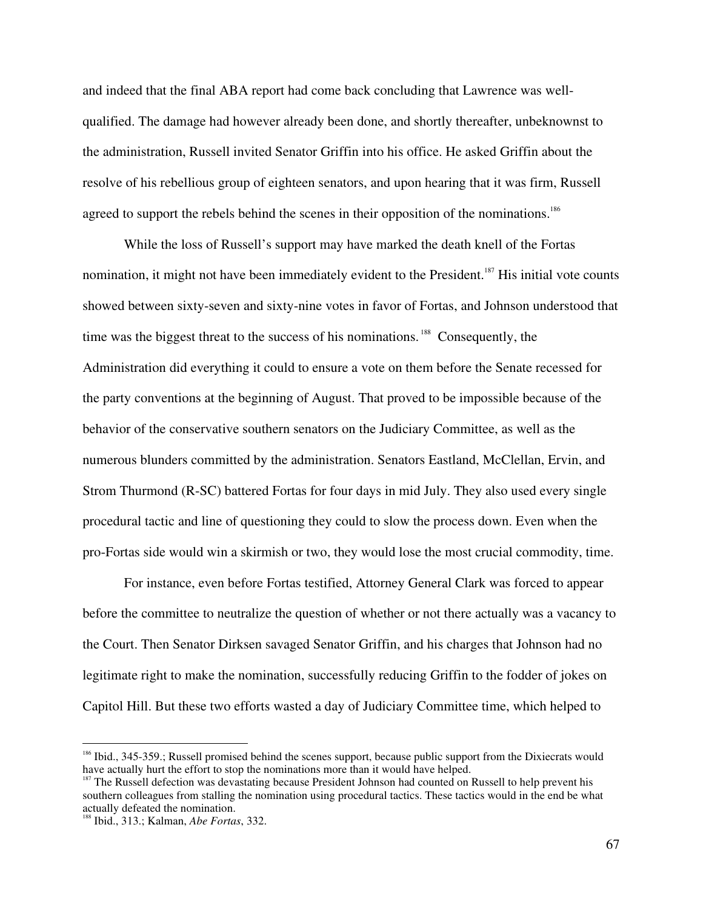and indeed that the final ABA report had come back concluding that Lawrence was well-qualified. The damage had however already been done, and shortly thereafter, unbeknownst to the administration, Russell invited Senator Griffin into his office. He asked Griffin about the resolve of his rebellious group of eighteen senators, and upon hearing that it was firm, Russell agreed to support the rebels behind the scenes in their opposition of the nominations.[186]

While the loss of Russell's support may have marked the death knell of the Fortas nomination, it might not have been immediately evident to the President.[187] His initial vote counts showed between sixty-seven and sixty-nine votes in favor of Fortas, and Johnson understood that time was the biggest threat to the success of his nominations.[188] Consequently, the Administration did everything it could to ensure a vote on them before the Senate recessed for the party conventions at the beginning of August. That proved to be impossible because of the behavior of the conservative southern senators on the Judiciary Committee, as well as the numerous blunders committed by the administration. Senators Eastland, McClellan, Ervin, and Strom Thurmond (R-SC) battered Fortas for four days in mid July. They also used every single procedural tactic and line of questioning they could to slow the process down. Even when the pro-Fortas side would win a skirmish or two, they would lose the most crucial commodity, time.

For instance, even before Fortas testified, Attorney General Clark was forced to appear before the committee to neutralize the question of whether or not there actually was a vacancy to the Court. Then Senator Dirksen savaged Senator Griffin, and his charges that Johnson had no legitimate right to make the nomination, successfully reducing Griffin to the fodder of jokes on Capitol Hill. But these two efforts wasted a day of Judiciary Committee time, which helped to

---

[186] Ibid., 345-359.; Russell promised behind the scenes support, because public support from the Dixiecrats would have actually hurt the effort to stop the nominations more than it would have helped.

[187] The Russell defection was devastating because President Johnson had counted on Russell to help prevent his southern colleagues from stalling the nomination using procedural tactics. These tactics would in the end be what actually defeated the nomination.

[188] Ibid., 313.; Kalman, *Abe Fortas*, 332.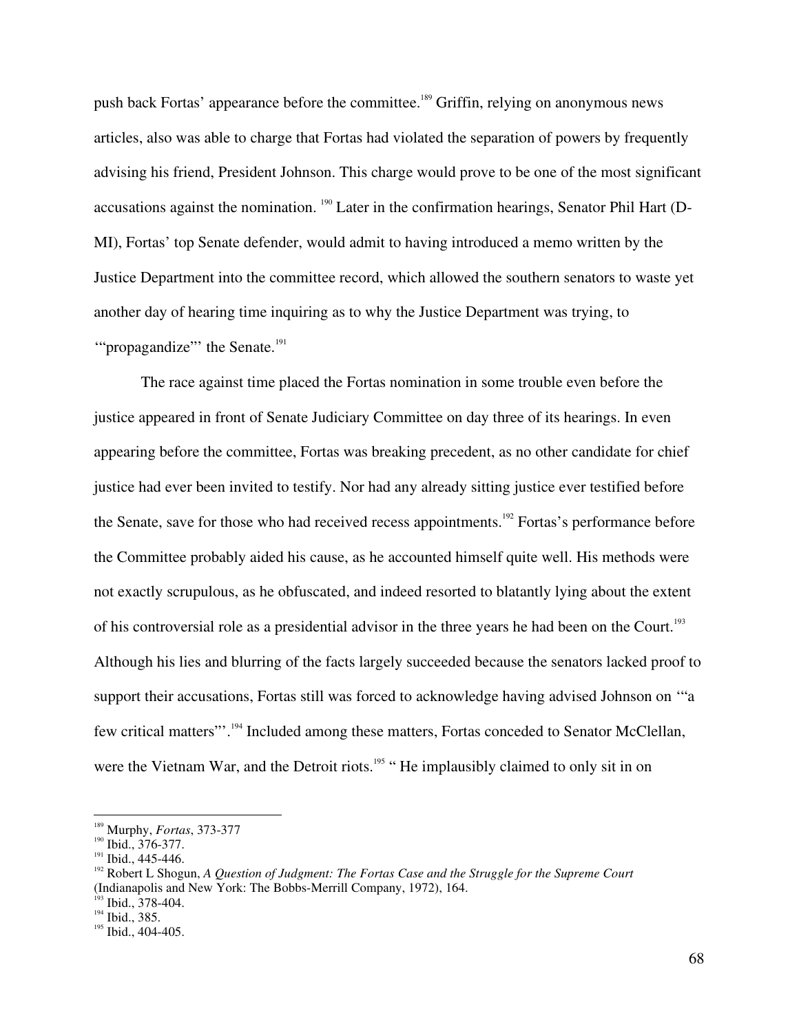push back Fortas' appearance before the committee.[189] Griffin, relying on anonymous news articles, also was able to charge that Fortas had violated the separation of powers by frequently advising his friend, President Johnson. This charge would prove to be one of the most significant accusations against the nomination. [190] Later in the confirmation hearings, Senator Phil Hart (D-MI), Fortas' top Senate defender, would admit to having introduced a memo written by the Justice Department into the committee record, which allowed the southern senators to waste yet another day of hearing time inquiring as to why the Justice Department was trying, to '"propagandize"' the Senate.[191]

The race against time placed the Fortas nomination in some trouble even before the justice appeared in front of Senate Judiciary Committee on day three of its hearings. In even appearing before the committee, Fortas was breaking precedent, as no other candidate for chief justice had ever been invited to testify. Nor had any already sitting justice ever testified before the Senate, save for those who had received recess appointments.[192] Fortas's performance before the Committee probably aided his cause, as he accounted himself quite well. His methods were not exactly scrupulous, as he obfuscated, and indeed resorted to blatantly lying about the extent of his controversial role as a presidential advisor in the three years he had been on the Court.[193] Although his lies and blurring of the facts largely succeeded because the senators lacked proof to support their accusations, Fortas still was forced to acknowledge having advised Johnson on '"a few critical matters"'.[194] Included among these matters, Fortas conceded to Senator McClellan, were the Vietnam War, and the Detroit riots.[195] " He implausibly claimed to only sit in on

---

[189] Murphy, *Fortas*, 373-377

[190] Ibid., 376-377.

[191] Ibid., 445-446.

[192] Robert L Shogun, *A Question of Judgment: The Fortas Case and the Struggle for the Supreme Court* (Indianapolis and New York: The Bobbs-Merrill Company, 1972), 164.

[193] Ibid., 378-404.

[194] Ibid., 385.

[195] Ibid., 404-405.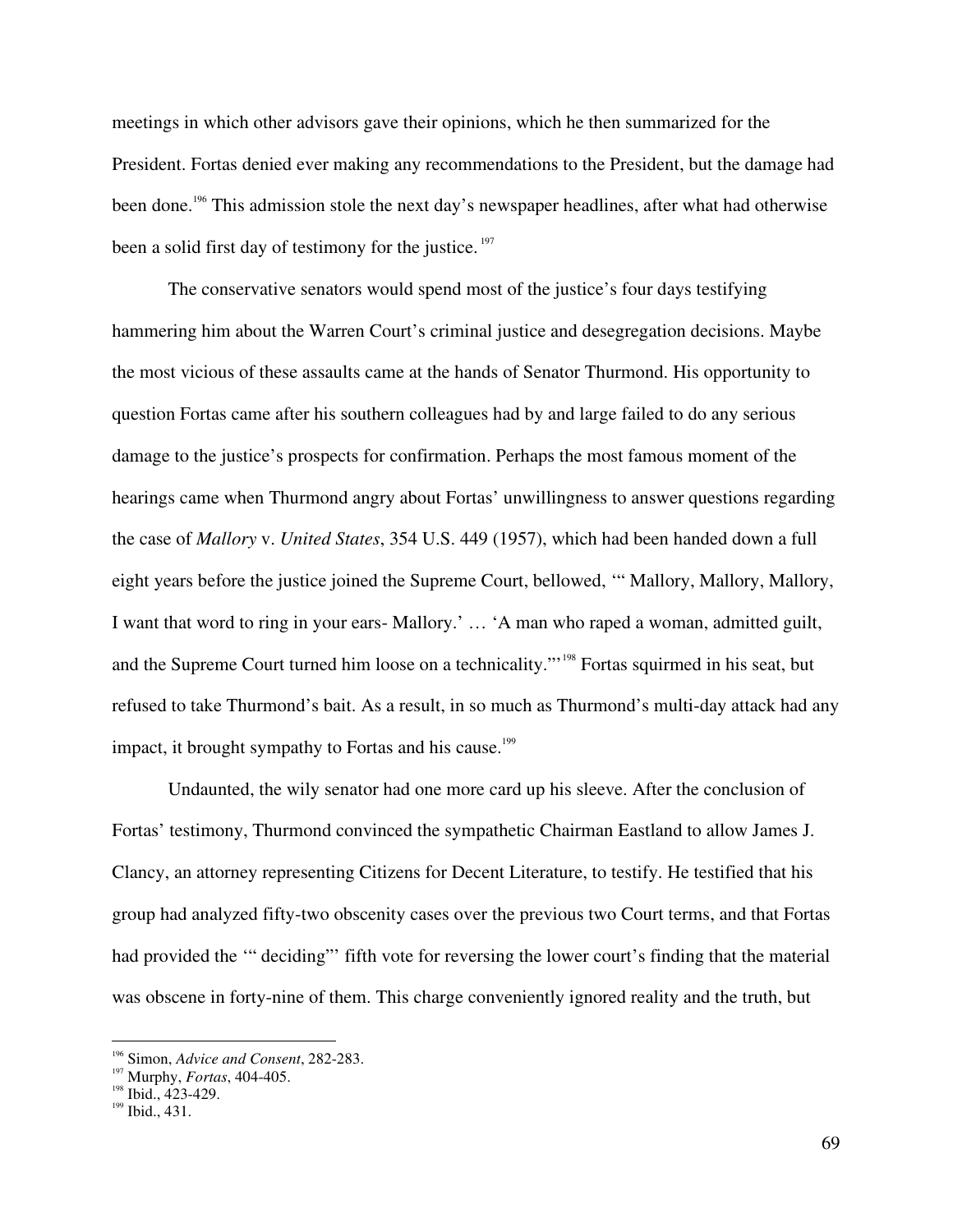meetings in which other advisors gave their opinions, which he then summarized for the President. Fortas denied ever making any recommendations to the President, but the damage had been done.[196] This admission stole the next day's newspaper headlines, after what had otherwise been a solid first day of testimony for the justice.[197]

The conservative senators would spend most of the justice's four days testifying hammering him about the Warren Court's criminal justice and desegregation decisions. Maybe the most vicious of these assaults came at the hands of Senator Thurmond. His opportunity to question Fortas came after his southern colleagues had by and large failed to do any serious damage to the justice's prospects for confirmation. Perhaps the most famous moment of the hearings came when Thurmond angry about Fortas' unwillingness to answer questions regarding the case of *Mallory* v. *United States*, 354 U.S. 449 (1957), which had been handed down a full eight years before the justice joined the Supreme Court, bellowed, '" Mallory, Mallory, Mallory, I want that word to ring in your ears- Mallory.' … 'A man who raped a woman, admitted guilt, and the Supreme Court turned him loose on a technicality."'[198] Fortas squirmed in his seat, but refused to take Thurmond's bait. As a result, in so much as Thurmond's multi-day attack had any impact, it brought sympathy to Fortas and his cause.[199]

Undaunted, the wily senator had one more card up his sleeve. After the conclusion of Fortas' testimony, Thurmond convinced the sympathetic Chairman Eastland to allow James J. Clancy, an attorney representing Citizens for Decent Literature, to testify. He testified that his group had analyzed fifty-two obscenity cases over the previous two Court terms, and that Fortas had provided the '" deciding"' fifth vote for reversing the lower court's finding that the material was obscene in forty-nine of them. This charge conveniently ignored reality and the truth, but

---

[196] Simon, *Advice and Consent*, 282-283.
[197] Murphy, *Fortas*, 404-405.
[198] Ibid., 423-429.
[199] Ibid., 431.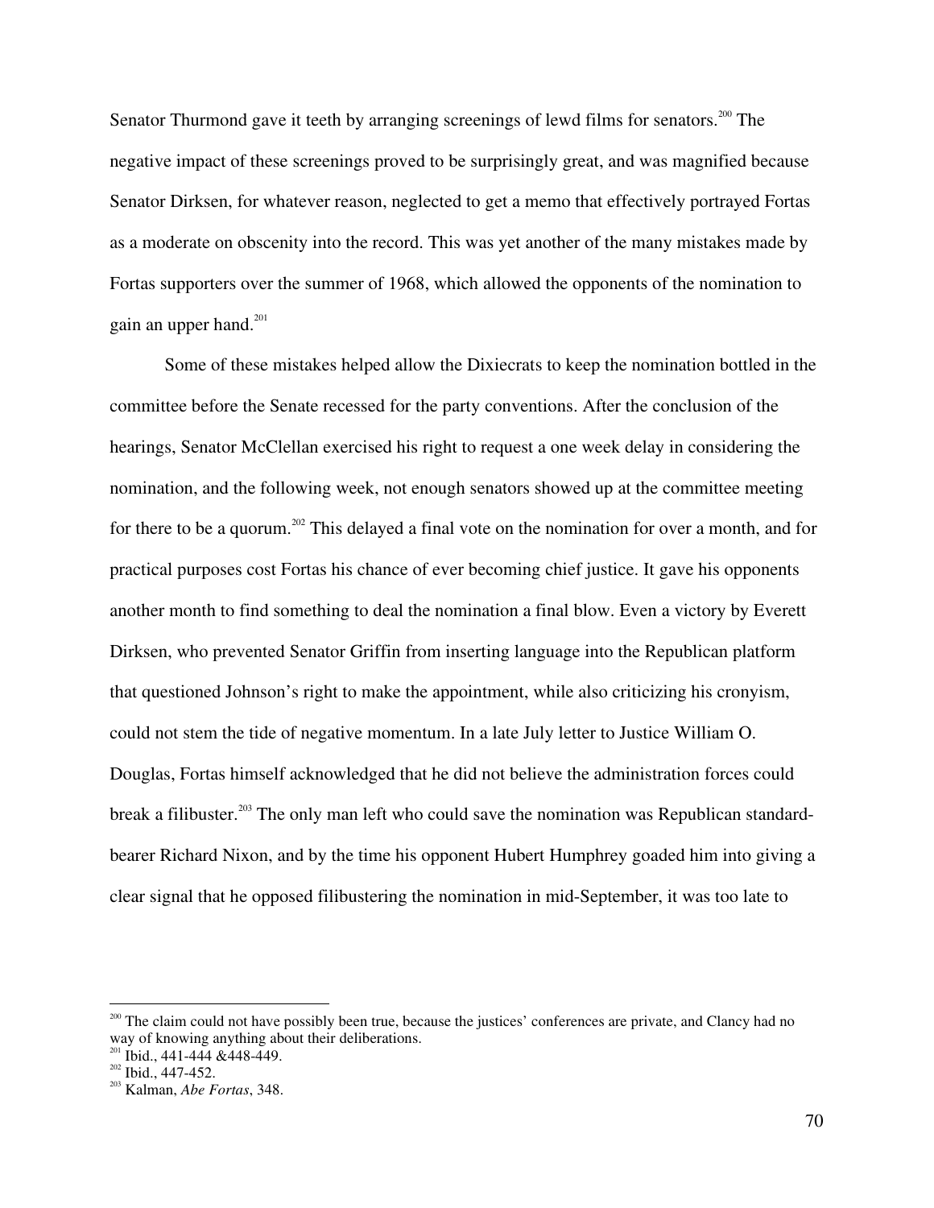Senator Thurmond gave it teeth by arranging screenings of lewd films for senators.[200] The negative impact of these screenings proved to be surprisingly great, and was magnified because Senator Dirksen, for whatever reason, neglected to get a memo that effectively portrayed Fortas as a moderate on obscenity into the record. This was yet another of the many mistakes made by Fortas supporters over the summer of 1968, which allowed the opponents of the nomination to gain an upper hand.[201]

Some of these mistakes helped allow the Dixiecrats to keep the nomination bottled in the committee before the Senate recessed for the party conventions. After the conclusion of the hearings, Senator McClellan exercised his right to request a one week delay in considering the nomination, and the following week, not enough senators showed up at the committee meeting for there to be a quorum.[202] This delayed a final vote on the nomination for over a month, and for practical purposes cost Fortas his chance of ever becoming chief justice. It gave his opponents another month to find something to deal the nomination a final blow. Even a victory by Everett Dirksen, who prevented Senator Griffin from inserting language into the Republican platform that questioned Johnson's right to make the appointment, while also criticizing his cronyism, could not stem the tide of negative momentum. In a late July letter to Justice William O. Douglas, Fortas himself acknowledged that he did not believe the administration forces could break a filibuster.[203] The only man left who could save the nomination was Republican standard-bearer Richard Nixon, and by the time his opponent Hubert Humphrey goaded him into giving a clear signal that he opposed filibustering the nomination in mid-September, it was too late to

---

[200] The claim could not have possibly been true, because the justices' conferences are private, and Clancy had no way of knowing anything about their deliberations.

[201] Ibid., 441-444 &448-449.

[202] Ibid., 447-452.

[203] Kalman, *Abe Fortas*, 348.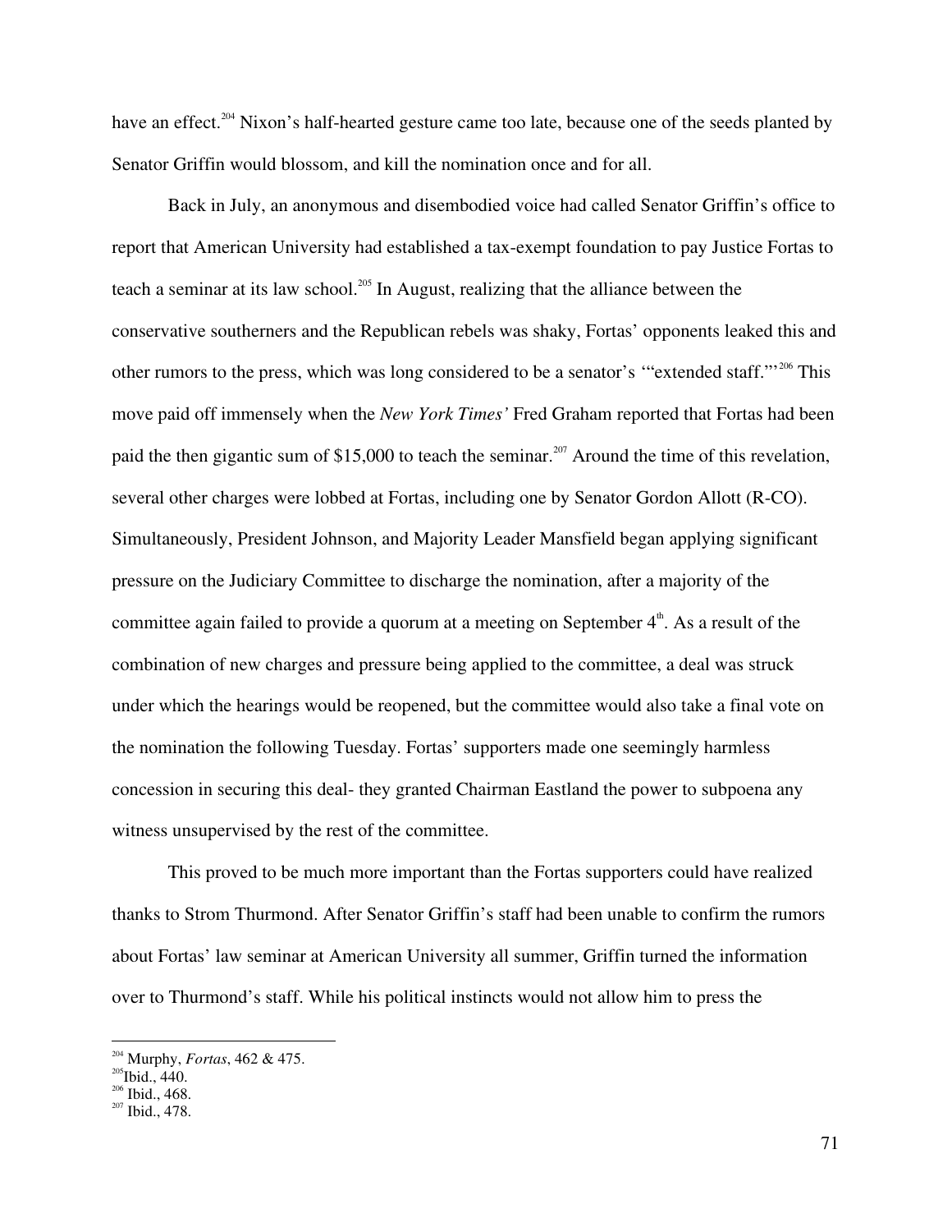have an effect.[204] Nixon's half-hearted gesture came too late, because one of the seeds planted by Senator Griffin would blossom, and kill the nomination once and for all.

Back in July, an anonymous and disembodied voice had called Senator Griffin's office to report that American University had established a tax-exempt foundation to pay Justice Fortas to teach a seminar at its law school.[205] In August, realizing that the alliance between the conservative southerners and the Republican rebels was shaky, Fortas' opponents leaked this and other rumors to the press, which was long considered to be a senator's '"extended staff."'[206] This move paid off immensely when the *New York Times'* Fred Graham reported that Fortas had been paid the then gigantic sum of $15,000 to teach the seminar.[207] Around the time of this revelation, several other charges were lobbed at Fortas, including one by Senator Gordon Allott (R-CO). Simultaneously, President Johnson, and Majority Leader Mansfield began applying significant pressure on the Judiciary Committee to discharge the nomination, after a majority of the committee again failed to provide a quorum at a meeting on September 4th. As a result of the combination of new charges and pressure being applied to the committee, a deal was struck under which the hearings would be reopened, but the committee would also take a final vote on the nomination the following Tuesday. Fortas' supporters made one seemingly harmless concession in securing this deal- they granted Chairman Eastland the power to subpoena any witness unsupervised by the rest of the committee.

This proved to be much more important than the Fortas supporters could have realized thanks to Strom Thurmond. After Senator Griffin's staff had been unable to confirm the rumors about Fortas' law seminar at American University all summer, Griffin turned the information over to Thurmond's staff. While his political instincts would not allow him to press the

---

[204] Murphy, *Fortas*, 462 & 475.
[205] Ibid., 440.
[206] Ibid., 468.
[207] Ibid., 478.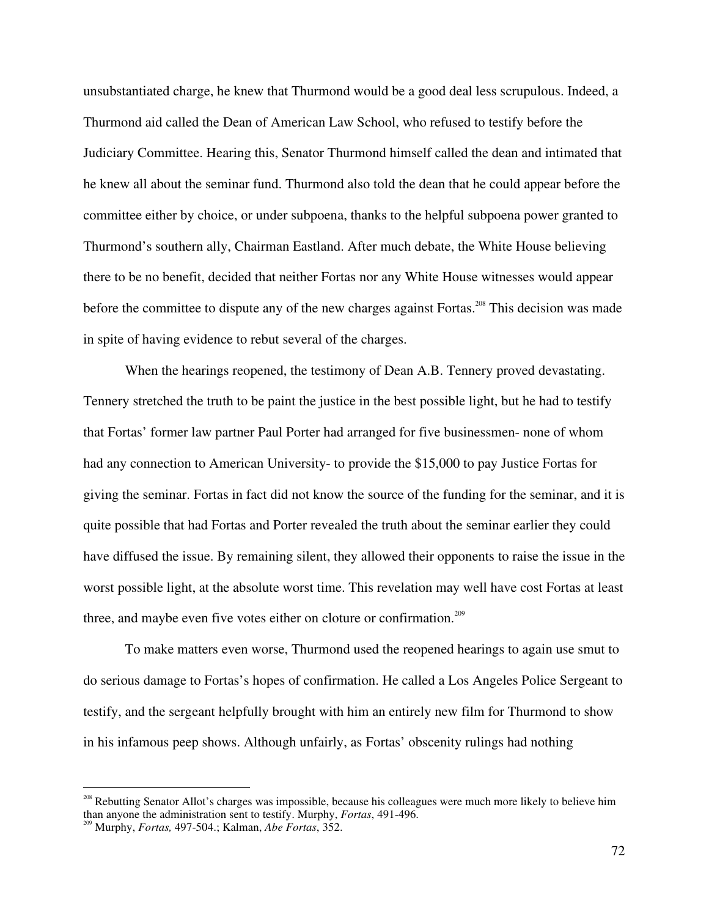unsubstantiated charge, he knew that Thurmond would be a good deal less scrupulous. Indeed, a Thurmond aid called the Dean of American Law School, who refused to testify before the Judiciary Committee. Hearing this, Senator Thurmond himself called the dean and intimated that he knew all about the seminar fund. Thurmond also told the dean that he could appear before the committee either by choice, or under subpoena, thanks to the helpful subpoena power granted to Thurmond's southern ally, Chairman Eastland. After much debate, the White House believing there to be no benefit, decided that neither Fortas nor any White House witnesses would appear before the committee to dispute any of the new charges against Fortas.[208] This decision was made in spite of having evidence to rebut several of the charges.

When the hearings reopened, the testimony of Dean A.B. Tennery proved devastating. Tennery stretched the truth to be paint the justice in the best possible light, but he had to testify that Fortas' former law partner Paul Porter had arranged for five businessmen- none of whom had any connection to American University- to provide the $15,000 to pay Justice Fortas for giving the seminar. Fortas in fact did not know the source of the funding for the seminar, and it is quite possible that had Fortas and Porter revealed the truth about the seminar earlier they could have diffused the issue. By remaining silent, they allowed their opponents to raise the issue in the worst possible light, at the absolute worst time. This revelation may well have cost Fortas at least three, and maybe even five votes either on cloture or confirmation.[209]

To make matters even worse, Thurmond used the reopened hearings to again use smut to do serious damage to Fortas's hopes of confirmation. He called a Los Angeles Police Sergeant to testify, and the sergeant helpfully brought with him an entirely new film for Thurmond to show in his infamous peep shows. Although unfairly, as Fortas' obscenity rulings had nothing

---

[208] Rebutting Senator Allot's charges was impossible, because his colleagues were much more likely to believe him than anyone the administration sent to testify. Murphy, *Fortas*, 491-496.

[209] Murphy, *Fortas,* 497-504.; Kalman, *Abe Fortas*, 352.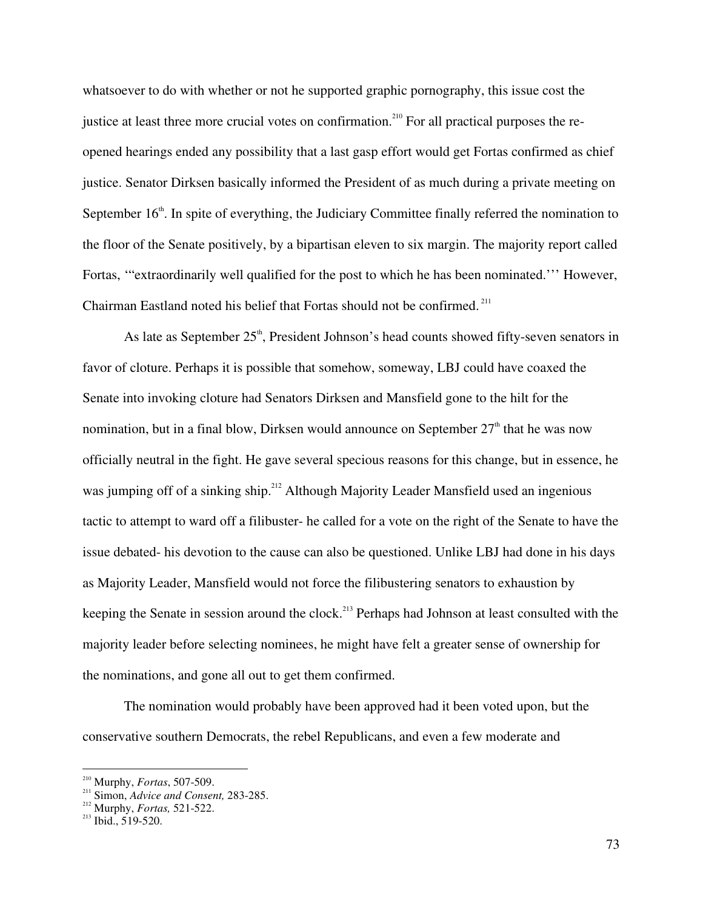whatsoever to do with whether or not he supported graphic pornography, this issue cost the justice at least three more crucial votes on confirmation.[210] For all practical purposes the re-opened hearings ended any possibility that a last gasp effort would get Fortas confirmed as chief justice. Senator Dirksen basically informed the President of as much during a private meeting on September 16th. In spite of everything, the Judiciary Committee finally referred the nomination to the floor of the Senate positively, by a bipartisan eleven to six margin. The majority report called Fortas, '"extraordinarily well qualified for the post to which he has been nominated."' However, Chairman Eastland noted his belief that Fortas should not be confirmed.[211]

As late as September 25th, President Johnson's head counts showed fifty-seven senators in favor of cloture. Perhaps it is possible that somehow, someway, LBJ could have coaxed the Senate into invoking cloture had Senators Dirksen and Mansfield gone to the hilt for the nomination, but in a final blow, Dirksen would announce on September 27th that he was now officially neutral in the fight. He gave several specious reasons for this change, but in essence, he was jumping off of a sinking ship.[212] Although Majority Leader Mansfield used an ingenious tactic to attempt to ward off a filibuster- he called for a vote on the right of the Senate to have the issue debated- his devotion to the cause can also be questioned. Unlike LBJ had done in his days as Majority Leader, Mansfield would not force the filibustering senators to exhaustion by keeping the Senate in session around the clock.[213] Perhaps had Johnson at least consulted with the majority leader before selecting nominees, he might have felt a greater sense of ownership for the nominations, and gone all out to get them confirmed.

The nomination would probably have been approved had it been voted upon, but the conservative southern Democrats, the rebel Republicans, and even a few moderate and

---

[210] Murphy, *Fortas*, 507-509.
[211] Simon, *Advice and Consent,* 283-285.
[212] Murphy, *Fortas,* 521-522.
[213] Ibid., 519-520.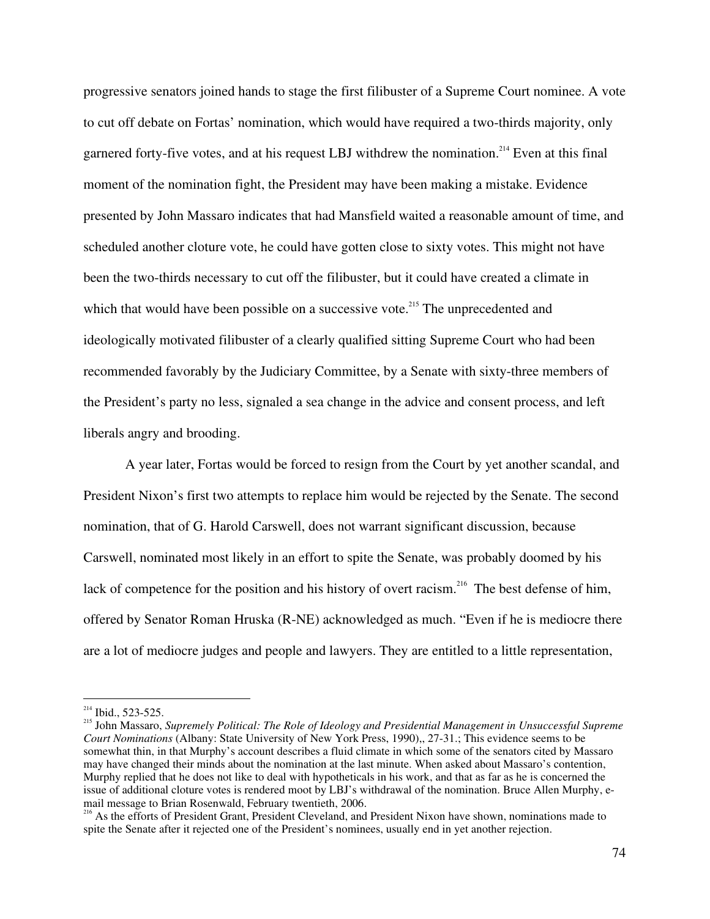progressive senators joined hands to stage the first filibuster of a Supreme Court nominee. A vote to cut off debate on Fortas' nomination, which would have required a two-thirds majority, only garnered forty-five votes, and at his request LBJ withdrew the nomination.[214] Even at this final moment of the nomination fight, the President may have been making a mistake. Evidence presented by John Massaro indicates that had Mansfield waited a reasonable amount of time, and scheduled another cloture vote, he could have gotten close to sixty votes. This might not have been the two-thirds necessary to cut off the filibuster, but it could have created a climate in which that would have been possible on a successive vote.[215] The unprecedented and ideologically motivated filibuster of a clearly qualified sitting Supreme Court who had been recommended favorably by the Judiciary Committee, by a Senate with sixty-three members of the President's party no less, signaled a sea change in the advice and consent process, and left liberals angry and brooding.

A year later, Fortas would be forced to resign from the Court by yet another scandal, and President Nixon's first two attempts to replace him would be rejected by the Senate. The second nomination, that of G. Harold Carswell, does not warrant significant discussion, because Carswell, nominated most likely in an effort to spite the Senate, was probably doomed by his lack of competence for the position and his history of overt racism.[216] The best defense of him, offered by Senator Roman Hruska (R-NE) acknowledged as much. "Even if he is mediocre there are a lot of mediocre judges and people and lawyers. They are entitled to a little representation,

---

[214] Ibid., 523-525.

[215] John Massaro, *Supremely Political: The Role of Ideology and Presidential Management in Unsuccessful Supreme Court Nominations* (Albany: State University of New York Press, 1990),, 27-31.; This evidence seems to be somewhat thin, in that Murphy's account describes a fluid climate in which some of the senators cited by Massaro may have changed their minds about the nomination at the last minute. When asked about Massaro's contention, Murphy replied that he does not like to deal with hypotheticals in his work, and that as far as he is concerned the issue of additional cloture votes is rendered moot by LBJ's withdrawal of the nomination. Bruce Allen Murphy, e-mail message to Brian Rosenwald, February twentieth, 2006.

[216] As the efforts of President Grant, President Cleveland, and President Nixon have shown, nominations made to spite the Senate after it rejected one of the President's nominees, usually end in yet another rejection.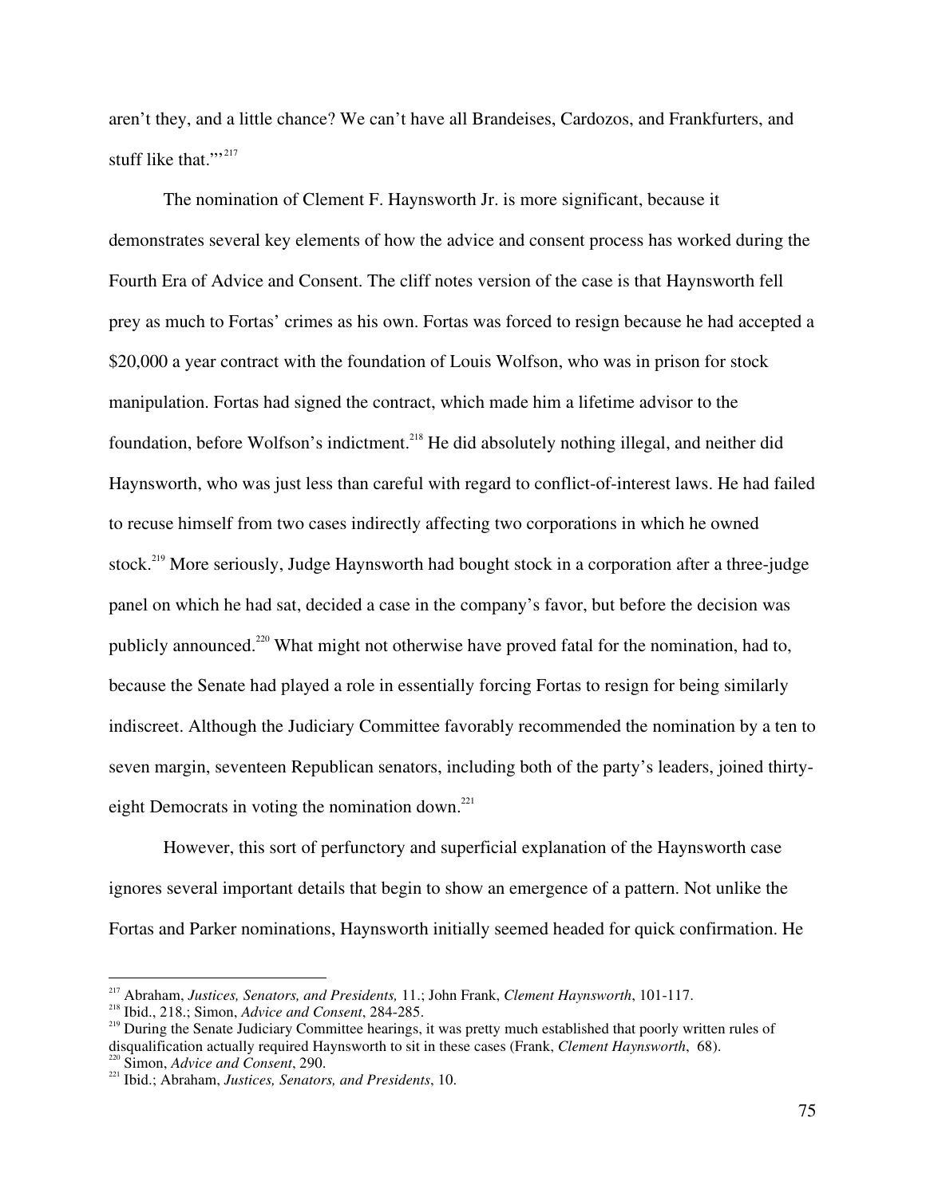aren't they, and a little chance? We can't have all Brandeises, Cardozos, and Frankfurters, and stuff like that."'[217]

The nomination of Clement F. Haynsworth Jr. is more significant, because it demonstrates several key elements of how the advice and consent process has worked during the Fourth Era of Advice and Consent. The cliff notes version of the case is that Haynsworth fell prey as much to Fortas' crimes as his own. Fortas was forced to resign because he had accepted a $20,000 a year contract with the foundation of Louis Wolfson, who was in prison for stock manipulation. Fortas had signed the contract, which made him a lifetime advisor to the foundation, before Wolfson's indictment.[218] He did absolutely nothing illegal, and neither did Haynsworth, who was just less than careful with regard to conflict-of-interest laws. He had failed to recuse himself from two cases indirectly affecting two corporations in which he owned stock.[219] More seriously, Judge Haynsworth had bought stock in a corporation after a three-judge panel on which he had sat, decided a case in the company's favor, but before the decision was publicly announced.[220] What might not otherwise have proved fatal for the nomination, had to, because the Senate had played a role in essentially forcing Fortas to resign for being similarly indiscreet. Although the Judiciary Committee favorably recommended the nomination by a ten to seven margin, seventeen Republican senators, including both of the party's leaders, joined thirty-eight Democrats in voting the nomination down.[221]

However, this sort of perfunctory and superficial explanation of the Haynsworth case ignores several important details that begin to show an emergence of a pattern. Not unlike the Fortas and Parker nominations, Haynsworth initially seemed headed for quick confirmation. He

---

[217] Abraham, *Justices, Senators, and Presidents,* 11.; John Frank, *Clement Haynsworth*, 101-117.

[218] Ibid., 218.; Simon, *Advice and Consent*, 284-285.

[219] During the Senate Judiciary Committee hearings, it was pretty much established that poorly written rules of disqualification actually required Haynsworth to sit in these cases (Frank, *Clement Haynsworth*, 68).

[220] Simon, *Advice and Consent*, 290.

[221] Ibid.; Abraham, *Justices, Senators, and Presidents*, 10.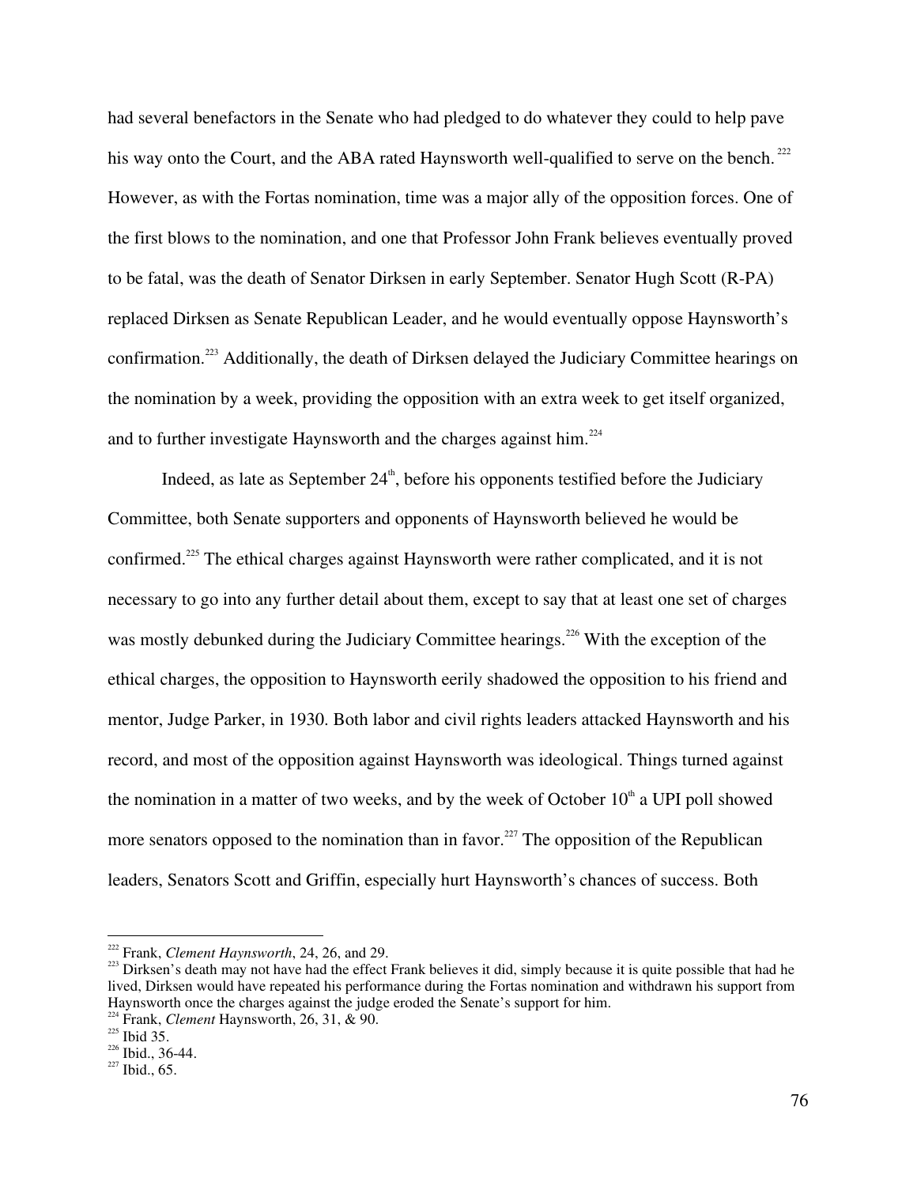had several benefactors in the Senate who had pledged to do whatever they could to help pave his way onto the Court, and the ABA rated Haynsworth well-qualified to serve on the bench.[222] However, as with the Fortas nomination, time was a major ally of the opposition forces. One of the first blows to the nomination, and one that Professor John Frank believes eventually proved to be fatal, was the death of Senator Dirksen in early September. Senator Hugh Scott (R-PA) replaced Dirksen as Senate Republican Leader, and he would eventually oppose Haynsworth's confirmation.[223] Additionally, the death of Dirksen delayed the Judiciary Committee hearings on the nomination by a week, providing the opposition with an extra week to get itself organized, and to further investigate Haynsworth and the charges against him.[224]

Indeed, as late as September 24th, before his opponents testified before the Judiciary Committee, both Senate supporters and opponents of Haynsworth believed he would be confirmed.[225] The ethical charges against Haynsworth were rather complicated, and it is not necessary to go into any further detail about them, except to say that at least one set of charges was mostly debunked during the Judiciary Committee hearings.[226] With the exception of the ethical charges, the opposition to Haynsworth eerily shadowed the opposition to his friend and mentor, Judge Parker, in 1930. Both labor and civil rights leaders attacked Haynsworth and his record, and most of the opposition against Haynsworth was ideological. Things turned against the nomination in a matter of two weeks, and by the week of October 10th a UPI poll showed more senators opposed to the nomination than in favor.[227] The opposition of the Republican leaders, Senators Scott and Griffin, especially hurt Haynsworth's chances of success. Both

---

[222] Frank, *Clement Haynsworth*, 24, 26, and 29.

[223] Dirksen's death may not have had the effect Frank believes it did, simply because it is quite possible that had he lived, Dirksen would have repeated his performance during the Fortas nomination and withdrawn his support from Haynsworth once the charges against the judge eroded the Senate's support for him.

[224] Frank, *Clement* Haynsworth, 26, 31, & 90.

[225] Ibid 35.

[226] Ibid., 36-44.

[227] Ibid., 65.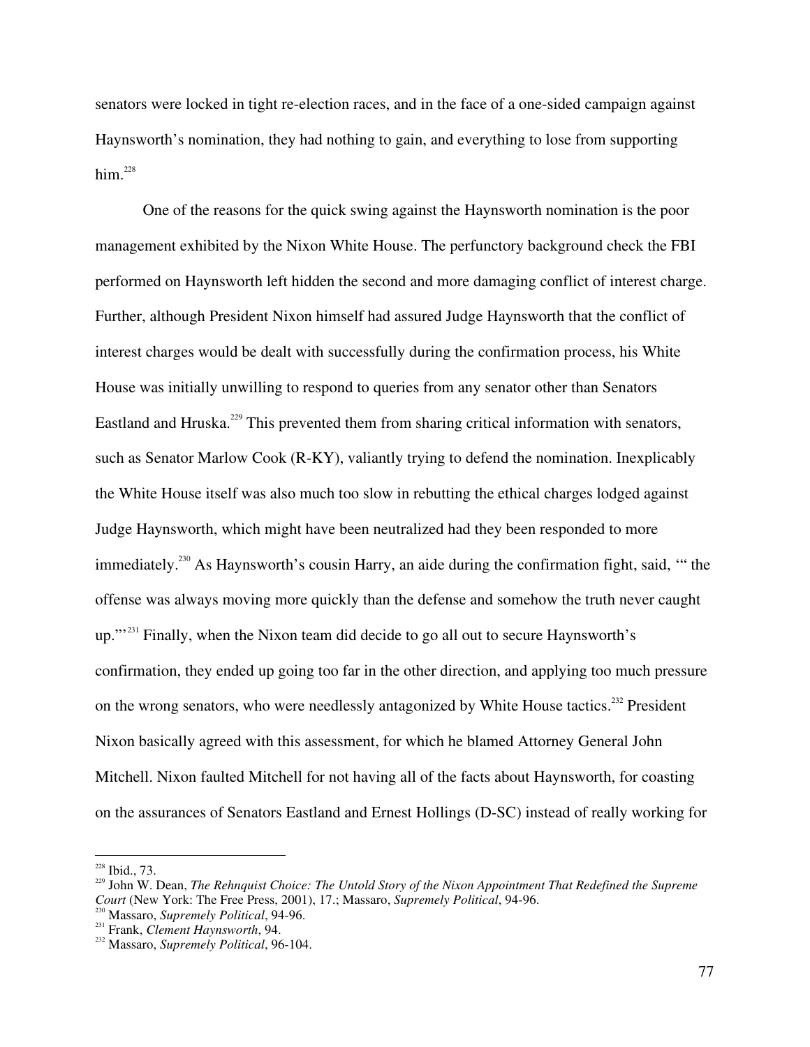senators were locked in tight re-election races, and in the face of a one-sided campaign against Haynsworth's nomination, they had nothing to gain, and everything to lose from supporting him.[228]

One of the reasons for the quick swing against the Haynsworth nomination is the poor management exhibited by the Nixon White House. The perfunctory background check the FBI performed on Haynsworth left hidden the second and more damaging conflict of interest charge. Further, although President Nixon himself had assured Judge Haynsworth that the conflict of interest charges would be dealt with successfully during the confirmation process, his White House was initially unwilling to respond to queries from any senator other than Senators Eastland and Hruska.[229] This prevented them from sharing critical information with senators, such as Senator Marlow Cook (R-KY), valiantly trying to defend the nomination. Inexplicably the White House itself was also much too slow in rebutting the ethical charges lodged against Judge Haynsworth, which might have been neutralized had they been responded to more immediately.[230] As Haynsworth's cousin Harry, an aide during the confirmation fight, said, '" the offense was always moving more quickly than the defense and somehow the truth never caught up."'[231] Finally, when the Nixon team did decide to go all out to secure Haynsworth's confirmation, they ended up going too far in the other direction, and applying too much pressure on the wrong senators, who were needlessly antagonized by White House tactics.[232] President Nixon basically agreed with this assessment, for which he blamed Attorney General John Mitchell. Nixon faulted Mitchell for not having all of the facts about Haynsworth, for coasting on the assurances of Senators Eastland and Ernest Hollings (D-SC) instead of really working for

---

[228] Ibid., 73.

[229] John W. Dean, *The Rehnquist Choice: The Untold Story of the Nixon Appointment That Redefined the Supreme Court* (New York: The Free Press, 2001), 17.; Massaro, *Supremely Political*, 94-96.

[230] Massaro, *Supremely Political*, 94-96.

[231] Frank, *Clement Haynsworth*, 94.

[232] Massaro, *Supremely Political*, 96-104.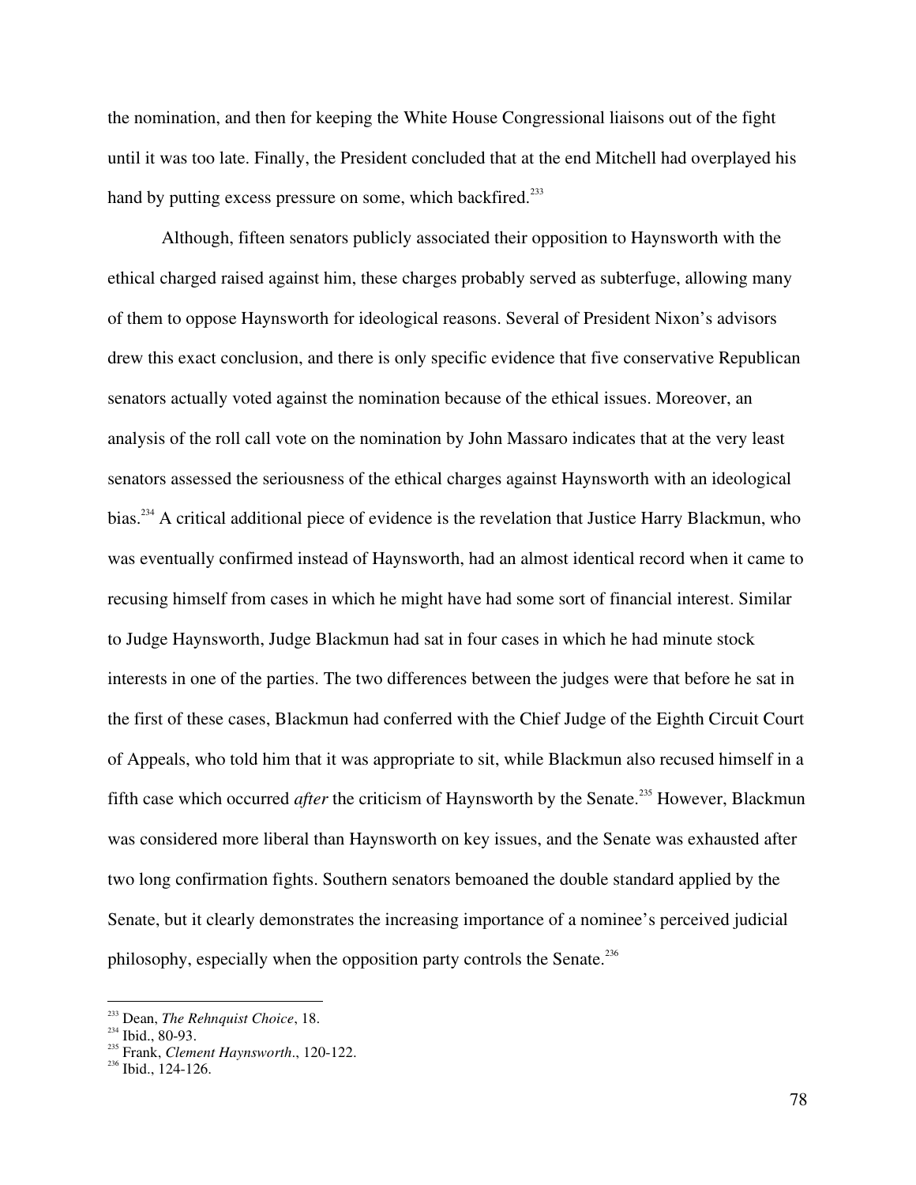the nomination, and then for keeping the White House Congressional liaisons out of the fight until it was too late. Finally, the President concluded that at the end Mitchell had overplayed his hand by putting excess pressure on some, which backfired.[233]

Although, fifteen senators publicly associated their opposition to Haynsworth with the ethical charged raised against him, these charges probably served as subterfuge, allowing many of them to oppose Haynsworth for ideological reasons. Several of President Nixon's advisors drew this exact conclusion, and there is only specific evidence that five conservative Republican senators actually voted against the nomination because of the ethical issues. Moreover, an analysis of the roll call vote on the nomination by John Massaro indicates that at the very least senators assessed the seriousness of the ethical charges against Haynsworth with an ideological bias.[234] A critical additional piece of evidence is the revelation that Justice Harry Blackmun, who was eventually confirmed instead of Haynsworth, had an almost identical record when it came to recusing himself from cases in which he might have had some sort of financial interest. Similar to Judge Haynsworth, Judge Blackmun had sat in four cases in which he had minute stock interests in one of the parties. The two differences between the judges were that before he sat in the first of these cases, Blackmun had conferred with the Chief Judge of the Eighth Circuit Court of Appeals, who told him that it was appropriate to sit, while Blackmun also recused himself in a fifth case which occurred *after* the criticism of Haynsworth by the Senate.[235] However, Blackmun was considered more liberal than Haynsworth on key issues, and the Senate was exhausted after two long confirmation fights. Southern senators bemoaned the double standard applied by the Senate, but it clearly demonstrates the increasing importance of a nominee's perceived judicial philosophy, especially when the opposition party controls the Senate.[236]

---

[233] Dean, *The Rehnquist Choice*, 18.
[234] Ibid., 80-93.
[235] Frank, *Clement Haynsworth*., 120-122.
[236] Ibid., 124-126.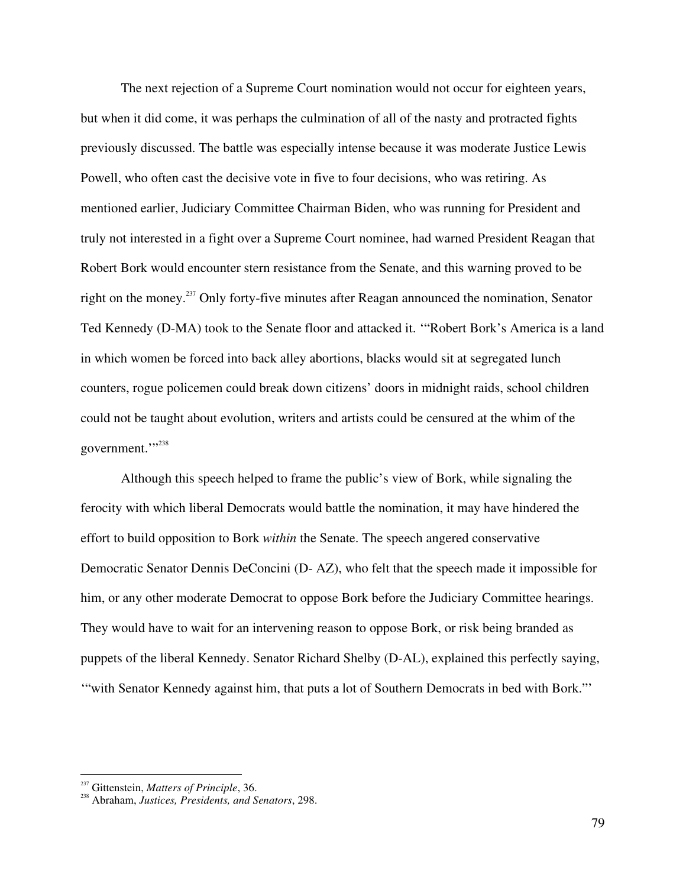The next rejection of a Supreme Court nomination would not occur for eighteen years, but when it did come, it was perhaps the culmination of all of the nasty and protracted fights previously discussed. The battle was especially intense because it was moderate Justice Lewis Powell, who often cast the decisive vote in five to four decisions, who was retiring. As mentioned earlier, Judiciary Committee Chairman Biden, who was running for President and truly not interested in a fight over a Supreme Court nominee, had warned President Reagan that Robert Bork would encounter stern resistance from the Senate, and this warning proved to be right on the money.[237] Only forty-five minutes after Reagan announced the nomination, Senator Ted Kennedy (D-MA) took to the Senate floor and attacked it. '"Robert Bork's America is a land in which women be forced into back alley abortions, blacks would sit at segregated lunch counters, rogue policemen could break down citizens' doors in midnight raids, school children could not be taught about evolution, writers and artists could be censured at the whim of the government.'"[238]

Although this speech helped to frame the public's view of Bork, while signaling the ferocity with which liberal Democrats would battle the nomination, it may have hindered the effort to build opposition to Bork *within* the Senate. The speech angered conservative Democratic Senator Dennis DeConcini (D- AZ), who felt that the speech made it impossible for him, or any other moderate Democrat to oppose Bork before the Judiciary Committee hearings. They would have to wait for an intervening reason to oppose Bork, or risk being branded as puppets of the liberal Kennedy. Senator Richard Shelby (D-AL), explained this perfectly saying, '"with Senator Kennedy against him, that puts a lot of Southern Democrats in bed with Bork."'

---

[237] Gittenstein, *Matters of Principle*, 36.

[238] Abraham, *Justices, Presidents, and Senators*, 298.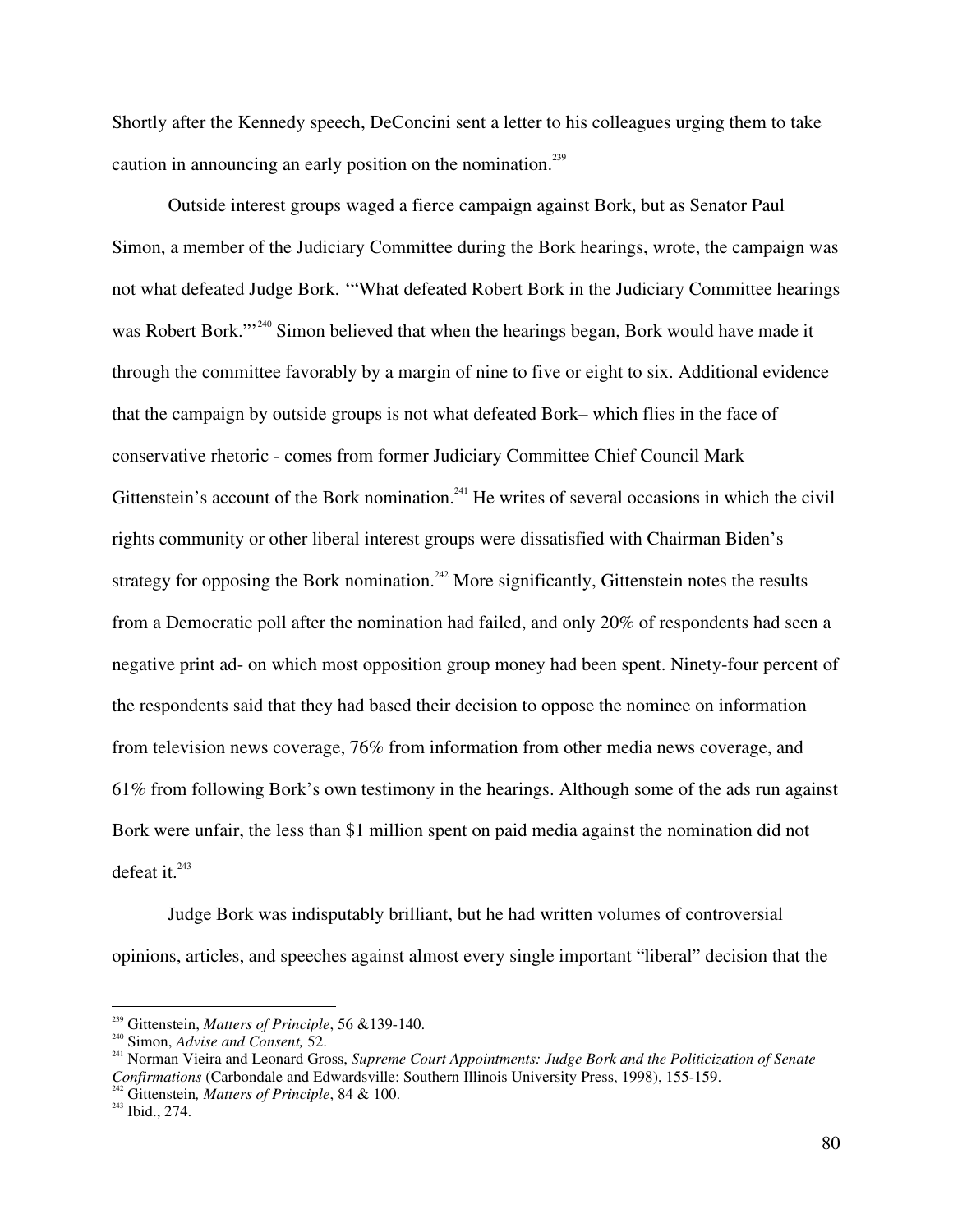Shortly after the Kennedy speech, DeConcini sent a letter to his colleagues urging them to take caution in announcing an early position on the nomination.[239]

Outside interest groups waged a fierce campaign against Bork, but as Senator Paul Simon, a member of the Judiciary Committee during the Bork hearings, wrote, the campaign was not what defeated Judge Bork. '"What defeated Robert Bork in the Judiciary Committee hearings was Robert Bork."'[240] Simon believed that when the hearings began, Bork would have made it through the committee favorably by a margin of nine to five or eight to six. Additional evidence that the campaign by outside groups is not what defeated Bork– which flies in the face of conservative rhetoric - comes from former Judiciary Committee Chief Council Mark Gittenstein's account of the Bork nomination.[241] He writes of several occasions in which the civil rights community or other liberal interest groups were dissatisfied with Chairman Biden's strategy for opposing the Bork nomination.[242] More significantly, Gittenstein notes the results from a Democratic poll after the nomination had failed, and only 20% of respondents had seen a negative print ad- on which most opposition group money had been spent. Ninety-four percent of the respondents said that they had based their decision to oppose the nominee on information from television news coverage, 76% from information from other media news coverage, and 61% from following Bork's own testimony in the hearings. Although some of the ads run against Bork were unfair, the less than $1 million spent on paid media against the nomination did not defeat it.[243]

Judge Bork was indisputably brilliant, but he had written volumes of controversial opinions, articles, and speeches against almost every single important "liberal" decision that the

---

[239] Gittenstein, *Matters of Principle*, 56 &139-140.

[240] Simon, *Advise and Consent,* 52.

[241] Norman Vieira and Leonard Gross, *Supreme Court Appointments: Judge Bork and the Politicization of Senate Confirmations* (Carbondale and Edwardsville: Southern Illinois University Press, 1998), 155-159.

[242] Gittenstein*, Matters of Principle*, 84 & 100.

[243] Ibid., 274.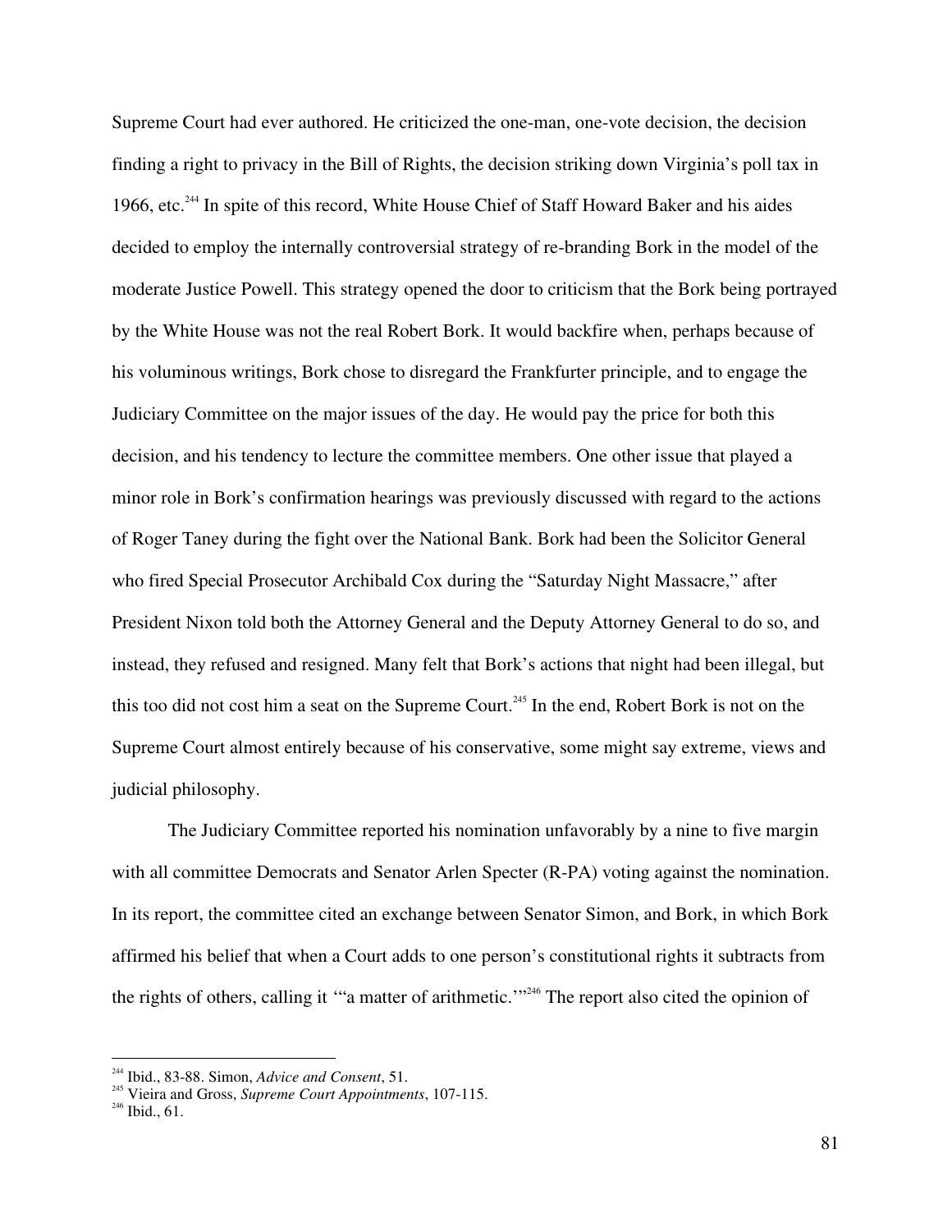Supreme Court had ever authored. He criticized the one-man, one-vote decision, the decision finding a right to privacy in the Bill of Rights, the decision striking down Virginia's poll tax in 1966, etc.[244] In spite of this record, White House Chief of Staff Howard Baker and his aides decided to employ the internally controversial strategy of re-branding Bork in the model of the moderate Justice Powell. This strategy opened the door to criticism that the Bork being portrayed by the White House was not the real Robert Bork. It would backfire when, perhaps because of his voluminous writings, Bork chose to disregard the Frankfurter principle, and to engage the Judiciary Committee on the major issues of the day. He would pay the price for both this decision, and his tendency to lecture the committee members. One other issue that played a minor role in Bork's confirmation hearings was previously discussed with regard to the actions of Roger Taney during the fight over the National Bank. Bork had been the Solicitor General who fired Special Prosecutor Archibald Cox during the "Saturday Night Massacre," after President Nixon told both the Attorney General and the Deputy Attorney General to do so, and instead, they refused and resigned. Many felt that Bork's actions that night had been illegal, but this too did not cost him a seat on the Supreme Court.[245] In the end, Robert Bork is not on the Supreme Court almost entirely because of his conservative, some might say extreme, views and judicial philosophy.

The Judiciary Committee reported his nomination unfavorably by a nine to five margin with all committee Democrats and Senator Arlen Specter (R-PA) voting against the nomination. In its report, the committee cited an exchange between Senator Simon, and Bork, in which Bork affirmed his belief that when a Court adds to one person's constitutional rights it subtracts from the rights of others, calling it '"a matter of arithmetic.'"[246] The report also cited the opinion of

---

[244] Ibid., 83-88. Simon, *Advice and Consent*, 51.

[245] Vieira and Gross, *Supreme Court Appointments*, 107-115.

[246] Ibid., 61.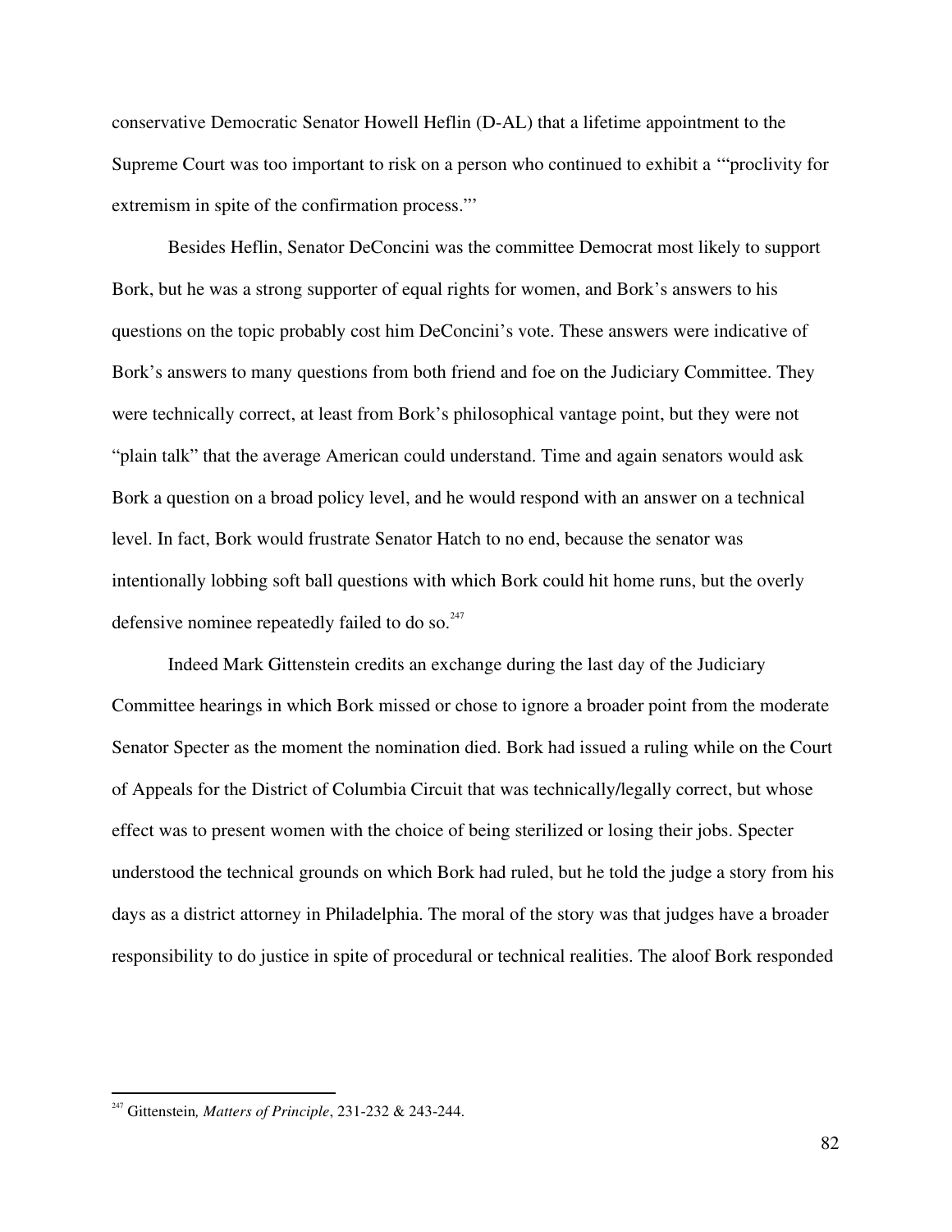conservative Democratic Senator Howell Heflin (D-AL) that a lifetime appointment to the Supreme Court was too important to risk on a person who continued to exhibit a '"proclivity for extremism in spite of the confirmation process."'

Besides Heflin, Senator DeConcini was the committee Democrat most likely to support Bork, but he was a strong supporter of equal rights for women, and Bork's answers to his questions on the topic probably cost him DeConcini's vote. These answers were indicative of Bork's answers to many questions from both friend and foe on the Judiciary Committee. They were technically correct, at least from Bork's philosophical vantage point, but they were not "plain talk" that the average American could understand. Time and again senators would ask Bork a question on a broad policy level, and he would respond with an answer on a technical level. In fact, Bork would frustrate Senator Hatch to no end, because the senator was intentionally lobbing soft ball questions with which Bork could hit home runs, but the overly defensive nominee repeatedly failed to do so.[247]

Indeed Mark Gittenstein credits an exchange during the last day of the Judiciary Committee hearings in which Bork missed or chose to ignore a broader point from the moderate Senator Specter as the moment the nomination died. Bork had issued a ruling while on the Court of Appeals for the District of Columbia Circuit that was technically/legally correct, but whose effect was to present women with the choice of being sterilized or losing their jobs. Specter understood the technical grounds on which Bork had ruled, but he told the judge a story from his days as a district attorney in Philadelphia. The moral of the story was that judges have a broader responsibility to do justice in spite of procedural or technical realities. The aloof Bork responded

---

[247] Gittenstein*, Matters of Principle*, 231-232 & 243-244.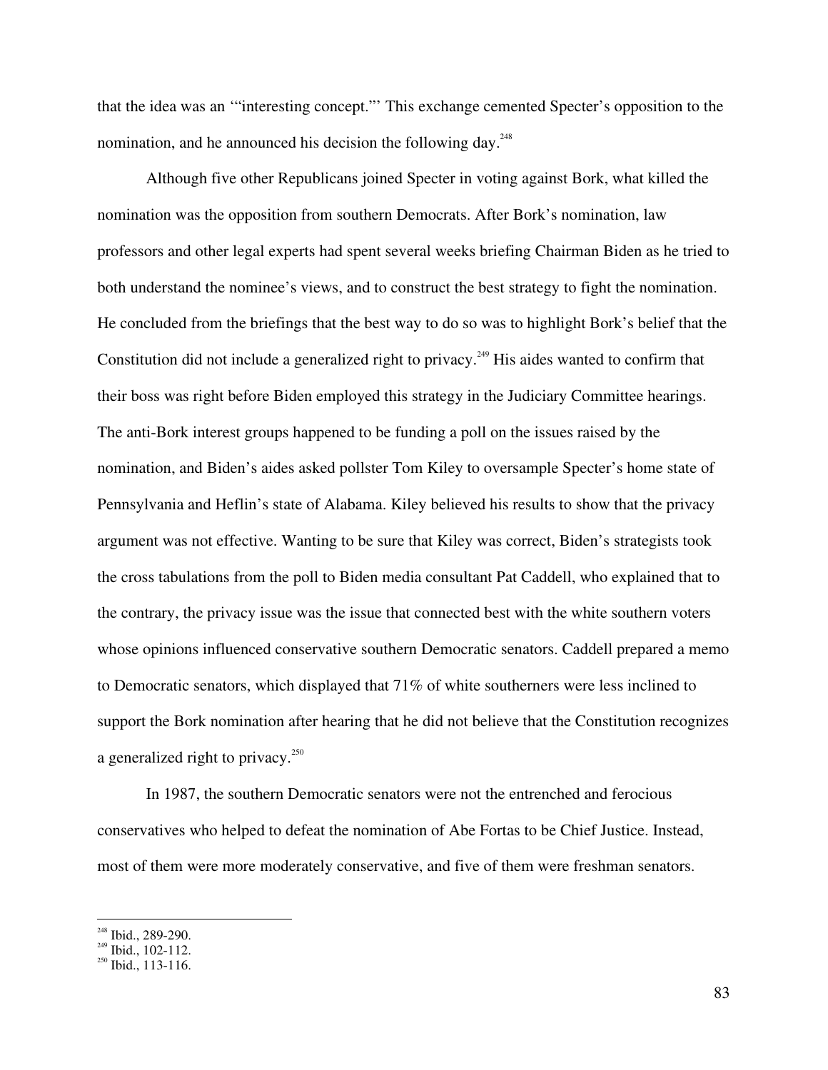that the idea was an '"interesting concept."' This exchange cemented Specter's opposition to the nomination, and he announced his decision the following day.[248]

Although five other Republicans joined Specter in voting against Bork, what killed the nomination was the opposition from southern Democrats. After Bork's nomination, law professors and other legal experts had spent several weeks briefing Chairman Biden as he tried to both understand the nominee's views, and to construct the best strategy to fight the nomination. He concluded from the briefings that the best way to do so was to highlight Bork's belief that the Constitution did not include a generalized right to privacy.[249] His aides wanted to confirm that their boss was right before Biden employed this strategy in the Judiciary Committee hearings. The anti-Bork interest groups happened to be funding a poll on the issues raised by the nomination, and Biden's aides asked pollster Tom Kiley to oversample Specter's home state of Pennsylvania and Heflin's state of Alabama. Kiley believed his results to show that the privacy argument was not effective. Wanting to be sure that Kiley was correct, Biden's strategists took the cross tabulations from the poll to Biden media consultant Pat Caddell, who explained that to the contrary, the privacy issue was the issue that connected best with the white southern voters whose opinions influenced conservative southern Democratic senators. Caddell prepared a memo to Democratic senators, which displayed that 71% of white southerners were less inclined to support the Bork nomination after hearing that he did not believe that the Constitution recognizes a generalized right to privacy.[250]

In 1987, the southern Democratic senators were not the entrenched and ferocious conservatives who helped to defeat the nomination of Abe Fortas to be Chief Justice. Instead, most of them were more moderately conservative, and five of them were freshman senators.

---

[248] Ibid., 289-290.
[249] Ibid., 102-112.
[250] Ibid., 113-116.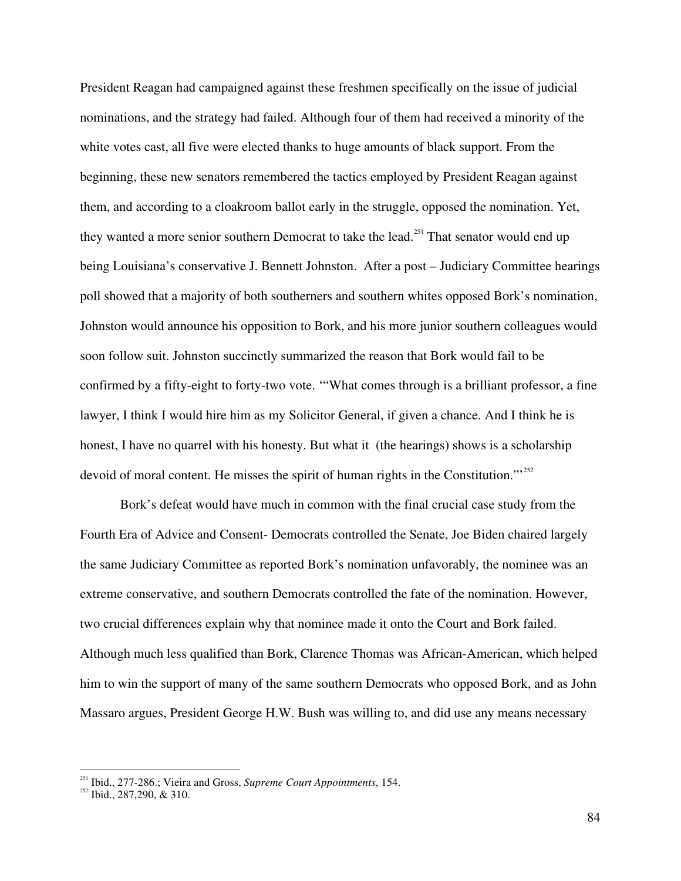President Reagan had campaigned against these freshmen specifically on the issue of judicial nominations, and the strategy had failed. Although four of them had received a minority of the white votes cast, all five were elected thanks to huge amounts of black support. From the beginning, these new senators remembered the tactics employed by President Reagan against them, and according to a cloakroom ballot early in the struggle, opposed the nomination. Yet, they wanted a more senior southern Democrat to take the lead.[251] That senator would end up being Louisiana's conservative J. Bennett Johnston. After a post – Judiciary Committee hearings poll showed that a majority of both southerners and southern whites opposed Bork's nomination, Johnston would announce his opposition to Bork, and his more junior southern colleagues would soon follow suit. Johnston succinctly summarized the reason that Bork would fail to be confirmed by a fifty-eight to forty-two vote. '"What comes through is a brilliant professor, a fine lawyer, I think I would hire him as my Solicitor General, if given a chance. And I think he is honest, I have no quarrel with his honesty. But what it (the hearings) shows is a scholarship devoid of moral content. He misses the spirit of human rights in the Constitution."'[252]

Bork's defeat would have much in common with the final crucial case study from the Fourth Era of Advice and Consent- Democrats controlled the Senate, Joe Biden chaired largely the same Judiciary Committee as reported Bork's nomination unfavorably, the nominee was an extreme conservative, and southern Democrats controlled the fate of the nomination. However, two crucial differences explain why that nominee made it onto the Court and Bork failed. Although much less qualified than Bork, Clarence Thomas was African-American, which helped him to win the support of many of the same southern Democrats who opposed Bork, and as John Massaro argues, President George H.W. Bush was willing to, and did use any means necessary

---

[251] Ibid., 277-286.; Vieira and Gross, *Supreme Court Appointments*, 154.

[252] Ibid., 287,290, & 310.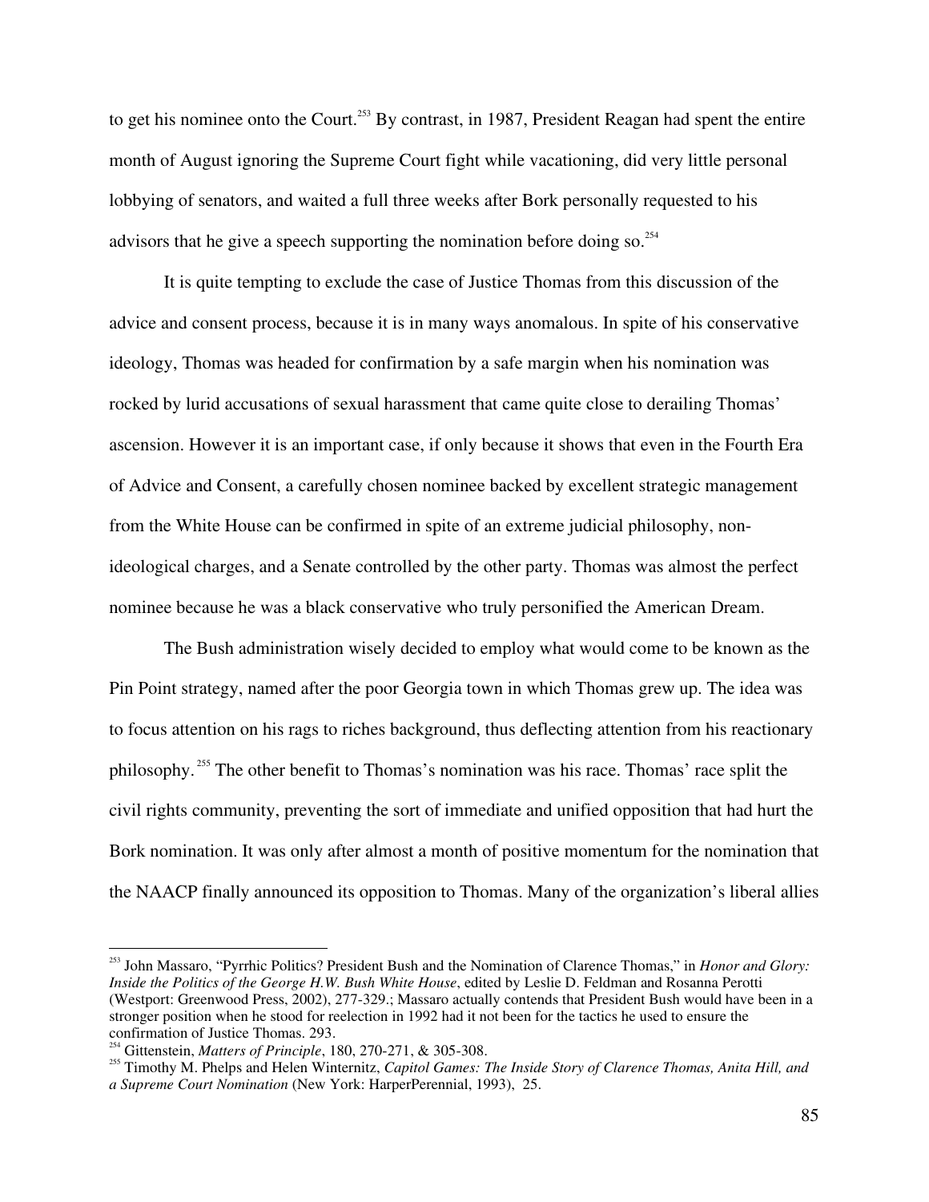to get his nominee onto the Court.[253] By contrast, in 1987, President Reagan had spent the entire month of August ignoring the Supreme Court fight while vacationing, did very little personal lobbying of senators, and waited a full three weeks after Bork personally requested to his advisors that he give a speech supporting the nomination before doing so.[254]

It is quite tempting to exclude the case of Justice Thomas from this discussion of the advice and consent process, because it is in many ways anomalous. In spite of his conservative ideology, Thomas was headed for confirmation by a safe margin when his nomination was rocked by lurid accusations of sexual harassment that came quite close to derailing Thomas' ascension. However it is an important case, if only because it shows that even in the Fourth Era of Advice and Consent, a carefully chosen nominee backed by excellent strategic management from the White House can be confirmed in spite of an extreme judicial philosophy, non-ideological charges, and a Senate controlled by the other party. Thomas was almost the perfect nominee because he was a black conservative who truly personified the American Dream.

The Bush administration wisely decided to employ what would come to be known as the Pin Point strategy, named after the poor Georgia town in which Thomas grew up. The idea was to focus attention on his rags to riches background, thus deflecting attention from his reactionary philosophy.[255] The other benefit to Thomas's nomination was his race. Thomas' race split the civil rights community, preventing the sort of immediate and unified opposition that had hurt the Bork nomination. It was only after almost a month of positive momentum for the nomination that the NAACP finally announced its opposition to Thomas. Many of the organization's liberal allies

---

[253] John Massaro, "Pyrrhic Politics? President Bush and the Nomination of Clarence Thomas," in *Honor and Glory: Inside the Politics of the George H.W. Bush White House*, edited by Leslie D. Feldman and Rosanna Perotti (Westport: Greenwood Press, 2002), 277-329.; Massaro actually contends that President Bush would have been in a stronger position when he stood for reelection in 1992 had it not been for the tactics he used to ensure the confirmation of Justice Thomas. 293.

[254] Gittenstein, *Matters of Principle*, 180, 270-271, & 305-308.

[255] Timothy M. Phelps and Helen Winternitz, *Capitol Games: The Inside Story of Clarence Thomas, Anita Hill, and a Supreme Court Nomination* (New York: HarperPerennial, 1993), 25.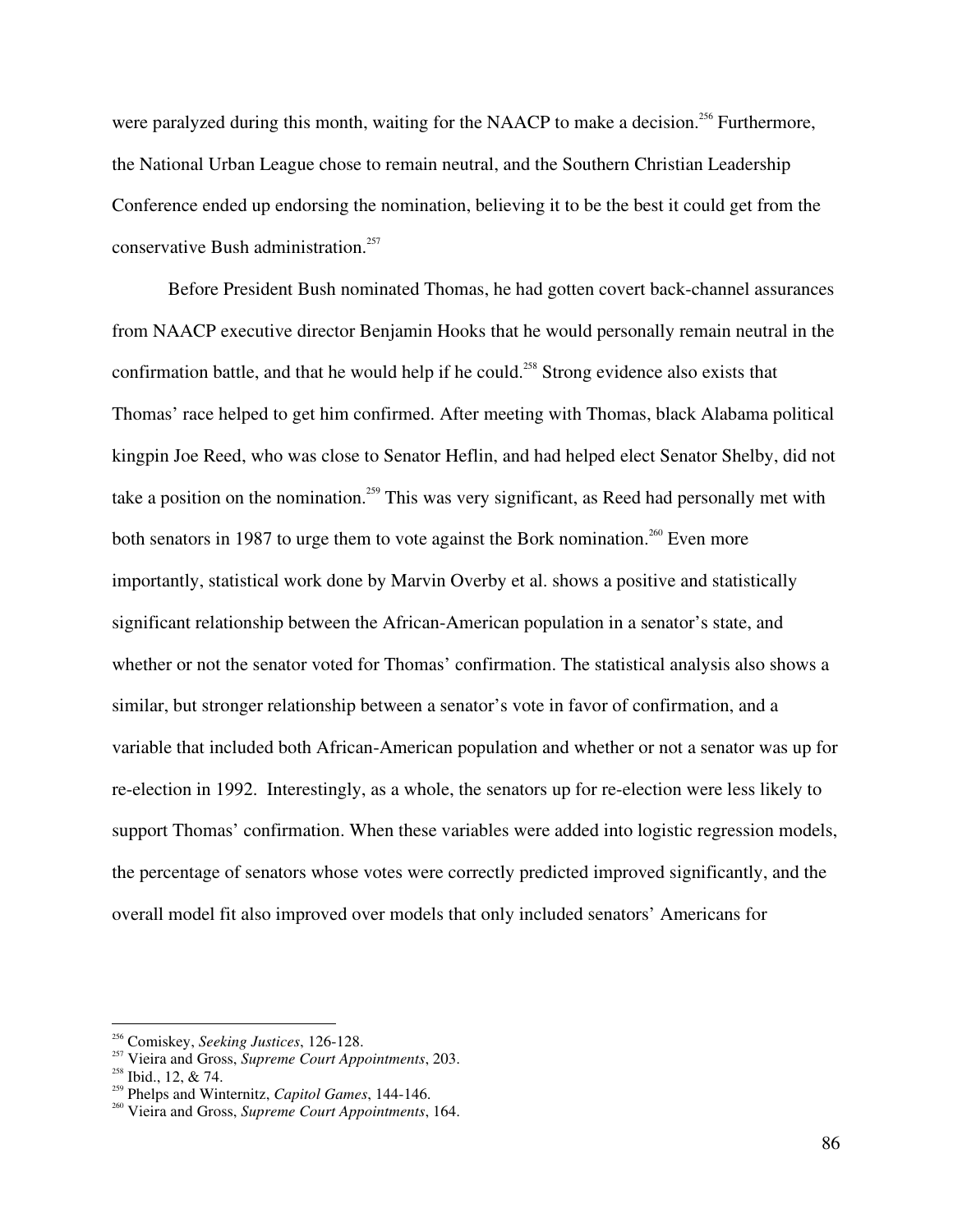were paralyzed during this month, waiting for the NAACP to make a decision.[256] Furthermore, the National Urban League chose to remain neutral, and the Southern Christian Leadership Conference ended up endorsing the nomination, believing it to be the best it could get from the conservative Bush administration.[257]

Before President Bush nominated Thomas, he had gotten covert back-channel assurances from NAACP executive director Benjamin Hooks that he would personally remain neutral in the confirmation battle, and that he would help if he could.[258] Strong evidence also exists that Thomas' race helped to get him confirmed. After meeting with Thomas, black Alabama political kingpin Joe Reed, who was close to Senator Heflin, and had helped elect Senator Shelby, did not take a position on the nomination.[259] This was very significant, as Reed had personally met with both senators in 1987 to urge them to vote against the Bork nomination.[260] Even more importantly, statistical work done by Marvin Overby et al. shows a positive and statistically significant relationship between the African-American population in a senator's state, and whether or not the senator voted for Thomas' confirmation. The statistical analysis also shows a similar, but stronger relationship between a senator's vote in favor of confirmation, and a variable that included both African-American population and whether or not a senator was up for re-election in 1992. Interestingly, as a whole, the senators up for re-election were less likely to support Thomas' confirmation. When these variables were added into logistic regression models, the percentage of senators whose votes were correctly predicted improved significantly, and the overall model fit also improved over models that only included senators' Americans for

---

[256] Comiskey, *Seeking Justices*, 126-128.

[257] Vieira and Gross, *Supreme Court Appointments*, 203.

[258] Ibid., 12, & 74.

[259] Phelps and Winternitz, *Capitol Games*, 144-146.

[260] Vieira and Gross, *Supreme Court Appointments*, 164.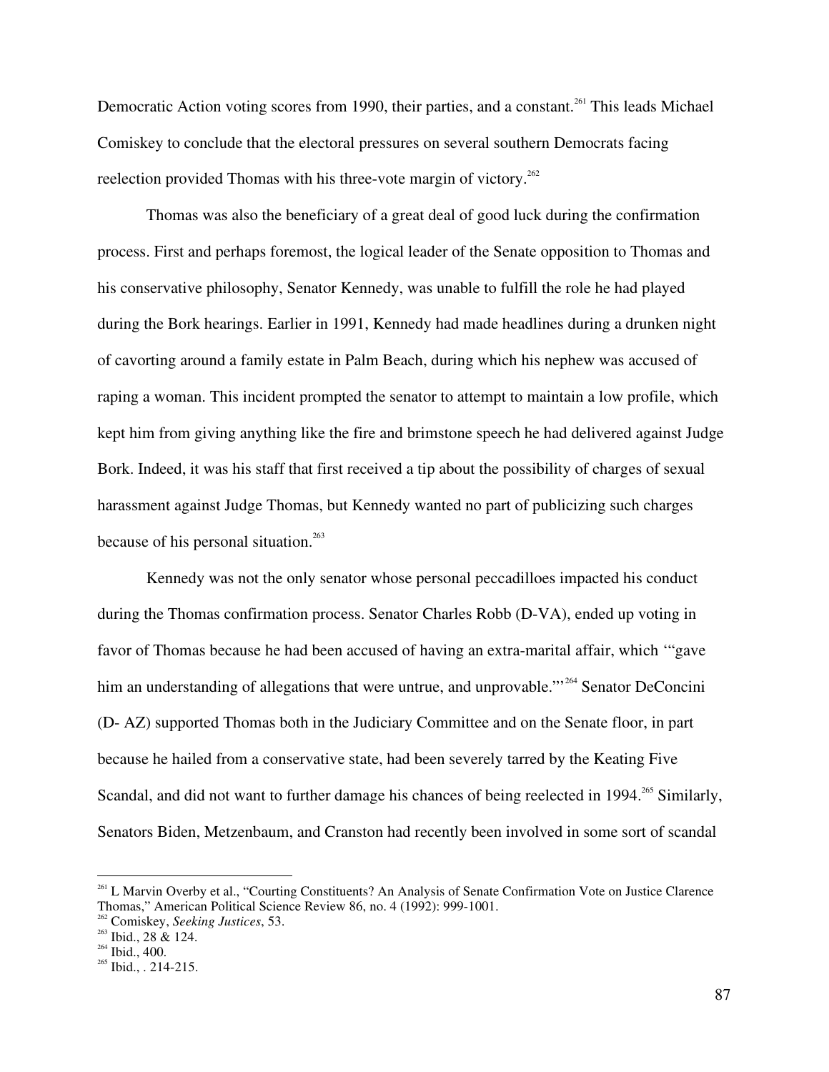Democratic Action voting scores from 1990, their parties, and a constant.[261] This leads Michael Comiskey to conclude that the electoral pressures on several southern Democrats facing reelection provided Thomas with his three-vote margin of victory.[262]

Thomas was also the beneficiary of a great deal of good luck during the confirmation process. First and perhaps foremost, the logical leader of the Senate opposition to Thomas and his conservative philosophy, Senator Kennedy, was unable to fulfill the role he had played during the Bork hearings. Earlier in 1991, Kennedy had made headlines during a drunken night of cavorting around a family estate in Palm Beach, during which his nephew was accused of raping a woman. This incident prompted the senator to attempt to maintain a low profile, which kept him from giving anything like the fire and brimstone speech he had delivered against Judge Bork. Indeed, it was his staff that first received a tip about the possibility of charges of sexual harassment against Judge Thomas, but Kennedy wanted no part of publicizing such charges because of his personal situation.[263]

Kennedy was not the only senator whose personal peccadilloes impacted his conduct during the Thomas confirmation process. Senator Charles Robb (D-VA), ended up voting in favor of Thomas because he had been accused of having an extra-marital affair, which '"gave him an understanding of allegations that were untrue, and unprovable."'[264] Senator DeConcini (D- AZ) supported Thomas both in the Judiciary Committee and on the Senate floor, in part because he hailed from a conservative state, had been severely tarred by the Keating Five Scandal, and did not want to further damage his chances of being reelected in 1994.[265] Similarly, Senators Biden, Metzenbaum, and Cranston had recently been involved in some sort of scandal

---

[261] L Marvin Overby et al., "Courting Constituents? An Analysis of Senate Confirmation Vote on Justice Clarence Thomas," American Political Science Review 86, no. 4 (1992): 999-1001.
[262] Comiskey, *Seeking Justices*, 53.
[263] Ibid., 28 & 124.
[264] Ibid., 400.
[265] Ibid., . 214-215.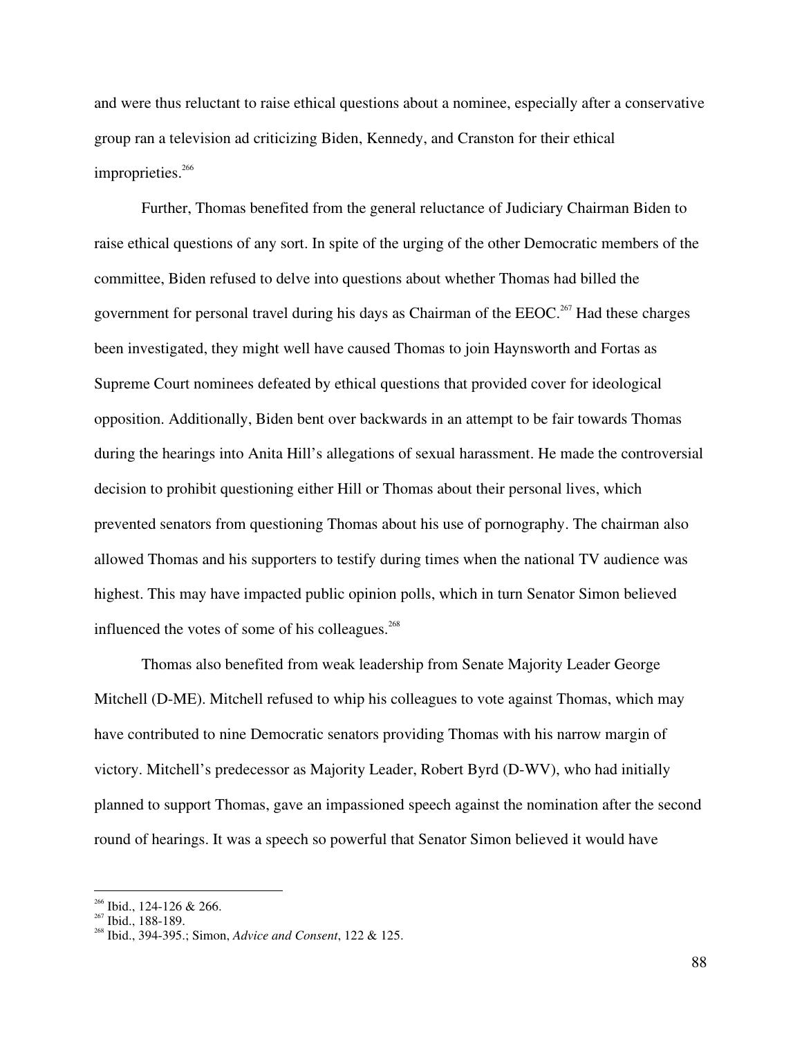and were thus reluctant to raise ethical questions about a nominee, especially after a conservative group ran a television ad criticizing Biden, Kennedy, and Cranston for their ethical improprieties.[266]

Further, Thomas benefited from the general reluctance of Judiciary Chairman Biden to raise ethical questions of any sort. In spite of the urging of the other Democratic members of the committee, Biden refused to delve into questions about whether Thomas had billed the government for personal travel during his days as Chairman of the EEOC.[267] Had these charges been investigated, they might well have caused Thomas to join Haynsworth and Fortas as Supreme Court nominees defeated by ethical questions that provided cover for ideological opposition. Additionally, Biden bent over backwards in an attempt to be fair towards Thomas during the hearings into Anita Hill's allegations of sexual harassment. He made the controversial decision to prohibit questioning either Hill or Thomas about their personal lives, which prevented senators from questioning Thomas about his use of pornography. The chairman also allowed Thomas and his supporters to testify during times when the national TV audience was highest. This may have impacted public opinion polls, which in turn Senator Simon believed influenced the votes of some of his colleagues.[268]

Thomas also benefited from weak leadership from Senate Majority Leader George Mitchell (D-ME). Mitchell refused to whip his colleagues to vote against Thomas, which may have contributed to nine Democratic senators providing Thomas with his narrow margin of victory. Mitchell's predecessor as Majority Leader, Robert Byrd (D-WV), who had initially planned to support Thomas, gave an impassioned speech against the nomination after the second round of hearings. It was a speech so powerful that Senator Simon believed it would have

---

[266] Ibid., 124-126 & 266.

[267] Ibid., 188-189.

[268] Ibid., 394-395.; Simon, *Advice and Consent*, 122 & 125.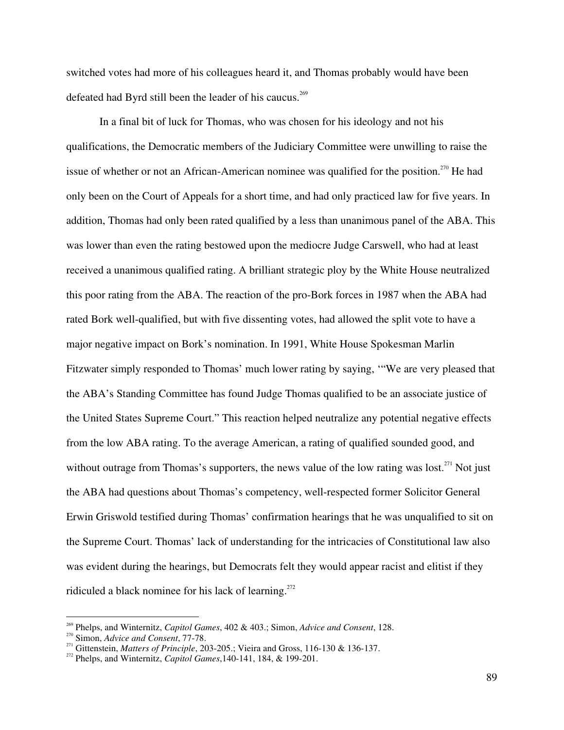switched votes had more of his colleagues heard it, and Thomas probably would have been defeated had Byrd still been the leader of his caucus.[269]

In a final bit of luck for Thomas, who was chosen for his ideology and not his qualifications, the Democratic members of the Judiciary Committee were unwilling to raise the issue of whether or not an African-American nominee was qualified for the position.[270] He had only been on the Court of Appeals for a short time, and had only practiced law for five years. In addition, Thomas had only been rated qualified by a less than unanimous panel of the ABA. This was lower than even the rating bestowed upon the mediocre Judge Carswell, who had at least received a unanimous qualified rating. A brilliant strategic ploy by the White House neutralized this poor rating from the ABA. The reaction of the pro-Bork forces in 1987 when the ABA had rated Bork well-qualified, but with five dissenting votes, had allowed the split vote to have a major negative impact on Bork's nomination. In 1991, White House Spokesman Marlin Fitzwater simply responded to Thomas' much lower rating by saying, '"We are very pleased that the ABA's Standing Committee has found Judge Thomas qualified to be an associate justice of the United States Supreme Court." This reaction helped neutralize any potential negative effects from the low ABA rating. To the average American, a rating of qualified sounded good, and without outrage from Thomas's supporters, the news value of the low rating was lost.[271] Not just the ABA had questions about Thomas's competency, well-respected former Solicitor General Erwin Griswold testified during Thomas' confirmation hearings that he was unqualified to sit on the Supreme Court. Thomas' lack of understanding for the intricacies of Constitutional law also was evident during the hearings, but Democrats felt they would appear racist and elitist if they ridiculed a black nominee for his lack of learning.[272]

---

[269] Phelps, and Winternitz, *Capitol Games*, 402 & 403.; Simon, *Advice and Consent*, 128.
[270] Simon, *Advice and Consent*, 77-78.
[271] Gittenstein, *Matters of Principle*, 203-205.; Vieira and Gross, 116-130 & 136-137.
[272] Phelps, and Winternitz, *Capitol Games*,140-141, 184, & 199-201.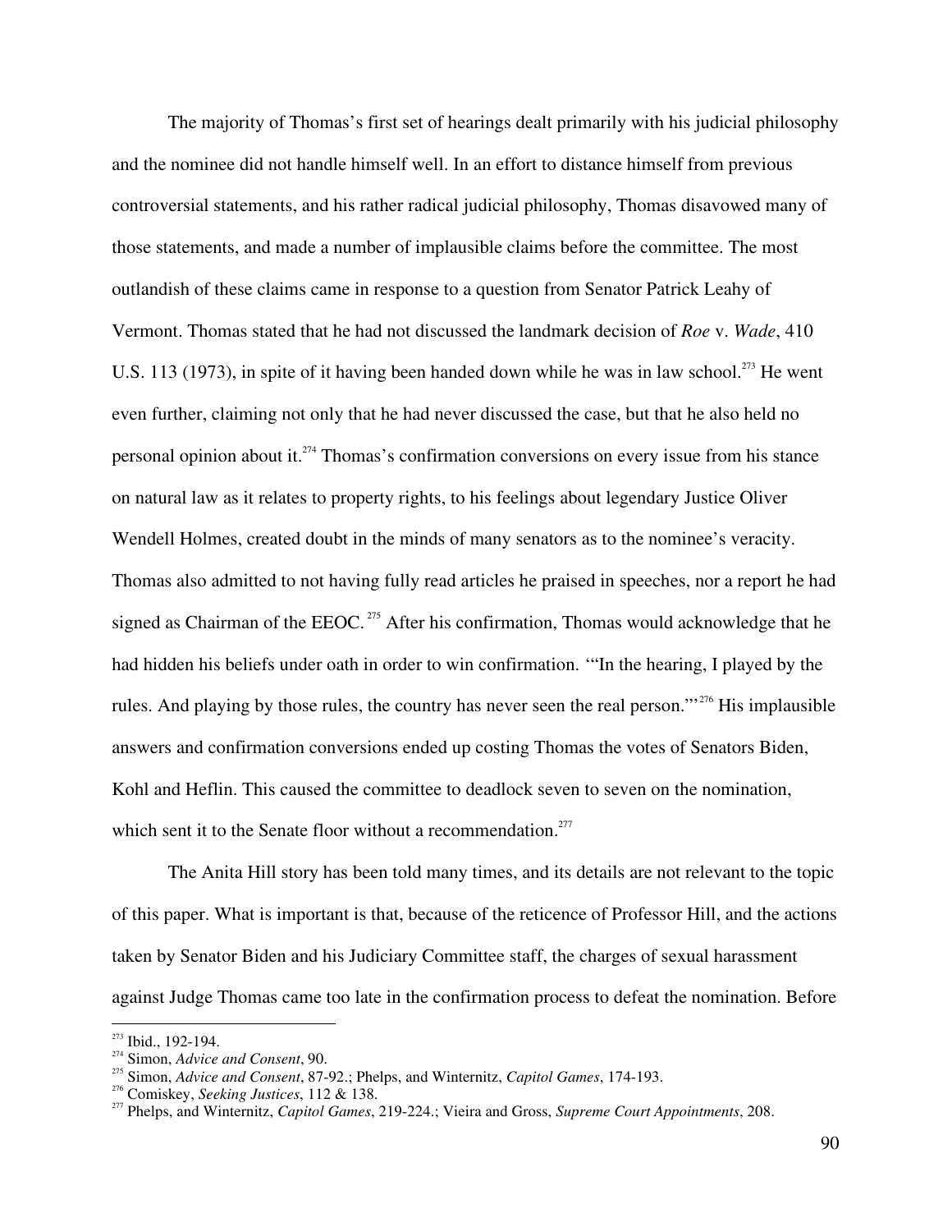The majority of Thomas's first set of hearings dealt primarily with his judicial philosophy and the nominee did not handle himself well. In an effort to distance himself from previous controversial statements, and his rather radical judicial philosophy, Thomas disavowed many of those statements, and made a number of implausible claims before the committee. The most outlandish of these claims came in response to a question from Senator Patrick Leahy of Vermont. Thomas stated that he had not discussed the landmark decision of *Roe* v. *Wade*, 410 U.S. 113 (1973), in spite of it having been handed down while he was in law school.[273] He went even further, claiming not only that he had never discussed the case, but that he also held no personal opinion about it.[274] Thomas's confirmation conversions on every issue from his stance on natural law as it relates to property rights, to his feelings about legendary Justice Oliver Wendell Holmes, created doubt in the minds of many senators as to the nominee's veracity. Thomas also admitted to not having fully read articles he praised in speeches, nor a report he had signed as Chairman of the EEOC.[275] After his confirmation, Thomas would acknowledge that he had hidden his beliefs under oath in order to win confirmation. '"In the hearing, I played by the rules. And playing by those rules, the country has never seen the real person."'[276] His implausible answers and confirmation conversions ended up costing Thomas the votes of Senators Biden, Kohl and Heflin. This caused the committee to deadlock seven to seven on the nomination, which sent it to the Senate floor without a recommendation.[277]

The Anita Hill story has been told many times, and its details are not relevant to the topic of this paper. What is important is that, because of the reticence of Professor Hill, and the actions taken by Senator Biden and his Judiciary Committee staff, the charges of sexual harassment against Judge Thomas came too late in the confirmation process to defeat the nomination. Before

---

[273] Ibid., 192-194.

[274] Simon, *Advice and Consent*, 90.

[275] Simon, *Advice and Consent*, 87-92.; Phelps, and Winternitz, *Capitol Games*, 174-193.

[276] Comiskey, *Seeking Justices*, 112 & 138.

[277] Phelps, and Winternitz, *Capitol Games*, 219-224.; Vieira and Gross, *Supreme Court Appointments*, 208.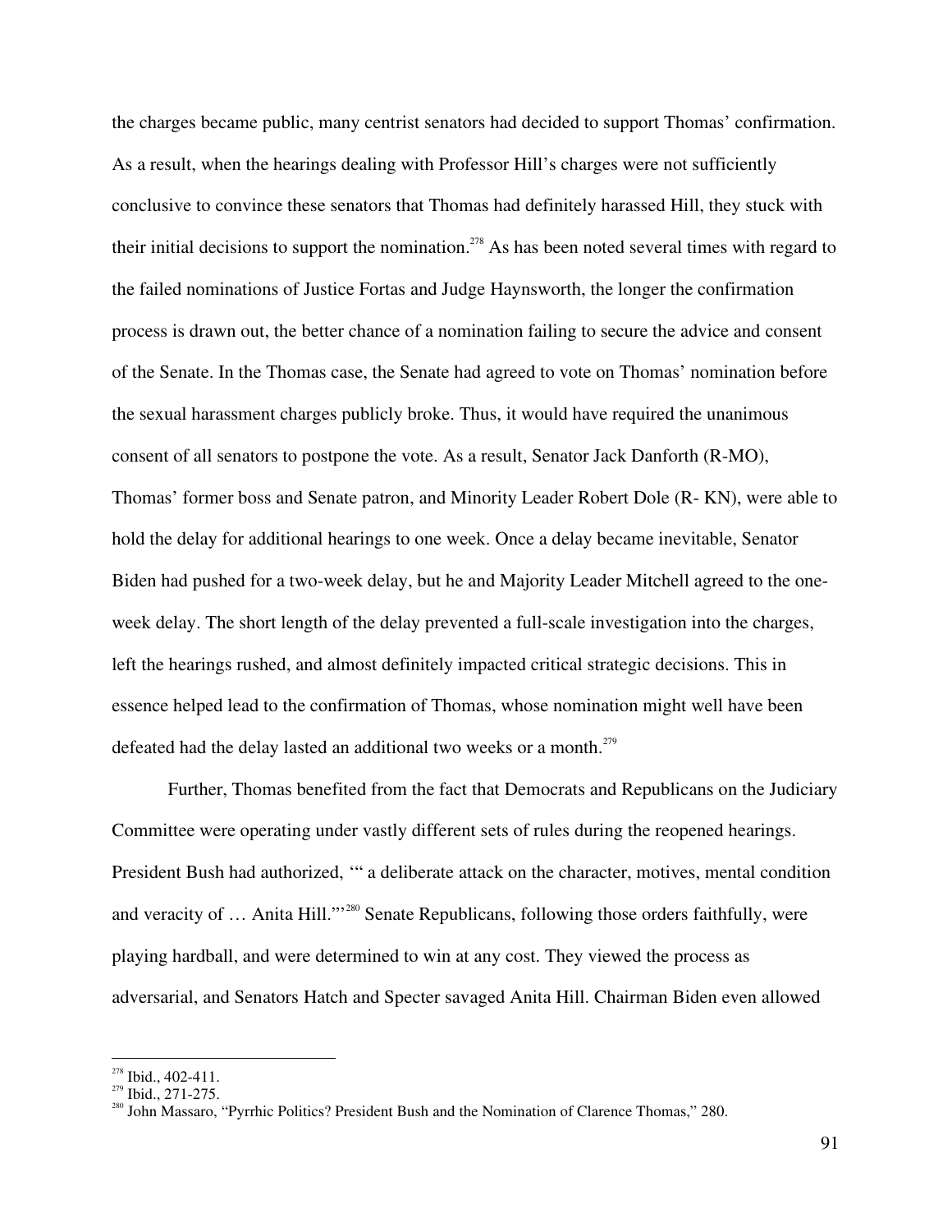the charges became public, many centrist senators had decided to support Thomas' confirmation. As a result, when the hearings dealing with Professor Hill's charges were not sufficiently conclusive to convince these senators that Thomas had definitely harassed Hill, they stuck with their initial decisions to support the nomination.[278] As has been noted several times with regard to the failed nominations of Justice Fortas and Judge Haynsworth, the longer the confirmation process is drawn out, the better chance of a nomination failing to secure the advice and consent of the Senate. In the Thomas case, the Senate had agreed to vote on Thomas' nomination before the sexual harassment charges publicly broke. Thus, it would have required the unanimous consent of all senators to postpone the vote. As a result, Senator Jack Danforth (R-MO), Thomas' former boss and Senate patron, and Minority Leader Robert Dole (R- KN), were able to hold the delay for additional hearings to one week. Once a delay became inevitable, Senator Biden had pushed for a two-week delay, but he and Majority Leader Mitchell agreed to the one-week delay. The short length of the delay prevented a full-scale investigation into the charges, left the hearings rushed, and almost definitely impacted critical strategic decisions. This in essence helped lead to the confirmation of Thomas, whose nomination might well have been defeated had the delay lasted an additional two weeks or a month.[279]

Further, Thomas benefited from the fact that Democrats and Republicans on the Judiciary Committee were operating under vastly different sets of rules during the reopened hearings. President Bush had authorized, '" a deliberate attack on the character, motives, mental condition and veracity of … Anita Hill."'[280] Senate Republicans, following those orders faithfully, were playing hardball, and were determined to win at any cost. They viewed the process as adversarial, and Senators Hatch and Specter savaged Anita Hill. Chairman Biden even allowed

---

[278] Ibid., 402-411.

[279] Ibid., 271-275.

[280] John Massaro, "Pyrrhic Politics? President Bush and the Nomination of Clarence Thomas," 280.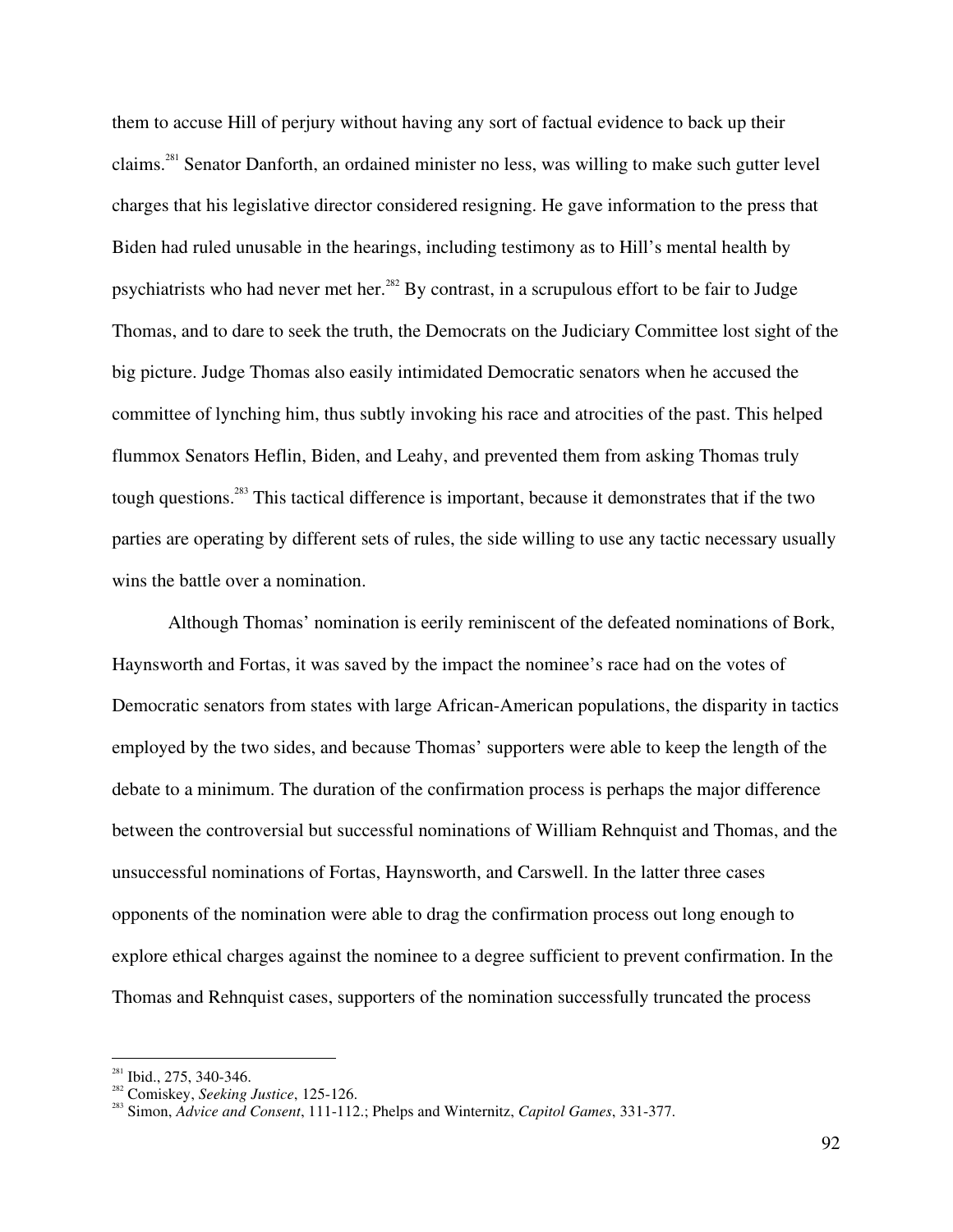them to accuse Hill of perjury without having any sort of factual evidence to back up their claims.[281] Senator Danforth, an ordained minister no less, was willing to make such gutter level charges that his legislative director considered resigning. He gave information to the press that Biden had ruled unusable in the hearings, including testimony as to Hill's mental health by psychiatrists who had never met her.[282] By contrast, in a scrupulous effort to be fair to Judge Thomas, and to dare to seek the truth, the Democrats on the Judiciary Committee lost sight of the big picture. Judge Thomas also easily intimidated Democratic senators when he accused the committee of lynching him, thus subtly invoking his race and atrocities of the past. This helped flummox Senators Heflin, Biden, and Leahy, and prevented them from asking Thomas truly tough questions.[283] This tactical difference is important, because it demonstrates that if the two parties are operating by different sets of rules, the side willing to use any tactic necessary usually wins the battle over a nomination.

Although Thomas' nomination is eerily reminiscent of the defeated nominations of Bork, Haynsworth and Fortas, it was saved by the impact the nominee's race had on the votes of Democratic senators from states with large African-American populations, the disparity in tactics employed by the two sides, and because Thomas' supporters were able to keep the length of the debate to a minimum. The duration of the confirmation process is perhaps the major difference between the controversial but successful nominations of William Rehnquist and Thomas, and the unsuccessful nominations of Fortas, Haynsworth, and Carswell. In the latter three cases opponents of the nomination were able to drag the confirmation process out long enough to explore ethical charges against the nominee to a degree sufficient to prevent confirmation. In the Thomas and Rehnquist cases, supporters of the nomination successfully truncated the process

---

[281] Ibid., 275, 340-346.

[282] Comiskey, *Seeking Justice*, 125-126.

[283] Simon, *Advice and Consent*, 111-112.; Phelps and Winternitz, *Capitol Games*, 331-377.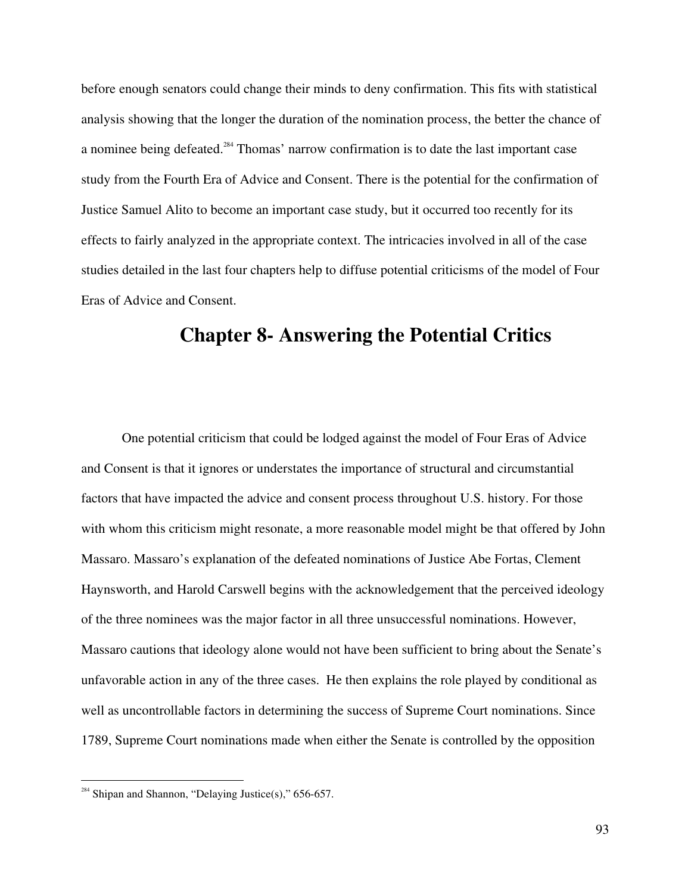before enough senators could change their minds to deny confirmation. This fits with statistical analysis showing that the longer the duration of the nomination process, the better the chance of a nominee being defeated.[284] Thomas' narrow confirmation is to date the last important case study from the Fourth Era of Advice and Consent. There is the potential for the confirmation of Justice Samuel Alito to become an important case study, but it occurred too recently for its effects to fairly analyzed in the appropriate context. The intricacies involved in all of the case studies detailed in the last four chapters help to diffuse potential criticisms of the model of Four Eras of Advice and Consent.

# Chapter 8- Answering the Potential Critics

One potential criticism that could be lodged against the model of Four Eras of Advice and Consent is that it ignores or understates the importance of structural and circumstantial factors that have impacted the advice and consent process throughout U.S. history. For those with whom this criticism might resonate, a more reasonable model might be that offered by John Massaro. Massaro's explanation of the defeated nominations of Justice Abe Fortas, Clement Haynsworth, and Harold Carswell begins with the acknowledgement that the perceived ideology of the three nominees was the major factor in all three unsuccessful nominations. However, Massaro cautions that ideology alone would not have been sufficient to bring about the Senate's unfavorable action in any of the three cases. He then explains the role played by conditional as well as uncontrollable factors in determining the success of Supreme Court nominations. Since 1789, Supreme Court nominations made when either the Senate is controlled by the opposition

[284] Shipan and Shannon, "Delaying Justice(s)," 656-657.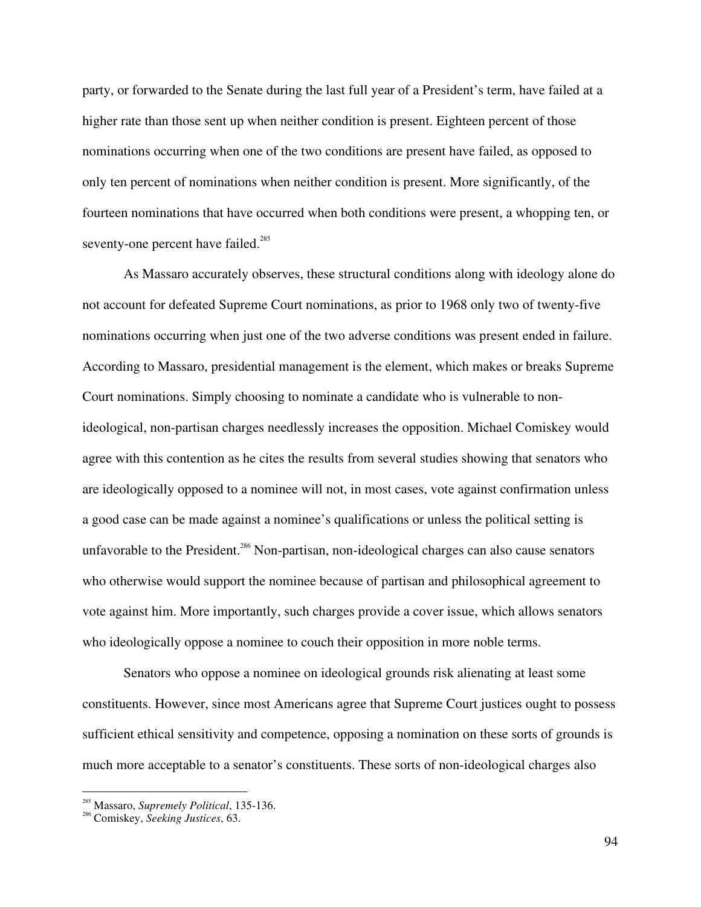party, or forwarded to the Senate during the last full year of a President's term, have failed at a higher rate than those sent up when neither condition is present. Eighteen percent of those nominations occurring when one of the two conditions are present have failed, as opposed to only ten percent of nominations when neither condition is present. More significantly, of the fourteen nominations that have occurred when both conditions were present, a whopping ten, or seventy-one percent have failed.[285]

As Massaro accurately observes, these structural conditions along with ideology alone do not account for defeated Supreme Court nominations, as prior to 1968 only two of twenty-five nominations occurring when just one of the two adverse conditions was present ended in failure. According to Massaro, presidential management is the element, which makes or breaks Supreme Court nominations. Simply choosing to nominate a candidate who is vulnerable to non-ideological, non-partisan charges needlessly increases the opposition. Michael Comiskey would agree with this contention as he cites the results from several studies showing that senators who are ideologically opposed to a nominee will not, in most cases, vote against confirmation unless a good case can be made against a nominee's qualifications or unless the political setting is unfavorable to the President.[286] Non-partisan, non-ideological charges can also cause senators who otherwise would support the nominee because of partisan and philosophical agreement to vote against him. More importantly, such charges provide a cover issue, which allows senators who ideologically oppose a nominee to couch their opposition in more noble terms.

Senators who oppose a nominee on ideological grounds risk alienating at least some constituents. However, since most Americans agree that Supreme Court justices ought to possess sufficient ethical sensitivity and competence, opposing a nomination on these sorts of grounds is much more acceptable to a senator's constituents. These sorts of non-ideological charges also

[285] Massaro, *Supremely Political*, 135-136.
[286] Comiskey, *Seeking Justices*, 63.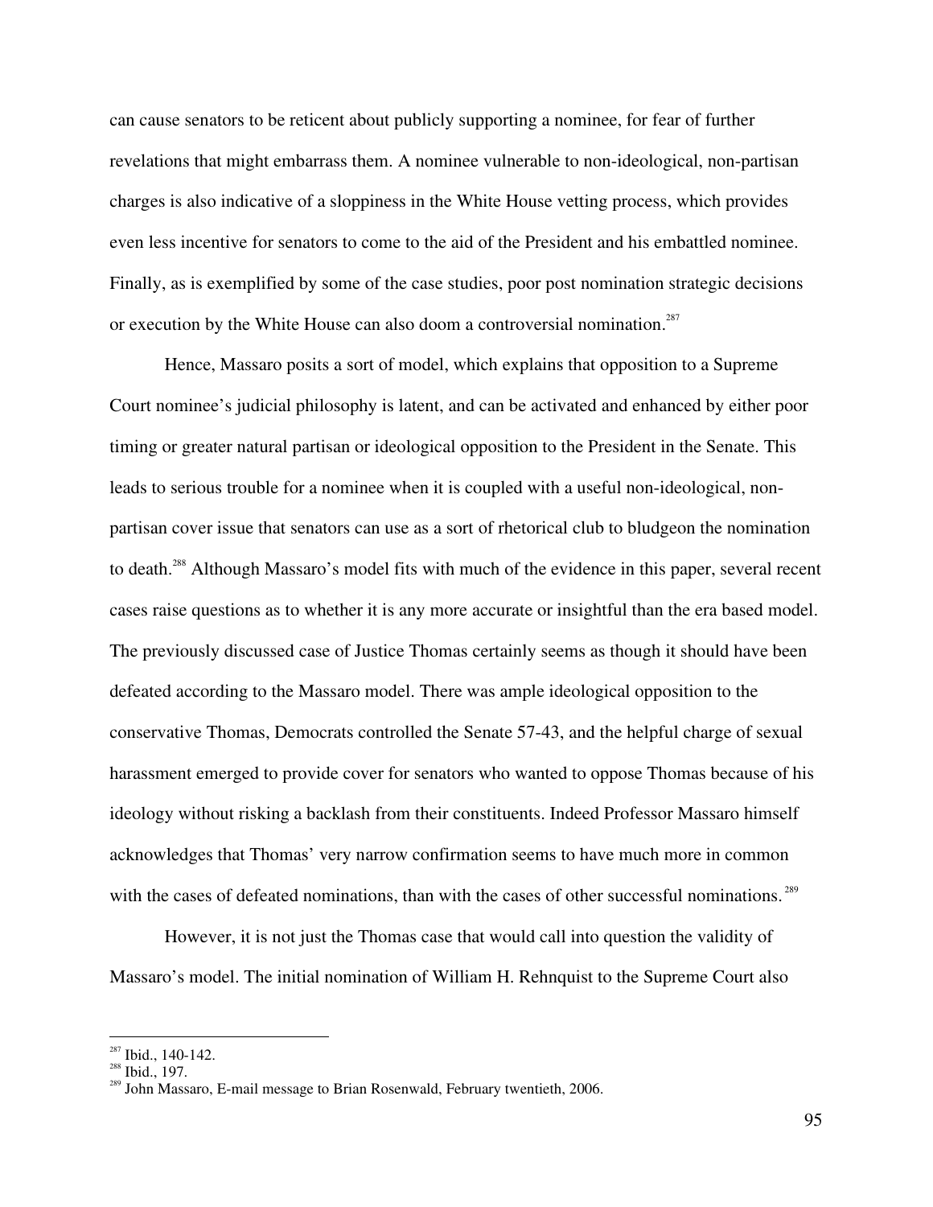can cause senators to be reticent about publicly supporting a nominee, for fear of further revelations that might embarrass them. A nominee vulnerable to non-ideological, non-partisan charges is also indicative of a sloppiness in the White House vetting process, which provides even less incentive for senators to come to the aid of the President and his embattled nominee. Finally, as is exemplified by some of the case studies, poor post nomination strategic decisions or execution by the White House can also doom a controversial nomination.[287]

Hence, Massaro posits a sort of model, which explains that opposition to a Supreme Court nominee's judicial philosophy is latent, and can be activated and enhanced by either poor timing or greater natural partisan or ideological opposition to the President in the Senate. This leads to serious trouble for a nominee when it is coupled with a useful non-ideological, non-partisan cover issue that senators can use as a sort of rhetorical club to bludgeon the nomination to death.[288] Although Massaro's model fits with much of the evidence in this paper, several recent cases raise questions as to whether it is any more accurate or insightful than the era based model. The previously discussed case of Justice Thomas certainly seems as though it should have been defeated according to the Massaro model. There was ample ideological opposition to the conservative Thomas, Democrats controlled the Senate 57-43, and the helpful charge of sexual harassment emerged to provide cover for senators who wanted to oppose Thomas because of his ideology without risking a backlash from their constituents. Indeed Professor Massaro himself acknowledges that Thomas' very narrow confirmation seems to have much more in common with the cases of defeated nominations, than with the cases of other successful nominations.[289]

However, it is not just the Thomas case that would call into question the validity of Massaro's model. The initial nomination of William H. Rehnquist to the Supreme Court also

---

[287] Ibid., 140-142.

[288] Ibid., 197.

[289] John Massaro, E-mail message to Brian Rosenwald, February twentieth, 2006.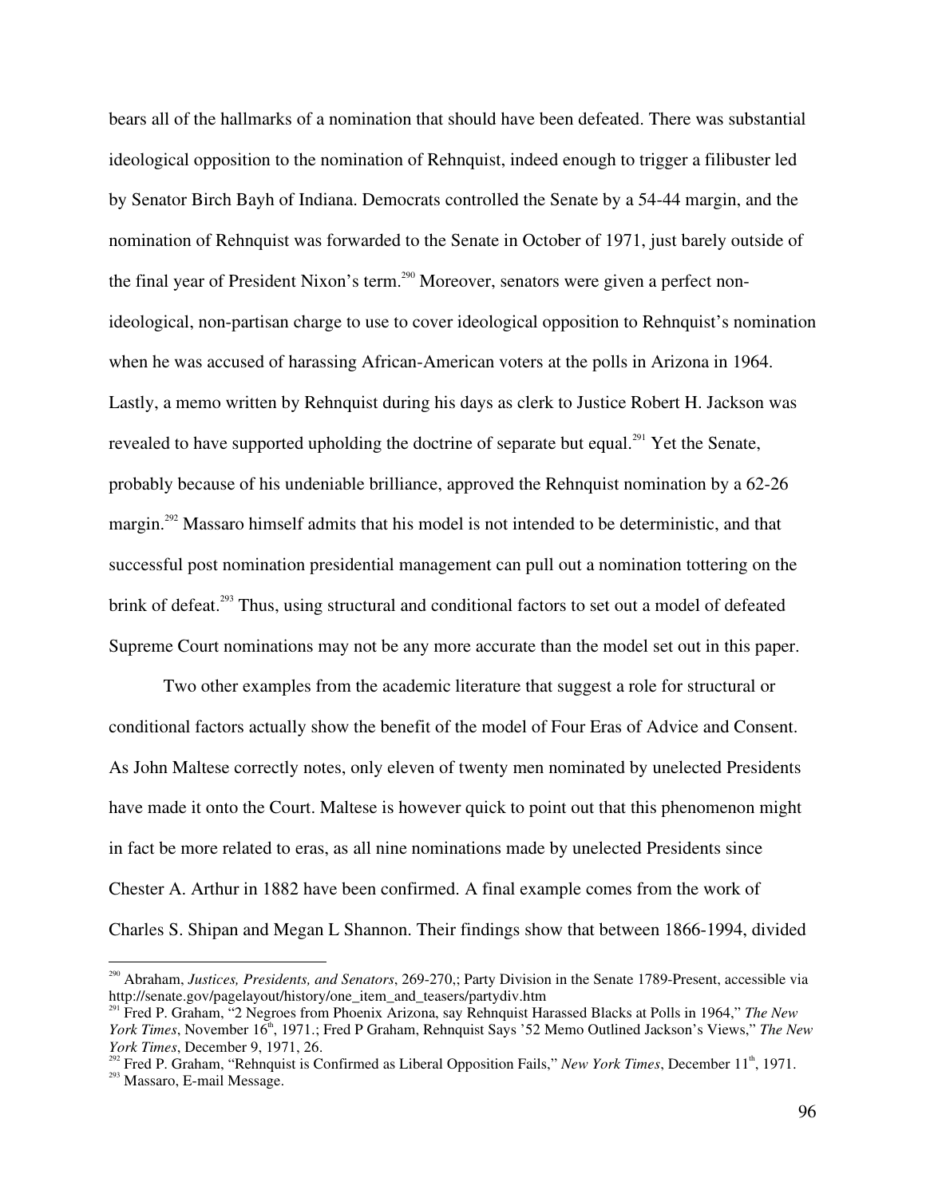bears all of the hallmarks of a nomination that should have been defeated. There was substantial ideological opposition to the nomination of Rehnquist, indeed enough to trigger a filibuster led by Senator Birch Bayh of Indiana. Democrats controlled the Senate by a 54-44 margin, and the nomination of Rehnquist was forwarded to the Senate in October of 1971, just barely outside of the final year of President Nixon's term.[290] Moreover, senators were given a perfect non-ideological, non-partisan charge to use to cover ideological opposition to Rehnquist's nomination when he was accused of harassing African-American voters at the polls in Arizona in 1964. Lastly, a memo written by Rehnquist during his days as clerk to Justice Robert H. Jackson was revealed to have supported upholding the doctrine of separate but equal.[291] Yet the Senate, probably because of his undeniable brilliance, approved the Rehnquist nomination by a 62-26 margin.[292] Massaro himself admits that his model is not intended to be deterministic, and that successful post nomination presidential management can pull out a nomination tottering on the brink of defeat.[293] Thus, using structural and conditional factors to set out a model of defeated Supreme Court nominations may not be any more accurate than the model set out in this paper.

Two other examples from the academic literature that suggest a role for structural or conditional factors actually show the benefit of the model of Four Eras of Advice and Consent. As John Maltese correctly notes, only eleven of twenty men nominated by unelected Presidents have made it onto the Court. Maltese is however quick to point out that this phenomenon might in fact be more related to eras, as all nine nominations made by unelected Presidents since Chester A. Arthur in 1882 have been confirmed. A final example comes from the work of Charles S. Shipan and Megan L Shannon. Their findings show that between 1866-1994, divided

---

[290] Abraham, *Justices, Presidents, and Senators*, 269-270,; Party Division in the Senate 1789-Present, accessible via http://senate.gov/pagelayout/history/one_item_and_teasers/partydiv.htm

[291] Fred P. Graham, "2 Negroes from Phoenix Arizona, say Rehnquist Harassed Blacks at Polls in 1964," *The New York Times*, November 16th, 1971.; Fred P Graham, Rehnquist Says '52 Memo Outlined Jackson's Views," *The New York Times*, December 9, 1971, 26.

[292] Fred P. Graham, "Rehnquist is Confirmed as Liberal Opposition Fails," *New York Times*, December 11th, 1971.

[293] Massaro, E-mail Message.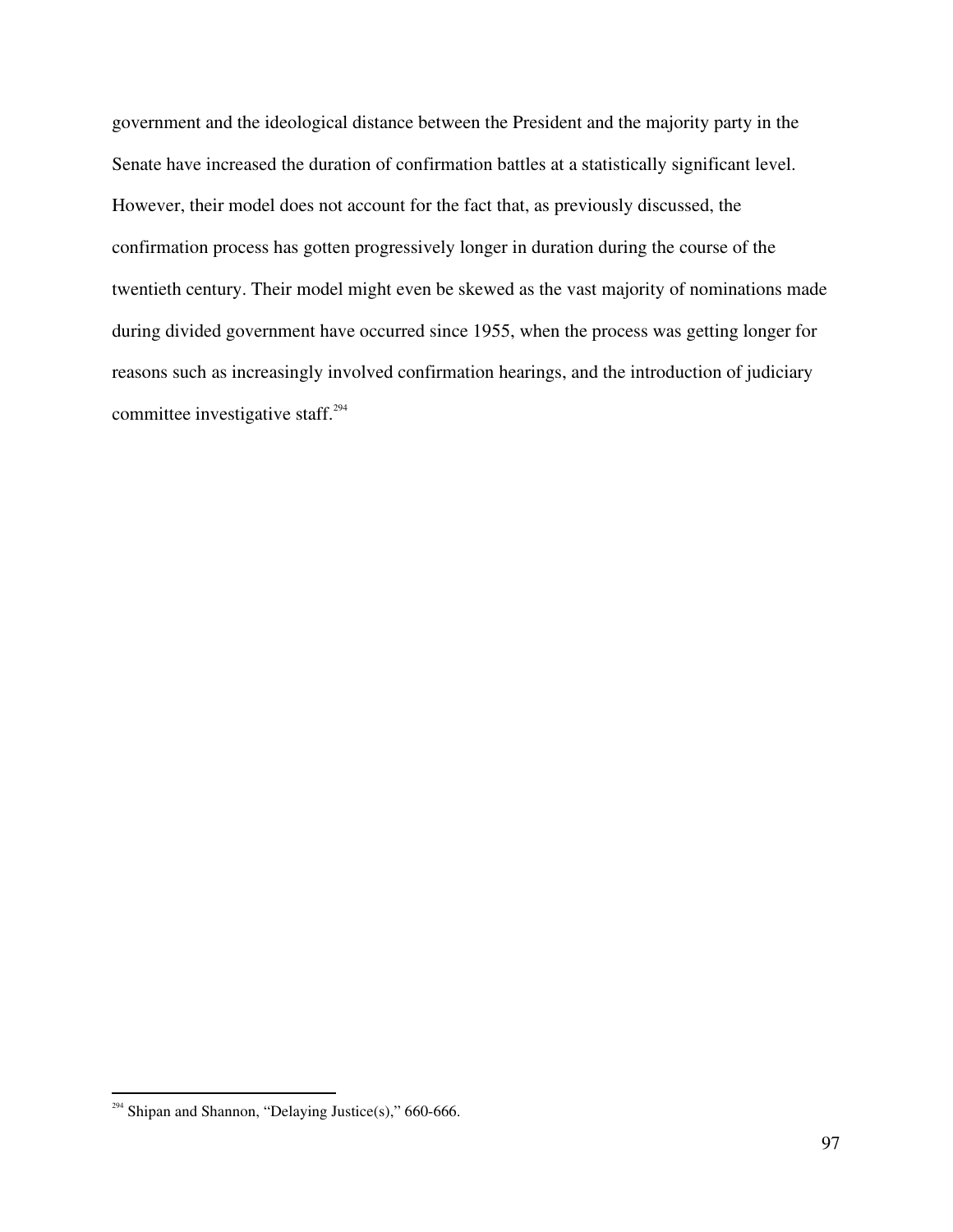government and the ideological distance between the President and the majority party in the Senate have increased the duration of confirmation battles at a statistically significant level. However, their model does not account for the fact that, as previously discussed, the confirmation process has gotten progressively longer in duration during the course of the twentieth century. Their model might even be skewed as the vast majority of nominations made during divided government have occurred since 1955, when the process was getting longer for reasons such as increasingly involved confirmation hearings, and the introduction of judiciary committee investigative staff.[294]

---

[294] Shipan and Shannon, "Delaying Justice(s)," 660-666.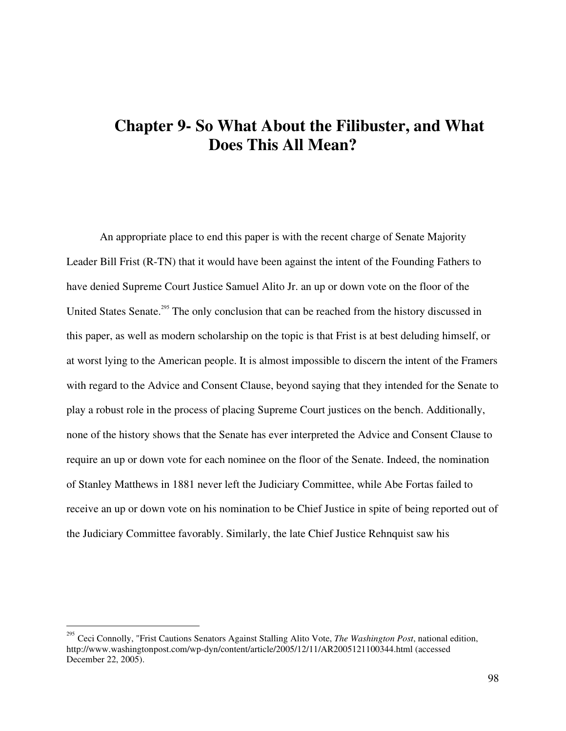# Chapter 9- So What About the Filibuster, and What Does This All Mean?

An appropriate place to end this paper is with the recent charge of Senate Majority Leader Bill Frist (R-TN) that it would have been against the intent of the Founding Fathers to have denied Supreme Court Justice Samuel Alito Jr. an up or down vote on the floor of the United States Senate.[295] The only conclusion that can be reached from the history discussed in this paper, as well as modern scholarship on the topic is that Frist is at best deluding himself, or at worst lying to the American people. It is almost impossible to discern the intent of the Framers with regard to the Advice and Consent Clause, beyond saying that they intended for the Senate to play a robust role in the process of placing Supreme Court justices on the bench. Additionally, none of the history shows that the Senate has ever interpreted the Advice and Consent Clause to require an up or down vote for each nominee on the floor of the Senate. Indeed, the nomination of Stanley Matthews in 1881 never left the Judiciary Committee, while Abe Fortas failed to receive an up or down vote on his nomination to be Chief Justice in spite of being reported out of the Judiciary Committee favorably. Similarly, the late Chief Justice Rehnquist saw his

---

[295] Ceci Connolly, "Frist Cautions Senators Against Stalling Alito Vote, *The Washington Post*, national edition, http://www.washingtonpost.com/wp-dyn/content/article/2005/12/11/AR2005121100344.html (accessed December 22, 2005).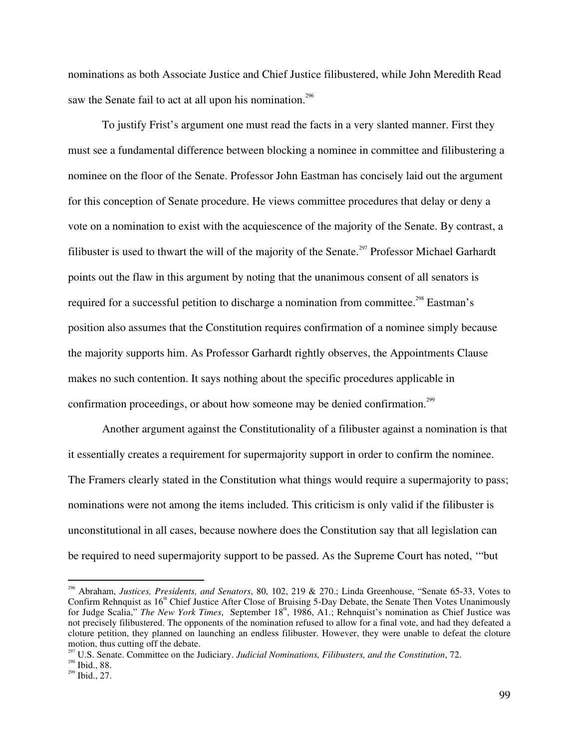nominations as both Associate Justice and Chief Justice filibustered, while John Meredith Read saw the Senate fail to act at all upon his nomination.[296]

To justify Frist's argument one must read the facts in a very slanted manner. First they must see a fundamental difference between blocking a nominee in committee and filibustering a nominee on the floor of the Senate. Professor John Eastman has concisely laid out the argument for this conception of Senate procedure. He views committee procedures that delay or deny a vote on a nomination to exist with the acquiescence of the majority of the Senate. By contrast, a filibuster is used to thwart the will of the majority of the Senate.[297] Professor Michael Garhardt points out the flaw in this argument by noting that the unanimous consent of all senators is required for a successful petition to discharge a nomination from committee.[298] Eastman's position also assumes that the Constitution requires confirmation of a nominee simply because the majority supports him. As Professor Garhardt rightly observes, the Appointments Clause makes no such contention. It says nothing about the specific procedures applicable in confirmation proceedings, or about how someone may be denied confirmation.[299]

Another argument against the Constitutionality of a filibuster against a nomination is that it essentially creates a requirement for supermajority support in order to confirm the nominee. The Framers clearly stated in the Constitution what things would require a supermajority to pass; nominations were not among the items included. This criticism is only valid if the filibuster is unconstitutional in all cases, because nowhere does the Constitution say that all legislation can be required to need supermajority support to be passed. As the Supreme Court has noted, '"but

---

[296] Abraham, *Justices, Presidents, and Senators*, 80, 102, 219 & 270.; Linda Greenhouse, "Senate 65-33, Votes to Confirm Rehnquist as 16th Chief Justice After Close of Bruising 5-Day Debate, the Senate Then Votes Unanimously for Judge Scalia," *The New York Times*, September 18th, 1986, A1.; Rehnquist's nomination as Chief Justice was not precisely filibustered. The opponents of the nomination refused to allow for a final vote, and had they defeated a cloture petition, they planned on launching an endless filibuster. However, they were unable to defeat the cloture motion, thus cutting off the debate.

[297] U.S. Senate. Committee on the Judiciary. *Judicial Nominations, Filibusters, and the Constitution*, 72.

[298] Ibid., 88.

[299] Ibid., 27.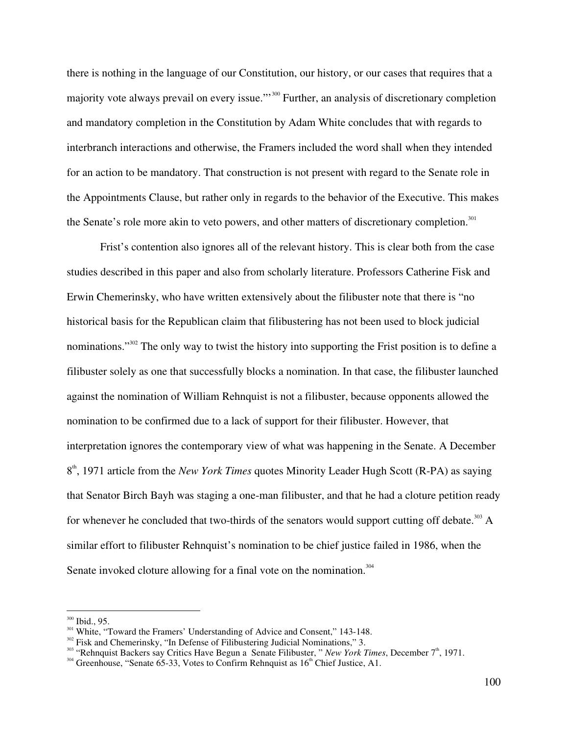there is nothing in the language of our Constitution, our history, or our cases that requires that a majority vote always prevail on every issue.'"[300] Further, an analysis of discretionary completion and mandatory completion in the Constitution by Adam White concludes that with regards to interbranch interactions and otherwise, the Framers included the word shall when they intended for an action to be mandatory. That construction is not present with regard to the Senate role in the Appointments Clause, but rather only in regards to the behavior of the Executive. This makes the Senate's role more akin to veto powers, and other matters of discretionary completion.[301]

Frist's contention also ignores all of the relevant history. This is clear both from the case studies described in this paper and also from scholarly literature. Professors Catherine Fisk and Erwin Chemerinsky, who have written extensively about the filibuster note that there is "no historical basis for the Republican claim that filibustering has not been used to block judicial nominations."[302] The only way to twist the history into supporting the Frist position is to define a filibuster solely as one that successfully blocks a nomination. In that case, the filibuster launched against the nomination of William Rehnquist is not a filibuster, because opponents allowed the nomination to be confirmed due to a lack of support for their filibuster. However, that interpretation ignores the contemporary view of what was happening in the Senate. A December 8th, 1971 article from the *New York Times* quotes Minority Leader Hugh Scott (R-PA) as saying that Senator Birch Bayh was staging a one-man filibuster, and that he had a cloture petition ready for whenever he concluded that two-thirds of the senators would support cutting off debate.[303] A similar effort to filibuster Rehnquist's nomination to be chief justice failed in 1986, when the Senate invoked cloture allowing for a final vote on the nomination.[304]

---

[300] Ibid., 95.

[301] White, "Toward the Framers' Understanding of Advice and Consent," 143-148.

[302] Fisk and Chemerinsky, "In Defense of Filibustering Judicial Nominations," 3.

[303] "Rehnquist Backers say Critics Have Begun a Senate Filibuster, " *New York Times*, December 7th, 1971.

[304] Greenhouse, "Senate 65-33, Votes to Confirm Rehnquist as 16th Chief Justice, A1.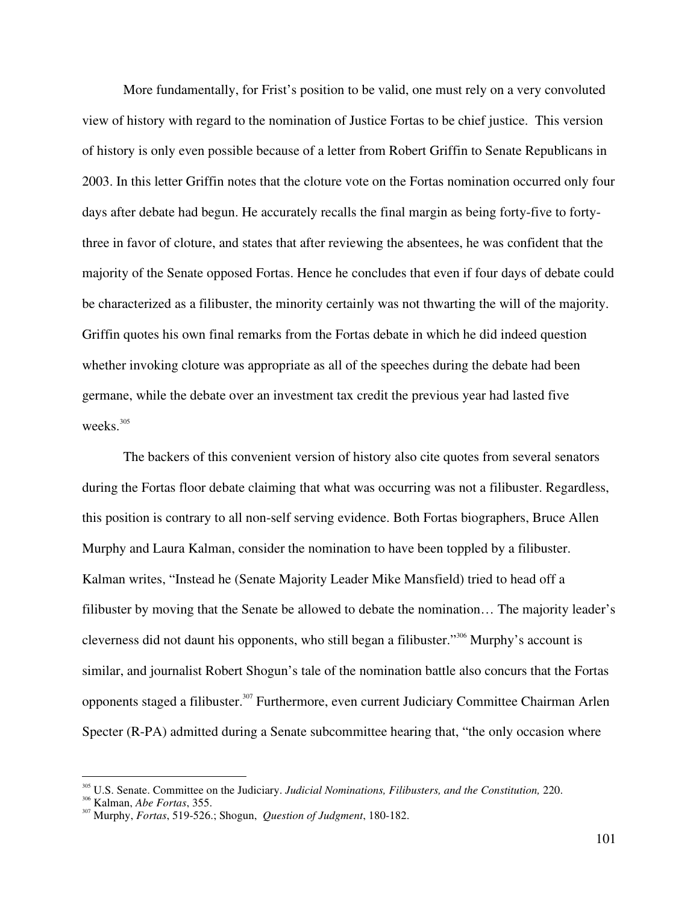More fundamentally, for Frist's position to be valid, one must rely on a very convoluted view of history with regard to the nomination of Justice Fortas to be chief justice. This version of history is only even possible because of a letter from Robert Griffin to Senate Republicans in 2003. In this letter Griffin notes that the cloture vote on the Fortas nomination occurred only four days after debate had begun. He accurately recalls the final margin as being forty-five to forty-three in favor of cloture, and states that after reviewing the absentees, he was confident that the majority of the Senate opposed Fortas. Hence he concludes that even if four days of debate could be characterized as a filibuster, the minority certainly was not thwarting the will of the majority. Griffin quotes his own final remarks from the Fortas debate in which he did indeed question whether invoking cloture was appropriate as all of the speeches during the debate had been germane, while the debate over an investment tax credit the previous year had lasted five weeks.[305]

The backers of this convenient version of history also cite quotes from several senators during the Fortas floor debate claiming that what was occurring was not a filibuster. Regardless, this position is contrary to all non-self serving evidence. Both Fortas biographers, Bruce Allen Murphy and Laura Kalman, consider the nomination to have been toppled by a filibuster. Kalman writes, "Instead he (Senate Majority Leader Mike Mansfield) tried to head off a filibuster by moving that the Senate be allowed to debate the nomination… The majority leader's cleverness did not daunt his opponents, who still began a filibuster."[306] Murphy's account is similar, and journalist Robert Shogun's tale of the nomination battle also concurs that the Fortas opponents staged a filibuster.[307] Furthermore, even current Judiciary Committee Chairman Arlen Specter (R-PA) admitted during a Senate subcommittee hearing that, "the only occasion where

---

[305] U.S. Senate. Committee on the Judiciary. *Judicial Nominations, Filibusters, and the Constitution,* 220.

[306] Kalman, *Abe Fortas*, 355.

[307] Murphy, *Fortas*, 519-526.; Shogun, *Question of Judgment*, 180-182.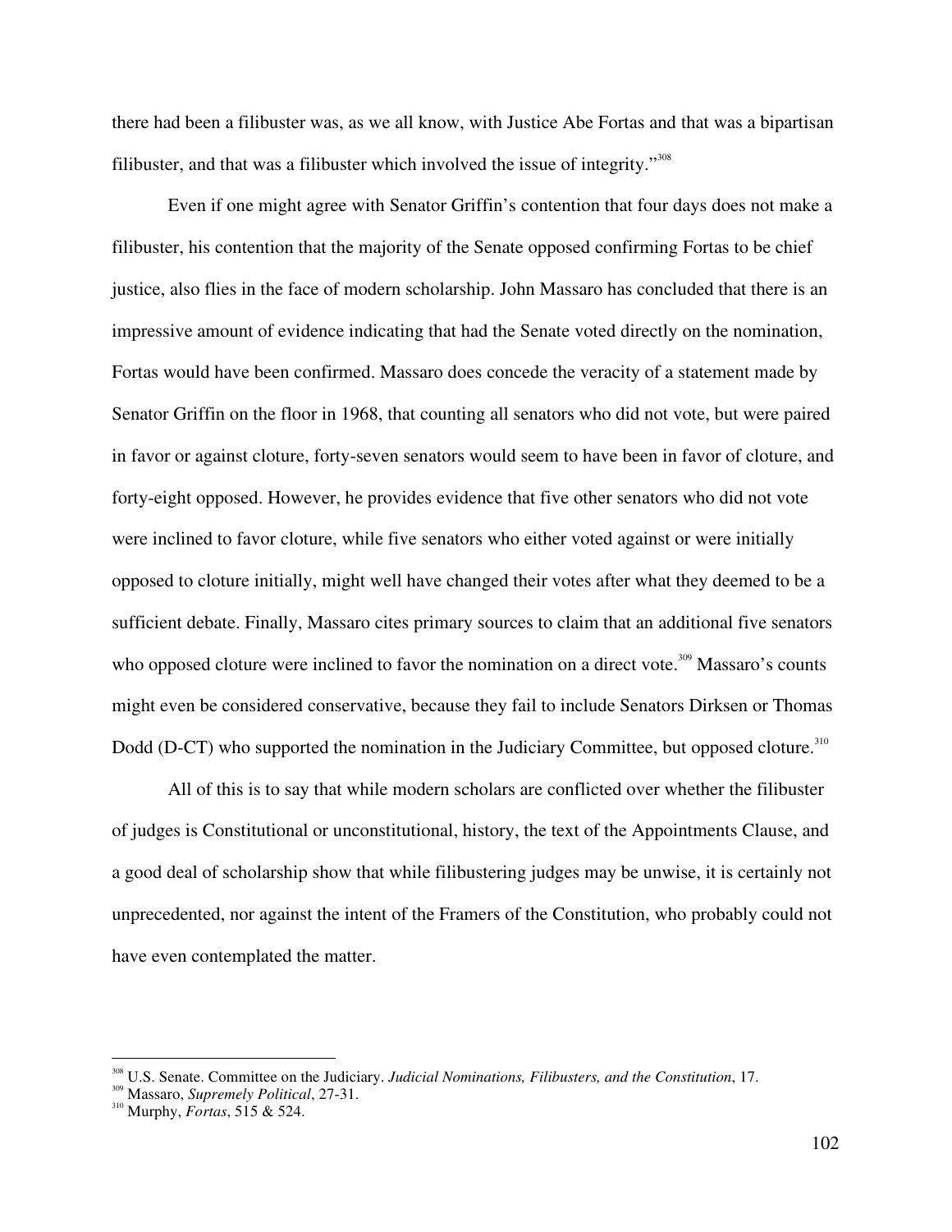there had been a filibuster was, as we all know, with Justice Abe Fortas and that was a bipartisan filibuster, and that was a filibuster which involved the issue of integrity."[308]

Even if one might agree with Senator Griffin's contention that four days does not make a filibuster, his contention that the majority of the Senate opposed confirming Fortas to be chief justice, also flies in the face of modern scholarship. John Massaro has concluded that there is an impressive amount of evidence indicating that had the Senate voted directly on the nomination, Fortas would have been confirmed. Massaro does concede the veracity of a statement made by Senator Griffin on the floor in 1968, that counting all senators who did not vote, but were paired in favor or against cloture, forty-seven senators would seem to have been in favor of cloture, and forty-eight opposed. However, he provides evidence that five other senators who did not vote were inclined to favor cloture, while five senators who either voted against or were initially opposed to cloture initially, might well have changed their votes after what they deemed to be a sufficient debate. Finally, Massaro cites primary sources to claim that an additional five senators who opposed cloture were inclined to favor the nomination on a direct vote.[309] Massaro's counts might even be considered conservative, because they fail to include Senators Dirksen or Thomas Dodd (D-CT) who supported the nomination in the Judiciary Committee, but opposed cloture.[310]

All of this is to say that while modern scholars are conflicted over whether the filibuster of judges is Constitutional or unconstitutional, history, the text of the Appointments Clause, and a good deal of scholarship show that while filibustering judges may be unwise, it is certainly not unprecedented, nor against the intent of the Framers of the Constitution, who probably could not have even contemplated the matter.

---

[308] U.S. Senate. Committee on the Judiciary. *Judicial Nominations, Filibusters, and the Constitution*, 17.

[309] Massaro, *Supremely Political*, 27-31.

[310] Murphy, *Fortas*, 515 & 524.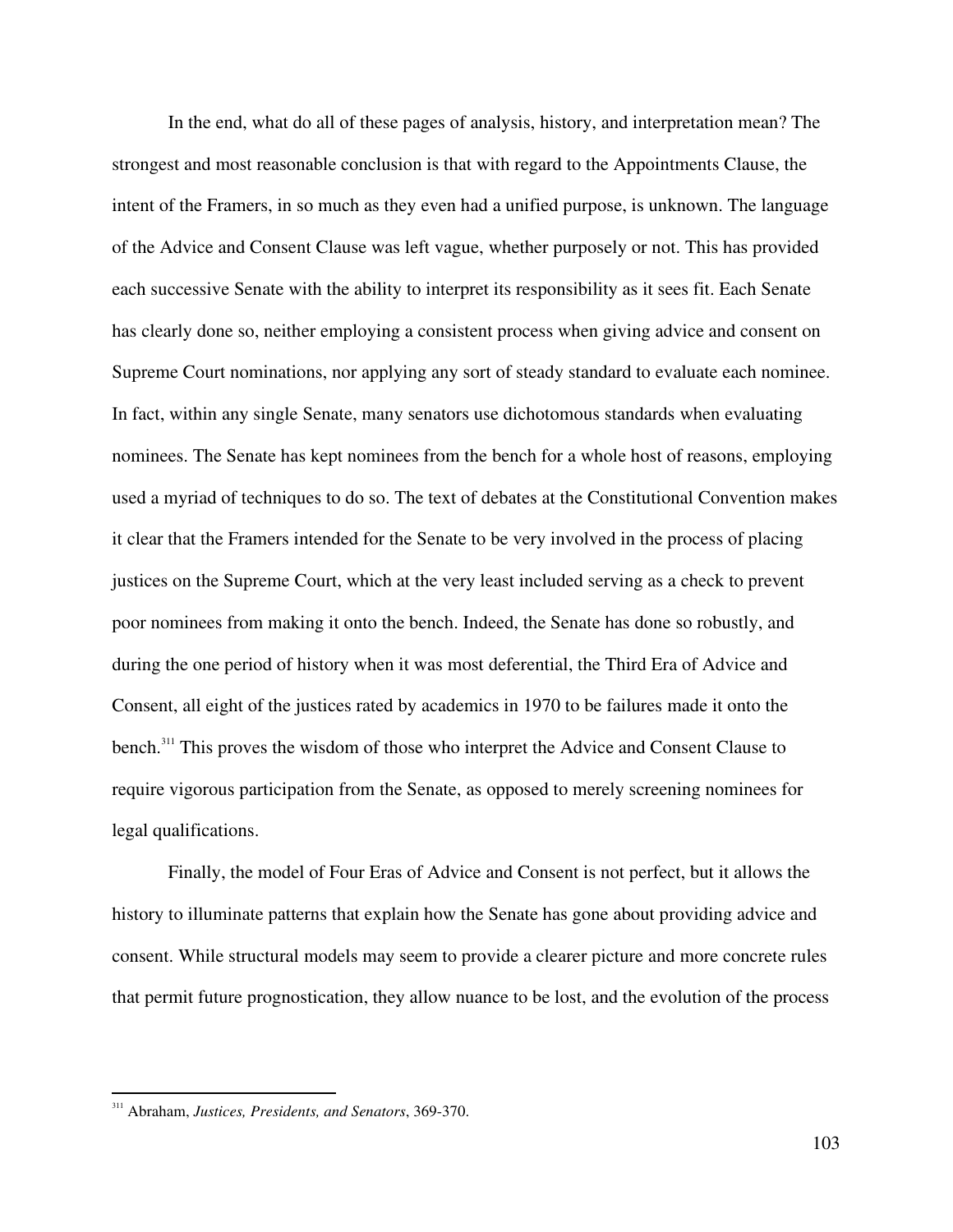In the end, what do all of these pages of analysis, history, and interpretation mean? The strongest and most reasonable conclusion is that with regard to the Appointments Clause, the intent of the Framers, in so much as they even had a unified purpose, is unknown. The language of the Advice and Consent Clause was left vague, whether purposely or not. This has provided each successive Senate with the ability to interpret its responsibility as it sees fit. Each Senate has clearly done so, neither employing a consistent process when giving advice and consent on Supreme Court nominations, nor applying any sort of steady standard to evaluate each nominee. In fact, within any single Senate, many senators use dichotomous standards when evaluating nominees. The Senate has kept nominees from the bench for a whole host of reasons, employing used a myriad of techniques to do so. The text of debates at the Constitutional Convention makes it clear that the Framers intended for the Senate to be very involved in the process of placing justices on the Supreme Court, which at the very least included serving as a check to prevent poor nominees from making it onto the bench. Indeed, the Senate has done so robustly, and during the one period of history when it was most deferential, the Third Era of Advice and Consent, all eight of the justices rated by academics in 1970 to be failures made it onto the bench.[311] This proves the wisdom of those who interpret the Advice and Consent Clause to require vigorous participation from the Senate, as opposed to merely screening nominees for legal qualifications.

Finally, the model of Four Eras of Advice and Consent is not perfect, but it allows the history to illuminate patterns that explain how the Senate has gone about providing advice and consent. While structural models may seem to provide a clearer picture and more concrete rules that permit future prognostication, they allow nuance to be lost, and the evolution of the process

---

[311] Abraham, *Justices, Presidents, and Senators*, 369-370.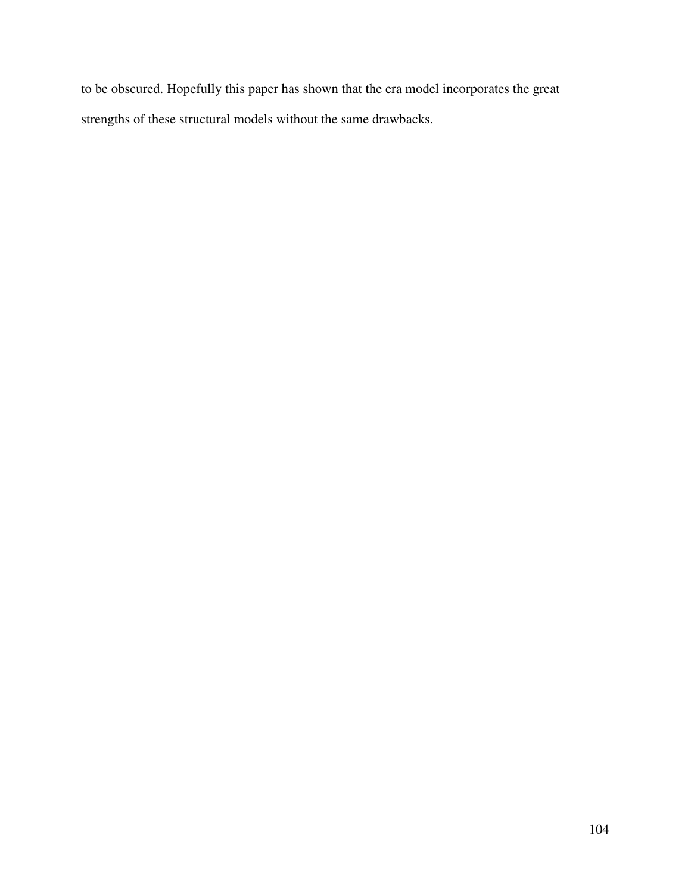to be obscured. Hopefully this paper has shown that the era model incorporates the great strengths of these structural models without the same drawbacks.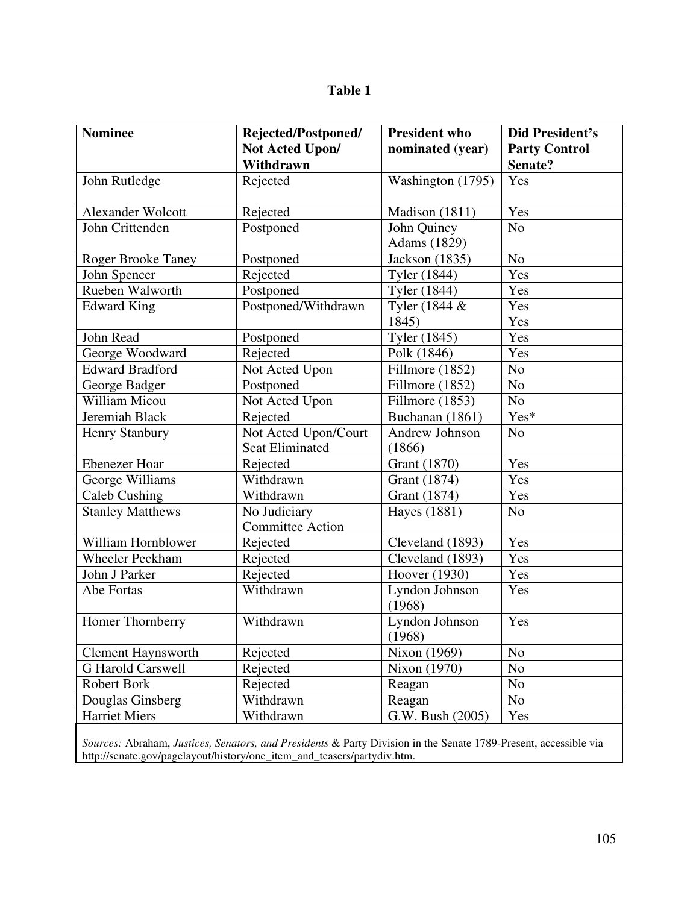**Table 1**

| Nominee | Rejected/Postponed/ Not Acted Upon/ Withdrawn | President who nominated (year) | Did President's Party Control Senate? |
|---|---|---|---|
| John Rutledge | Rejected | Washington (1795) | Yes |
| Alexander Wolcott | Rejected | Madison (1811) | Yes |
| John Crittenden | Postponed | John Quincy Adams (1829) | No |
| Roger Brooke Taney | Postponed | Jackson (1835) | No |
| John Spencer | Rejected | Tyler (1844) | Yes |
| Rueben Walworth | Postponed | Tyler (1844) | Yes |
| Edward King | Postponed/Withdrawn | Tyler (1844 & 1845) | Yes Yes |
| John Read | Postponed | Tyler (1845) | Yes |
| George Woodward | Rejected | Polk (1846) | Yes |
| Edward Bradford | Not Acted Upon | Fillmore (1852) | No |
| George Badger | Postponed | Fillmore (1852) | No |
| William Micou | Not Acted Upon | Fillmore (1853) | No |
| Jeremiah Black | Rejected | Buchanan (1861) | Yes* |
| Henry Stanbury | Not Acted Upon/Court Seat Eliminated | Andrew Johnson (1866) | No |
| Ebenezer Hoar | Rejected | Grant (1870) | Yes |
| George Williams | Withdrawn | Grant (1874) | Yes |
| Caleb Cushing | Withdrawn | Grant (1874) | Yes |
| Stanley Matthews | No Judiciary Committee Action | Hayes (1881) | No |
| William Hornblower | Rejected | Cleveland (1893) | Yes |
| Wheeler Peckham | Rejected | Cleveland (1893) | Yes |
| John J Parker | Rejected | Hoover (1930) | Yes |
| Abe Fortas | Withdrawn | Lyndon Johnson (1968) | Yes |
| Homer Thornberry | Withdrawn | Lyndon Johnson (1968) | Yes |
| Clement Haynsworth | Rejected | Nixon (1969) | No |
| G Harold Carswell | Rejected | Nixon (1970) | No |
| Robert Bork | Rejected | Reagan | No |
| Douglas Ginsberg | Withdrawn | Reagan | No |
| Harriet Miers | Withdrawn | G.W. Bush (2005) | Yes |

*Sources:* Abraham, *Justices, Senators, and Presidents* & Party Division in the Senate 1789-Present, accessible via http://senate.gov/pagelayout/history/one_item_and_teasers/partydiv.htm.